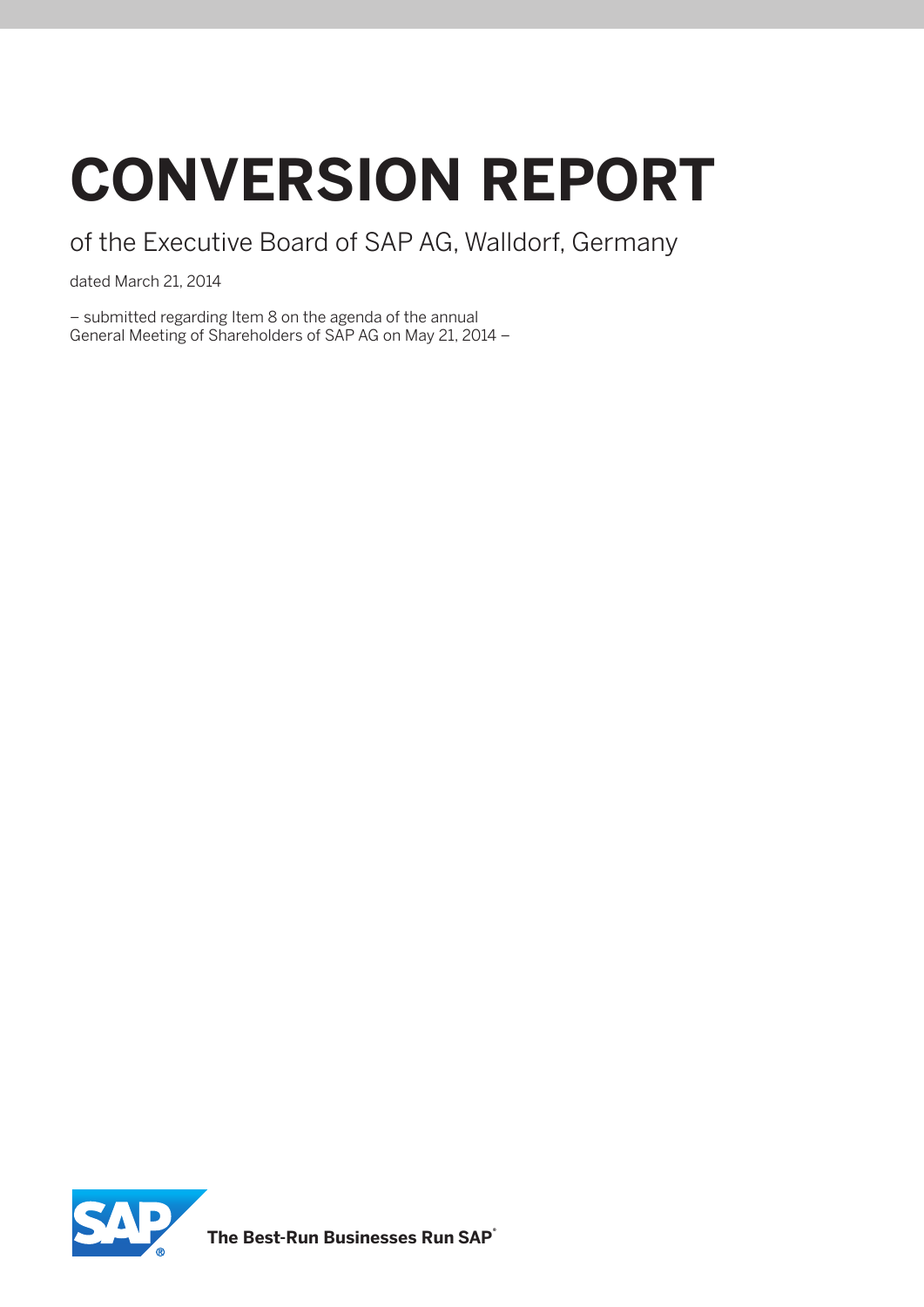# CONVERSION REPORT

## of the Executive Board of SAP AG, Walldorf, Germany

dated March 21, 2014

– submitted regarding Item 8 on the agenda of the annual General Meeting of Shareholders of SAP AG on May 21, 2014 –

**The Best-Run Businesses Run SAP®**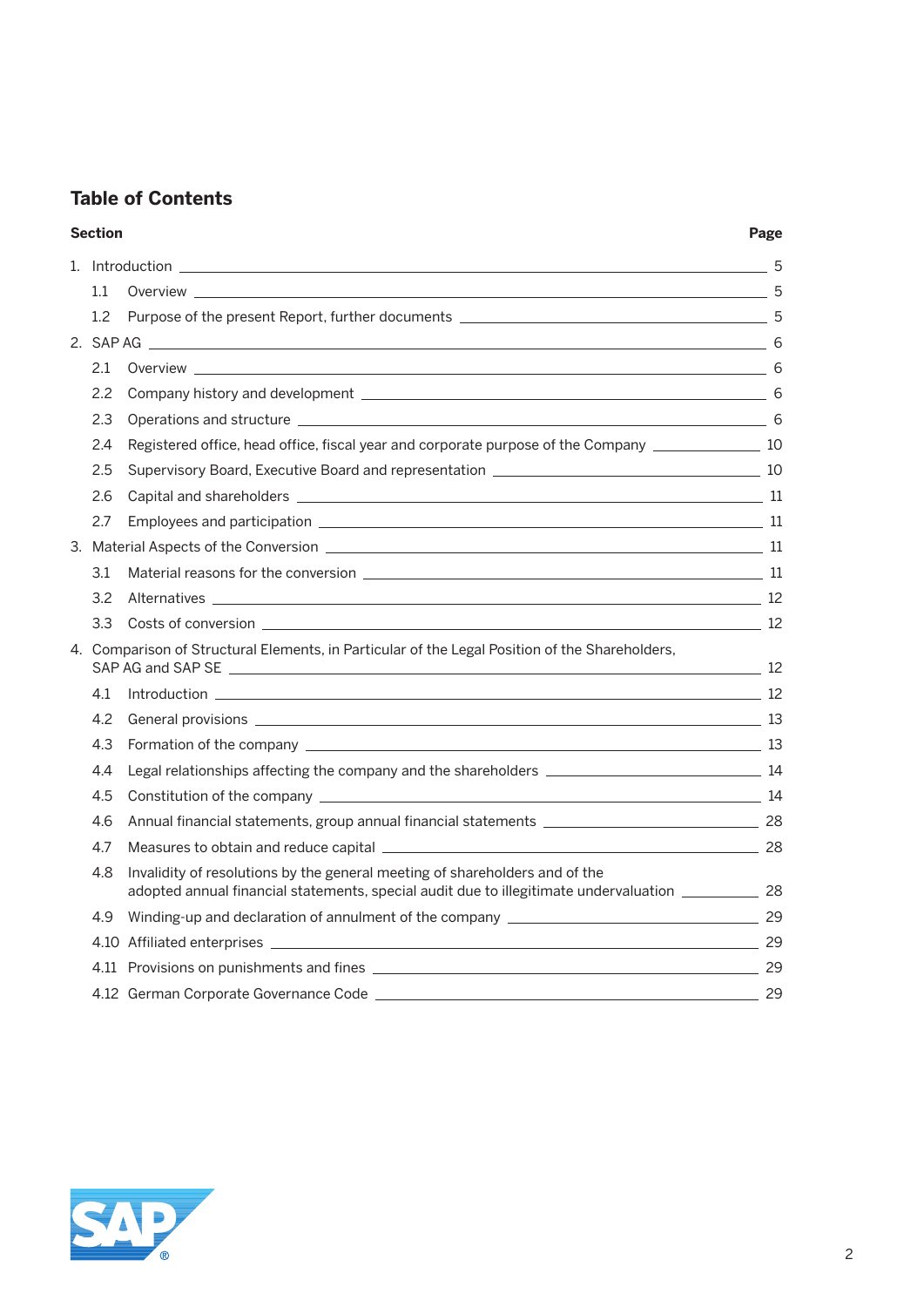## Table of Contents

| Section | | Page |
|---|---|---|
| 1. | Introduction | 5 |
| 1.1 | Overview | 5 |
| 1.2 | Purpose of the present Report, further documents | 5 |
| 2. | SAP AG | 6 |
| 2.1 | Overview | 6 |
| 2.2 | Company history and development | 6 |
| 2.3 | Operations and structure | 6 |
| 2.4 | Registered office, head office, fiscal year and corporate purpose of the Company | 10 |
| 2.5 | Supervisory Board, Executive Board and representation | 10 |
| 2.6 | Capital and shareholders | 11 |
| 2.7 | Employees and participation | 11 |
| 3. | Material Aspects of the Conversion | 11 |
| 3.1 | Material reasons for the conversion | 11 |
| 3.2 | Alternatives | 12 |
| 3.3 | Costs of conversion | 12 |
| 4. | Comparison of Structural Elements, in Particular of the Legal Position of the Shareholders, SAP AG and SAP SE | 12 |
| 4.1 | Introduction | 12 |
| 4.2 | General provisions | 13 |
| 4.3 | Formation of the company | 13 |
| 4.4 | Legal relationships affecting the company and the shareholders | 14 |
| 4.5 | Constitution of the company | 14 |
| 4.6 | Annual financial statements, group annual financial statements | 28 |
| 4.7 | Measures to obtain and reduce capital | 28 |
| 4.8 | Invalidity of resolutions by the general meeting of shareholders and of the adopted annual financial statements, special audit due to illegitimate undervaluation | 28 |
| 4.9 | Winding-up and declaration of annulment of the company | 29 |
| 4.10 | Affiliated enterprises | 29 |
| 4.11 | Provisions on punishments and fines | 29 |
| 4.12 | German Corporate Governance Code | 29 |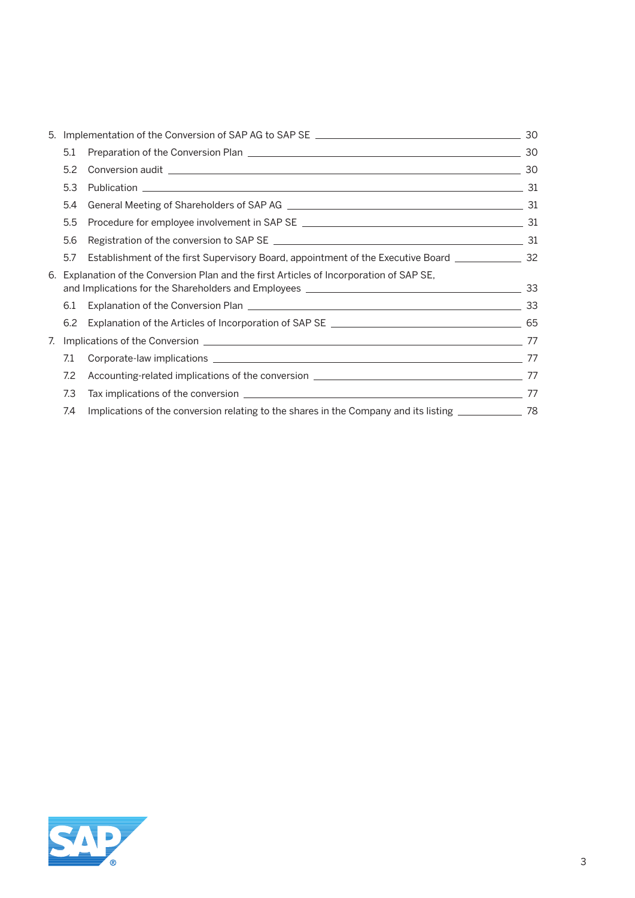5. Implementation of the Conversion of SAP AG to SAP SE — 30
   - 5.1 Preparation of the Conversion Plan — 30
   - 5.2 Conversion audit — 30
   - 5.3 Publication — 31
   - 5.4 General Meeting of Shareholders of SAP AG — 31
   - 5.5 Procedure for employee involvement in SAP SE — 31
   - 5.6 Registration of the conversion to SAP SE — 31
   - 5.7 Establishment of the first Supervisory Board, appointment of the Executive Board — 32

6. Explanation of the Conversion Plan and the first Articles of Incorporation of SAP SE, and Implications for the Shareholders and Employees — 33
   - 6.1 Explanation of the Conversion Plan — 33
   - 6.2 Explanation of the Articles of Incorporation of SAP SE — 65

7. Implications of the Conversion — 77
   - 7.1 Corporate-law implications — 77
   - 7.2 Accounting-related implications of the conversion — 77
   - 7.3 Tax implications of the conversion — 77
   - 7.4 Implications of the conversion relating to the shares in the Company and its listing — 78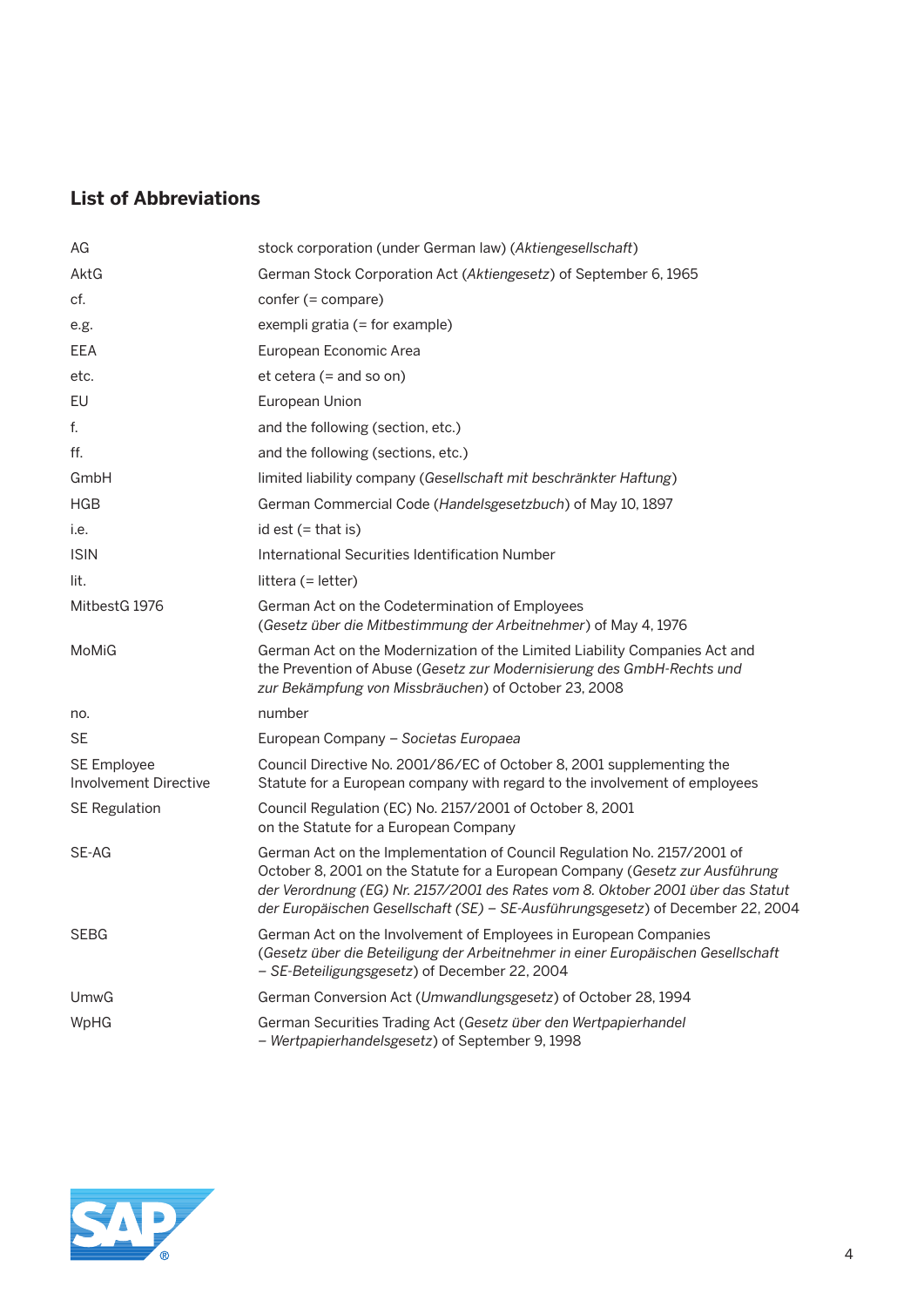## List of Abbreviations

| | |
|---|---|
| AG | stock corporation (under German law) (*Aktiengesellschaft*) |
| AktG | German Stock Corporation Act (*Aktiengesetz*) of September 6, 1965 |
| cf. | confer (= compare) |
| e.g. | exempli gratia (= for example) |
| EEA | European Economic Area |
| etc. | et cetera (= and so on) |
| EU | European Union |
| f. | and the following (section, etc.) |
| ff. | and the following (sections, etc.) |
| GmbH | limited liability company (*Gesellschaft mit beschränkter Haftung*) |
| HGB | German Commercial Code (*Handelsgesetzbuch*) of May 10, 1897 |
| i.e. | id est (= that is) |
| ISIN | International Securities Identification Number |
| lit. | littera (= letter) |
| MitbestG 1976 | German Act on the Codetermination of Employees (*Gesetz über die Mitbestimmung der Arbeitnehmer*) of May 4, 1976 |
| MoMiG | German Act on the Modernization of the Limited Liability Companies Act and the Prevention of Abuse (*Gesetz zur Modernisierung des GmbH-Rechts und zur Bekämpfung von Missbräuchen*) of October 23, 2008 |
| no. | number |
| SE | European Company – *Societas Europaea* |
| SE Employee Involvement Directive | Council Directive No. 2001/86/EC of October 8, 2001 supplementing the Statute for a European company with regard to the involvement of employees |
| SE Regulation | Council Regulation (EC) No. 2157/2001 of October 8, 2001 on the Statute for a European Company |
| SE-AG | German Act on the Implementation of Council Regulation No. 2157/2001 of October 8, 2001 on the Statute for a European Company (*Gesetz zur Ausführung der Verordnung (EG) Nr. 2157/2001 des Rates vom 8. Oktober 2001 über das Statut der Europäischen Gesellschaft (SE) – SE-Ausführungsgesetz*) of December 22, 2004 |
| SEBG | German Act on the Involvement of Employees in European Companies (*Gesetz über die Beteiligung der Arbeitnehmer in einer Europäischen Gesellschaft – SE-Beteiligungsgesetz*) of December 22, 2004 |
| UmwG | German Conversion Act (*Umwandlungsgesetz*) of October 28, 1994 |
| WpHG | German Securities Trading Act (*Gesetz über den Wertpapierhandel – Wertpapierhandelsgesetz*) of September 9, 1998 |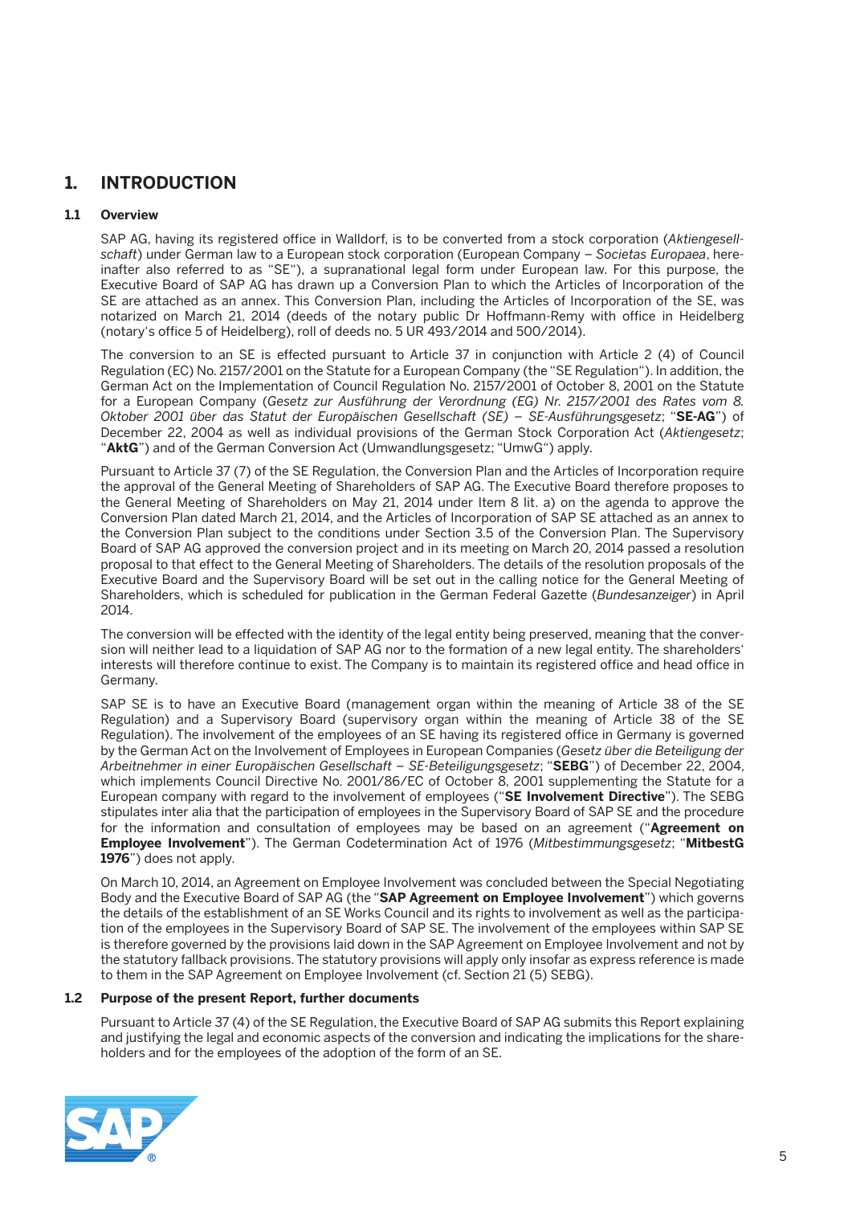# 1. INTRODUCTION

## 1.1 Overview

SAP AG, having its registered office in Walldorf, is to be converted from a stock corporation (*Aktiengesellschaft*) under German law to a European stock corporation (European Company – *Societas Europaea*, hereinafter also referred to as "SE"), a supranational legal form under European law. For this purpose, the Executive Board of SAP AG has drawn up a Conversion Plan to which the Articles of Incorporation of the SE are attached as an annex. This Conversion Plan, including the Articles of Incorporation of the SE, was notarized on March 21, 2014 (deeds of the notary public Dr Hoffmann-Remy with office in Heidelberg (notary's office 5 of Heidelberg), roll of deeds no. 5 UR 493/2014 and 500/2014).

The conversion to an SE is effected pursuant to Article 37 in conjunction with Article 2 (4) of Council Regulation (EC) No. 2157/2001 on the Statute for a European Company (the "SE Regulation"). In addition, the German Act on the Implementation of Council Regulation No. 2157/2001 of October 8, 2001 on the Statute for a European Company (*Gesetz zur Ausführung der Verordnung (EG) Nr. 2157/2001 des Rates vom 8. Oktober 2001 über das Statut der Europäischen Gesellschaft (SE) – SE-Ausführungsgesetz*; "**SE-AG**") of December 22, 2004 as well as individual provisions of the German Stock Corporation Act (*Aktiengesetz*; "**AktG**") and of the German Conversion Act (Umwandlungsgesetz; "UmwG") apply.

Pursuant to Article 37 (7) of the SE Regulation, the Conversion Plan and the Articles of Incorporation require the approval of the General Meeting of Shareholders of SAP AG. The Executive Board therefore proposes to the General Meeting of Shareholders on May 21, 2014 under Item 8 lit. a) on the agenda to approve the Conversion Plan dated March 21, 2014, and the Articles of Incorporation of SAP SE attached as an annex to the Conversion Plan subject to the conditions under Section 3.5 of the Conversion Plan. The Supervisory Board of SAP AG approved the conversion project and in its meeting on March 20, 2014 passed a resolution proposal to that effect to the General Meeting of Shareholders. The details of the resolution proposals of the Executive Board and the Supervisory Board will be set out in the calling notice for the General Meeting of Shareholders, which is scheduled for publication in the German Federal Gazette (*Bundesanzeiger*) in April 2014.

The conversion will be effected with the identity of the legal entity being preserved, meaning that the conversion will neither lead to a liquidation of SAP AG nor to the formation of a new legal entity. The shareholders' interests will therefore continue to exist. The Company is to maintain its registered office and head office in Germany.

SAP SE is to have an Executive Board (management organ within the meaning of Article 38 of the SE Regulation) and a Supervisory Board (supervisory organ within the meaning of Article 38 of the SE Regulation). The involvement of the employees of an SE having its registered office in Germany is governed by the German Act on the Involvement of Employees in European Companies (*Gesetz über die Beteiligung der Arbeitnehmer in einer Europäischen Gesellschaft – SE-Beteiligungsgesetz*; "**SEBG**") of December 22, 2004, which implements Council Directive No. 2001/86/EC of October 8, 2001 supplementing the Statute for a European company with regard to the involvement of employees ("**SE Involvement Directive**"). The SEBG stipulates inter alia that the participation of employees in the Supervisory Board of SAP SE and the procedure for the information and consultation of employees may be based on an agreement ("**Agreement on Employee Involvement**"). The German Codetermination Act of 1976 (*Mitbestimmungsgesetz*; "**MitbestG 1976**") does not apply.

On March 10, 2014, an Agreement on Employee Involvement was concluded between the Special Negotiating Body and the Executive Board of SAP AG (the "**SAP Agreement on Employee Involvement**") which governs the details of the establishment of an SE Works Council and its rights to involvement as well as the participation of the employees in the Supervisory Board of SAP SE. The involvement of the employees within SAP SE is therefore governed by the provisions laid down in the SAP Agreement on Employee Involvement and not by the statutory fallback provisions. The statutory provisions will apply only insofar as express reference is made to them in the SAP Agreement on Employee Involvement (cf. Section 21 (5) SEBG).

## 1.2 Purpose of the present Report, further documents

Pursuant to Article 37 (4) of the SE Regulation, the Executive Board of SAP AG submits this Report explaining and justifying the legal and economic aspects of the conversion and indicating the implications for the shareholders and for the employees of the adoption of the form of an SE.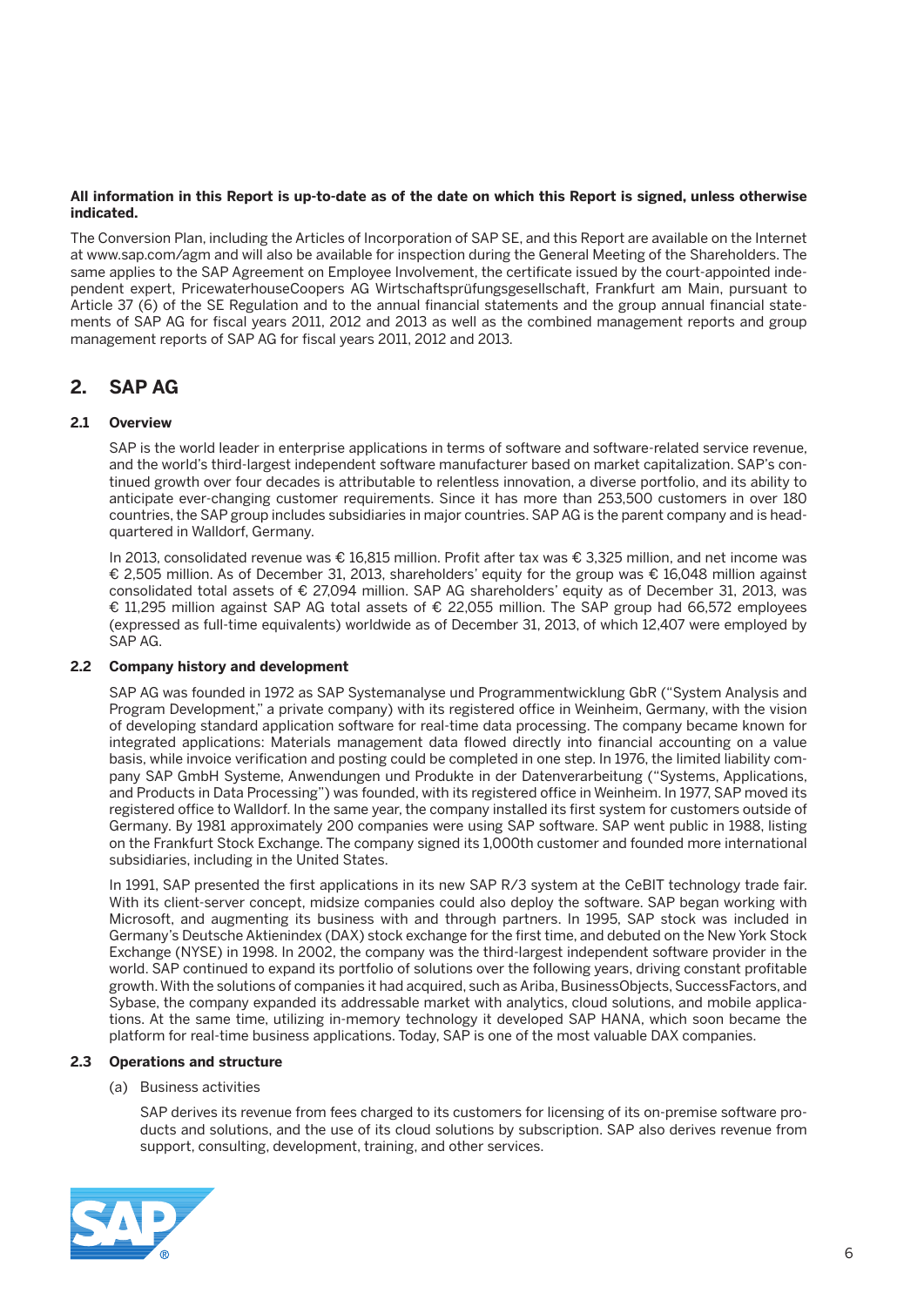**All information in this Report is up-to-date as of the date on which this Report is signed, unless otherwise indicated.**

The Conversion Plan, including the Articles of Incorporation of SAP SE, and this Report are available on the Internet at www.sap.com/agm and will also be available for inspection during the General Meeting of the Shareholders. The same applies to the SAP Agreement on Employee Involvement, the certificate issued by the court-appointed independent expert, PricewaterhouseCoopers AG Wirtschaftsprüfungsgesellschaft, Frankfurt am Main, pursuant to Article 37 (6) of the SE Regulation and to the annual financial statements and the group annual financial statements of SAP AG for fiscal years 2011, 2012 and 2013 as well as the combined management reports and group management reports of SAP AG for fiscal years 2011, 2012 and 2013.

## 2. SAP AG

### 2.1 Overview

SAP is the world leader in enterprise applications in terms of software and software-related service revenue, and the world's third-largest independent software manufacturer based on market capitalization. SAP's continued growth over four decades is attributable to relentless innovation, a diverse portfolio, and its ability to anticipate ever-changing customer requirements. Since it has more than 253,500 customers in over 180 countries, the SAP group includes subsidiaries in major countries. SAP AG is the parent company and is headquartered in Walldorf, Germany.

In 2013, consolidated revenue was € 16,815 million. Profit after tax was € 3,325 million, and net income was € 2,505 million. As of December 31, 2013, shareholders' equity for the group was € 16,048 million against consolidated total assets of € 27,094 million. SAP AG shareholders' equity as of December 31, 2013, was € 11,295 million against SAP AG total assets of € 22,055 million. The SAP group had 66,572 employees (expressed as full-time equivalents) worldwide as of December 31, 2013, of which 12,407 were employed by SAP AG.

### 2.2 Company history and development

SAP AG was founded in 1972 as SAP Systemanalyse und Programmentwicklung GbR ("System Analysis and Program Development," a private company) with its registered office in Weinheim, Germany, with the vision of developing standard application software for real-time data processing. The company became known for integrated applications: Materials management data flowed directly into financial accounting on a value basis, while invoice verification and posting could be completed in one step. In 1976, the limited liability company SAP GmbH Systeme, Anwendungen und Produkte in der Datenverarbeitung ("Systems, Applications, and Products in Data Processing") was founded, with its registered office in Weinheim. In 1977, SAP moved its registered office to Walldorf. In the same year, the company installed its first system for customers outside of Germany. By 1981 approximately 200 companies were using SAP software. SAP went public in 1988, listing on the Frankfurt Stock Exchange. The company signed its 1,000th customer and founded more international subsidiaries, including in the United States.

In 1991, SAP presented the first applications in its new SAP R/3 system at the CeBIT technology trade fair. With its client-server concept, midsize companies could also deploy the software. SAP began working with Microsoft, and augmenting its business with and through partners. In 1995, SAP stock was included in Germany's Deutsche Aktienindex (DAX) stock exchange for the first time, and debuted on the New York Stock Exchange (NYSE) in 1998. In 2002, the company was the third-largest independent software provider in the world. SAP continued to expand its portfolio of solutions over the following years, driving constant profitable growth. With the solutions of companies it had acquired, such as Ariba, BusinessObjects, SuccessFactors, and Sybase, the company expanded its addressable market with analytics, cloud solutions, and mobile applications. At the same time, utilizing in-memory technology it developed SAP HANA, which soon became the platform for real-time business applications. Today, SAP is one of the most valuable DAX companies.

### 2.3 Operations and structure

(a) Business activities

SAP derives its revenue from fees charged to its customers for licensing of its on-premise software products and solutions, and the use of its cloud solutions by subscription. SAP also derives revenue from support, consulting, development, training, and other services.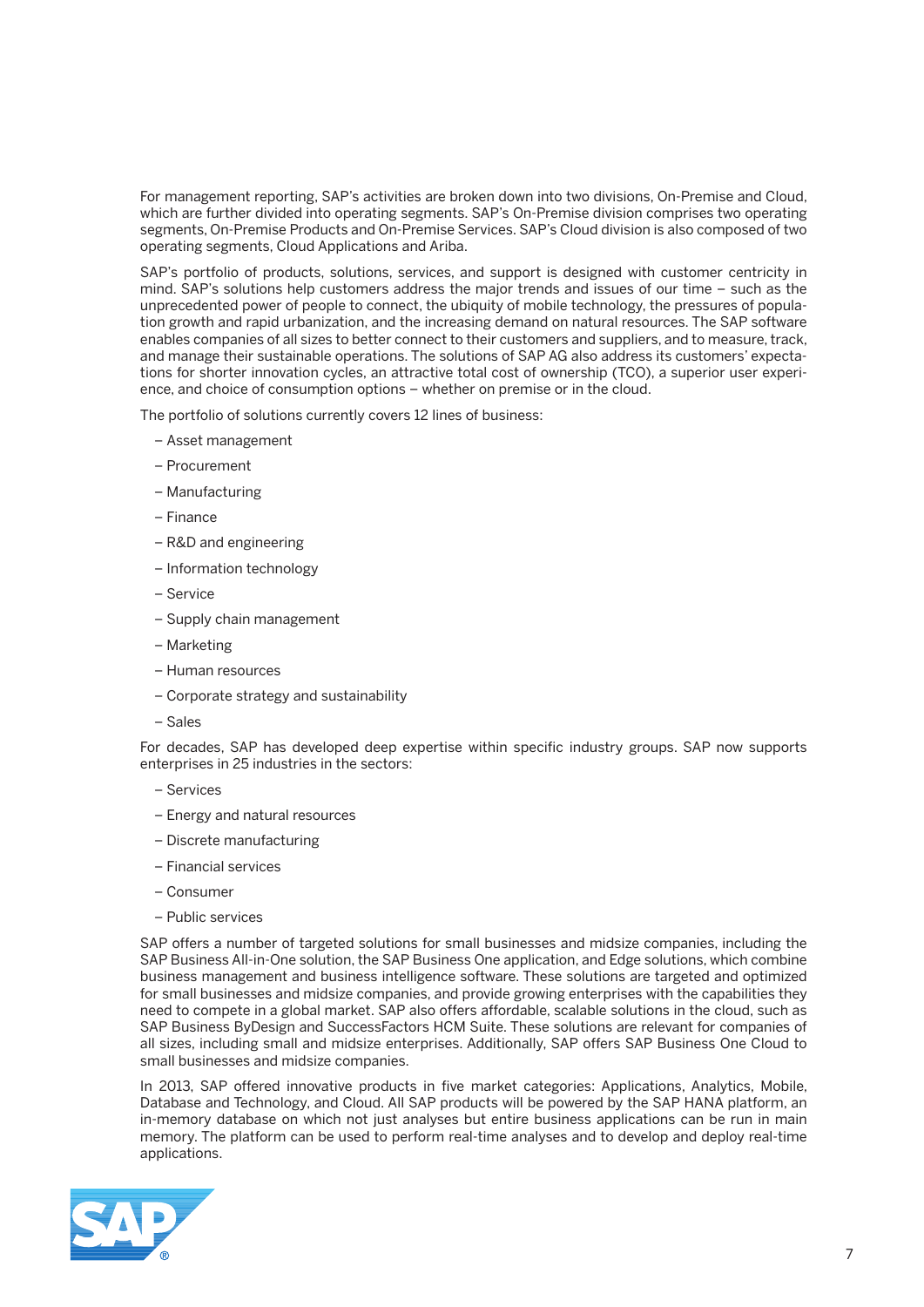For management reporting, SAP's activities are broken down into two divisions, On-Premise and Cloud, which are further divided into operating segments. SAP's On-Premise division comprises two operating segments, On-Premise Products and On-Premise Services. SAP's Cloud division is also composed of two operating segments, Cloud Applications and Ariba.

SAP's portfolio of products, solutions, services, and support is designed with customer centricity in mind. SAP's solutions help customers address the major trends and issues of our time – such as the unprecedented power of people to connect, the ubiquity of mobile technology, the pressures of population growth and rapid urbanization, and the increasing demand on natural resources. The SAP software enables companies of all sizes to better connect to their customers and suppliers, and to measure, track, and manage their sustainable operations. The solutions of SAP AG also address its customers' expectations for shorter innovation cycles, an attractive total cost of ownership (TCO), a superior user experience, and choice of consumption options – whether on premise or in the cloud.

The portfolio of solutions currently covers 12 lines of business:

- Asset management
- Procurement
- Manufacturing
- Finance
- R&D and engineering
- Information technology
- Service
- Supply chain management
- Marketing
- Human resources
- Corporate strategy and sustainability
- Sales

For decades, SAP has developed deep expertise within specific industry groups. SAP now supports enterprises in 25 industries in the sectors:

- Services
- Energy and natural resources
- Discrete manufacturing
- Financial services
- Consumer
- Public services

SAP offers a number of targeted solutions for small businesses and midsize companies, including the SAP Business All-in-One solution, the SAP Business One application, and Edge solutions, which combine business management and business intelligence software. These solutions are targeted and optimized for small businesses and midsize companies, and provide growing enterprises with the capabilities they need to compete in a global market. SAP also offers affordable, scalable solutions in the cloud, such as SAP Business ByDesign and SuccessFactors HCM Suite. These solutions are relevant for companies of all sizes, including small and midsize enterprises. Additionally, SAP offers SAP Business One Cloud to small businesses and midsize companies.

In 2013, SAP offered innovative products in five market categories: Applications, Analytics, Mobile, Database and Technology, and Cloud. All SAP products will be powered by the SAP HANA platform, an in-memory database on which not just analyses but entire business applications can be run in main memory. The platform can be used to perform real-time analyses and to develop and deploy real-time applications.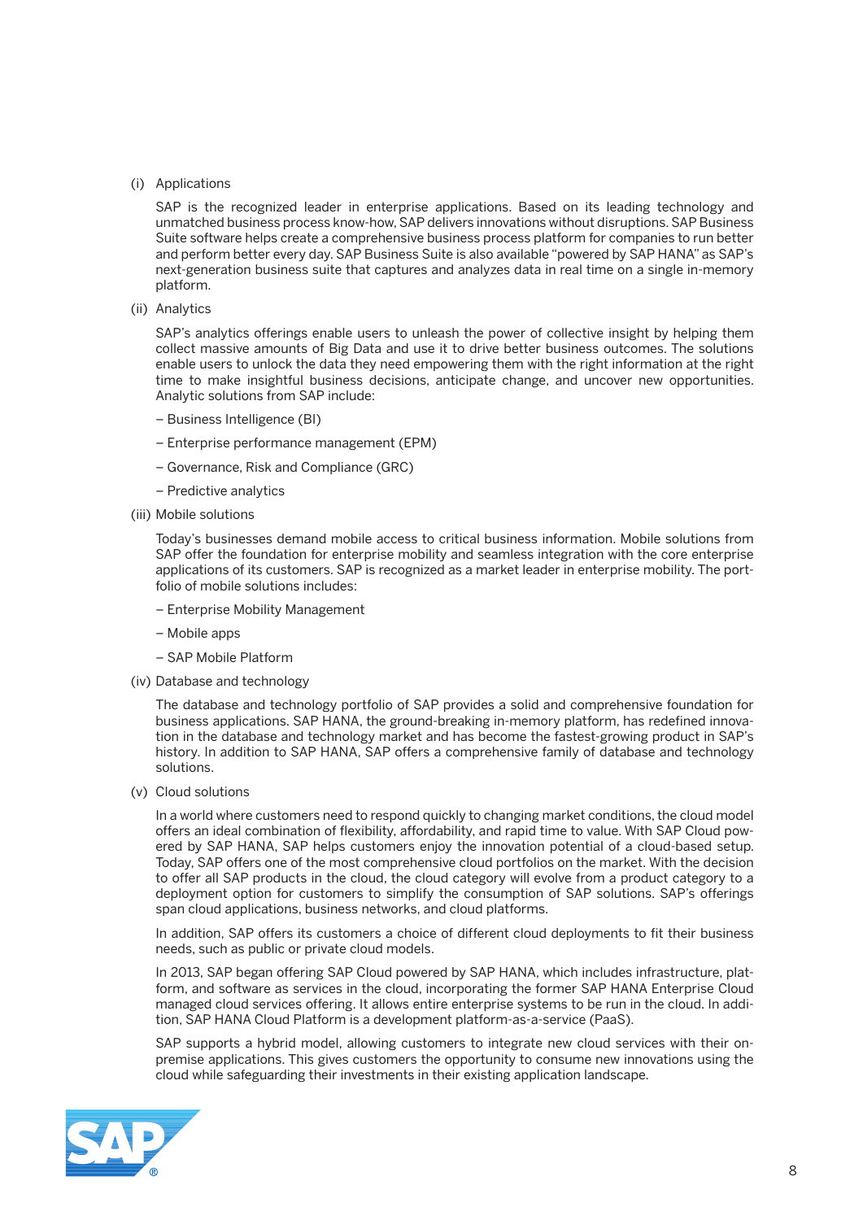(i) Applications

SAP is the recognized leader in enterprise applications. Based on its leading technology and unmatched business process know-how, SAP delivers innovations without disruptions. SAP Business Suite software helps create a comprehensive business process platform for companies to run better and perform better every day. SAP Business Suite is also available "powered by SAP HANA" as SAP's next-generation business suite that captures and analyzes data in real time on a single in-memory platform.

(ii) Analytics

SAP's analytics offerings enable users to unleash the power of collective insight by helping them collect massive amounts of Big Data and use it to drive better business outcomes. The solutions enable users to unlock the data they need empowering them with the right information at the right time to make insightful business decisions, anticipate change, and uncover new opportunities. Analytic solutions from SAP include:

– Business Intelligence (BI)

– Enterprise performance management (EPM)

– Governance, Risk and Compliance (GRC)

– Predictive analytics

(iii) Mobile solutions

Today's businesses demand mobile access to critical business information. Mobile solutions from SAP offer the foundation for enterprise mobility and seamless integration with the core enterprise applications of its customers. SAP is recognized as a market leader in enterprise mobility. The portfolio of mobile solutions includes:

– Enterprise Mobility Management

– Mobile apps

– SAP Mobile Platform

(iv) Database and technology

The database and technology portfolio of SAP provides a solid and comprehensive foundation for business applications. SAP HANA, the ground-breaking in-memory platform, has redefined innovation in the database and technology market and has become the fastest-growing product in SAP's history. In addition to SAP HANA, SAP offers a comprehensive family of database and technology solutions.

(v) Cloud solutions

In a world where customers need to respond quickly to changing market conditions, the cloud model offers an ideal combination of flexibility, affordability, and rapid time to value. With SAP Cloud powered by SAP HANA, SAP helps customers enjoy the innovation potential of a cloud-based setup. Today, SAP offers one of the most comprehensive cloud portfolios on the market. With the decision to offer all SAP products in the cloud, the cloud category will evolve from a product category to a deployment option for customers to simplify the consumption of SAP solutions. SAP's offerings span cloud applications, business networks, and cloud platforms.

In addition, SAP offers its customers a choice of different cloud deployments to fit their business needs, such as public or private cloud models.

In 2013, SAP began offering SAP Cloud powered by SAP HANA, which includes infrastructure, platform, and software as services in the cloud, incorporating the former SAP HANA Enterprise Cloud managed cloud services offering. It allows entire enterprise systems to be run in the cloud. In addition, SAP HANA Cloud Platform is a development platform-as-a-service (PaaS).

SAP supports a hybrid model, allowing customers to integrate new cloud services with their on-premise applications. This gives customers the opportunity to consume new innovations using the cloud while safeguarding their investments in their existing application landscape.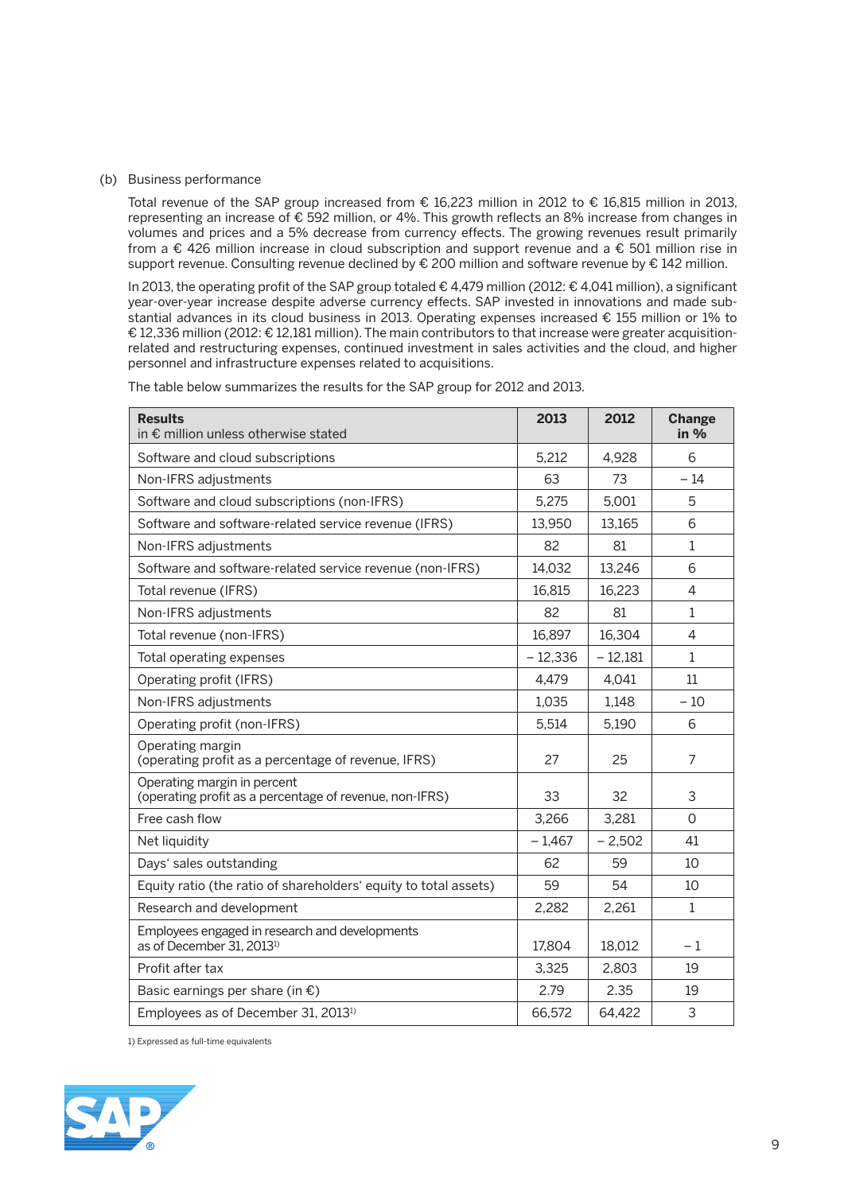(b) Business performance

Total revenue of the SAP group increased from € 16,223 million in 2012 to € 16,815 million in 2013, representing an increase of € 592 million, or 4%. This growth reflects an 8% increase from changes in volumes and prices and a 5% decrease from currency effects. The growing revenues result primarily from a € 426 million increase in cloud subscription and support revenue and a € 501 million rise in support revenue. Consulting revenue declined by € 200 million and software revenue by € 142 million.

In 2013, the operating profit of the SAP group totaled € 4,479 million (2012: € 4,041 million), a significant year-over-year increase despite adverse currency effects. SAP invested in innovations and made substantial advances in its cloud business in 2013. Operating expenses increased € 155 million or 1% to € 12,336 million (2012: € 12,181 million). The main contributors to that increase were greater acquisition-related and restructuring expenses, continued investment in sales activities and the cloud, and higher personnel and infrastructure expenses related to acquisitions.

The table below summarizes the results for the SAP group for 2012 and 2013.

| **Results** in € million unless otherwise stated | **2013** | **2012** | **Change in %** |
|---|---|---|---|
| Software and cloud subscriptions | 5,212 | 4,928 | 6 |
| Non-IFRS adjustments | 63 | 73 | – 14 |
| Software and cloud subscriptions (non-IFRS) | 5,275 | 5,001 | 5 |
| Software and software-related service revenue (IFRS) | 13,950 | 13,165 | 6 |
| Non-IFRS adjustments | 82 | 81 | 1 |
| Software and software-related service revenue (non-IFRS) | 14,032 | 13,246 | 6 |
| Total revenue (IFRS) | 16,815 | 16,223 | 4 |
| Non-IFRS adjustments | 82 | 81 | 1 |
| Total revenue (non-IFRS) | 16,897 | 16,304 | 4 |
| Total operating expenses | – 12,336 | – 12,181 | 1 |
| Operating profit (IFRS) | 4,479 | 4,041 | 11 |
| Non-IFRS adjustments | 1,035 | 1,148 | – 10 |
| Operating profit (non-IFRS) | 5,514 | 5,190 | 6 |
| Operating margin (operating profit as a percentage of revenue, IFRS) | 27 | 25 | 7 |
| Operating margin in percent (operating profit as a percentage of revenue, non-IFRS) | 33 | 32 | 3 |
| Free cash flow | 3,266 | 3,281 | 0 |
| Net liquidity | – 1,467 | – 2,502 | 41 |
| Days' sales outstanding | 62 | 59 | 10 |
| Equity ratio (the ratio of shareholders' equity to total assets) | 59 | 54 | 10 |
| Research and development | 2,282 | 2,261 | 1 |
| Employees engaged in research and developments as of December 31, 2013[1] | 17,804 | 18,012 | – 1 |
| Profit after tax | 3,325 | 2,803 | 19 |
| Basic earnings per share (in €) | 2.79 | 2.35 | 19 |
| Employees as of December 31, 2013[1] | 66,572 | 64,422 | 3 |

1) Expressed as full-time equivalents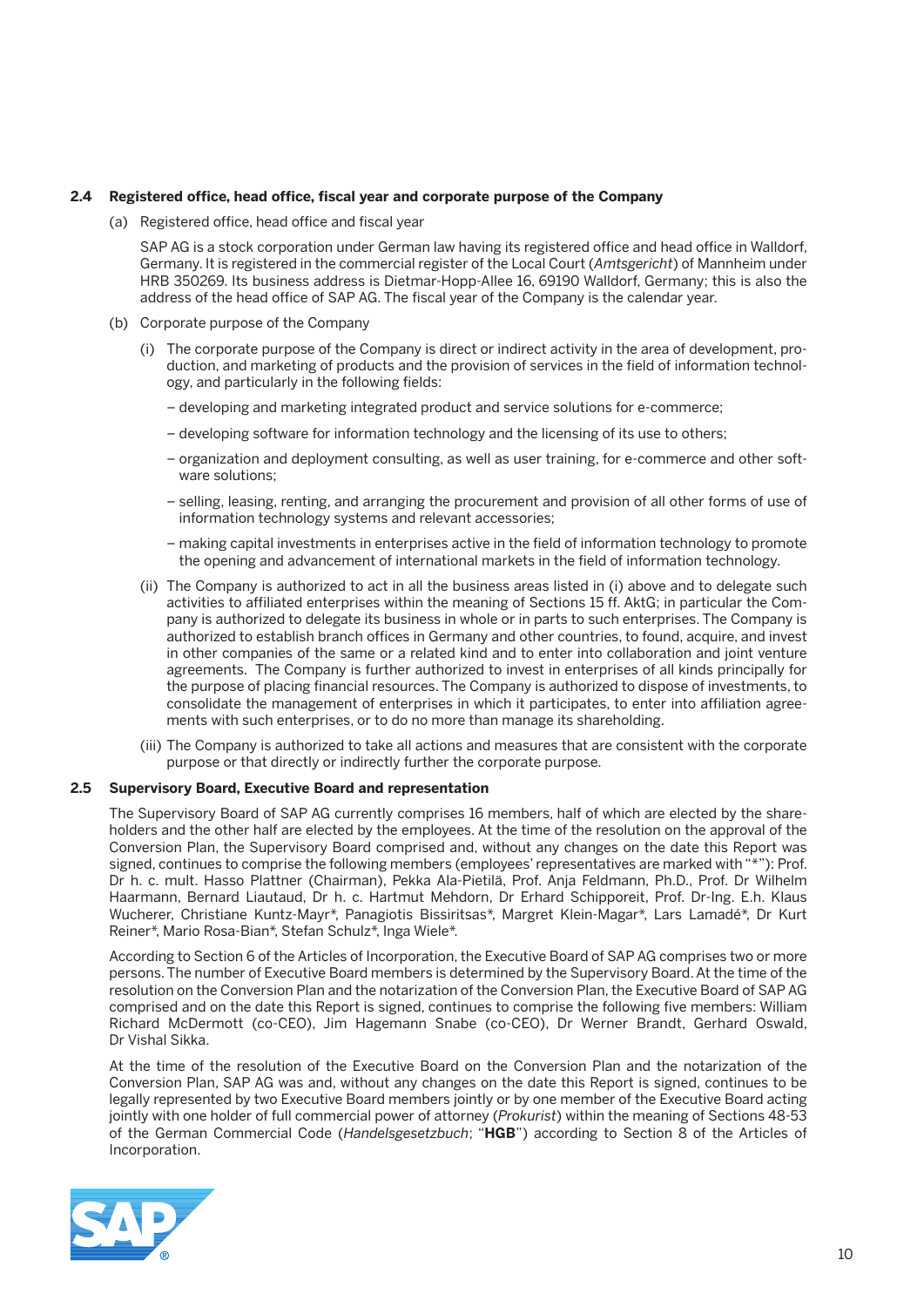### 2.4 Registered office, head office, fiscal year and corporate purpose of the Company

(a) Registered office, head office and fiscal year

SAP AG is a stock corporation under German law having its registered office and head office in Walldorf, Germany. It is registered in the commercial register of the Local Court (*Amtsgericht*) of Mannheim under HRB 350269. Its business address is Dietmar-Hopp-Allee 16, 69190 Walldorf, Germany; this is also the address of the head office of SAP AG. The fiscal year of the Company is the calendar year.

(b) Corporate purpose of the Company

(i) The corporate purpose of the Company is direct or indirect activity in the area of development, production, and marketing of products and the provision of services in the field of information technology, and particularly in the following fields:

– developing and marketing integrated product and service solutions for e-commerce;

– developing software for information technology and the licensing of its use to others;

– organization and deployment consulting, as well as user training, for e-commerce and other software solutions;

– selling, leasing, renting, and arranging the procurement and provision of all other forms of use of information technology systems and relevant accessories;

– making capital investments in enterprises active in the field of information technology to promote the opening and advancement of international markets in the field of information technology.

(ii) The Company is authorized to act in all the business areas listed in (i) above and to delegate such activities to affiliated enterprises within the meaning of Sections 15 ff. AktG; in particular the Company is authorized to delegate its business in whole or in parts to such enterprises. The Company is authorized to establish branch offices in Germany and other countries, to found, acquire, and invest in other companies of the same or a related kind and to enter into collaboration and joint venture agreements. The Company is further authorized to invest in enterprises of all kinds principally for the purpose of placing financial resources. The Company is authorized to dispose of investments, to consolidate the management of enterprises in which it participates, to enter into affiliation agreements with such enterprises, or to do no more than manage its shareholding.

(iii) The Company is authorized to take all actions and measures that are consistent with the corporate purpose or that directly or indirectly further the corporate purpose.

### 2.5 Supervisory Board, Executive Board and representation

The Supervisory Board of SAP AG currently comprises 16 members, half of which are elected by the shareholders and the other half are elected by the employees. At the time of the resolution on the approval of the Conversion Plan, the Supervisory Board comprised and, without any changes on the date this Report was signed, continues to comprise the following members (employees' representatives are marked with "*"): Prof. Dr h. c. mult. Hasso Plattner (Chairman), Pekka Ala-Pietilä, Prof. Anja Feldmann, Ph.D., Prof. Dr Wilhelm Haarmann, Bernard Liautaud, Dr h. c. Hartmut Mehdorn, Dr Erhard Schipporeit, Prof. Dr-Ing. E.h. Klaus Wucherer, Christiane Kuntz-Mayr*, Panagiotis Bissiritsas*, Margret Klein-Magar*, Lars Lamadé*, Dr Kurt Reiner*, Mario Rosa-Bian*, Stefan Schulz*, Inga Wiele*.

According to Section 6 of the Articles of Incorporation, the Executive Board of SAP AG comprises two or more persons. The number of Executive Board members is determined by the Supervisory Board. At the time of the resolution on the Conversion Plan and the notarization of the Conversion Plan, the Executive Board of SAP AG comprised and on the date this Report is signed, continues to comprise the following five members: William Richard McDermott (co-CEO), Jim Hagemann Snabe (co-CEO), Dr Werner Brandt, Gerhard Oswald, Dr Vishal Sikka.

At the time of the resolution of the Executive Board on the Conversion Plan and the notarization of the Conversion Plan, SAP AG was and, without any changes on the date this Report is signed, continues to be legally represented by two Executive Board members jointly or by one member of the Executive Board acting jointly with one holder of full commercial power of attorney (*Prokurist*) within the meaning of Sections 48-53 of the German Commercial Code (*Handelsgesetzbuch*; "**HGB**") according to Section 8 of the Articles of Incorporation.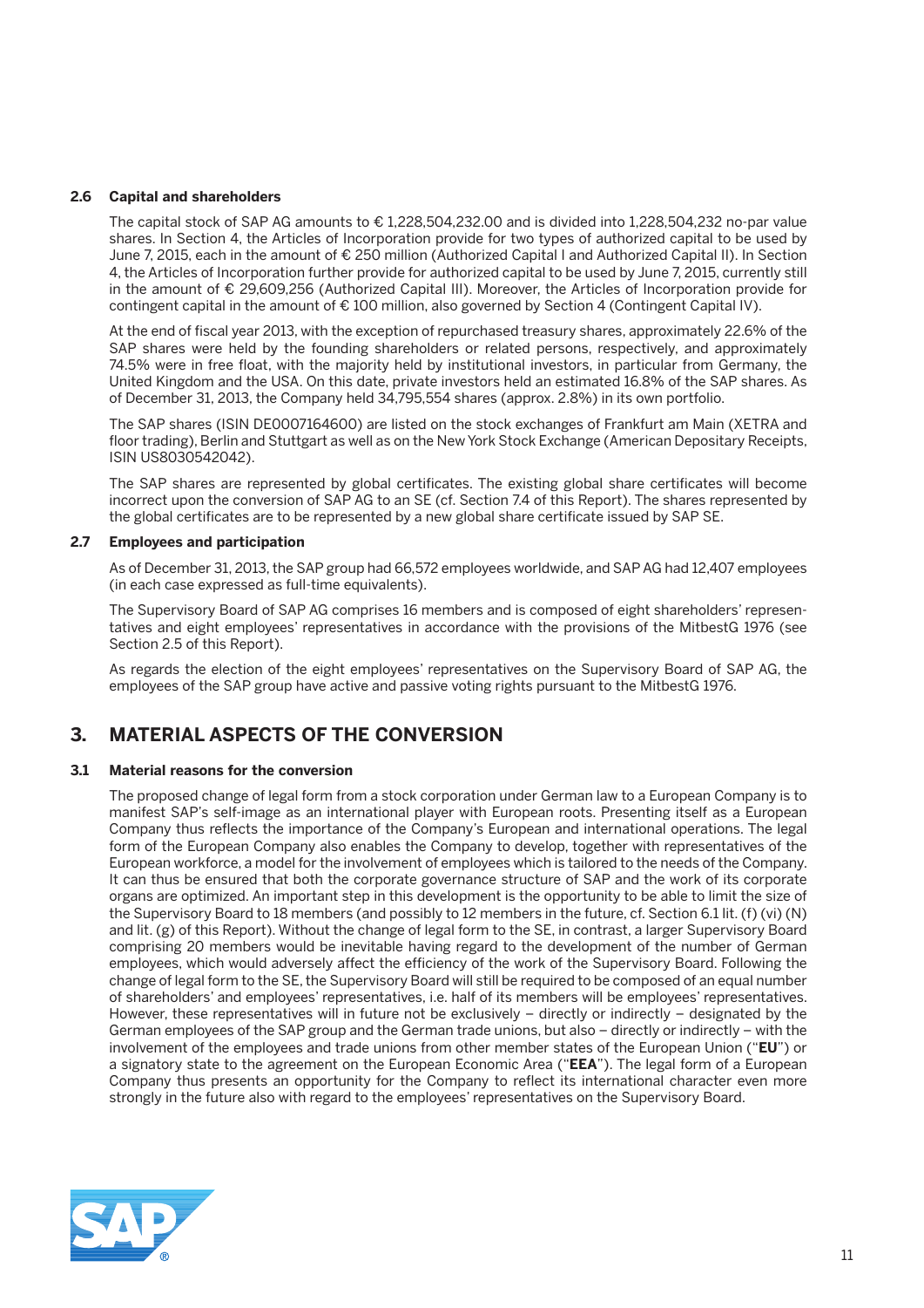### 2.6 Capital and shareholders

The capital stock of SAP AG amounts to € 1,228,504,232.00 and is divided into 1,228,504,232 no-par value shares. In Section 4, the Articles of Incorporation provide for two types of authorized capital to be used by June 7, 2015, each in the amount of € 250 million (Authorized Capital I and Authorized Capital II). In Section 4, the Articles of Incorporation further provide for authorized capital to be used by June 7, 2015, currently still in the amount of € 29,609,256 (Authorized Capital III). Moreover, the Articles of Incorporation provide for contingent capital in the amount of € 100 million, also governed by Section 4 (Contingent Capital IV).

At the end of fiscal year 2013, with the exception of repurchased treasury shares, approximately 22.6% of the SAP shares were held by the founding shareholders or related persons, respectively, and approximately 74.5% were in free float, with the majority held by institutional investors, in particular from Germany, the United Kingdom and the USA. On this date, private investors held an estimated 16.8% of the SAP shares. As of December 31, 2013, the Company held 34,795,554 shares (approx. 2.8%) in its own portfolio.

The SAP shares (ISIN DE0007164600) are listed on the stock exchanges of Frankfurt am Main (XETRA and floor trading), Berlin and Stuttgart as well as on the New York Stock Exchange (American Depositary Receipts, ISIN US8030542042).

The SAP shares are represented by global certificates. The existing global share certificates will become incorrect upon the conversion of SAP AG to an SE (cf. Section 7.4 of this Report). The shares represented by the global certificates are to be represented by a new global share certificate issued by SAP SE.

### 2.7 Employees and participation

As of December 31, 2013, the SAP group had 66,572 employees worldwide, and SAP AG had 12,407 employees (in each case expressed as full-time equivalents).

The Supervisory Board of SAP AG comprises 16 members and is composed of eight shareholders' representatives and eight employees' representatives in accordance with the provisions of the MitbestG 1976 (see Section 2.5 of this Report).

As regards the election of the eight employees' representatives on the Supervisory Board of SAP AG, the employees of the SAP group have active and passive voting rights pursuant to the MitbestG 1976.

## 3. MATERIAL ASPECTS OF THE CONVERSION

### 3.1 Material reasons for the conversion

The proposed change of legal form from a stock corporation under German law to a European Company is to manifest SAP's self-image as an international player with European roots. Presenting itself as a European Company thus reflects the importance of the Company's European and international operations. The legal form of the European Company also enables the Company to develop, together with representatives of the European workforce, a model for the involvement of employees which is tailored to the needs of the Company. It can thus be ensured that both the corporate governance structure of SAP and the work of its corporate organs are optimized. An important step in this development is the opportunity to be able to limit the size of the Supervisory Board to 18 members (and possibly to 12 members in the future, cf. Section 6.1 lit. (f) (vi) (N) and lit. (g) of this Report). Without the change of legal form to the SE, in contrast, a larger Supervisory Board comprising 20 members would be inevitable having regard to the development of the number of German employees, which would adversely affect the efficiency of the work of the Supervisory Board. Following the change of legal form to the SE, the Supervisory Board will still be required to be composed of an equal number of shareholders' and employees' representatives, i.e. half of its members will be employees' representatives. However, these representatives will in future not be exclusively – directly or indirectly – designated by the German employees of the SAP group and the German trade unions, but also – directly or indirectly – with the involvement of the employees and trade unions from other member states of the European Union ("**EU**") or a signatory state to the agreement on the European Economic Area ("**EEA**"). The legal form of a European Company thus presents an opportunity for the Company to reflect its international character even more strongly in the future also with regard to the employees' representatives on the Supervisory Board.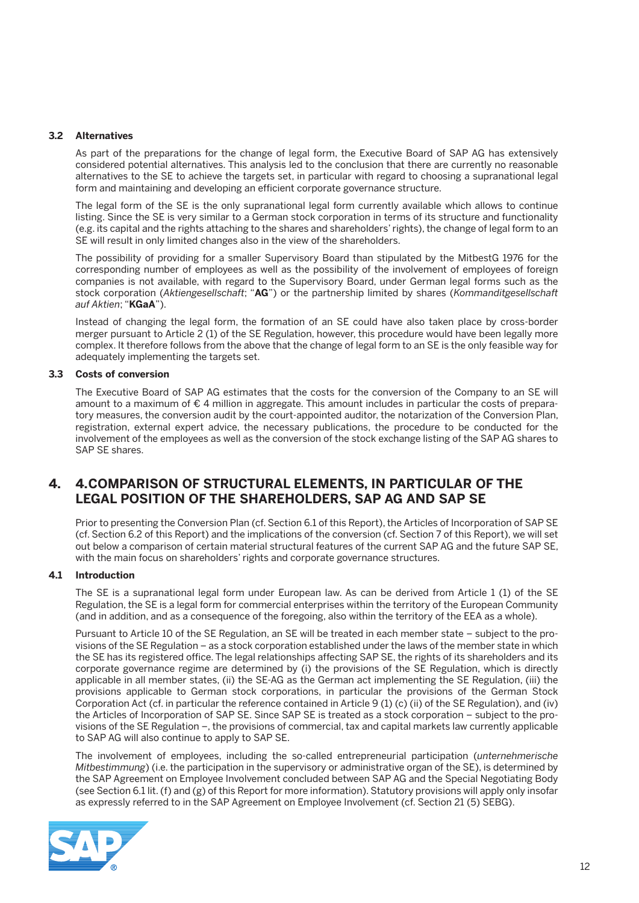### 3.2 Alternatives

As part of the preparations for the change of legal form, the Executive Board of SAP AG has extensively considered potential alternatives. This analysis led to the conclusion that there are currently no reasonable alternatives to the SE to achieve the targets set, in particular with regard to choosing a supranational legal form and maintaining and developing an efficient corporate governance structure.

The legal form of the SE is the only supranational legal form currently available which allows to continue listing. Since the SE is very similar to a German stock corporation in terms of its structure and functionality (e.g. its capital and the rights attaching to the shares and shareholders' rights), the change of legal form to an SE will result in only limited changes also in the view of the shareholders.

The possibility of providing for a smaller Supervisory Board than stipulated by the MitbestG 1976 for the corresponding number of employees as well as the possibility of the involvement of employees of foreign companies is not available, with regard to the Supervisory Board, under German legal forms such as the stock corporation (*Aktiengesellschaft*; "**AG**") or the partnership limited by shares (*Kommanditgesellschaft auf Aktien*; "**KGaA**").

Instead of changing the legal form, the formation of an SE could have also taken place by cross-border merger pursuant to Article 2 (1) of the SE Regulation, however, this procedure would have been legally more complex. It therefore follows from the above that the change of legal form to an SE is the only feasible way for adequately implementing the targets set.

### 3.3 Costs of conversion

The Executive Board of SAP AG estimates that the costs for the conversion of the Company to an SE will amount to a maximum of € 4 million in aggregate. This amount includes in particular the costs of preparatory measures, the conversion audit by the court-appointed auditor, the notarization of the Conversion Plan, registration, external expert advice, the necessary publications, the procedure to be conducted for the involvement of the employees as well as the conversion of the stock exchange listing of the SAP AG shares to SAP SE shares.

## 4. 4.COMPARISON OF STRUCTURAL ELEMENTS, IN PARTICULAR OF THE LEGAL POSITION OF THE SHAREHOLDERS, SAP AG AND SAP SE

Prior to presenting the Conversion Plan (cf. Section 6.1 of this Report), the Articles of Incorporation of SAP SE (cf. Section 6.2 of this Report) and the implications of the conversion (cf. Section 7 of this Report), we will set out below a comparison of certain material structural features of the current SAP AG and the future SAP SE, with the main focus on shareholders' rights and corporate governance structures.

### 4.1 Introduction

The SE is a supranational legal form under European law. As can be derived from Article 1 (1) of the SE Regulation, the SE is a legal form for commercial enterprises within the territory of the European Community (and in addition, and as a consequence of the foregoing, also within the territory of the EEA as a whole).

Pursuant to Article 10 of the SE Regulation, an SE will be treated in each member state – subject to the provisions of the SE Regulation – as a stock corporation established under the laws of the member state in which the SE has its registered office. The legal relationships affecting SAP SE, the rights of its shareholders and its corporate governance regime are determined by (i) the provisions of the SE Regulation, which is directly applicable in all member states, (ii) the SE-AG as the German act implementing the SE Regulation, (iii) the provisions applicable to German stock corporations, in particular the provisions of the German Stock Corporation Act (cf. in particular the reference contained in Article 9 (1) (c) (ii) of the SE Regulation), and (iv) the Articles of Incorporation of SAP SE. Since SAP SE is treated as a stock corporation – subject to the provisions of the SE Regulation –, the provisions of commercial, tax and capital markets law currently applicable to SAP AG will also continue to apply to SAP SE.

The involvement of employees, including the so-called entrepreneurial participation (*unternehmerische Mitbestimmung*) (i.e. the participation in the supervisory or administrative organ of the SE), is determined by the SAP Agreement on Employee Involvement concluded between SAP AG and the Special Negotiating Body (see Section 6.1 lit. (f) and (g) of this Report for more information). Statutory provisions will apply only insofar as expressly referred to in the SAP Agreement on Employee Involvement (cf. Section 21 (5) SEBG).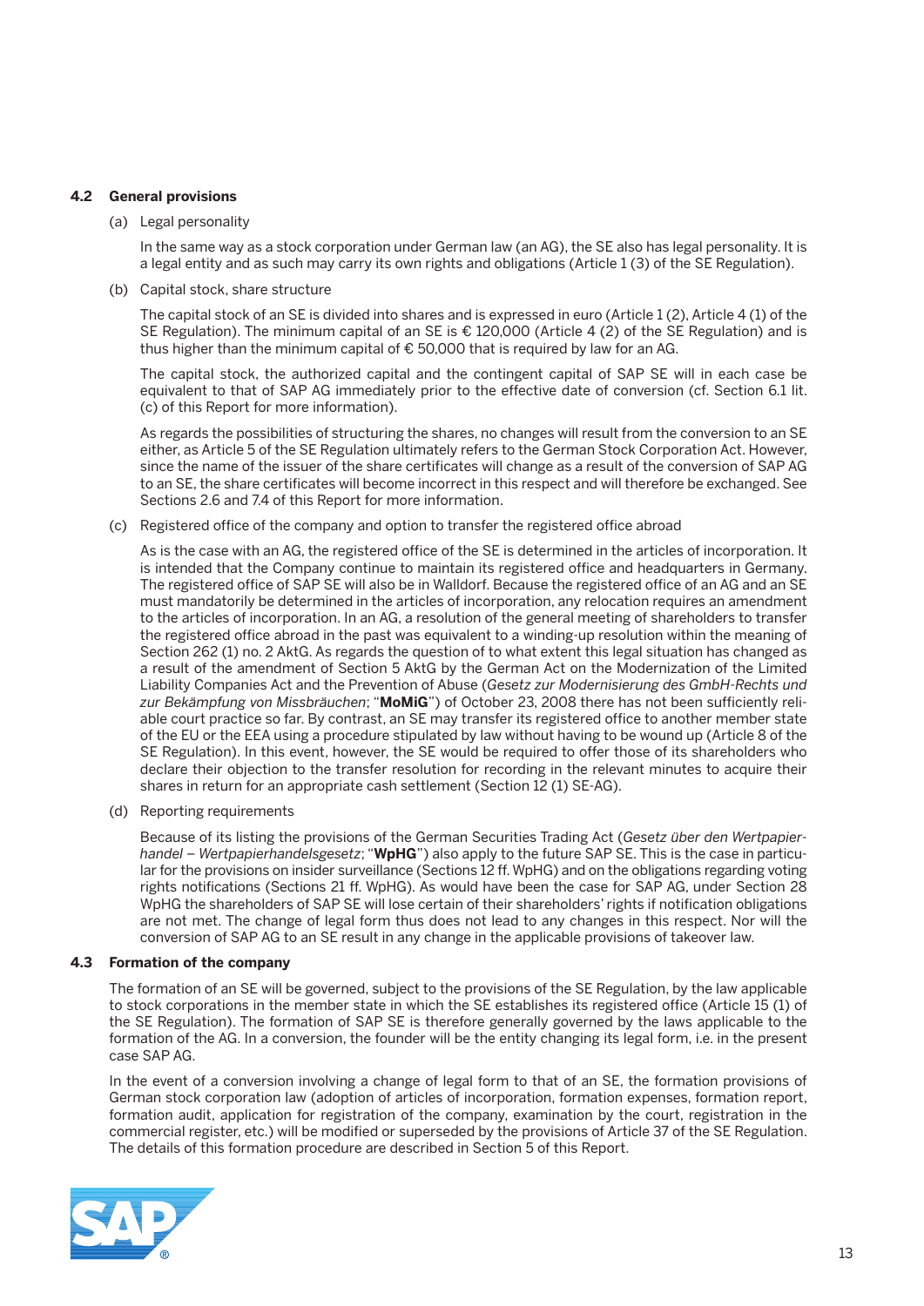### 4.2 General provisions

(a) Legal personality

In the same way as a stock corporation under German law (an AG), the SE also has legal personality. It is a legal entity and as such may carry its own rights and obligations (Article 1 (3) of the SE Regulation).

(b) Capital stock, share structure

The capital stock of an SE is divided into shares and is expressed in euro (Article 1 (2), Article 4 (1) of the SE Regulation). The minimum capital of an SE is € 120,000 (Article 4 (2) of the SE Regulation) and is thus higher than the minimum capital of € 50,000 that is required by law for an AG.

The capital stock, the authorized capital and the contingent capital of SAP SE will in each case be equivalent to that of SAP AG immediately prior to the effective date of conversion (cf. Section 6.1 lit. (c) of this Report for more information).

As regards the possibilities of structuring the shares, no changes will result from the conversion to an SE either, as Article 5 of the SE Regulation ultimately refers to the German Stock Corporation Act. However, since the name of the issuer of the share certificates will change as a result of the conversion of SAP AG to an SE, the share certificates will become incorrect in this respect and will therefore be exchanged. See Sections 2.6 and 7.4 of this Report for more information.

(c) Registered office of the company and option to transfer the registered office abroad

As is the case with an AG, the registered office of the SE is determined in the articles of incorporation. It is intended that the Company continue to maintain its registered office and headquarters in Germany. The registered office of SAP SE will also be in Walldorf. Because the registered office of an AG and an SE must mandatorily be determined in the articles of incorporation, any relocation requires an amendment to the articles of incorporation. In an AG, a resolution of the general meeting of shareholders to transfer the registered office abroad in the past was equivalent to a winding-up resolution within the meaning of Section 262 (1) no. 2 AktG. As regards the question of to what extent this legal situation has changed as a result of the amendment of Section 5 AktG by the German Act on the Modernization of the Limited Liability Companies Act and the Prevention of Abuse (*Gesetz zur Modernisierung des GmbH-Rechts und zur Bekämpfung von Missbräuchen*; "**MoMiG**") of October 23, 2008 there has not been sufficiently reliable court practice so far. By contrast, an SE may transfer its registered office to another member state of the EU or the EEA using a procedure stipulated by law without having to be wound up (Article 8 of the SE Regulation). In this event, however, the SE would be required to offer those of its shareholders who declare their objection to the transfer resolution for recording in the relevant minutes to acquire their shares in return for an appropriate cash settlement (Section 12 (1) SE-AG).

(d) Reporting requirements

Because of its listing the provisions of the German Securities Trading Act (*Gesetz über den Wertpapierhandel – Wertpapierhandelsgesetz*; "**WpHG**") also apply to the future SAP SE. This is the case in particular for the provisions on insider surveillance (Sections 12 ff. WpHG) and on the obligations regarding voting rights notifications (Sections 21 ff. WpHG). As would have been the case for SAP AG, under Section 28 WpHG the shareholders of SAP SE will lose certain of their shareholders' rights if notification obligations are not met. The change of legal form thus does not lead to any changes in this respect. Nor will the conversion of SAP AG to an SE result in any change in the applicable provisions of takeover law.

### 4.3 Formation of the company

The formation of an SE will be governed, subject to the provisions of the SE Regulation, by the law applicable to stock corporations in the member state in which the SE establishes its registered office (Article 15 (1) of the SE Regulation). The formation of SAP SE is therefore generally governed by the laws applicable to the formation of the AG. In a conversion, the founder will be the entity changing its legal form, i.e. in the present case SAP AG.

In the event of a conversion involving a change of legal form to that of an SE, the formation provisions of German stock corporation law (adoption of articles of incorporation, formation expenses, formation report, formation audit, application for registration of the company, examination by the court, registration in the commercial register, etc.) will be modified or superseded by the provisions of Article 37 of the SE Regulation. The details of this formation procedure are described in Section 5 of this Report.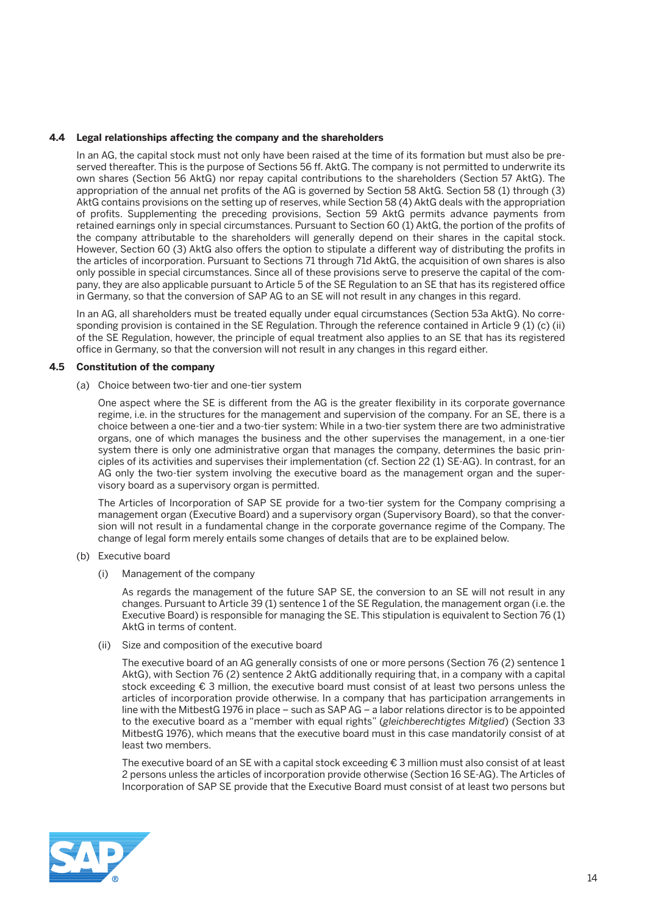### 4.4 Legal relationships affecting the company and the shareholders

In an AG, the capital stock must not only have been raised at the time of its formation but must also be preserved thereafter. This is the purpose of Sections 56 ff. AktG. The company is not permitted to underwrite its own shares (Section 56 AktG) nor repay capital contributions to the shareholders (Section 57 AktG). The appropriation of the annual net profits of the AG is governed by Section 58 AktG. Section 58 (1) through (3) AktG contains provisions on the setting up of reserves, while Section 58 (4) AktG deals with the appropriation of profits. Supplementing the preceding provisions, Section 59 AktG permits advance payments from retained earnings only in special circumstances. Pursuant to Section 60 (1) AktG, the portion of the profits of the company attributable to the shareholders will generally depend on their shares in the capital stock. However, Section 60 (3) AktG also offers the option to stipulate a different way of distributing the profits in the articles of incorporation. Pursuant to Sections 71 through 71d AktG, the acquisition of own shares is also only possible in special circumstances. Since all of these provisions serve to preserve the capital of the company, they are also applicable pursuant to Article 5 of the SE Regulation to an SE that has its registered office in Germany, so that the conversion of SAP AG to an SE will not result in any changes in this regard.

In an AG, all shareholders must be treated equally under equal circumstances (Section 53a AktG). No corresponding provision is contained in the SE Regulation. Through the reference contained in Article 9 (1) (c) (ii) of the SE Regulation, however, the principle of equal treatment also applies to an SE that has its registered office in Germany, so that the conversion will not result in any changes in this regard either.

### 4.5 Constitution of the company

(a) Choice between two-tier and one-tier system

One aspect where the SE is different from the AG is the greater flexibility in its corporate governance regime, i.e. in the structures for the management and supervision of the company. For an SE, there is a choice between a one-tier and a two-tier system: While in a two-tier system there are two administrative organs, one of which manages the business and the other supervises the management, in a one-tier system there is only one administrative organ that manages the company, determines the basic principles of its activities and supervises their implementation (cf. Section 22 (1) SE-AG). In contrast, for an AG only the two-tier system involving the executive board as the management organ and the supervisory board as a supervisory organ is permitted.

The Articles of Incorporation of SAP SE provide for a two-tier system for the Company comprising a management organ (Executive Board) and a supervisory organ (Supervisory Board), so that the conversion will not result in a fundamental change in the corporate governance regime of the Company. The change of legal form merely entails some changes of details that are to be explained below.

(b) Executive board

(i) Management of the company

As regards the management of the future SAP SE, the conversion to an SE will not result in any changes. Pursuant to Article 39 (1) sentence 1 of the SE Regulation, the management organ (i.e. the Executive Board) is responsible for managing the SE. This stipulation is equivalent to Section 76 (1) AktG in terms of content.

(ii) Size and composition of the executive board

The executive board of an AG generally consists of one or more persons (Section 76 (2) sentence 1 AktG), with Section 76 (2) sentence 2 AktG additionally requiring that, in a company with a capital stock exceeding € 3 million, the executive board must consist of at least two persons unless the articles of incorporation provide otherwise. In a company that has participation arrangements in line with the MitbestG 1976 in place – such as SAP AG – a labor relations director is to be appointed to the executive board as a “member with equal rights” (*gleichberechtigtes Mitglied*) (Section 33 MitbestG 1976), which means that the executive board must in this case mandatorily consist of at least two members.

The executive board of an SE with a capital stock exceeding € 3 million must also consist of at least 2 persons unless the articles of incorporation provide otherwise (Section 16 SE-AG). The Articles of Incorporation of SAP SE provide that the Executive Board must consist of at least two persons but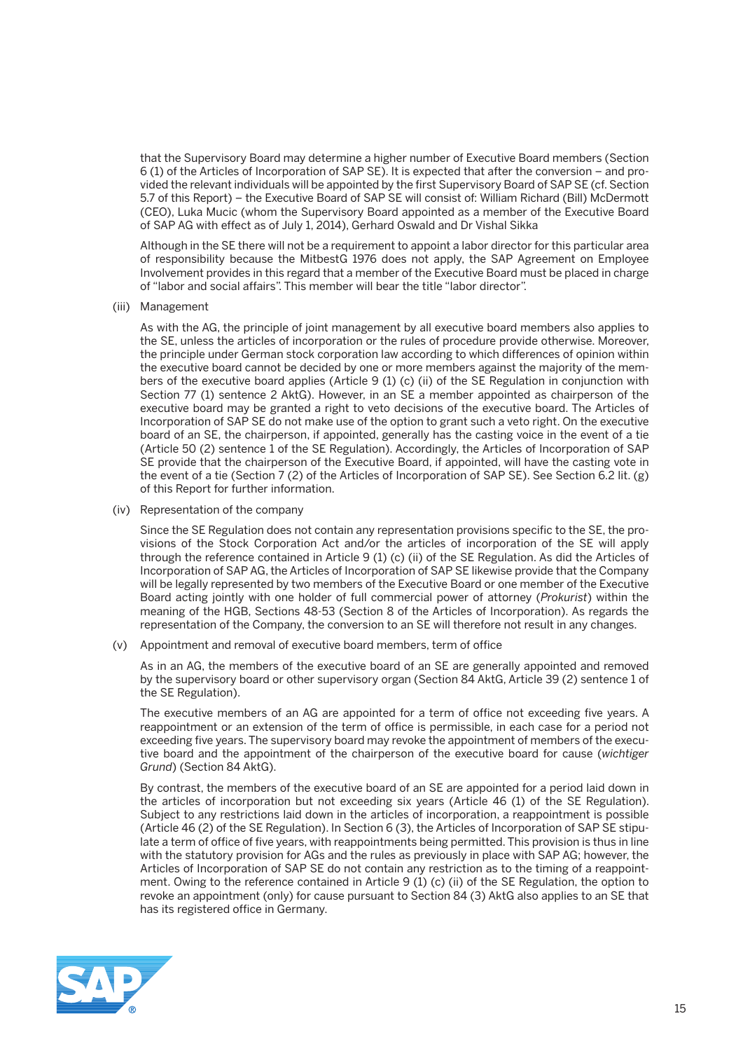that the Supervisory Board may determine a higher number of Executive Board members (Section 6 (1) of the Articles of Incorporation of SAP SE). It is expected that after the conversion – and provided the relevant individuals will be appointed by the first Supervisory Board of SAP SE (cf. Section 5.7 of this Report) – the Executive Board of SAP SE will consist of: William Richard (Bill) McDermott (CEO), Luka Mucic (whom the Supervisory Board appointed as a member of the Executive Board of SAP AG with effect as of July 1, 2014), Gerhard Oswald and Dr Vishal Sikka

Although in the SE there will not be a requirement to appoint a labor director for this particular area of responsibility because the MitbestG 1976 does not apply, the SAP Agreement on Employee Involvement provides in this regard that a member of the Executive Board must be placed in charge of "labor and social affairs". This member will bear the title "labor director".

(iii) Management

As with the AG, the principle of joint management by all executive board members also applies to the SE, unless the articles of incorporation or the rules of procedure provide otherwise. Moreover, the principle under German stock corporation law according to which differences of opinion within the executive board cannot be decided by one or more members against the majority of the members of the executive board applies (Article 9 (1) (c) (ii) of the SE Regulation in conjunction with Section 77 (1) sentence 2 AktG). However, in an SE a member appointed as chairperson of the executive board may be granted a right to veto decisions of the executive board. The Articles of Incorporation of SAP SE do not make use of the option to grant such a veto right. On the executive board of an SE, the chairperson, if appointed, generally has the casting voice in the event of a tie (Article 50 (2) sentence 1 of the SE Regulation). Accordingly, the Articles of Incorporation of SAP SE provide that the chairperson of the Executive Board, if appointed, will have the casting vote in the event of a tie (Section 7 (2) of the Articles of Incorporation of SAP SE). See Section 6.2 lit. (g) of this Report for further information.

(iv) Representation of the company

Since the SE Regulation does not contain any representation provisions specific to the SE, the provisions of the Stock Corporation Act and/or the articles of incorporation of the SE will apply through the reference contained in Article 9 (1) (c) (ii) of the SE Regulation. As did the Articles of Incorporation of SAP AG, the Articles of Incorporation of SAP SE likewise provide that the Company will be legally represented by two members of the Executive Board or one member of the Executive Board acting jointly with one holder of full commercial power of attorney (*Prokurist*) within the meaning of the HGB, Sections 48-53 (Section 8 of the Articles of Incorporation). As regards the representation of the Company, the conversion to an SE will therefore not result in any changes.

(v) Appointment and removal of executive board members, term of office

As in an AG, the members of the executive board of an SE are generally appointed and removed by the supervisory board or other supervisory organ (Section 84 AktG, Article 39 (2) sentence 1 of the SE Regulation).

The executive members of an AG are appointed for a term of office not exceeding five years. A reappointment or an extension of the term of office is permissible, in each case for a period not exceeding five years. The supervisory board may revoke the appointment of members of the executive board and the appointment of the chairperson of the executive board for cause (*wichtiger Grund*) (Section 84 AktG).

By contrast, the members of the executive board of an SE are appointed for a period laid down in the articles of incorporation but not exceeding six years (Article 46 (1) of the SE Regulation). Subject to any restrictions laid down in the articles of incorporation, a reappointment is possible (Article 46 (2) of the SE Regulation). In Section 6 (3), the Articles of Incorporation of SAP SE stipulate a term of office of five years, with reappointments being permitted. This provision is thus in line with the statutory provision for AGs and the rules as previously in place with SAP AG; however, the Articles of Incorporation of SAP SE do not contain any restriction as to the timing of a reappointment. Owing to the reference contained in Article 9 (1) (c) (ii) of the SE Regulation, the option to revoke an appointment (only) for cause pursuant to Section 84 (3) AktG also applies to an SE that has its registered office in Germany.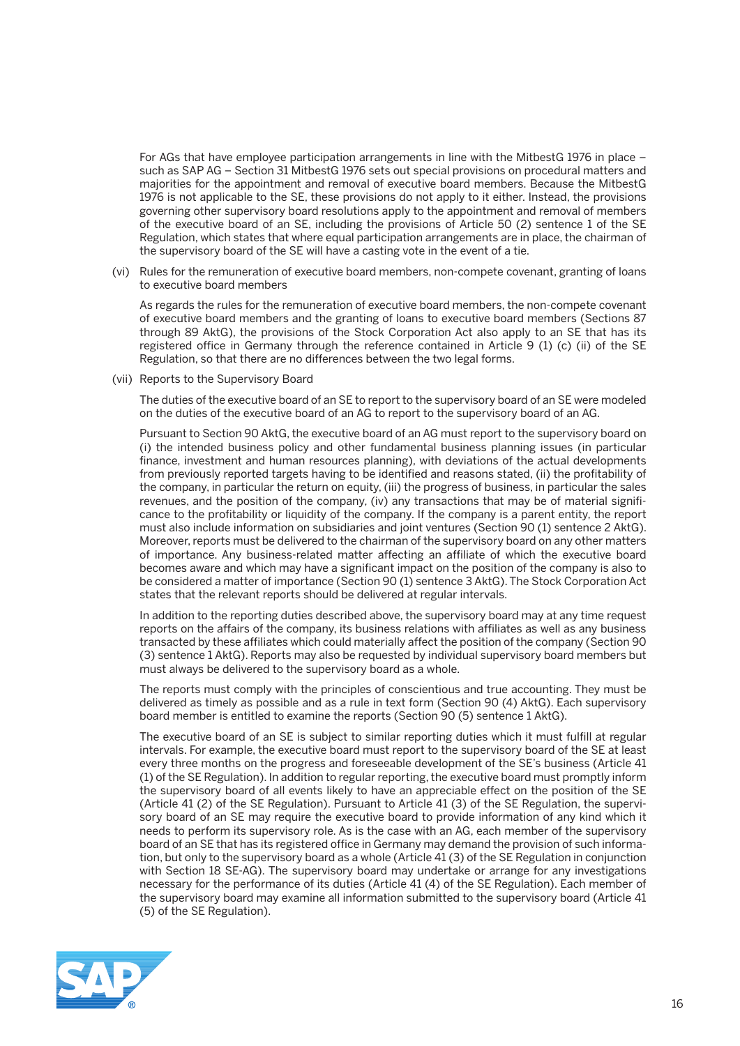For AGs that have employee participation arrangements in line with the MitbestG 1976 in place – such as SAP AG – Section 31 MitbestG 1976 sets out special provisions on procedural matters and majorities for the appointment and removal of executive board members. Because the MitbestG 1976 is not applicable to the SE, these provisions do not apply to it either. Instead, the provisions governing other supervisory board resolutions apply to the appointment and removal of members of the executive board of an SE, including the provisions of Article 50 (2) sentence 1 of the SE Regulation, which states that where equal participation arrangements are in place, the chairman of the supervisory board of the SE will have a casting vote in the event of a tie.

(vi) Rules for the remuneration of executive board members, non-compete covenant, granting of loans to executive board members

As regards the rules for the remuneration of executive board members, the non-compete covenant of executive board members and the granting of loans to executive board members (Sections 87 through 89 AktG), the provisions of the Stock Corporation Act also apply to an SE that has its registered office in Germany through the reference contained in Article 9 (1) (c) (ii) of the SE Regulation, so that there are no differences between the two legal forms.

(vii) Reports to the Supervisory Board

The duties of the executive board of an SE to report to the supervisory board of an SE were modeled on the duties of the executive board of an AG to report to the supervisory board of an AG.

Pursuant to Section 90 AktG, the executive board of an AG must report to the supervisory board on (i) the intended business policy and other fundamental business planning issues (in particular finance, investment and human resources planning), with deviations of the actual developments from previously reported targets having to be identified and reasons stated, (ii) the profitability of the company, in particular the return on equity, (iii) the progress of business, in particular the sales revenues, and the position of the company, (iv) any transactions that may be of material significance to the profitability or liquidity of the company. If the company is a parent entity, the report must also include information on subsidiaries and joint ventures (Section 90 (1) sentence 2 AktG). Moreover, reports must be delivered to the chairman of the supervisory board on any other matters of importance. Any business-related matter affecting an affiliate of which the executive board becomes aware and which may have a significant impact on the position of the company is also to be considered a matter of importance (Section 90 (1) sentence 3 AktG). The Stock Corporation Act states that the relevant reports should be delivered at regular intervals.

In addition to the reporting duties described above, the supervisory board may at any time request reports on the affairs of the company, its business relations with affiliates as well as any business transacted by these affiliates which could materially affect the position of the company (Section 90 (3) sentence 1 AktG). Reports may also be requested by individual supervisory board members but must always be delivered to the supervisory board as a whole.

The reports must comply with the principles of conscientious and true accounting. They must be delivered as timely as possible and as a rule in text form (Section 90 (4) AktG). Each supervisory board member is entitled to examine the reports (Section 90 (5) sentence 1 AktG).

The executive board of an SE is subject to similar reporting duties which it must fulfill at regular intervals. For example, the executive board must report to the supervisory board of the SE at least every three months on the progress and foreseeable development of the SE's business (Article 41 (1) of the SE Regulation). In addition to regular reporting, the executive board must promptly inform the supervisory board of all events likely to have an appreciable effect on the position of the SE (Article 41 (2) of the SE Regulation). Pursuant to Article 41 (3) of the SE Regulation, the supervisory board of an SE may require the executive board to provide information of any kind which it needs to perform its supervisory role. As is the case with an AG, each member of the supervisory board of an SE that has its registered office in Germany may demand the provision of such information, but only to the supervisory board as a whole (Article 41 (3) of the SE Regulation in conjunction with Section 18 SE-AG). The supervisory board may undertake or arrange for any investigations necessary for the performance of its duties (Article 41 (4) of the SE Regulation). Each member of the supervisory board may examine all information submitted to the supervisory board (Article 41 (5) of the SE Regulation).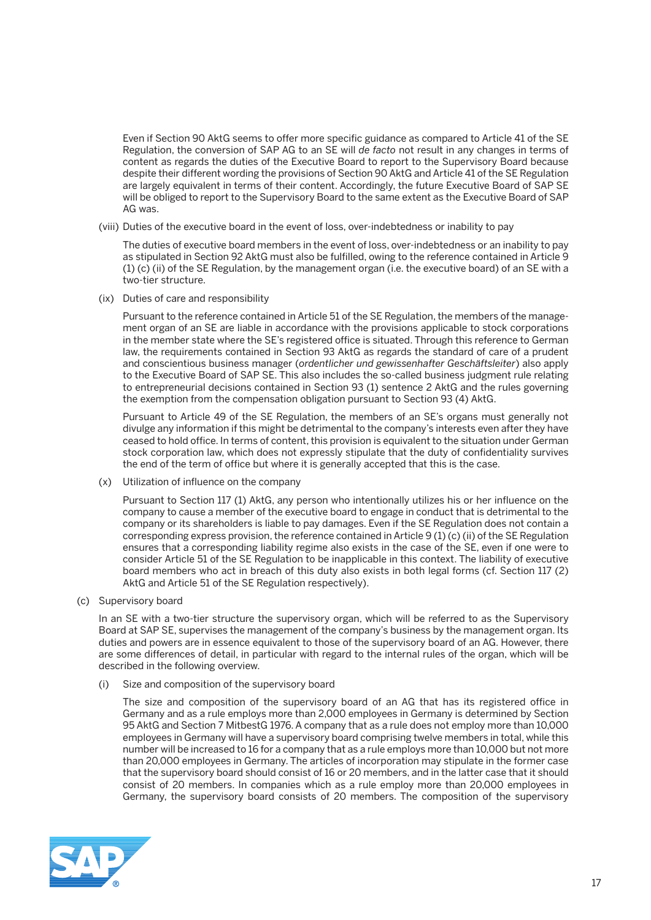Even if Section 90 AktG seems to offer more specific guidance as compared to Article 41 of the SE Regulation, the conversion of SAP AG to an SE will *de facto* not result in any changes in terms of content as regards the duties of the Executive Board to report to the Supervisory Board because despite their different wording the provisions of Section 90 AktG and Article 41 of the SE Regulation are largely equivalent in terms of their content. Accordingly, the future Executive Board of SAP SE will be obliged to report to the Supervisory Board to the same extent as the Executive Board of SAP AG was.

(viii) Duties of the executive board in the event of loss, over-indebtedness or inability to pay

The duties of executive board members in the event of loss, over-indebtedness or an inability to pay as stipulated in Section 92 AktG must also be fulfilled, owing to the reference contained in Article 9 (1) (c) (ii) of the SE Regulation, by the management organ (i.e. the executive board) of an SE with a two-tier structure.

(ix) Duties of care and responsibility

Pursuant to the reference contained in Article 51 of the SE Regulation, the members of the management organ of an SE are liable in accordance with the provisions applicable to stock corporations in the member state where the SE's registered office is situated. Through this reference to German law, the requirements contained in Section 93 AktG as regards the standard of care of a prudent and conscientious business manager (*ordentlicher und gewissenhafter Geschäftsleiter*) also apply to the Executive Board of SAP SE. This also includes the so-called business judgment rule relating to entrepreneurial decisions contained in Section 93 (1) sentence 2 AktG and the rules governing the exemption from the compensation obligation pursuant to Section 93 (4) AktG.

Pursuant to Article 49 of the SE Regulation, the members of an SE's organs must generally not divulge any information if this might be detrimental to the company's interests even after they have ceased to hold office. In terms of content, this provision is equivalent to the situation under German stock corporation law, which does not expressly stipulate that the duty of confidentiality survives the end of the term of office but where it is generally accepted that this is the case.

(x) Utilization of influence on the company

Pursuant to Section 117 (1) AktG, any person who intentionally utilizes his or her influence on the company to cause a member of the executive board to engage in conduct that is detrimental to the company or its shareholders is liable to pay damages. Even if the SE Regulation does not contain a corresponding express provision, the reference contained in Article 9 (1) (c) (ii) of the SE Regulation ensures that a corresponding liability regime also exists in the case of the SE, even if one were to consider Article 51 of the SE Regulation to be inapplicable in this context. The liability of executive board members who act in breach of this duty also exists in both legal forms (cf. Section 117 (2) AktG and Article 51 of the SE Regulation respectively).

(c) Supervisory board

In an SE with a two-tier structure the supervisory organ, which will be referred to as the Supervisory Board at SAP SE, supervises the management of the company's business by the management organ. Its duties and powers are in essence equivalent to those of the supervisory board of an AG. However, there are some differences of detail, in particular with regard to the internal rules of the organ, which will be described in the following overview.

(i) Size and composition of the supervisory board

The size and composition of the supervisory board of an AG that has its registered office in Germany and as a rule employs more than 2,000 employees in Germany is determined by Section 95 AktG and Section 7 MitbestG 1976. A company that as a rule does not employ more than 10,000 employees in Germany will have a supervisory board comprising twelve members in total, while this number will be increased to 16 for a company that as a rule employs more than 10,000 but not more than 20,000 employees in Germany. The articles of incorporation may stipulate in the former case that the supervisory board should consist of 16 or 20 members, and in the latter case that it should consist of 20 members. In companies which as a rule employ more than 20,000 employees in Germany, the supervisory board consists of 20 members. The composition of the supervisory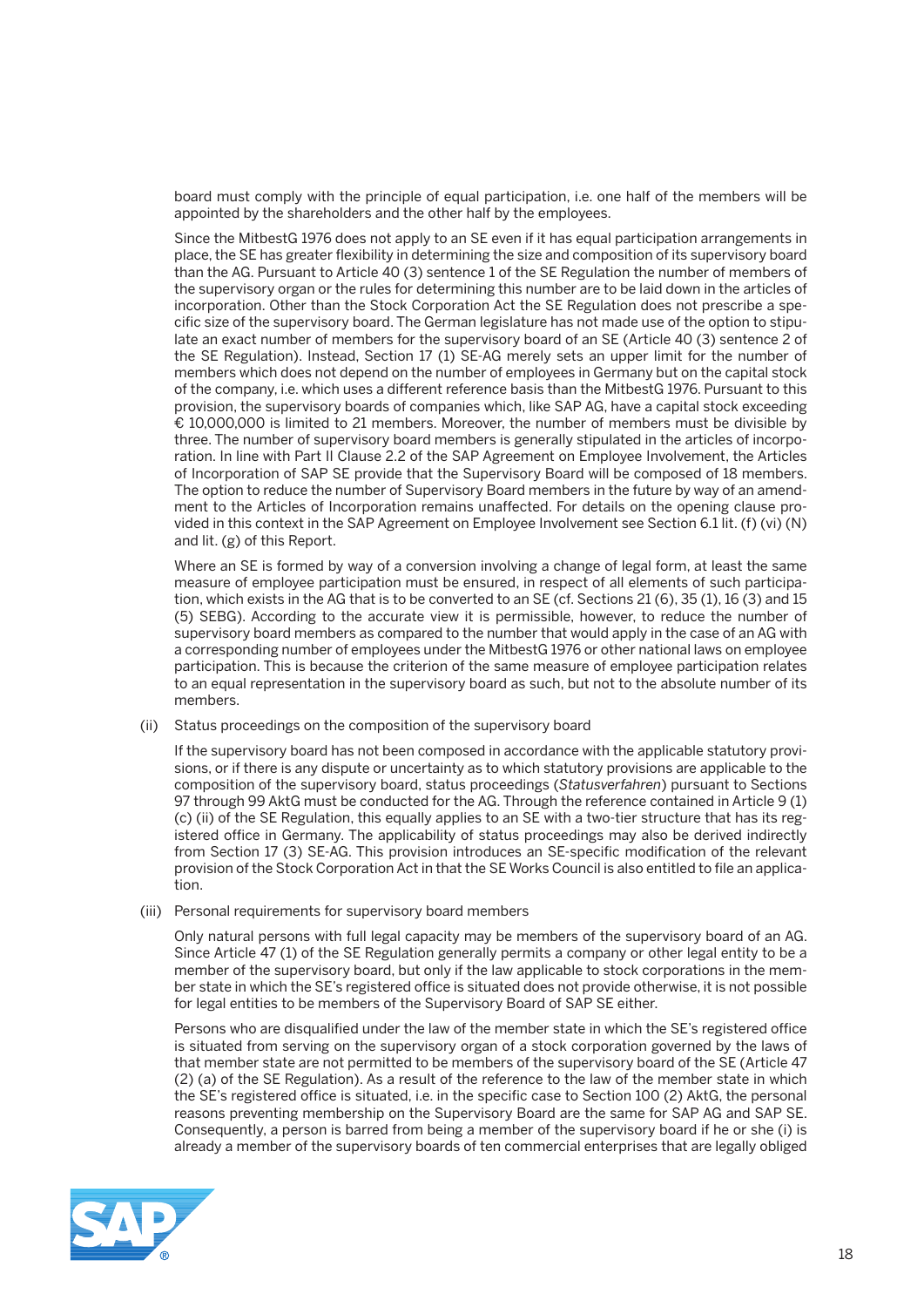board must comply with the principle of equal participation, i.e. one half of the members will be appointed by the shareholders and the other half by the employees.

Since the MitbestG 1976 does not apply to an SE even if it has equal participation arrangements in place, the SE has greater flexibility in determining the size and composition of its supervisory board than the AG. Pursuant to Article 40 (3) sentence 1 of the SE Regulation the number of members of the supervisory organ or the rules for determining this number are to be laid down in the articles of incorporation. Other than the Stock Corporation Act the SE Regulation does not prescribe a specific size of the supervisory board. The German legislature has not made use of the option to stipulate an exact number of members for the supervisory board of an SE (Article 40 (3) sentence 2 of the SE Regulation). Instead, Section 17 (1) SE-AG merely sets an upper limit for the number of members which does not depend on the number of employees in Germany but on the capital stock of the company, i.e. which uses a different reference basis than the MitbestG 1976. Pursuant to this provision, the supervisory boards of companies which, like SAP AG, have a capital stock exceeding € 10,000,000 is limited to 21 members. Moreover, the number of members must be divisible by three. The number of supervisory board members is generally stipulated in the articles of incorporation. In line with Part II Clause 2.2 of the SAP Agreement on Employee Involvement, the Articles of Incorporation of SAP SE provide that the Supervisory Board will be composed of 18 members. The option to reduce the number of Supervisory Board members in the future by way of an amendment to the Articles of Incorporation remains unaffected. For details on the opening clause provided in this context in the SAP Agreement on Employee Involvement see Section 6.1 lit. (f) (vi) (N) and lit. (g) of this Report.

Where an SE is formed by way of a conversion involving a change of legal form, at least the same measure of employee participation must be ensured, in respect of all elements of such participation, which exists in the AG that is to be converted to an SE (cf. Sections 21 (6), 35 (1), 16 (3) and 15 (5) SEBG). According to the accurate view it is permissible, however, to reduce the number of supervisory board members as compared to the number that would apply in the case of an AG with a corresponding number of employees under the MitbestG 1976 or other national laws on employee participation. This is because the criterion of the same measure of employee participation relates to an equal representation in the supervisory board as such, but not to the absolute number of its members.

(ii) Status proceedings on the composition of the supervisory board

If the supervisory board has not been composed in accordance with the applicable statutory provisions, or if there is any dispute or uncertainty as to which statutory provisions are applicable to the composition of the supervisory board, status proceedings (*Statusverfahren*) pursuant to Sections 97 through 99 AktG must be conducted for the AG. Through the reference contained in Article 9 (1) (c) (ii) of the SE Regulation, this equally applies to an SE with a two-tier structure that has its registered office in Germany. The applicability of status proceedings may also be derived indirectly from Section 17 (3) SE-AG. This provision introduces an SE-specific modification of the relevant provision of the Stock Corporation Act in that the SE Works Council is also entitled to file an application.

(iii) Personal requirements for supervisory board members

Only natural persons with full legal capacity may be members of the supervisory board of an AG. Since Article 47 (1) of the SE Regulation generally permits a company or other legal entity to be a member of the supervisory board, but only if the law applicable to stock corporations in the member state in which the SE's registered office is situated does not provide otherwise, it is not possible for legal entities to be members of the Supervisory Board of SAP SE either.

Persons who are disqualified under the law of the member state in which the SE's registered office is situated from serving on the supervisory organ of a stock corporation governed by the laws of that member state are not permitted to be members of the supervisory board of the SE (Article 47 (2) (a) of the SE Regulation). As a result of the reference to the law of the member state in which the SE's registered office is situated, i.e. in the specific case to Section 100 (2) AktG, the personal reasons preventing membership on the Supervisory Board are the same for SAP AG and SAP SE. Consequently, a person is barred from being a member of the supervisory board if he or she (i) is already a member of the supervisory boards of ten commercial enterprises that are legally obliged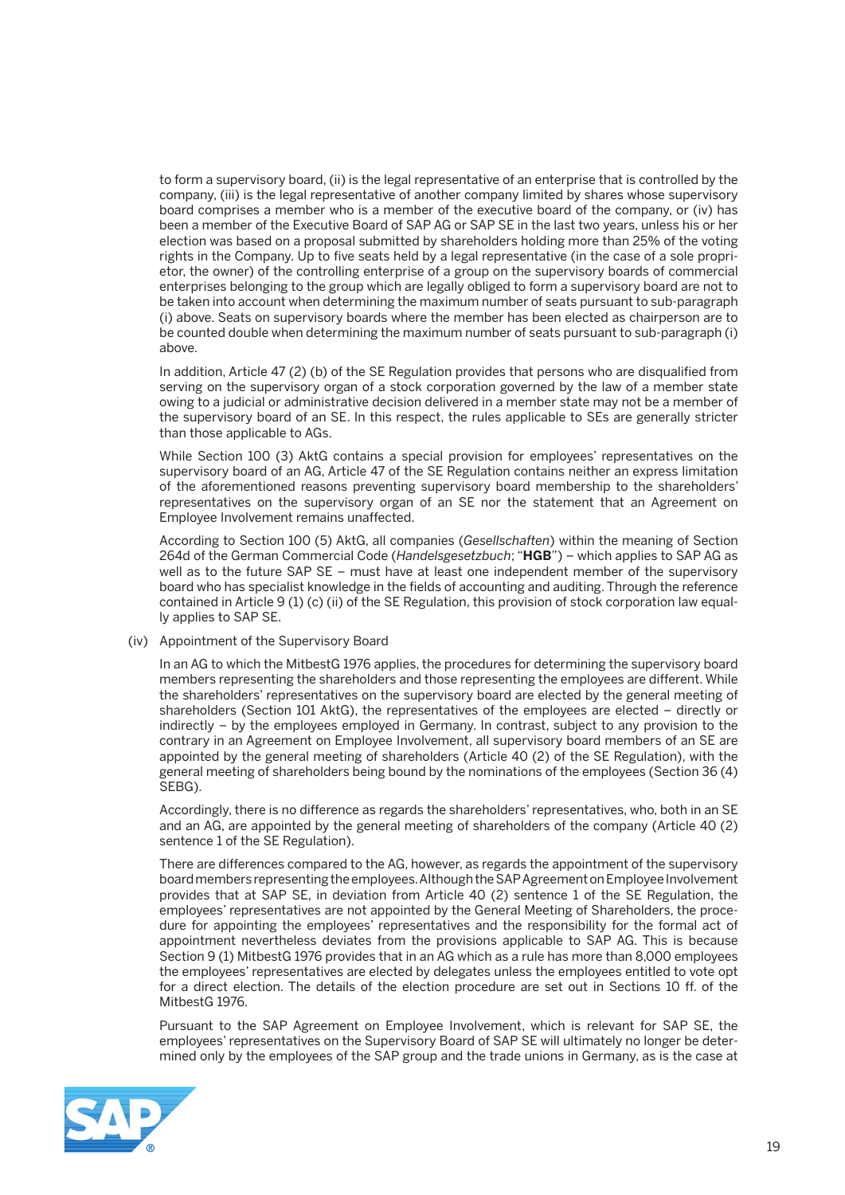to form a supervisory board, (ii) is the legal representative of an enterprise that is controlled by the company, (iii) is the legal representative of another company limited by shares whose supervisory board comprises a member who is a member of the executive board of the company, or (iv) has been a member of the Executive Board of SAP AG or SAP SE in the last two years, unless his or her election was based on a proposal submitted by shareholders holding more than 25% of the voting rights in the Company. Up to five seats held by a legal representative (in the case of a sole proprietor, the owner) of the controlling enterprise of a group on the supervisory boards of commercial enterprises belonging to the group which are legally obliged to form a supervisory board are not to be taken into account when determining the maximum number of seats pursuant to sub-paragraph (i) above. Seats on supervisory boards where the member has been elected as chairperson are to be counted double when determining the maximum number of seats pursuant to sub-paragraph (i) above.

In addition, Article 47 (2) (b) of the SE Regulation provides that persons who are disqualified from serving on the supervisory organ of a stock corporation governed by the law of a member state owing to a judicial or administrative decision delivered in a member state may not be a member of the supervisory board of an SE. In this respect, the rules applicable to SEs are generally stricter than those applicable to AGs.

While Section 100 (3) AktG contains a special provision for employees' representatives on the supervisory board of an AG, Article 47 of the SE Regulation contains neither an express limitation of the aforementioned reasons preventing supervisory board membership to the shareholders' representatives on the supervisory organ of an SE nor the statement that an Agreement on Employee Involvement remains unaffected.

According to Section 100 (5) AktG, all companies (*Gesellschaften*) within the meaning of Section 264d of the German Commercial Code (*Handelsgesetzbuch*; "**HGB**") – which applies to SAP AG as well as to the future SAP SE – must have at least one independent member of the supervisory board who has specialist knowledge in the fields of accounting and auditing. Through the reference contained in Article 9 (1) (c) (ii) of the SE Regulation, this provision of stock corporation law equally applies to SAP SE.

(iv) Appointment of the Supervisory Board

In an AG to which the MitbestG 1976 applies, the procedures for determining the supervisory board members representing the shareholders and those representing the employees are different. While the shareholders' representatives on the supervisory board are elected by the general meeting of shareholders (Section 101 AktG), the representatives of the employees are elected – directly or indirectly – by the employees employed in Germany. In contrast, subject to any provision to the contrary in an Agreement on Employee Involvement, all supervisory board members of an SE are appointed by the general meeting of shareholders (Article 40 (2) of the SE Regulation), with the general meeting of shareholders being bound by the nominations of the employees (Section 36 (4) SEBG).

Accordingly, there is no difference as regards the shareholders' representatives, who, both in an SE and an AG, are appointed by the general meeting of shareholders of the company (Article 40 (2) sentence 1 of the SE Regulation).

There are differences compared to the AG, however, as regards the appointment of the supervisory board members representing the employees. Although the SAP Agreement on Employee Involvement provides that at SAP SE, in deviation from Article 40 (2) sentence 1 of the SE Regulation, the employees' representatives are not appointed by the General Meeting of Shareholders, the procedure for appointing the employees' representatives and the responsibility for the formal act of appointment nevertheless deviates from the provisions applicable to SAP AG. This is because Section 9 (1) MitbestG 1976 provides that in an AG which as a rule has more than 8,000 employees the employees' representatives are elected by delegates unless the employees entitled to vote opt for a direct election. The details of the election procedure are set out in Sections 10 ff. of the MitbestG 1976.

Pursuant to the SAP Agreement on Employee Involvement, which is relevant for SAP SE, the employees' representatives on the Supervisory Board of SAP SE will ultimately no longer be determined only by the employees of the SAP group and the trade unions in Germany, as is the case at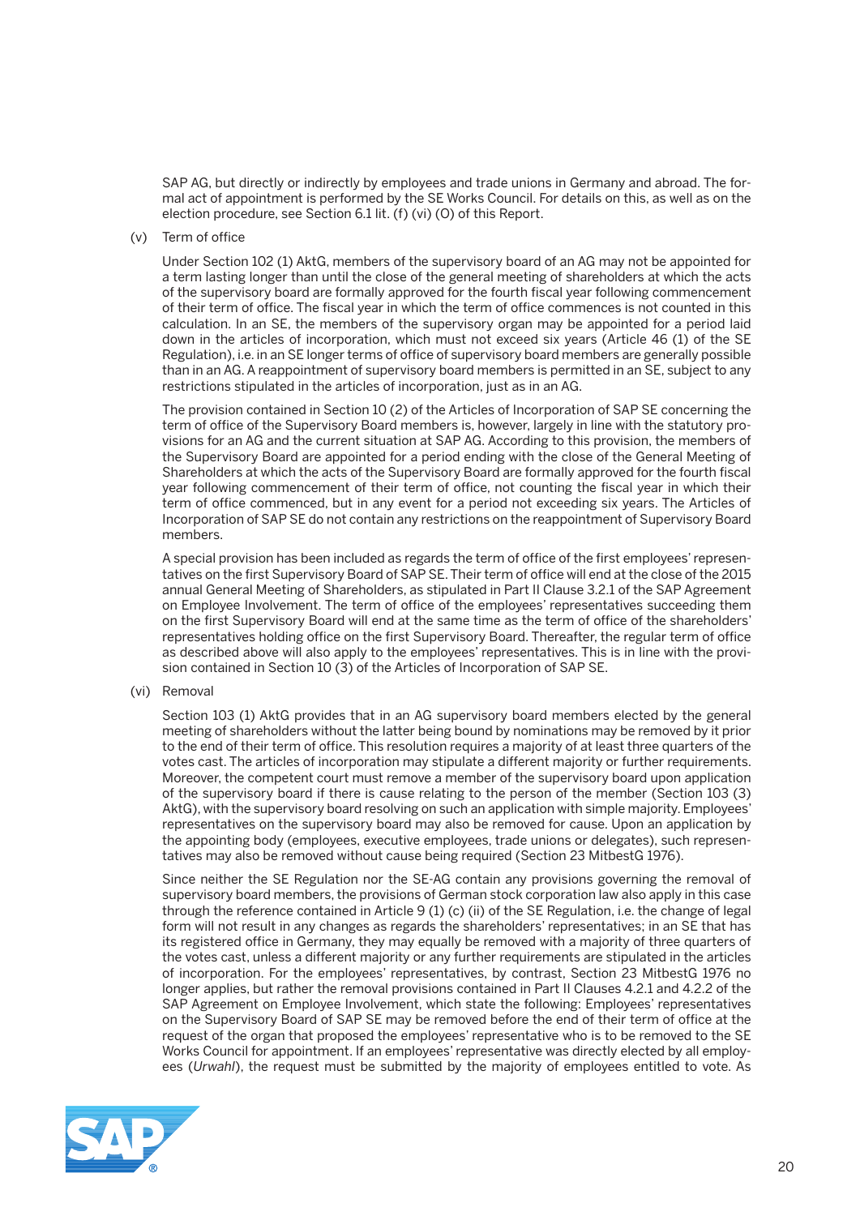SAP AG, but directly or indirectly by employees and trade unions in Germany and abroad. The formal act of appointment is performed by the SE Works Council. For details on this, as well as on the election procedure, see Section 6.1 lit. (f) (vi) (O) of this Report.

(v) Term of office

Under Section 102 (1) AktG, members of the supervisory board of an AG may not be appointed for a term lasting longer than until the close of the general meeting of shareholders at which the acts of the supervisory board are formally approved for the fourth fiscal year following commencement of their term of office. The fiscal year in which the term of office commences is not counted in this calculation. In an SE, the members of the supervisory organ may be appointed for a period laid down in the articles of incorporation, which must not exceed six years (Article 46 (1) of the SE Regulation), i.e. in an SE longer terms of office of supervisory board members are generally possible than in an AG. A reappointment of supervisory board members is permitted in an SE, subject to any restrictions stipulated in the articles of incorporation, just as in an AG.

The provision contained in Section 10 (2) of the Articles of Incorporation of SAP SE concerning the term of office of the Supervisory Board members is, however, largely in line with the statutory provisions for an AG and the current situation at SAP AG. According to this provision, the members of the Supervisory Board are appointed for a period ending with the close of the General Meeting of Shareholders at which the acts of the Supervisory Board are formally approved for the fourth fiscal year following commencement of their term of office, not counting the fiscal year in which their term of office commenced, but in any event for a period not exceeding six years. The Articles of Incorporation of SAP SE do not contain any restrictions on the reappointment of Supervisory Board members.

A special provision has been included as regards the term of office of the first employees' representatives on the first Supervisory Board of SAP SE. Their term of office will end at the close of the 2015 annual General Meeting of Shareholders, as stipulated in Part II Clause 3.2.1 of the SAP Agreement on Employee Involvement. The term of office of the employees' representatives succeeding them on the first Supervisory Board will end at the same time as the term of office of the shareholders' representatives holding office on the first Supervisory Board. Thereafter, the regular term of office as described above will also apply to the employees' representatives. This is in line with the provision contained in Section 10 (3) of the Articles of Incorporation of SAP SE.

(vi) Removal

Section 103 (1) AktG provides that in an AG supervisory board members elected by the general meeting of shareholders without the latter being bound by nominations may be removed by it prior to the end of their term of office. This resolution requires a majority of at least three quarters of the votes cast. The articles of incorporation may stipulate a different majority or further requirements. Moreover, the competent court must remove a member of the supervisory board upon application of the supervisory board if there is cause relating to the person of the member (Section 103 (3) AktG), with the supervisory board resolving on such an application with simple majority. Employees' representatives on the supervisory board may also be removed for cause. Upon an application by the appointing body (employees, executive employees, trade unions or delegates), such representatives may also be removed without cause being required (Section 23 MitbestG 1976).

Since neither the SE Regulation nor the SE-AG contain any provisions governing the removal of supervisory board members, the provisions of German stock corporation law also apply in this case through the reference contained in Article 9 (1) (c) (ii) of the SE Regulation, i.e. the change of legal form will not result in any changes as regards the shareholders' representatives; in an SE that has its registered office in Germany, they may equally be removed with a majority of three quarters of the votes cast, unless a different majority or any further requirements are stipulated in the articles of incorporation. For the employees' representatives, by contrast, Section 23 MitbestG 1976 no longer applies, but rather the removal provisions contained in Part II Clauses 4.2.1 and 4.2.2 of the SAP Agreement on Employee Involvement, which state the following: Employees' representatives on the Supervisory Board of SAP SE may be removed before the end of their term of office at the request of the organ that proposed the employees' representative who is to be removed to the SE Works Council for appointment. If an employees' representative was directly elected by all employees (*Urwahl*), the request must be submitted by the majority of employees entitled to vote. As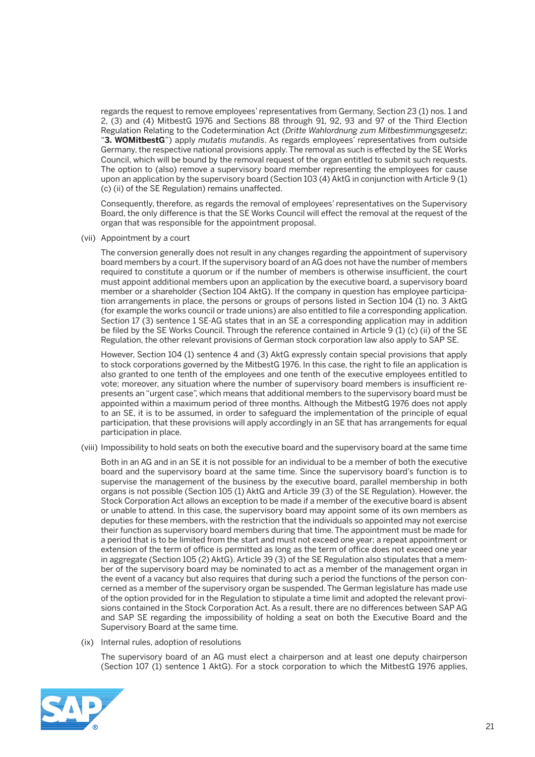regards the request to remove employees' representatives from Germany, Section 23 (1) nos. 1 and 2, (3) and (4) MitbestG 1976 and Sections 88 through 91, 92, 93 and 97 of the Third Election Regulation Relating to the Codetermination Act (*Dritte Wahlordnung zum Mitbestimmungsgesetz*; "**3. WOMitbestG**") apply *mutatis mutandis*. As regards employees' representatives from outside Germany, the respective national provisions apply. The removal as such is effected by the SE Works Council, which will be bound by the removal request of the organ entitled to submit such requests. The option to (also) remove a supervisory board member representing the employees for cause upon an application by the supervisory board (Section 103 (4) AktG in conjunction with Article 9 (1) (c) (ii) of the SE Regulation) remains unaffected.

Consequently, therefore, as regards the removal of employees' representatives on the Supervisory Board, the only difference is that the SE Works Council will effect the removal at the request of the organ that was responsible for the appointment proposal.

(vii) Appointment by a court

The conversion generally does not result in any changes regarding the appointment of supervisory board members by a court. If the supervisory board of an AG does not have the number of members required to constitute a quorum or if the number of members is otherwise insufficient, the court must appoint additional members upon an application by the executive board, a supervisory board member or a shareholder (Section 104 AktG). If the company in question has employee participation arrangements in place, the persons or groups of persons listed in Section 104 (1) no. 3 AktG (for example the works council or trade unions) are also entitled to file a corresponding application. Section 17 (3) sentence 1 SE-AG states that in an SE a corresponding application may in addition be filed by the SE Works Council. Through the reference contained in Article 9 (1) (c) (ii) of the SE Regulation, the other relevant provisions of German stock corporation law also apply to SAP SE.

However, Section 104 (1) sentence 4 and (3) AktG expressly contain special provisions that apply to stock corporations governed by the MitbestG 1976. In this case, the right to file an application is also granted to one tenth of the employees and one tenth of the executive employees entitled to vote; moreover, any situation where the number of supervisory board members is insufficient represents an "urgent case", which means that additional members to the supervisory board must be appointed within a maximum period of three months. Although the MitbestG 1976 does not apply to an SE, it is to be assumed, in order to safeguard the implementation of the principle of equal participation, that these provisions will apply accordingly in an SE that has arrangements for equal participation in place.

(viii) Impossibility to hold seats on both the executive board and the supervisory board at the same time

Both in an AG and in an SE it is not possible for an individual to be a member of both the executive board and the supervisory board at the same time. Since the supervisory board's function is to supervise the management of the business by the executive board, parallel membership in both organs is not possible (Section 105 (1) AktG and Article 39 (3) of the SE Regulation). However, the Stock Corporation Act allows an exception to be made if a member of the executive board is absent or unable to attend. In this case, the supervisory board may appoint some of its own members as deputies for these members, with the restriction that the individuals so appointed may not exercise their function as supervisory board members during that time. The appointment must be made for a period that is to be limited from the start and must not exceed one year; a repeat appointment or extension of the term of office is permitted as long as the term of office does not exceed one year in aggregate (Section 105 (2) AktG). Article 39 (3) of the SE Regulation also stipulates that a member of the supervisory board may be nominated to act as a member of the management organ in the event of a vacancy but also requires that during such a period the functions of the person concerned as a member of the supervisory organ be suspended. The German legislature has made use of the option provided for in the Regulation to stipulate a time limit and adopted the relevant provisions contained in the Stock Corporation Act. As a result, there are no differences between SAP AG and SAP SE regarding the impossibility of holding a seat on both the Executive Board and the Supervisory Board at the same time.

(ix) Internal rules, adoption of resolutions

The supervisory board of an AG must elect a chairperson and at least one deputy chairperson (Section 107 (1) sentence 1 AktG). For a stock corporation to which the MitbestG 1976 applies,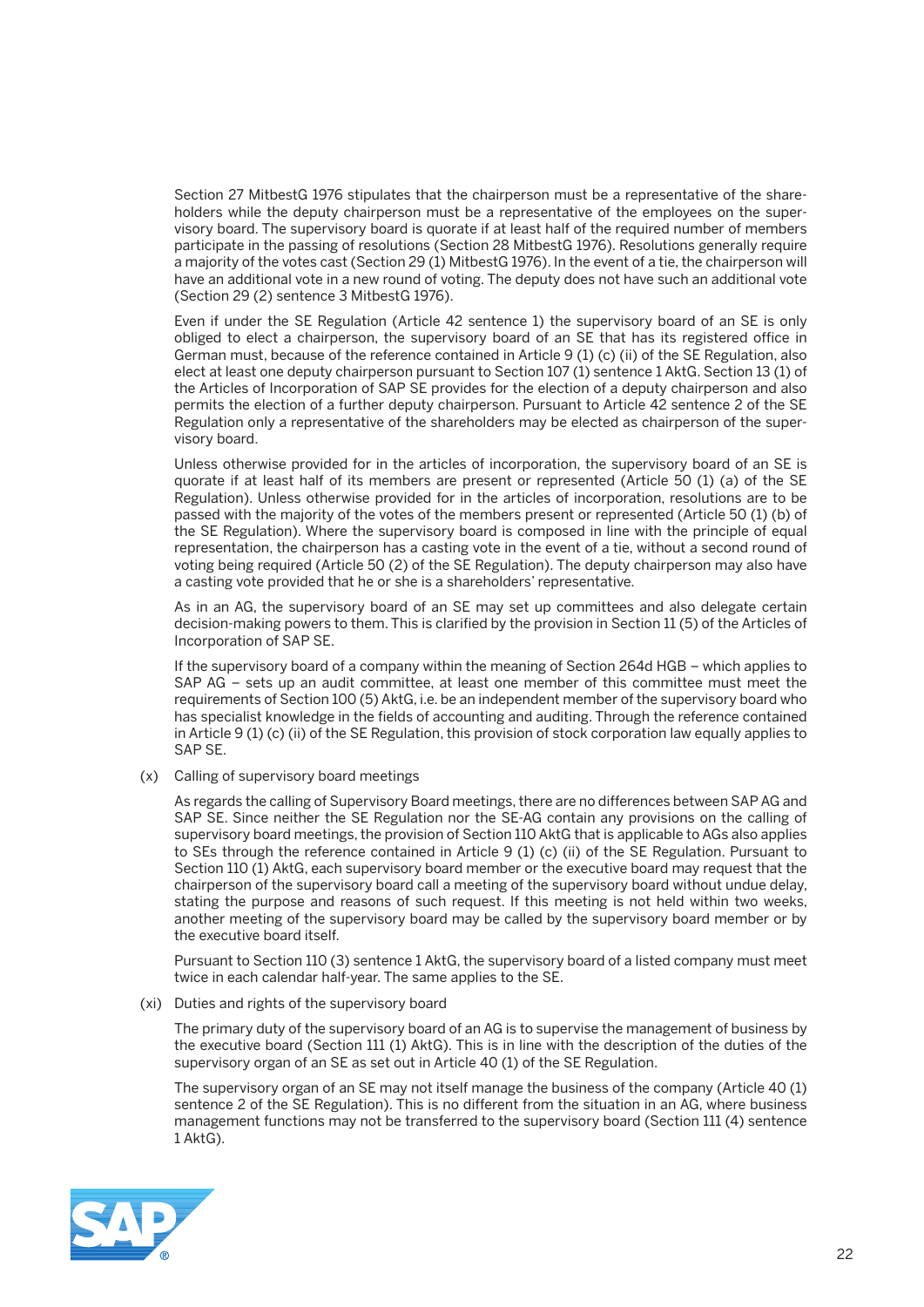Section 27 MitbestG 1976 stipulates that the chairperson must be a representative of the shareholders while the deputy chairperson must be a representative of the employees on the supervisory board. The supervisory board is quorate if at least half of the required number of members participate in the passing of resolutions (Section 28 MitbestG 1976). Resolutions generally require a majority of the votes cast (Section 29 (1) MitbestG 1976). In the event of a tie, the chairperson will have an additional vote in a new round of voting. The deputy does not have such an additional vote (Section 29 (2) sentence 3 MitbestG 1976).

Even if under the SE Regulation (Article 42 sentence 1) the supervisory board of an SE is only obliged to elect a chairperson, the supervisory board of an SE that has its registered office in German must, because of the reference contained in Article 9 (1) (c) (ii) of the SE Regulation, also elect at least one deputy chairperson pursuant to Section 107 (1) sentence 1 AktG. Section 13 (1) of the Articles of Incorporation of SAP SE provides for the election of a deputy chairperson and also permits the election of a further deputy chairperson. Pursuant to Article 42 sentence 2 of the SE Regulation only a representative of the shareholders may be elected as chairperson of the supervisory board.

Unless otherwise provided for in the articles of incorporation, the supervisory board of an SE is quorate if at least half of its members are present or represented (Article 50 (1) (a) of the SE Regulation). Unless otherwise provided for in the articles of incorporation, resolutions are to be passed with the majority of the votes of the members present or represented (Article 50 (1) (b) of the SE Regulation). Where the supervisory board is composed in line with the principle of equal representation, the chairperson has a casting vote in the event of a tie, without a second round of voting being required (Article 50 (2) of the SE Regulation). The deputy chairperson may also have a casting vote provided that he or she is a shareholders' representative.

As in an AG, the supervisory board of an SE may set up committees and also delegate certain decision-making powers to them. This is clarified by the provision in Section 11 (5) of the Articles of Incorporation of SAP SE.

If the supervisory board of a company within the meaning of Section 264d HGB – which applies to SAP AG – sets up an audit committee, at least one member of this committee must meet the requirements of Section 100 (5) AktG, i.e. be an independent member of the supervisory board who has specialist knowledge in the fields of accounting and auditing. Through the reference contained in Article 9 (1) (c) (ii) of the SE Regulation, this provision of stock corporation law equally applies to SAP SE.

(x) Calling of supervisory board meetings

As regards the calling of Supervisory Board meetings, there are no differences between SAP AG and SAP SE. Since neither the SE Regulation nor the SE-AG contain any provisions on the calling of supervisory board meetings, the provision of Section 110 AktG that is applicable to AGs also applies to SEs through the reference contained in Article 9 (1) (c) (ii) of the SE Regulation. Pursuant to Section 110 (1) AktG, each supervisory board member or the executive board may request that the chairperson of the supervisory board call a meeting of the supervisory board without undue delay, stating the purpose and reasons of such request. If this meeting is not held within two weeks, another meeting of the supervisory board may be called by the supervisory board member or by the executive board itself.

Pursuant to Section 110 (3) sentence 1 AktG, the supervisory board of a listed company must meet twice in each calendar half-year. The same applies to the SE.

(xi) Duties and rights of the supervisory board

The primary duty of the supervisory board of an AG is to supervise the management of business by the executive board (Section 111 (1) AktG). This is in line with the description of the duties of the supervisory organ of an SE as set out in Article 40 (1) of the SE Regulation.

The supervisory organ of an SE may not itself manage the business of the company (Article 40 (1) sentence 2 of the SE Regulation). This is no different from the situation in an AG, where business management functions may not be transferred to the supervisory board (Section 111 (4) sentence 1 AktG).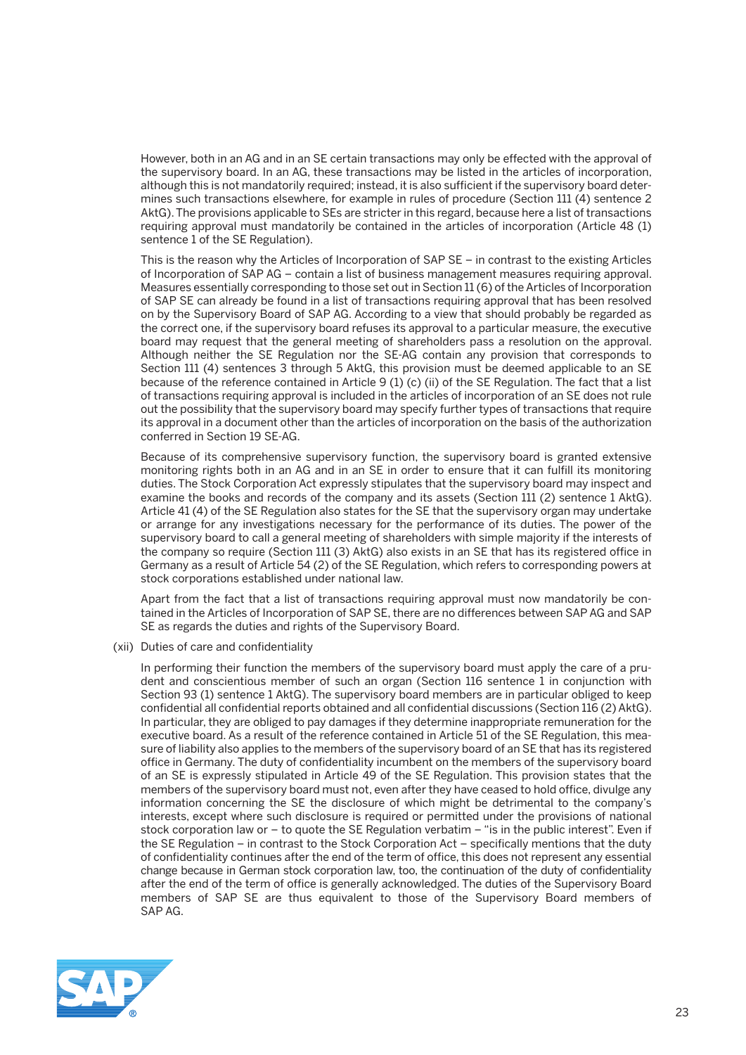However, both in an AG and in an SE certain transactions may only be effected with the approval of the supervisory board. In an AG, these transactions may be listed in the articles of incorporation, although this is not mandatorily required; instead, it is also sufficient if the supervisory board determines such transactions elsewhere, for example in rules of procedure (Section 111 (4) sentence 2 AktG). The provisions applicable to SEs are stricter in this regard, because here a list of transactions requiring approval must mandatorily be contained in the articles of incorporation (Article 48 (1) sentence 1 of the SE Regulation).

This is the reason why the Articles of Incorporation of SAP SE – in contrast to the existing Articles of Incorporation of SAP AG – contain a list of business management measures requiring approval. Measures essentially corresponding to those set out in Section 11 (6) of the Articles of Incorporation of SAP SE can already be found in a list of transactions requiring approval that has been resolved on by the Supervisory Board of SAP AG. According to a view that should probably be regarded as the correct one, if the supervisory board refuses its approval to a particular measure, the executive board may request that the general meeting of shareholders pass a resolution on the approval. Although neither the SE Regulation nor the SE-AG contain any provision that corresponds to Section 111 (4) sentences 3 through 5 AktG, this provision must be deemed applicable to an SE because of the reference contained in Article 9 (1) (c) (ii) of the SE Regulation. The fact that a list of transactions requiring approval is included in the articles of incorporation of an SE does not rule out the possibility that the supervisory board may specify further types of transactions that require its approval in a document other than the articles of incorporation on the basis of the authorization conferred in Section 19 SE-AG.

Because of its comprehensive supervisory function, the supervisory board is granted extensive monitoring rights both in an AG and in an SE in order to ensure that it can fulfill its monitoring duties. The Stock Corporation Act expressly stipulates that the supervisory board may inspect and examine the books and records of the company and its assets (Section 111 (2) sentence 1 AktG). Article 41 (4) of the SE Regulation also states for the SE that the supervisory organ may undertake or arrange for any investigations necessary for the performance of its duties. The power of the supervisory board to call a general meeting of shareholders with simple majority if the interests of the company so require (Section 111 (3) AktG) also exists in an SE that has its registered office in Germany as a result of Article 54 (2) of the SE Regulation, which refers to corresponding powers at stock corporations established under national law.

Apart from the fact that a list of transactions requiring approval must now mandatorily be contained in the Articles of Incorporation of SAP SE, there are no differences between SAP AG and SAP SE as regards the duties and rights of the Supervisory Board.

(xii) Duties of care and confidentiality

In performing their function the members of the supervisory board must apply the care of a prudent and conscientious member of such an organ (Section 116 sentence 1 in conjunction with Section 93 (1) sentence 1 AktG). The supervisory board members are in particular obliged to keep confidential all confidential reports obtained and all confidential discussions (Section 116 (2) AktG). In particular, they are obliged to pay damages if they determine inappropriate remuneration for the executive board. As a result of the reference contained in Article 51 of the SE Regulation, this measure of liability also applies to the members of the supervisory board of an SE that has its registered office in Germany. The duty of confidentiality incumbent on the members of the supervisory board of an SE is expressly stipulated in Article 49 of the SE Regulation. This provision states that the members of the supervisory board must not, even after they have ceased to hold office, divulge any information concerning the SE the disclosure of which might be detrimental to the company's interests, except where such disclosure is required or permitted under the provisions of national stock corporation law or – to quote the SE Regulation verbatim – "is in the public interest". Even if the SE Regulation – in contrast to the Stock Corporation Act – specifically mentions that the duty of confidentiality continues after the end of the term of office, this does not represent any essential change because in German stock corporation law, too, the continuation of the duty of confidentiality after the end of the term of office is generally acknowledged. The duties of the Supervisory Board members of SAP SE are thus equivalent to those of the Supervisory Board members of SAP AG.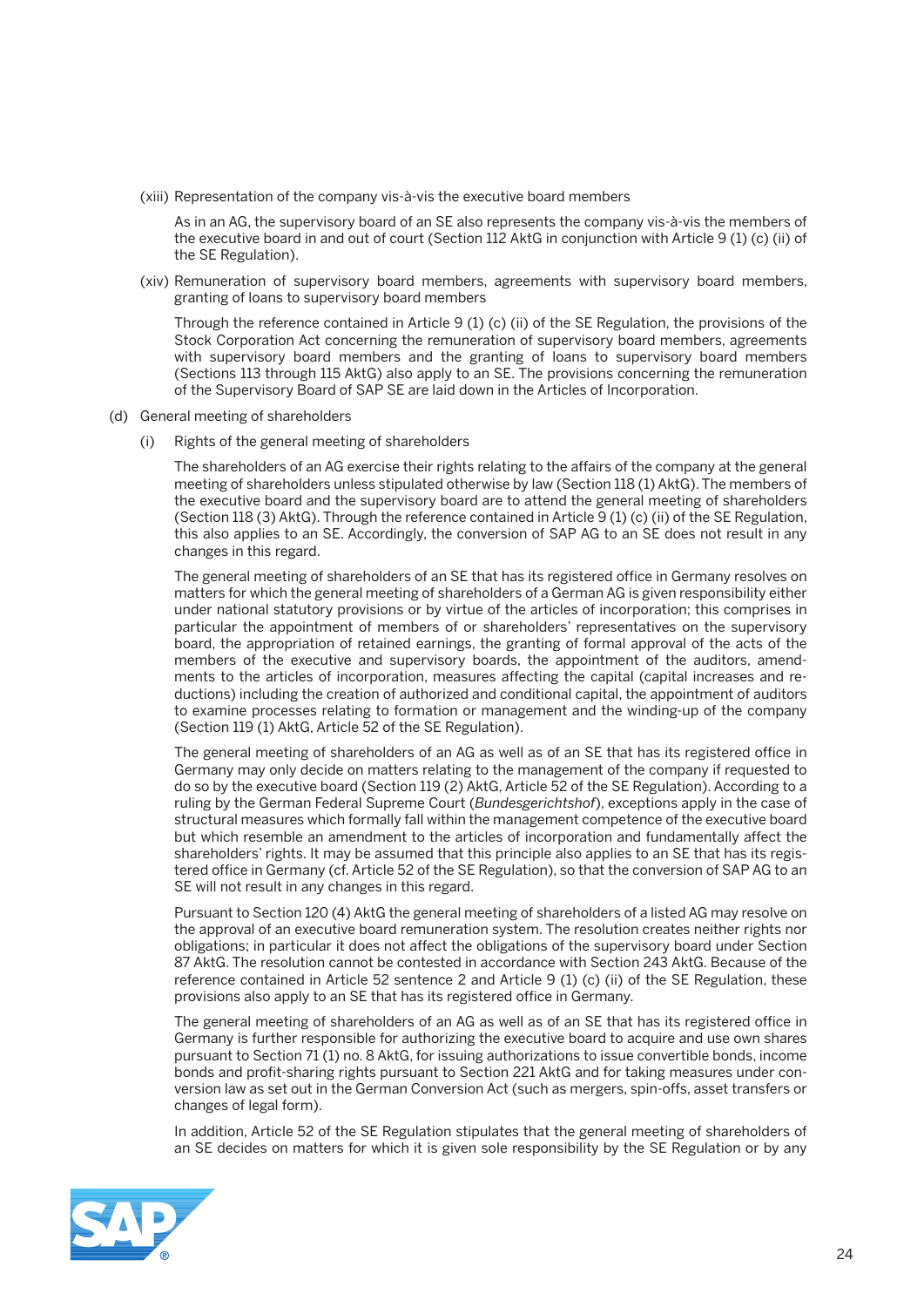(xiii) Representation of the company vis-à-vis the executive board members

As in an AG, the supervisory board of an SE also represents the company vis-à-vis the members of the executive board in and out of court (Section 112 AktG in conjunction with Article 9 (1) (c) (ii) of the SE Regulation).

(xiv) Remuneration of supervisory board members, agreements with supervisory board members, granting of loans to supervisory board members

Through the reference contained in Article 9 (1) (c) (ii) of the SE Regulation, the provisions of the Stock Corporation Act concerning the remuneration of supervisory board members, agreements with supervisory board members and the granting of loans to supervisory board members (Sections 113 through 115 AktG) also apply to an SE. The provisions concerning the remuneration of the Supervisory Board of SAP SE are laid down in the Articles of Incorporation.

(d) General meeting of shareholders

(i) Rights of the general meeting of shareholders

The shareholders of an AG exercise their rights relating to the affairs of the company at the general meeting of shareholders unless stipulated otherwise by law (Section 118 (1) AktG). The members of the executive board and the supervisory board are to attend the general meeting of shareholders (Section 118 (3) AktG). Through the reference contained in Article 9 (1) (c) (ii) of the SE Regulation, this also applies to an SE. Accordingly, the conversion of SAP AG to an SE does not result in any changes in this regard.

The general meeting of shareholders of an SE that has its registered office in Germany resolves on matters for which the general meeting of shareholders of a German AG is given responsibility either under national statutory provisions or by virtue of the articles of incorporation; this comprises in particular the appointment of members of or shareholders' representatives on the supervisory board, the appropriation of retained earnings, the granting of formal approval of the acts of the members of the executive and supervisory boards, the appointment of the auditors, amendments to the articles of incorporation, measures affecting the capital (capital increases and reductions) including the creation of authorized and conditional capital, the appointment of auditors to examine processes relating to formation or management and the winding-up of the company (Section 119 (1) AktG, Article 52 of the SE Regulation).

The general meeting of shareholders of an AG as well as of an SE that has its registered office in Germany may only decide on matters relating to the management of the company if requested to do so by the executive board (Section 119 (2) AktG, Article 52 of the SE Regulation). According to a ruling by the German Federal Supreme Court (*Bundesgerichtshof*), exceptions apply in the case of structural measures which formally fall within the management competence of the executive board but which resemble an amendment to the articles of incorporation and fundamentally affect the shareholders' rights. It may be assumed that this principle also applies to an SE that has its registered office in Germany (cf. Article 52 of the SE Regulation), so that the conversion of SAP AG to an SE will not result in any changes in this regard.

Pursuant to Section 120 (4) AktG the general meeting of shareholders of a listed AG may resolve on the approval of an executive board remuneration system. The resolution creates neither rights nor obligations; in particular it does not affect the obligations of the supervisory board under Section 87 AktG. The resolution cannot be contested in accordance with Section 243 AktG. Because of the reference contained in Article 52 sentence 2 and Article 9 (1) (c) (ii) of the SE Regulation, these provisions also apply to an SE that has its registered office in Germany.

The general meeting of shareholders of an AG as well as of an SE that has its registered office in Germany is further responsible for authorizing the executive board to acquire and use own shares pursuant to Section 71 (1) no. 8 AktG, for issuing authorizations to issue convertible bonds, income bonds and profit-sharing rights pursuant to Section 221 AktG and for taking measures under conversion law as set out in the German Conversion Act (such as mergers, spin-offs, asset transfers or changes of legal form).

In addition, Article 52 of the SE Regulation stipulates that the general meeting of shareholders of an SE decides on matters for which it is given sole responsibility by the SE Regulation or by any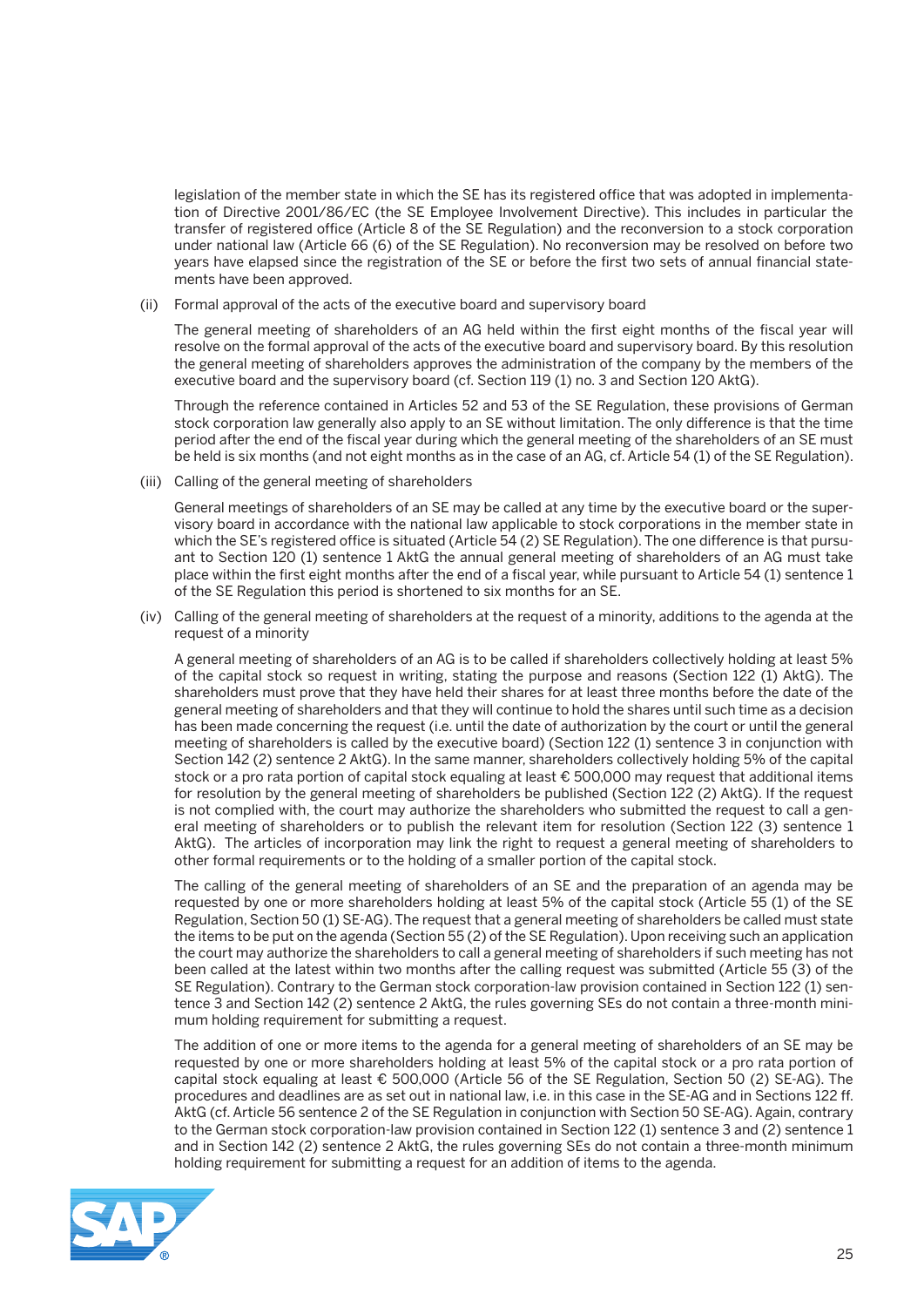legislation of the member state in which the SE has its registered office that was adopted in implementation of Directive 2001/86/EC (the SE Employee Involvement Directive). This includes in particular the transfer of registered office (Article 8 of the SE Regulation) and the reconversion to a stock corporation under national law (Article 66 (6) of the SE Regulation). No reconversion may be resolved on before two years have elapsed since the registration of the SE or before the first two sets of annual financial statements have been approved.

(ii) Formal approval of the acts of the executive board and supervisory board

The general meeting of shareholders of an AG held within the first eight months of the fiscal year will resolve on the formal approval of the acts of the executive board and supervisory board. By this resolution the general meeting of shareholders approves the administration of the company by the members of the executive board and the supervisory board (cf. Section 119 (1) no. 3 and Section 120 AktG).

Through the reference contained in Articles 52 and 53 of the SE Regulation, these provisions of German stock corporation law generally also apply to an SE without limitation. The only difference is that the time period after the end of the fiscal year during which the general meeting of the shareholders of an SE must be held is six months (and not eight months as in the case of an AG, cf. Article 54 (1) of the SE Regulation).

(iii) Calling of the general meeting of shareholders

General meetings of shareholders of an SE may be called at any time by the executive board or the supervisory board in accordance with the national law applicable to stock corporations in the member state in which the SE's registered office is situated (Article 54 (2) SE Regulation). The one difference is that pursuant to Section 120 (1) sentence 1 AktG the annual general meeting of shareholders of an AG must take place within the first eight months after the end of a fiscal year, while pursuant to Article 54 (1) sentence 1 of the SE Regulation this period is shortened to six months for an SE.

(iv) Calling of the general meeting of shareholders at the request of a minority, additions to the agenda at the request of a minority

A general meeting of shareholders of an AG is to be called if shareholders collectively holding at least 5% of the capital stock so request in writing, stating the purpose and reasons (Section 122 (1) AktG). The shareholders must prove that they have held their shares for at least three months before the date of the general meeting of shareholders and that they will continue to hold the shares until such time as a decision has been made concerning the request (i.e. until the date of authorization by the court or until the general meeting of shareholders is called by the executive board) (Section 122 (1) sentence 3 in conjunction with Section 142 (2) sentence 2 AktG). In the same manner, shareholders collectively holding 5% of the capital stock or a pro rata portion of capital stock equaling at least € 500,000 may request that additional items for resolution by the general meeting of shareholders be published (Section 122 (2) AktG). If the request is not complied with, the court may authorize the shareholders who submitted the request to call a general meeting of shareholders or to publish the relevant item for resolution (Section 122 (3) sentence 1 AktG). The articles of incorporation may link the right to request a general meeting of shareholders to other formal requirements or to the holding of a smaller portion of the capital stock.

The calling of the general meeting of shareholders of an SE and the preparation of an agenda may be requested by one or more shareholders holding at least 5% of the capital stock (Article 55 (1) of the SE Regulation, Section 50 (1) SE-AG). The request that a general meeting of shareholders be called must state the items to be put on the agenda (Section 55 (2) of the SE Regulation). Upon receiving such an application the court may authorize the shareholders to call a general meeting of shareholders if such meeting has not been called at the latest within two months after the calling request was submitted (Article 55 (3) of the SE Regulation). Contrary to the German stock corporation-law provision contained in Section 122 (1) sentence 3 and Section 142 (2) sentence 2 AktG, the rules governing SEs do not contain a three-month minimum holding requirement for submitting a request.

The addition of one or more items to the agenda for a general meeting of shareholders of an SE may be requested by one or more shareholders holding at least 5% of the capital stock or a pro rata portion of capital stock equaling at least € 500,000 (Article 56 of the SE Regulation, Section 50 (2) SE-AG). The procedures and deadlines are as set out in national law, i.e. in this case in the SE-AG and in Sections 122 ff. AktG (cf. Article 56 sentence 2 of the SE Regulation in conjunction with Section 50 SE-AG). Again, contrary to the German stock corporation-law provision contained in Section 122 (1) sentence 3 and (2) sentence 1 and in Section 142 (2) sentence 2 AktG, the rules governing SEs do not contain a three-month minimum holding requirement for submitting a request for an addition of items to the agenda.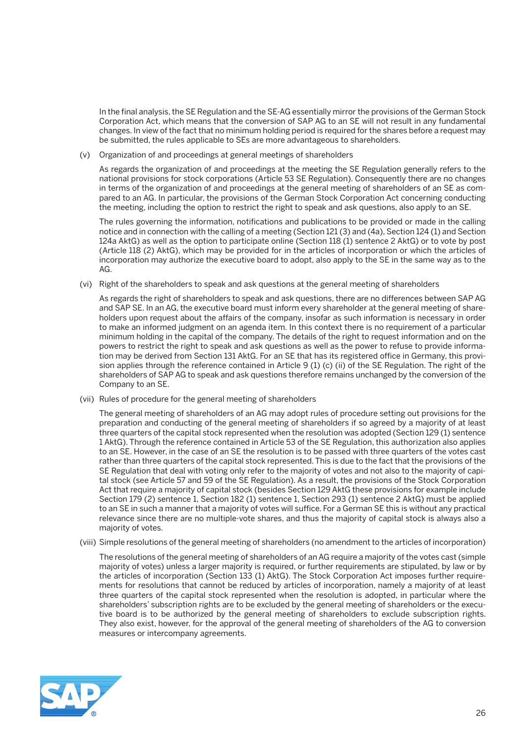In the final analysis, the SE Regulation and the SE-AG essentially mirror the provisions of the German Stock Corporation Act, which means that the conversion of SAP AG to an SE will not result in any fundamental changes. In view of the fact that no minimum holding period is required for the shares before a request may be submitted, the rules applicable to SEs are more advantageous to shareholders.

(v) Organization of and proceedings at general meetings of shareholders

As regards the organization of and proceedings at the meeting the SE Regulation generally refers to the national provisions for stock corporations (Article 53 SE Regulation). Consequently there are no changes in terms of the organization of and proceedings at the general meeting of shareholders of an SE as compared to an AG. In particular, the provisions of the German Stock Corporation Act concerning conducting the meeting, including the option to restrict the right to speak and ask questions, also apply to an SE.

The rules governing the information, notifications and publications to be provided or made in the calling notice and in connection with the calling of a meeting (Section 121 (3) and (4a), Section 124 (1) and Section 124a AktG) as well as the option to participate online (Section 118 (1) sentence 2 AktG) or to vote by post (Article 118 (2) AktG), which may be provided for in the articles of incorporation or which the articles of incorporation may authorize the executive board to adopt, also apply to the SE in the same way as to the AG.

(vi) Right of the shareholders to speak and ask questions at the general meeting of shareholders

As regards the right of shareholders to speak and ask questions, there are no differences between SAP AG and SAP SE. In an AG, the executive board must inform every shareholder at the general meeting of shareholders upon request about the affairs of the company, insofar as such information is necessary in order to make an informed judgment on an agenda item. In this context there is no requirement of a particular minimum holding in the capital of the company. The details of the right to request information and on the powers to restrict the right to speak and ask questions as well as the power to refuse to provide information may be derived from Section 131 AktG. For an SE that has its registered office in Germany, this provision applies through the reference contained in Article 9 (1) (c) (ii) of the SE Regulation. The right of the shareholders of SAP AG to speak and ask questions therefore remains unchanged by the conversion of the Company to an SE.

(vii) Rules of procedure for the general meeting of shareholders

The general meeting of shareholders of an AG may adopt rules of procedure setting out provisions for the preparation and conducting of the general meeting of shareholders if so agreed by a majority of at least three quarters of the capital stock represented when the resolution was adopted (Section 129 (1) sentence 1 AktG). Through the reference contained in Article 53 of the SE Regulation, this authorization also applies to an SE. However, in the case of an SE the resolution is to be passed with three quarters of the votes cast rather than three quarters of the capital stock represented. This is due to the fact that the provisions of the SE Regulation that deal with voting only refer to the majority of votes and not also to the majority of capital stock (see Article 57 and 59 of the SE Regulation). As a result, the provisions of the Stock Corporation Act that require a majority of capital stock (besides Section 129 AktG these provisions for example include Section 179 (2) sentence 1, Section 182 (1) sentence 1, Section 293 (1) sentence 2 AktG) must be applied to an SE in such a manner that a majority of votes will suffice. For a German SE this is without any practical relevance since there are no multiple-vote shares, and thus the majority of capital stock is always also a majority of votes.

(viii) Simple resolutions of the general meeting of shareholders (no amendment to the articles of incorporation)

The resolutions of the general meeting of shareholders of an AG require a majority of the votes cast (simple majority of votes) unless a larger majority is required, or further requirements are stipulated, by law or by the articles of incorporation (Section 133 (1) AktG). The Stock Corporation Act imposes further requirements for resolutions that cannot be reduced by articles of incorporation, namely a majority of at least three quarters of the capital stock represented when the resolution is adopted, in particular where the shareholders' subscription rights are to be excluded by the general meeting of shareholders or the executive board is to be authorized by the general meeting of shareholders to exclude subscription rights. They also exist, however, for the approval of the general meeting of shareholders of the AG to conversion measures or intercompany agreements.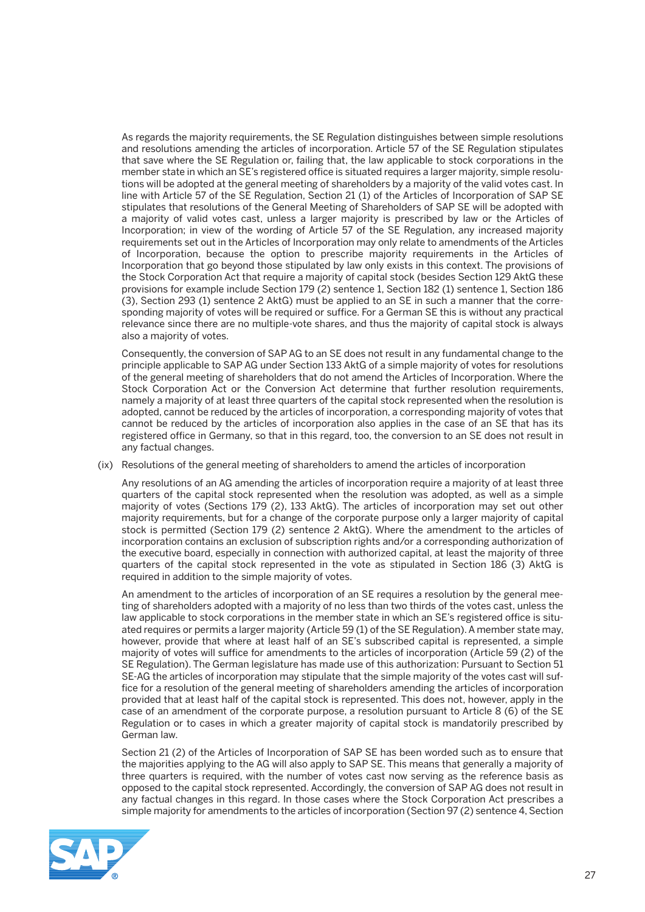As regards the majority requirements, the SE Regulation distinguishes between simple resolutions and resolutions amending the articles of incorporation. Article 57 of the SE Regulation stipulates that save where the SE Regulation or, failing that, the law applicable to stock corporations in the member state in which an SE's registered office is situated requires a larger majority, simple resolutions will be adopted at the general meeting of shareholders by a majority of the valid votes cast. In line with Article 57 of the SE Regulation, Section 21 (1) of the Articles of Incorporation of SAP SE stipulates that resolutions of the General Meeting of Shareholders of SAP SE will be adopted with a majority of valid votes cast, unless a larger majority is prescribed by law or the Articles of Incorporation; in view of the wording of Article 57 of the SE Regulation, any increased majority requirements set out in the Articles of Incorporation may only relate to amendments of the Articles of Incorporation, because the option to prescribe majority requirements in the Articles of Incorporation that go beyond those stipulated by law only exists in this context. The provisions of the Stock Corporation Act that require a majority of capital stock (besides Section 129 AktG these provisions for example include Section 179 (2) sentence 1, Section 182 (1) sentence 1, Section 186 (3), Section 293 (1) sentence 2 AktG) must be applied to an SE in such a manner that the corresponding majority of votes will be required or suffice. For a German SE this is without any practical relevance since there are no multiple-vote shares, and thus the majority of capital stock is always also a majority of votes.

Consequently, the conversion of SAP AG to an SE does not result in any fundamental change to the principle applicable to SAP AG under Section 133 AktG of a simple majority of votes for resolutions of the general meeting of shareholders that do not amend the Articles of Incorporation. Where the Stock Corporation Act or the Conversion Act determine that further resolution requirements, namely a majority of at least three quarters of the capital stock represented when the resolution is adopted, cannot be reduced by the articles of incorporation, a corresponding majority of votes that cannot be reduced by the articles of incorporation also applies in the case of an SE that has its registered office in Germany, so that in this regard, too, the conversion to an SE does not result in any factual changes.

(ix) Resolutions of the general meeting of shareholders to amend the articles of incorporation

Any resolutions of an AG amending the articles of incorporation require a majority of at least three quarters of the capital stock represented when the resolution was adopted, as well as a simple majority of votes (Sections 179 (2), 133 AktG). The articles of incorporation may set out other majority requirements, but for a change of the corporate purpose only a larger majority of capital stock is permitted (Section 179 (2) sentence 2 AktG). Where the amendment to the articles of incorporation contains an exclusion of subscription rights and/or a corresponding authorization of the executive board, especially in connection with authorized capital, at least the majority of three quarters of the capital stock represented in the vote as stipulated in Section 186 (3) AktG is required in addition to the simple majority of votes.

An amendment to the articles of incorporation of an SE requires a resolution by the general meeting of shareholders adopted with a majority of no less than two thirds of the votes cast, unless the law applicable to stock corporations in the member state in which an SE's registered office is situated requires or permits a larger majority (Article 59 (1) of the SE Regulation). A member state may, however, provide that where at least half of an SE's subscribed capital is represented, a simple majority of votes will suffice for amendments to the articles of incorporation (Article 59 (2) of the SE Regulation). The German legislature has made use of this authorization: Pursuant to Section 51 SE-AG the articles of incorporation may stipulate that the simple majority of the votes cast will suffice for a resolution of the general meeting of shareholders amending the articles of incorporation provided that at least half of the capital stock is represented. This does not, however, apply in the case of an amendment of the corporate purpose, a resolution pursuant to Article 8 (6) of the SE Regulation or to cases in which a greater majority of capital stock is mandatorily prescribed by German law.

Section 21 (2) of the Articles of Incorporation of SAP SE has been worded such as to ensure that the majorities applying to the AG will also apply to SAP SE. This means that generally a majority of three quarters is required, with the number of votes cast now serving as the reference basis as opposed to the capital stock represented. Accordingly, the conversion of SAP AG does not result in any factual changes in this regard. In those cases where the Stock Corporation Act prescribes a simple majority for amendments to the articles of incorporation (Section 97 (2) sentence 4, Section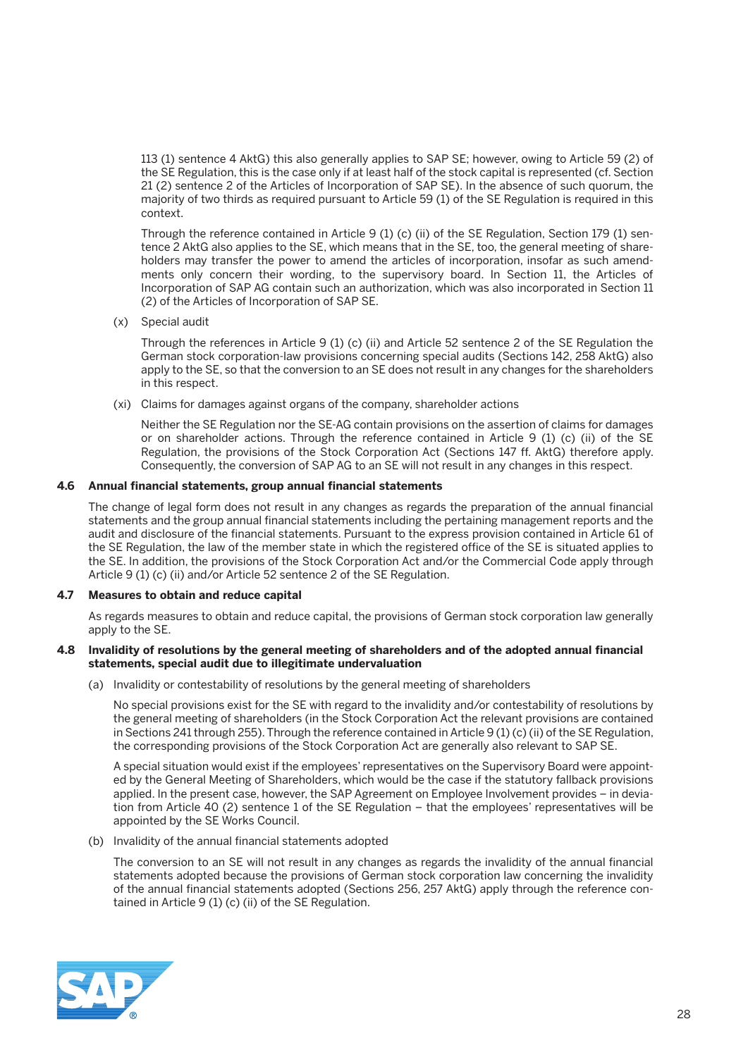113 (1) sentence 4 AktG) this also generally applies to SAP SE; however, owing to Article 59 (2) of the SE Regulation, this is the case only if at least half of the stock capital is represented (cf. Section 21 (2) sentence 2 of the Articles of Incorporation of SAP SE). In the absence of such quorum, the majority of two thirds as required pursuant to Article 59 (1) of the SE Regulation is required in this context.

Through the reference contained in Article 9 (1) (c) (ii) of the SE Regulation, Section 179 (1) sentence 2 AktG also applies to the SE, which means that in the SE, too, the general meeting of shareholders may transfer the power to amend the articles of incorporation, insofar as such amendments only concern their wording, to the supervisory board. In Section 11, the Articles of Incorporation of SAP AG contain such an authorization, which was also incorporated in Section 11 (2) of the Articles of Incorporation of SAP SE.

(x) Special audit

Through the references in Article 9 (1) (c) (ii) and Article 52 sentence 2 of the SE Regulation the German stock corporation-law provisions concerning special audits (Sections 142, 258 AktG) also apply to the SE, so that the conversion to an SE does not result in any changes for the shareholders in this respect.

(xi) Claims for damages against organs of the company, shareholder actions

Neither the SE Regulation nor the SE-AG contain provisions on the assertion of claims for damages or on shareholder actions. Through the reference contained in Article 9 (1) (c) (ii) of the SE Regulation, the provisions of the Stock Corporation Act (Sections 147 ff. AktG) therefore apply. Consequently, the conversion of SAP AG to an SE will not result in any changes in this respect.

### 4.6 Annual financial statements, group annual financial statements

The change of legal form does not result in any changes as regards the preparation of the annual financial statements and the group annual financial statements including the pertaining management reports and the audit and disclosure of the financial statements. Pursuant to the express provision contained in Article 61 of the SE Regulation, the law of the member state in which the registered office of the SE is situated applies to the SE. In addition, the provisions of the Stock Corporation Act and/or the Commercial Code apply through Article 9 (1) (c) (ii) and/or Article 52 sentence 2 of the SE Regulation.

### 4.7 Measures to obtain and reduce capital

As regards measures to obtain and reduce capital, the provisions of German stock corporation law generally apply to the SE.

### 4.8 Invalidity of resolutions by the general meeting of shareholders and of the adopted annual financial statements, special audit due to illegitimate undervaluation

(a) Invalidity or contestability of resolutions by the general meeting of shareholders

No special provisions exist for the SE with regard to the invalidity and/or contestability of resolutions by the general meeting of shareholders (in the Stock Corporation Act the relevant provisions are contained in Sections 241 through 255). Through the reference contained in Article 9 (1) (c) (ii) of the SE Regulation, the corresponding provisions of the Stock Corporation Act are generally also relevant to SAP SE.

A special situation would exist if the employees' representatives on the Supervisory Board were appointed by the General Meeting of Shareholders, which would be the case if the statutory fallback provisions applied. In the present case, however, the SAP Agreement on Employee Involvement provides – in deviation from Article 40 (2) sentence 1 of the SE Regulation – that the employees' representatives will be appointed by the SE Works Council.

(b) Invalidity of the annual financial statements adopted

The conversion to an SE will not result in any changes as regards the invalidity of the annual financial statements adopted because the provisions of German stock corporation law concerning the invalidity of the annual financial statements adopted (Sections 256, 257 AktG) apply through the reference contained in Article 9 (1) (c) (ii) of the SE Regulation.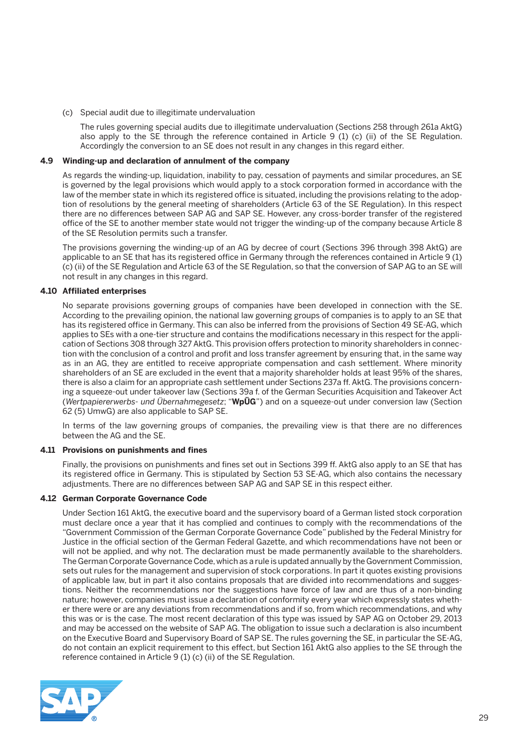(c) Special audit due to illegitimate undervaluation

The rules governing special audits due to illegitimate undervaluation (Sections 258 through 261a AktG) also apply to the SE through the reference contained in Article 9 (1) (c) (ii) of the SE Regulation. Accordingly the conversion to an SE does not result in any changes in this regard either.

### 4.9 Winding-up and declaration of annulment of the company

As regards the winding-up, liquidation, inability to pay, cessation of payments and similar procedures, an SE is governed by the legal provisions which would apply to a stock corporation formed in accordance with the law of the member state in which its registered office is situated, including the provisions relating to the adoption of resolutions by the general meeting of shareholders (Article 63 of the SE Regulation). In this respect there are no differences between SAP AG and SAP SE. However, any cross-border transfer of the registered office of the SE to another member state would not trigger the winding-up of the company because Article 8 of the SE Resolution permits such a transfer.

The provisions governing the winding-up of an AG by decree of court (Sections 396 through 398 AktG) are applicable to an SE that has its registered office in Germany through the references contained in Article 9 (1) (c) (ii) of the SE Regulation and Article 63 of the SE Regulation, so that the conversion of SAP AG to an SE will not result in any changes in this regard.

### 4.10 Affiliated enterprises

No separate provisions governing groups of companies have been developed in connection with the SE. According to the prevailing opinion, the national law governing groups of companies is to apply to an SE that has its registered office in Germany. This can also be inferred from the provisions of Section 49 SE-AG, which applies to SEs with a one-tier structure and contains the modifications necessary in this respect for the application of Sections 308 through 327 AktG. This provision offers protection to minority shareholders in connection with the conclusion of a control and profit and loss transfer agreement by ensuring that, in the same way as in an AG, they are entitled to receive appropriate compensation and cash settlement. Where minority shareholders of an SE are excluded in the event that a majority shareholder holds at least 95% of the shares, there is also a claim for an appropriate cash settlement under Sections 237a ff. AktG. The provisions concerning a squeeze-out under takeover law (Sections 39a f. of the German Securities Acquisition and Takeover Act (*Wertpapiererwerbs- und Übernahmegesetz*; "**WpÜG**") and on a squeeze-out under conversion law (Section 62 (5) UmwG) are also applicable to SAP SE.

In terms of the law governing groups of companies, the prevailing view is that there are no differences between the AG and the SE.

### 4.11 Provisions on punishments and fines

Finally, the provisions on punishments and fines set out in Sections 399 ff. AktG also apply to an SE that has its registered office in Germany. This is stipulated by Section 53 SE-AG, which also contains the necessary adjustments. There are no differences between SAP AG and SAP SE in this respect either.

### 4.12 German Corporate Governance Code

Under Section 161 AktG, the executive board and the supervisory board of a German listed stock corporation must declare once a year that it has complied and continues to comply with the recommendations of the "Government Commission of the German Corporate Governance Code" published by the Federal Ministry for Justice in the official section of the German Federal Gazette, and which recommendations have not been or will not be applied, and why not. The declaration must be made permanently available to the shareholders. The German Corporate Governance Code, which as a rule is updated annually by the Government Commission, sets out rules for the management and supervision of stock corporations. In part it quotes existing provisions of applicable law, but in part it also contains proposals that are divided into recommendations and suggestions. Neither the recommendations nor the suggestions have force of law and are thus of a non-binding nature; however, companies must issue a declaration of conformity every year which expressly states whether there were or are any deviations from recommendations and if so, from which recommendations, and why this was or is the case. The most recent declaration of this type was issued by SAP AG on October 29, 2013 and may be accessed on the website of SAP AG. The obligation to issue such a declaration is also incumbent on the Executive Board and Supervisory Board of SAP SE. The rules governing the SE, in particular the SE-AG, do not contain an explicit requirement to this effect, but Section 161 AktG also applies to the SE through the reference contained in Article 9 (1) (c) (ii) of the SE Regulation.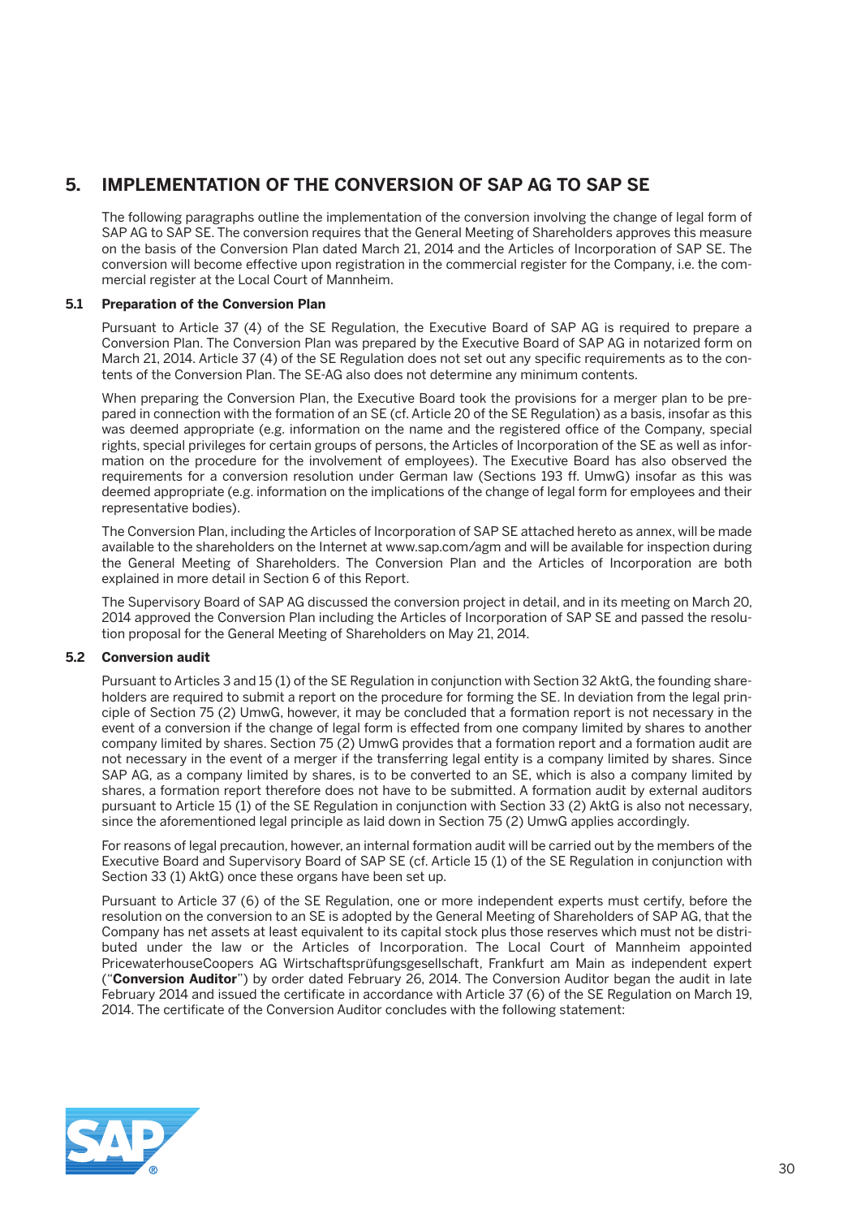# 5. IMPLEMENTATION OF THE CONVERSION OF SAP AG TO SAP SE

The following paragraphs outline the implementation of the conversion involving the change of legal form of SAP AG to SAP SE. The conversion requires that the General Meeting of Shareholders approves this measure on the basis of the Conversion Plan dated March 21, 2014 and the Articles of Incorporation of SAP SE. The conversion will become effective upon registration in the commercial register for the Company, i.e. the commercial register at the Local Court of Mannheim.

## 5.1 Preparation of the Conversion Plan

Pursuant to Article 37 (4) of the SE Regulation, the Executive Board of SAP AG is required to prepare a Conversion Plan. The Conversion Plan was prepared by the Executive Board of SAP AG in notarized form on March 21, 2014. Article 37 (4) of the SE Regulation does not set out any specific requirements as to the contents of the Conversion Plan. The SE-AG also does not determine any minimum contents.

When preparing the Conversion Plan, the Executive Board took the provisions for a merger plan to be prepared in connection with the formation of an SE (cf. Article 20 of the SE Regulation) as a basis, insofar as this was deemed appropriate (e.g. information on the name and the registered office of the Company, special rights, special privileges for certain groups of persons, the Articles of Incorporation of the SE as well as information on the procedure for the involvement of employees). The Executive Board has also observed the requirements for a conversion resolution under German law (Sections 193 ff. UmwG) insofar as this was deemed appropriate (e.g. information on the implications of the change of legal form for employees and their representative bodies).

The Conversion Plan, including the Articles of Incorporation of SAP SE attached hereto as annex, will be made available to the shareholders on the Internet at www.sap.com/agm and will be available for inspection during the General Meeting of Shareholders. The Conversion Plan and the Articles of Incorporation are both explained in more detail in Section 6 of this Report.

The Supervisory Board of SAP AG discussed the conversion project in detail, and in its meeting on March 20, 2014 approved the Conversion Plan including the Articles of Incorporation of SAP SE and passed the resolution proposal for the General Meeting of Shareholders on May 21, 2014.

## 5.2 Conversion audit

Pursuant to Articles 3 and 15 (1) of the SE Regulation in conjunction with Section 32 AktG, the founding shareholders are required to submit a report on the procedure for forming the SE. In deviation from the legal principle of Section 75 (2) UmwG, however, it may be concluded that a formation report is not necessary in the event of a conversion if the change of legal form is effected from one company limited by shares to another company limited by shares. Section 75 (2) UmwG provides that a formation report and a formation audit are not necessary in the event of a merger if the transferring legal entity is a company limited by shares. Since SAP AG, as a company limited by shares, is to be converted to an SE, which is also a company limited by shares, a formation report therefore does not have to be submitted. A formation audit by external auditors pursuant to Article 15 (1) of the SE Regulation in conjunction with Section 33 (2) AktG is also not necessary, since the aforementioned legal principle as laid down in Section 75 (2) UmwG applies accordingly.

For reasons of legal precaution, however, an internal formation audit will be carried out by the members of the Executive Board and Supervisory Board of SAP SE (cf. Article 15 (1) of the SE Regulation in conjunction with Section 33 (1) AktG) once these organs have been set up.

Pursuant to Article 37 (6) of the SE Regulation, one or more independent experts must certify, before the resolution on the conversion to an SE is adopted by the General Meeting of Shareholders of SAP AG, that the Company has net assets at least equivalent to its capital stock plus those reserves which must not be distributed under the law or the Articles of Incorporation. The Local Court of Mannheim appointed PricewaterhouseCoopers AG Wirtschaftsprüfungsgesellschaft, Frankfurt am Main as independent expert ("**Conversion Auditor**") by order dated February 26, 2014. The Conversion Auditor began the audit in late February 2014 and issued the certificate in accordance with Article 37 (6) of the SE Regulation on March 19, 2014. The certificate of the Conversion Auditor concludes with the following statement: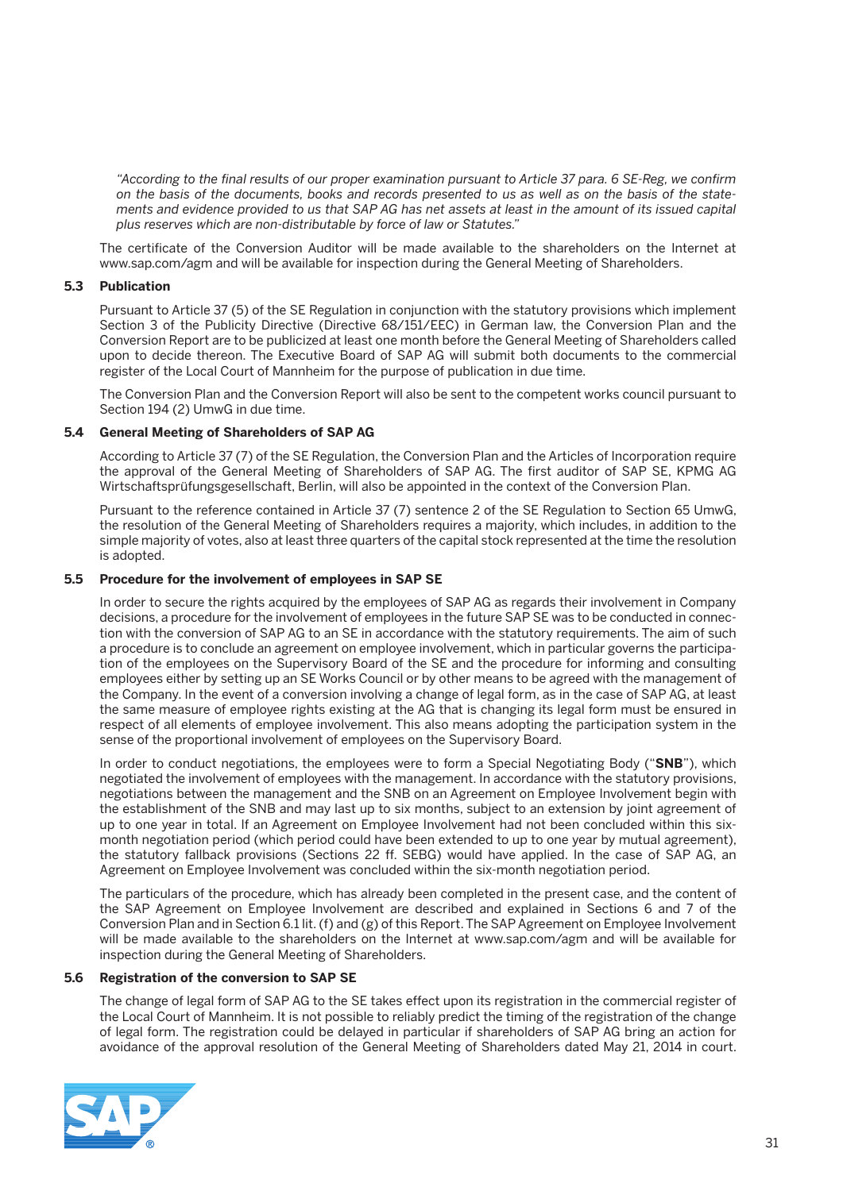*"According to the final results of our proper examination pursuant to Article 37 para. 6 SE-Reg, we confirm on the basis of the documents, books and records presented to us as well as on the basis of the statements and evidence provided to us that SAP AG has net assets at least in the amount of its issued capital plus reserves which are non-distributable by force of law or Statutes."*

The certificate of the Conversion Auditor will be made available to the shareholders on the Internet at www.sap.com/agm and will be available for inspection during the General Meeting of Shareholders.

### 5.3 Publication

Pursuant to Article 37 (5) of the SE Regulation in conjunction with the statutory provisions which implement Section 3 of the Publicity Directive (Directive 68/151/EEC) in German law, the Conversion Plan and the Conversion Report are to be publicized at least one month before the General Meeting of Shareholders called upon to decide thereon. The Executive Board of SAP AG will submit both documents to the commercial register of the Local Court of Mannheim for the purpose of publication in due time.

The Conversion Plan and the Conversion Report will also be sent to the competent works council pursuant to Section 194 (2) UmwG in due time.

### 5.4 General Meeting of Shareholders of SAP AG

According to Article 37 (7) of the SE Regulation, the Conversion Plan and the Articles of Incorporation require the approval of the General Meeting of Shareholders of SAP AG. The first auditor of SAP SE, KPMG AG Wirtschaftsprüfungsgesellschaft, Berlin, will also be appointed in the context of the Conversion Plan.

Pursuant to the reference contained in Article 37 (7) sentence 2 of the SE Regulation to Section 65 UmwG, the resolution of the General Meeting of Shareholders requires a majority, which includes, in addition to the simple majority of votes, also at least three quarters of the capital stock represented at the time the resolution is adopted.

### 5.5 Procedure for the involvement of employees in SAP SE

In order to secure the rights acquired by the employees of SAP AG as regards their involvement in Company decisions, a procedure for the involvement of employees in the future SAP SE was to be conducted in connection with the conversion of SAP AG to an SE in accordance with the statutory requirements. The aim of such a procedure is to conclude an agreement on employee involvement, which in particular governs the participation of the employees on the Supervisory Board of the SE and the procedure for informing and consulting employees either by setting up an SE Works Council or by other means to be agreed with the management of the Company. In the event of a conversion involving a change of legal form, as in the case of SAP AG, at least the same measure of employee rights existing at the AG that is changing its legal form must be ensured in respect of all elements of employee involvement. This also means adopting the participation system in the sense of the proportional involvement of employees on the Supervisory Board.

In order to conduct negotiations, the employees were to form a Special Negotiating Body ("**SNB**"), which negotiated the involvement of employees with the management. In accordance with the statutory provisions, negotiations between the management and the SNB on an Agreement on Employee Involvement begin with the establishment of the SNB and may last up to six months, subject to an extension by joint agreement of up to one year in total. If an Agreement on Employee Involvement had not been concluded within this six-month negotiation period (which period could have been extended to up to one year by mutual agreement), the statutory fallback provisions (Sections 22 ff. SEBG) would have applied. In the case of SAP AG, an Agreement on Employee Involvement was concluded within the six-month negotiation period.

The particulars of the procedure, which has already been completed in the present case, and the content of the SAP Agreement on Employee Involvement are described and explained in Sections 6 and 7 of the Conversion Plan and in Section 6.1 lit. (f) and (g) of this Report. The SAP Agreement on Employee Involvement will be made available to the shareholders on the Internet at www.sap.com/agm and will be available for inspection during the General Meeting of Shareholders.

### 5.6 Registration of the conversion to SAP SE

The change of legal form of SAP AG to the SE takes effect upon its registration in the commercial register of the Local Court of Mannheim. It is not possible to reliably predict the timing of the registration of the change of legal form. The registration could be delayed in particular if shareholders of SAP AG bring an action for avoidance of the approval resolution of the General Meeting of Shareholders dated May 21, 2014 in court.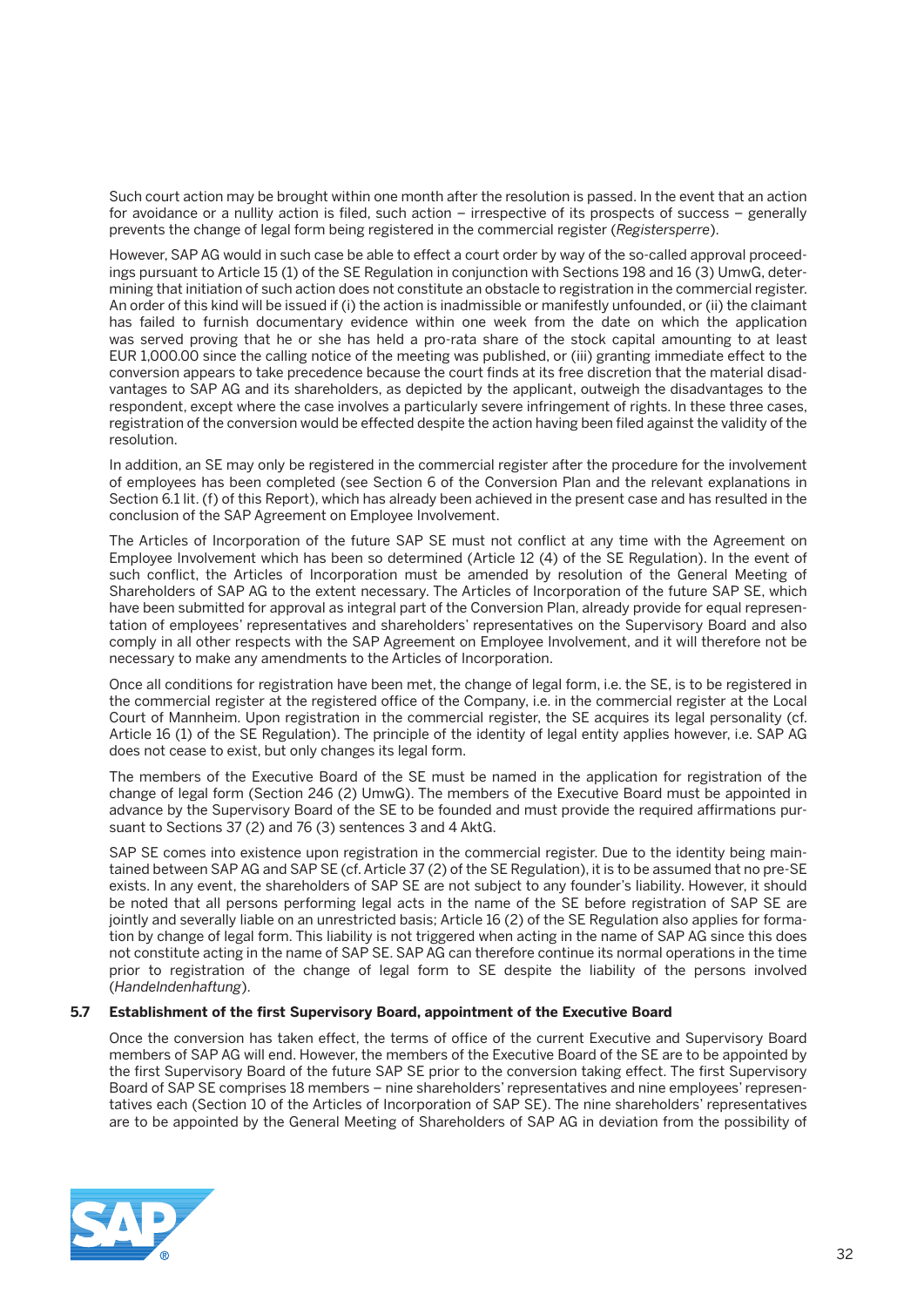Such court action may be brought within one month after the resolution is passed. In the event that an action for avoidance or a nullity action is filed, such action – irrespective of its prospects of success – generally prevents the change of legal form being registered in the commercial register (*Registersperre*).

However, SAP AG would in such case be able to effect a court order by way of the so-called approval proceedings pursuant to Article 15 (1) of the SE Regulation in conjunction with Sections 198 and 16 (3) UmwG, determining that initiation of such action does not constitute an obstacle to registration in the commercial register. An order of this kind will be issued if (i) the action is inadmissible or manifestly unfounded, or (ii) the claimant has failed to furnish documentary evidence within one week from the date on which the application was served proving that he or she has held a pro-rata share of the stock capital amounting to at least EUR 1,000.00 since the calling notice of the meeting was published, or (iii) granting immediate effect to the conversion appears to take precedence because the court finds at its free discretion that the material disadvantages to SAP AG and its shareholders, as depicted by the applicant, outweigh the disadvantages to the respondent, except where the case involves a particularly severe infringement of rights. In these three cases, registration of the conversion would be effected despite the action having been filed against the validity of the resolution.

In addition, an SE may only be registered in the commercial register after the procedure for the involvement of employees has been completed (see Section 6 of the Conversion Plan and the relevant explanations in Section 6.1 lit. (f) of this Report), which has already been achieved in the present case and has resulted in the conclusion of the SAP Agreement on Employee Involvement.

The Articles of Incorporation of the future SAP SE must not conflict at any time with the Agreement on Employee Involvement which has been so determined (Article 12 (4) of the SE Regulation). In the event of such conflict, the Articles of Incorporation must be amended by resolution of the General Meeting of Shareholders of SAP AG to the extent necessary. The Articles of Incorporation of the future SAP SE, which have been submitted for approval as integral part of the Conversion Plan, already provide for equal representation of employees' representatives and shareholders' representatives on the Supervisory Board and also comply in all other respects with the SAP Agreement on Employee Involvement, and it will therefore not be necessary to make any amendments to the Articles of Incorporation.

Once all conditions for registration have been met, the change of legal form, i.e. the SE, is to be registered in the commercial register at the registered office of the Company, i.e. in the commercial register at the Local Court of Mannheim. Upon registration in the commercial register, the SE acquires its legal personality (cf. Article 16 (1) of the SE Regulation). The principle of the identity of legal entity applies however, i.e. SAP AG does not cease to exist, but only changes its legal form.

The members of the Executive Board of the SE must be named in the application for registration of the change of legal form (Section 246 (2) UmwG). The members of the Executive Board must be appointed in advance by the Supervisory Board of the SE to be founded and must provide the required affirmations pursuant to Sections 37 (2) and 76 (3) sentences 3 and 4 AktG.

SAP SE comes into existence upon registration in the commercial register. Due to the identity being maintained between SAP AG and SAP SE (cf. Article 37 (2) of the SE Regulation), it is to be assumed that no pre-SE exists. In any event, the shareholders of SAP SE are not subject to any founder's liability. However, it should be noted that all persons performing legal acts in the name of the SE before registration of SAP SE are jointly and severally liable on an unrestricted basis; Article 16 (2) of the SE Regulation also applies for formation by change of legal form. This liability is not triggered when acting in the name of SAP AG since this does not constitute acting in the name of SAP SE. SAP AG can therefore continue its normal operations in the time prior to registration of the change of legal form to SE despite the liability of the persons involved (*Handelndenhaftung*).

### 5.7 Establishment of the first Supervisory Board, appointment of the Executive Board

Once the conversion has taken effect, the terms of office of the current Executive and Supervisory Board members of SAP AG will end. However, the members of the Executive Board of the SE are to be appointed by the first Supervisory Board of the future SAP SE prior to the conversion taking effect. The first Supervisory Board of SAP SE comprises 18 members – nine shareholders' representatives and nine employees' representatives each (Section 10 of the Articles of Incorporation of SAP SE). The nine shareholders' representatives are to be appointed by the General Meeting of Shareholders of SAP AG in deviation from the possibility of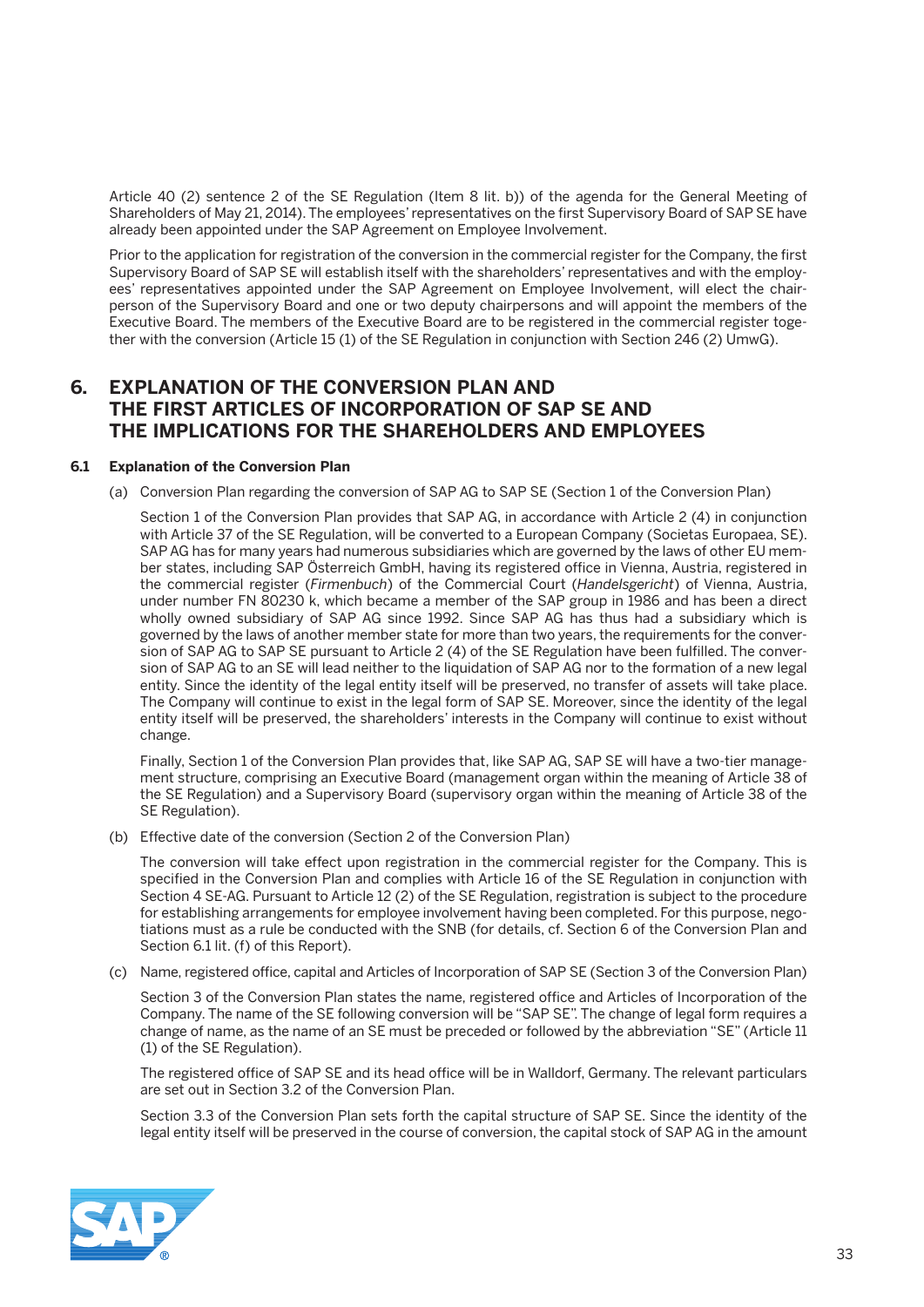Article 40 (2) sentence 2 of the SE Regulation (Item 8 lit. b)) of the agenda for the General Meeting of Shareholders of May 21, 2014). The employees' representatives on the first Supervisory Board of SAP SE have already been appointed under the SAP Agreement on Employee Involvement.

Prior to the application for registration of the conversion in the commercial register for the Company, the first Supervisory Board of SAP SE will establish itself with the shareholders' representatives and with the employees' representatives appointed under the SAP Agreement on Employee Involvement, will elect the chairperson of the Supervisory Board and one or two deputy chairpersons and will appoint the members of the Executive Board. The members of the Executive Board are to be registered in the commercial register together with the conversion (Article 15 (1) of the SE Regulation in conjunction with Section 246 (2) UmwG).

## 6. EXPLANATION OF THE CONVERSION PLAN AND THE FIRST ARTICLES OF INCORPORATION OF SAP SE AND THE IMPLICATIONS FOR THE SHAREHOLDERS AND EMPLOYEES

### 6.1 Explanation of the Conversion Plan

(a) Conversion Plan regarding the conversion of SAP AG to SAP SE (Section 1 of the Conversion Plan)

Section 1 of the Conversion Plan provides that SAP AG, in accordance with Article 2 (4) in conjunction with Article 37 of the SE Regulation, will be converted to a European Company (Societas Europaea, SE). SAP AG has for many years had numerous subsidiaries which are governed by the laws of other EU member states, including SAP Österreich GmbH, having its registered office in Vienna, Austria, registered in the commercial register (*Firmenbuch*) of the Commercial Court (*Handelsgericht*) of Vienna, Austria, under number FN 80230 k, which became a member of the SAP group in 1986 and has been a direct wholly owned subsidiary of SAP AG since 1992. Since SAP AG has thus had a subsidiary which is governed by the laws of another member state for more than two years, the requirements for the conversion of SAP AG to SAP SE pursuant to Article 2 (4) of the SE Regulation have been fulfilled. The conversion of SAP AG to an SE will lead neither to the liquidation of SAP AG nor to the formation of a new legal entity. Since the identity of the legal entity itself will be preserved, no transfer of assets will take place. The Company will continue to exist in the legal form of SAP SE. Moreover, since the identity of the legal entity itself will be preserved, the shareholders' interests in the Company will continue to exist without change.

Finally, Section 1 of the Conversion Plan provides that, like SAP AG, SAP SE will have a two-tier management structure, comprising an Executive Board (management organ within the meaning of Article 38 of the SE Regulation) and a Supervisory Board (supervisory organ within the meaning of Article 38 of the SE Regulation).

(b) Effective date of the conversion (Section 2 of the Conversion Plan)

The conversion will take effect upon registration in the commercial register for the Company. This is specified in the Conversion Plan and complies with Article 16 of the SE Regulation in conjunction with Section 4 SE-AG. Pursuant to Article 12 (2) of the SE Regulation, registration is subject to the procedure for establishing arrangements for employee involvement having been completed. For this purpose, negotiations must as a rule be conducted with the SNB (for details, cf. Section 6 of the Conversion Plan and Section 6.1 lit. (f) of this Report).

(c) Name, registered office, capital and Articles of Incorporation of SAP SE (Section 3 of the Conversion Plan)

Section 3 of the Conversion Plan states the name, registered office and Articles of Incorporation of the Company. The name of the SE following conversion will be "SAP SE". The change of legal form requires a change of name, as the name of an SE must be preceded or followed by the abbreviation "SE" (Article 11 (1) of the SE Regulation).

The registered office of SAP SE and its head office will be in Walldorf, Germany. The relevant particulars are set out in Section 3.2 of the Conversion Plan.

Section 3.3 of the Conversion Plan sets forth the capital structure of SAP SE. Since the identity of the legal entity itself will be preserved in the course of conversion, the capital stock of SAP AG in the amount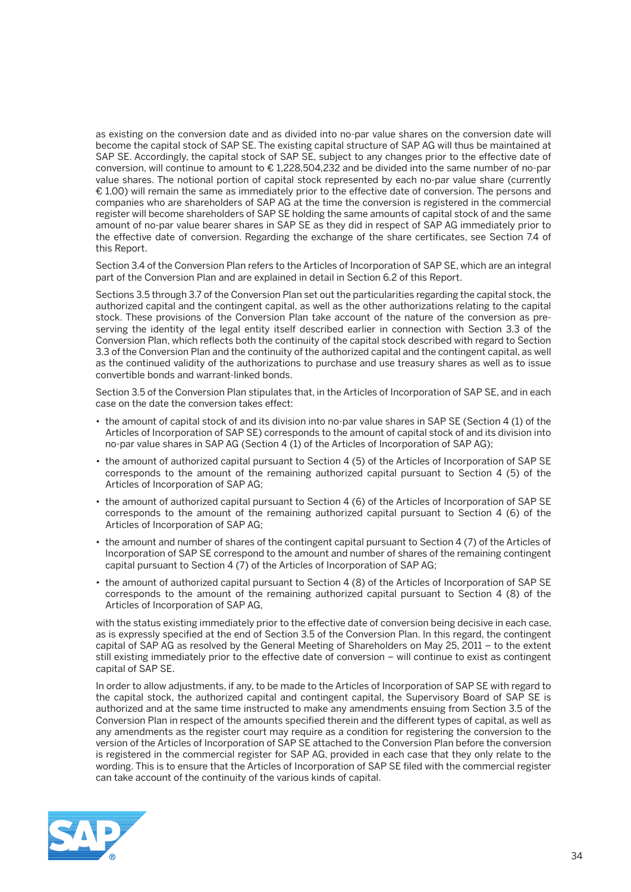as existing on the conversion date and as divided into no-par value shares on the conversion date will become the capital stock of SAP SE. The existing capital structure of SAP AG will thus be maintained at SAP SE. Accordingly, the capital stock of SAP SE, subject to any changes prior to the effective date of conversion, will continue to amount to € 1,228,504,232 and be divided into the same number of no-par value shares. The notional portion of capital stock represented by each no-par value share (currently € 1.00) will remain the same as immediately prior to the effective date of conversion. The persons and companies who are shareholders of SAP AG at the time the conversion is registered in the commercial register will become shareholders of SAP SE holding the same amounts of capital stock of and the same amount of no-par value bearer shares in SAP SE as they did in respect of SAP AG immediately prior to the effective date of conversion. Regarding the exchange of the share certificates, see Section 7.4 of this Report.

Section 3.4 of the Conversion Plan refers to the Articles of Incorporation of SAP SE, which are an integral part of the Conversion Plan and are explained in detail in Section 6.2 of this Report.

Sections 3.5 through 3.7 of the Conversion Plan set out the particularities regarding the capital stock, the authorized capital and the contingent capital, as well as the other authorizations relating to the capital stock. These provisions of the Conversion Plan take account of the nature of the conversion as preserving the identity of the legal entity itself described earlier in connection with Section 3.3 of the Conversion Plan, which reflects both the continuity of the capital stock described with regard to Section 3.3 of the Conversion Plan and the continuity of the authorized capital and the contingent capital, as well as the continued validity of the authorizations to purchase and use treasury shares as well as to issue convertible bonds and warrant-linked bonds.

Section 3.5 of the Conversion Plan stipulates that, in the Articles of Incorporation of SAP SE, and in each case on the date the conversion takes effect:

- the amount of capital stock of and its division into no-par value shares in SAP SE (Section 4 (1) of the Articles of Incorporation of SAP SE) corresponds to the amount of capital stock of and its division into no-par value shares in SAP AG (Section 4 (1) of the Articles of Incorporation of SAP AG);
- the amount of authorized capital pursuant to Section 4 (5) of the Articles of Incorporation of SAP SE corresponds to the amount of the remaining authorized capital pursuant to Section 4 (5) of the Articles of Incorporation of SAP AG;
- the amount of authorized capital pursuant to Section 4 (6) of the Articles of Incorporation of SAP SE corresponds to the amount of the remaining authorized capital pursuant to Section 4 (6) of the Articles of Incorporation of SAP AG;
- the amount and number of shares of the contingent capital pursuant to Section 4 (7) of the Articles of Incorporation of SAP SE correspond to the amount and number of shares of the remaining contingent capital pursuant to Section 4 (7) of the Articles of Incorporation of SAP AG;
- the amount of authorized capital pursuant to Section 4 (8) of the Articles of Incorporation of SAP SE corresponds to the amount of the remaining authorized capital pursuant to Section 4 (8) of the Articles of Incorporation of SAP AG,

with the status existing immediately prior to the effective date of conversion being decisive in each case, as is expressly specified at the end of Section 3.5 of the Conversion Plan. In this regard, the contingent capital of SAP AG as resolved by the General Meeting of Shareholders on May 25, 2011 – to the extent still existing immediately prior to the effective date of conversion – will continue to exist as contingent capital of SAP SE.

In order to allow adjustments, if any, to be made to the Articles of Incorporation of SAP SE with regard to the capital stock, the authorized capital and contingent capital, the Supervisory Board of SAP SE is authorized and at the same time instructed to make any amendments ensuing from Section 3.5 of the Conversion Plan in respect of the amounts specified therein and the different types of capital, as well as any amendments as the register court may require as a condition for registering the conversion to the version of the Articles of Incorporation of SAP SE attached to the Conversion Plan before the conversion is registered in the commercial register for SAP AG, provided in each case that they only relate to the wording. This is to ensure that the Articles of Incorporation of SAP SE filed with the commercial register can take account of the continuity of the various kinds of capital.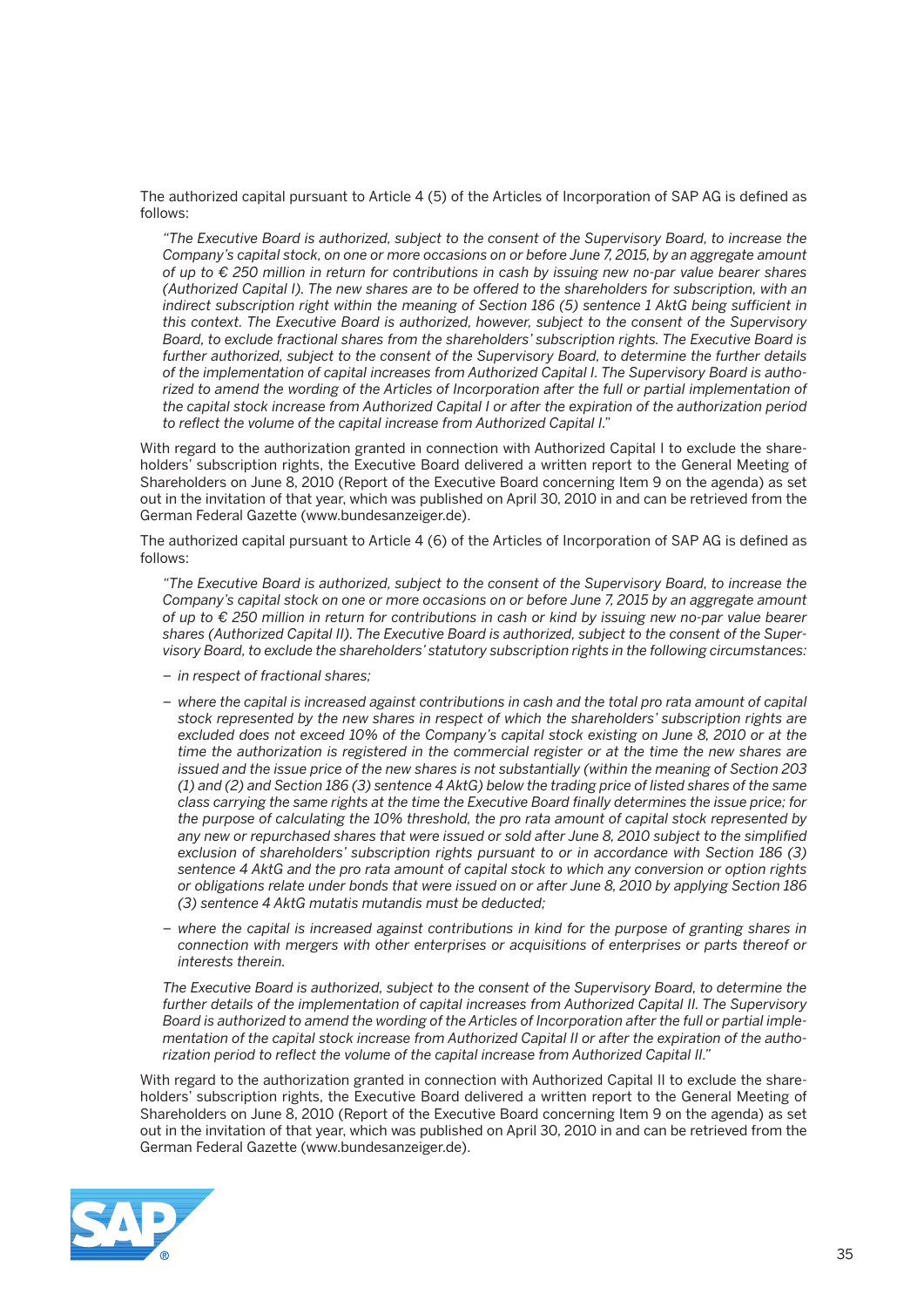The authorized capital pursuant to Article 4 (5) of the Articles of Incorporation of SAP AG is defined as follows:

> *"The Executive Board is authorized, subject to the consent of the Supervisory Board, to increase the Company's capital stock, on one or more occasions on or before June 7, 2015, by an aggregate amount of up to € 250 million in return for contributions in cash by issuing new no-par value bearer shares (Authorized Capital I). The new shares are to be offered to the shareholders for subscription, with an indirect subscription right within the meaning of Section 186 (5) sentence 1 AktG being sufficient in this context. The Executive Board is authorized, however, subject to the consent of the Supervisory Board, to exclude fractional shares from the shareholders' subscription rights. The Executive Board is further authorized, subject to the consent of the Supervisory Board, to determine the further details of the implementation of capital increases from Authorized Capital I. The Supervisory Board is authorized to amend the wording of the Articles of Incorporation after the full or partial implementation of the capital stock increase from Authorized Capital I or after the expiration of the authorization period to reflect the volume of the capital increase from Authorized Capital I."*

With regard to the authorization granted in connection with Authorized Capital I to exclude the shareholders' subscription rights, the Executive Board delivered a written report to the General Meeting of Shareholders on June 8, 2010 (Report of the Executive Board concerning Item 9 on the agenda) as set out in the invitation of that year, which was published on April 30, 2010 in and can be retrieved from the German Federal Gazette (www.bundesanzeiger.de).

The authorized capital pursuant to Article 4 (6) of the Articles of Incorporation of SAP AG is defined as follows:

> *"The Executive Board is authorized, subject to the consent of the Supervisory Board, to increase the Company's capital stock on one or more occasions on or before June 7, 2015 by an aggregate amount of up to € 250 million in return for contributions in cash or kind by issuing new no-par value bearer shares (Authorized Capital II). The Executive Board is authorized, subject to the consent of the Supervisory Board, to exclude the shareholders' statutory subscription rights in the following circumstances:*
>
> - *in respect of fractional shares;*
> - *where the capital is increased against contributions in cash and the total pro rata amount of capital stock represented by the new shares in respect of which the shareholders' subscription rights are excluded does not exceed 10% of the Company's capital stock existing on June 8, 2010 or at the time the authorization is registered in the commercial register or at the time the new shares are issued and the issue price of the new shares is not substantially (within the meaning of Section 203 (1) and (2) and Section 186 (3) sentence 4 AktG) below the trading price of listed shares of the same class carrying the same rights at the time the Executive Board finally determines the issue price; for the purpose of calculating the 10% threshold, the pro rata amount of capital stock represented by any new or repurchased shares that were issued or sold after June 8, 2010 subject to the simplified exclusion of shareholders' subscription rights pursuant to or in accordance with Section 186 (3) sentence 4 AktG and the pro rata amount of capital stock to which any conversion or option rights or obligations relate under bonds that were issued on or after June 8, 2010 by applying Section 186 (3) sentence 4 AktG mutatis mutandis must be deducted;*
> - *where the capital is increased against contributions in kind for the purpose of granting shares in connection with mergers with other enterprises or acquisitions of enterprises or parts thereof or interests therein.*
>
> *The Executive Board is authorized, subject to the consent of the Supervisory Board, to determine the further details of the implementation of capital increases from Authorized Capital II. The Supervisory Board is authorized to amend the wording of the Articles of Incorporation after the full or partial implementation of the capital stock increase from Authorized Capital II or after the expiration of the authorization period to reflect the volume of the capital increase from Authorized Capital II."*

With regard to the authorization granted in connection with Authorized Capital II to exclude the shareholders' subscription rights, the Executive Board delivered a written report to the General Meeting of Shareholders on June 8, 2010 (Report of the Executive Board concerning Item 9 on the agenda) as set out in the invitation of that year, which was published on April 30, 2010 in and can be retrieved from the German Federal Gazette (www.bundesanzeiger.de).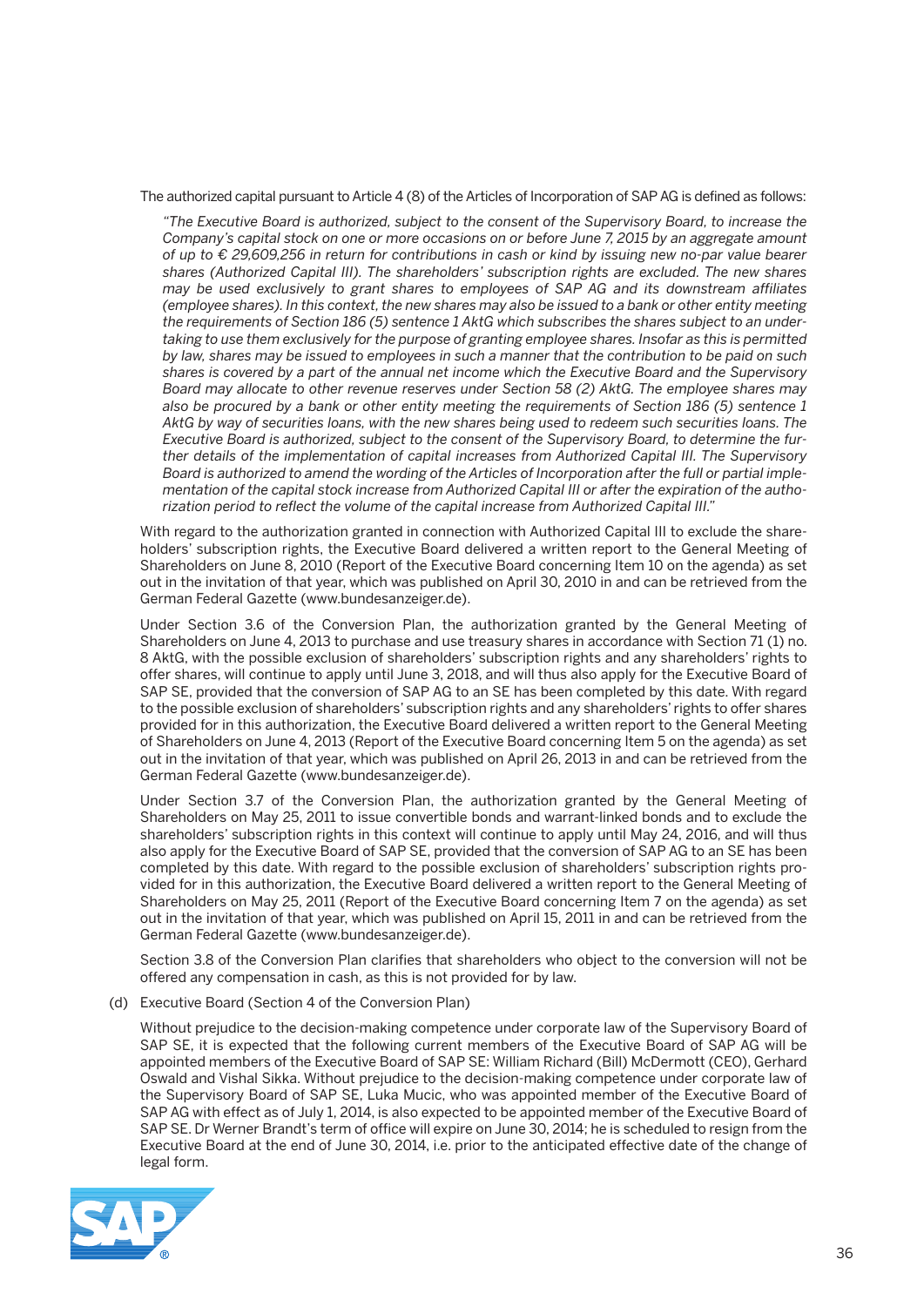The authorized capital pursuant to Article 4 (8) of the Articles of Incorporation of SAP AG is defined as follows:

> *"The Executive Board is authorized, subject to the consent of the Supervisory Board, to increase the Company's capital stock on one or more occasions on or before June 7, 2015 by an aggregate amount of up to € 29,609,256 in return for contributions in cash or kind by issuing new no-par value bearer shares (Authorized Capital III). The shareholders' subscription rights are excluded. The new shares may be used exclusively to grant shares to employees of SAP AG and its downstream affiliates (employee shares). In this context, the new shares may also be issued to a bank or other entity meeting the requirements of Section 186 (5) sentence 1 AktG which subscribes the shares subject to an undertaking to use them exclusively for the purpose of granting employee shares. Insofar as this is permitted by law, shares may be issued to employees in such a manner that the contribution to be paid on such shares is covered by a part of the annual net income which the Executive Board and the Supervisory Board may allocate to other revenue reserves under Section 58 (2) AktG. The employee shares may also be procured by a bank or other entity meeting the requirements of Section 186 (5) sentence 1 AktG by way of securities loans, with the new shares being used to redeem such securities loans. The Executive Board is authorized, subject to the consent of the Supervisory Board, to determine the further details of the implementation of capital increases from Authorized Capital III. The Supervisory Board is authorized to amend the wording of the Articles of Incorporation after the full or partial implementation of the capital stock increase from Authorized Capital III or after the expiration of the authorization period to reflect the volume of the capital increase from Authorized Capital III."*

With regard to the authorization granted in connection with Authorized Capital III to exclude the shareholders' subscription rights, the Executive Board delivered a written report to the General Meeting of Shareholders on June 8, 2010 (Report of the Executive Board concerning Item 10 on the agenda) as set out in the invitation of that year, which was published on April 30, 2010 in and can be retrieved from the German Federal Gazette (www.bundesanzeiger.de).

Under Section 3.6 of the Conversion Plan, the authorization granted by the General Meeting of Shareholders on June 4, 2013 to purchase and use treasury shares in accordance with Section 71 (1) no. 8 AktG, with the possible exclusion of shareholders' subscription rights and any shareholders' rights to offer shares, will continue to apply until June 3, 2018, and will thus also apply for the Executive Board of SAP SE, provided that the conversion of SAP AG to an SE has been completed by this date. With regard to the possible exclusion of shareholders' subscription rights and any shareholders' rights to offer shares provided for in this authorization, the Executive Board delivered a written report to the General Meeting of Shareholders on June 4, 2013 (Report of the Executive Board concerning Item 5 on the agenda) as set out in the invitation of that year, which was published on April 26, 2013 in and can be retrieved from the German Federal Gazette (www.bundesanzeiger.de).

Under Section 3.7 of the Conversion Plan, the authorization granted by the General Meeting of Shareholders on May 25, 2011 to issue convertible bonds and warrant-linked bonds and to exclude the shareholders' subscription rights in this context will continue to apply until May 24, 2016, and will thus also apply for the Executive Board of SAP SE, provided that the conversion of SAP AG to an SE has been completed by this date. With regard to the possible exclusion of shareholders' subscription rights provided for in this authorization, the Executive Board delivered a written report to the General Meeting of Shareholders on May 25, 2011 (Report of the Executive Board concerning Item 7 on the agenda) as set out in the invitation of that year, which was published on April 15, 2011 in and can be retrieved from the German Federal Gazette (www.bundesanzeiger.de).

Section 3.8 of the Conversion Plan clarifies that shareholders who object to the conversion will not be offered any compensation in cash, as this is not provided for by law.

(d) Executive Board (Section 4 of the Conversion Plan)

Without prejudice to the decision-making competence under corporate law of the Supervisory Board of SAP SE, it is expected that the following current members of the Executive Board of SAP AG will be appointed members of the Executive Board of SAP SE: William Richard (Bill) McDermott (CEO), Gerhard Oswald and Vishal Sikka. Without prejudice to the decision-making competence under corporate law of the Supervisory Board of SAP SE, Luka Mucic, who was appointed member of the Executive Board of SAP AG with effect as of July 1, 2014, is also expected to be appointed member of the Executive Board of SAP SE. Dr Werner Brandt's term of office will expire on June 30, 2014; he is scheduled to resign from the Executive Board at the end of June 30, 2014, i.e. prior to the anticipated effective date of the change of legal form.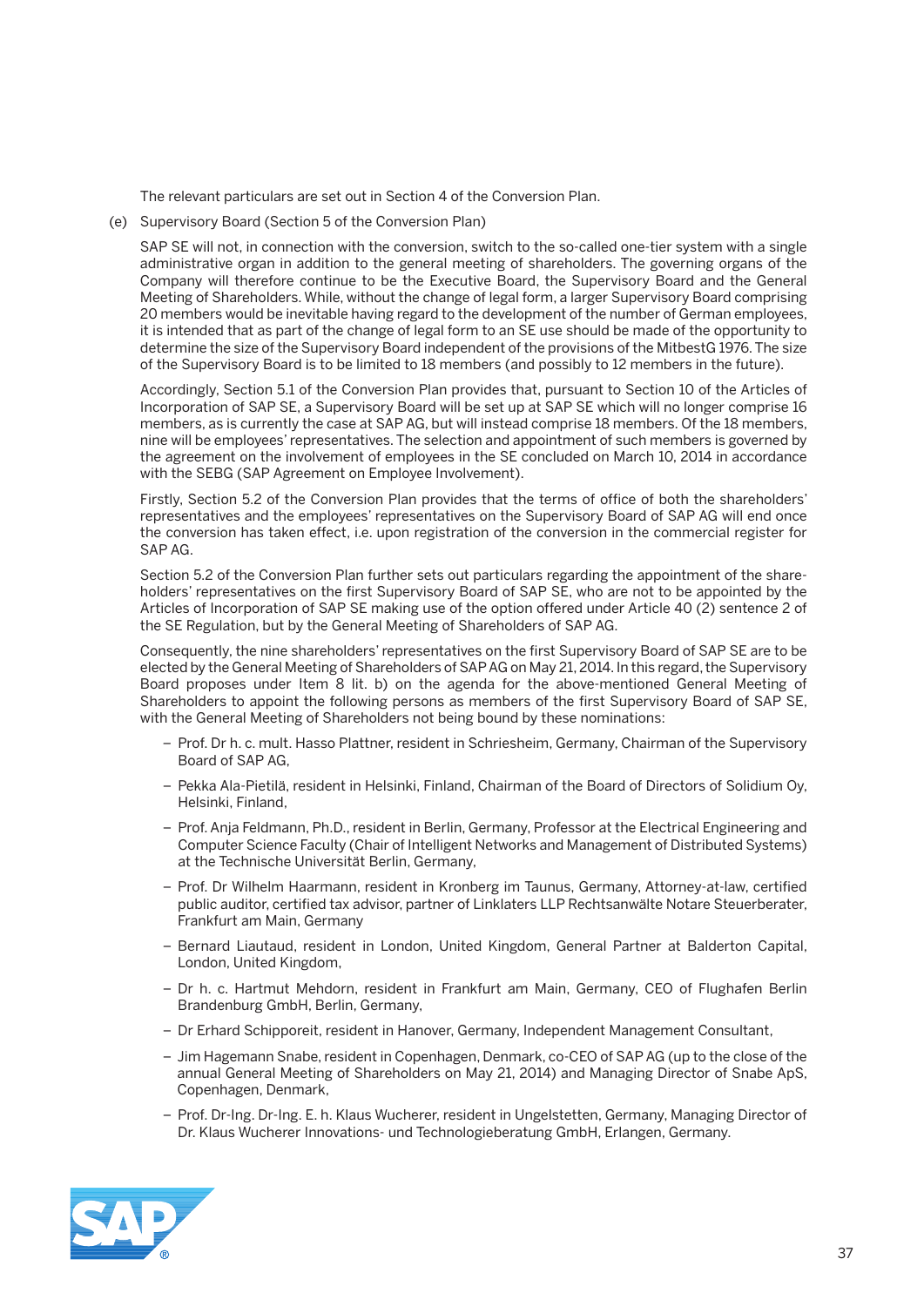The relevant particulars are set out in Section 4 of the Conversion Plan.

(e) Supervisory Board (Section 5 of the Conversion Plan)

SAP SE will not, in connection with the conversion, switch to the so-called one-tier system with a single administrative organ in addition to the general meeting of shareholders. The governing organs of the Company will therefore continue to be the Executive Board, the Supervisory Board and the General Meeting of Shareholders. While, without the change of legal form, a larger Supervisory Board comprising 20 members would be inevitable having regard to the development of the number of German employees, it is intended that as part of the change of legal form to an SE use should be made of the opportunity to determine the size of the Supervisory Board independent of the provisions of the MitbestG 1976. The size of the Supervisory Board is to be limited to 18 members (and possibly to 12 members in the future).

Accordingly, Section 5.1 of the Conversion Plan provides that, pursuant to Section 10 of the Articles of Incorporation of SAP SE, a Supervisory Board will be set up at SAP SE which will no longer comprise 16 members, as is currently the case at SAP AG, but will instead comprise 18 members. Of the 18 members, nine will be employees' representatives. The selection and appointment of such members is governed by the agreement on the involvement of employees in the SE concluded on March 10, 2014 in accordance with the SEBG (SAP Agreement on Employee Involvement).

Firstly, Section 5.2 of the Conversion Plan provides that the terms of office of both the shareholders' representatives and the employees' representatives on the Supervisory Board of SAP AG will end once the conversion has taken effect, i.e. upon registration of the conversion in the commercial register for SAP AG.

Section 5.2 of the Conversion Plan further sets out particulars regarding the appointment of the shareholders' representatives on the first Supervisory Board of SAP SE, who are not to be appointed by the Articles of Incorporation of SAP SE making use of the option offered under Article 40 (2) sentence 2 of the SE Regulation, but by the General Meeting of Shareholders of SAP AG.

Consequently, the nine shareholders' representatives on the first Supervisory Board of SAP SE are to be elected by the General Meeting of Shareholders of SAP AG on May 21, 2014. In this regard, the Supervisory Board proposes under Item 8 lit. b) on the agenda for the above-mentioned General Meeting of Shareholders to appoint the following persons as members of the first Supervisory Board of SAP SE, with the General Meeting of Shareholders not being bound by these nominations:

- Prof. Dr h. c. mult. Hasso Plattner, resident in Schriesheim, Germany, Chairman of the Supervisory Board of SAP AG,
- Pekka Ala-Pietilä, resident in Helsinki, Finland, Chairman of the Board of Directors of Solidium Oy, Helsinki, Finland,
- Prof. Anja Feldmann, Ph.D., resident in Berlin, Germany, Professor at the Electrical Engineering and Computer Science Faculty (Chair of Intelligent Networks and Management of Distributed Systems) at the Technische Universität Berlin, Germany,
- Prof. Dr Wilhelm Haarmann, resident in Kronberg im Taunus, Germany, Attorney-at-law, certified public auditor, certified tax advisor, partner of Linklaters LLP Rechtsanwälte Notare Steuerberater, Frankfurt am Main, Germany
- Bernard Liautaud, resident in London, United Kingdom, General Partner at Balderton Capital, London, United Kingdom,
- Dr h. c. Hartmut Mehdorn, resident in Frankfurt am Main, Germany, CEO of Flughafen Berlin Brandenburg GmbH, Berlin, Germany,
- Dr Erhard Schipporeit, resident in Hanover, Germany, Independent Management Consultant,
- Jim Hagemann Snabe, resident in Copenhagen, Denmark, co-CEO of SAP AG (up to the close of the annual General Meeting of Shareholders on May 21, 2014) and Managing Director of Snabe ApS, Copenhagen, Denmark,
- Prof. Dr-Ing. Dr-Ing. E. h. Klaus Wucherer, resident in Ungelstetten, Germany, Managing Director of Dr. Klaus Wucherer Innovations- und Technologieberatung GmbH, Erlangen, Germany.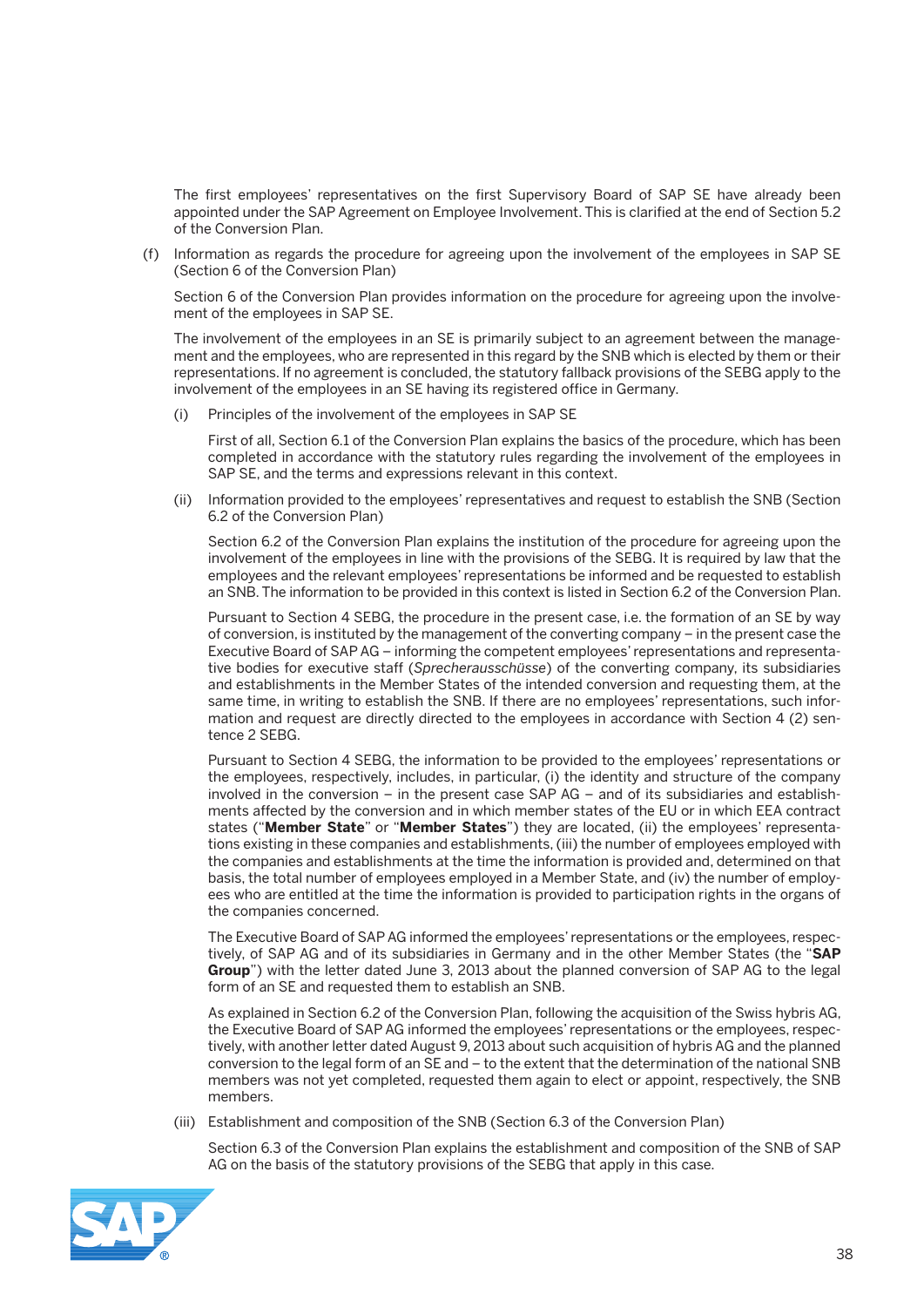The first employees' representatives on the first Supervisory Board of SAP SE have already been appointed under the SAP Agreement on Employee Involvement. This is clarified at the end of Section 5.2 of the Conversion Plan.

(f) Information as regards the procedure for agreeing upon the involvement of the employees in SAP SE (Section 6 of the Conversion Plan)

Section 6 of the Conversion Plan provides information on the procedure for agreeing upon the involvement of the employees in SAP SE.

The involvement of the employees in an SE is primarily subject to an agreement between the management and the employees, who are represented in this regard by the SNB which is elected by them or their representations. If no agreement is concluded, the statutory fallback provisions of the SEBG apply to the involvement of the employees in an SE having its registered office in Germany.

(i) Principles of the involvement of the employees in SAP SE

First of all, Section 6.1 of the Conversion Plan explains the basics of the procedure, which has been completed in accordance with the statutory rules regarding the involvement of the employees in SAP SE, and the terms and expressions relevant in this context.

(ii) Information provided to the employees' representatives and request to establish the SNB (Section 6.2 of the Conversion Plan)

Section 6.2 of the Conversion Plan explains the institution of the procedure for agreeing upon the involvement of the employees in line with the provisions of the SEBG. It is required by law that the employees and the relevant employees' representations be informed and be requested to establish an SNB. The information to be provided in this context is listed in Section 6.2 of the Conversion Plan.

Pursuant to Section 4 SEBG, the procedure in the present case, i.e. the formation of an SE by way of conversion, is instituted by the management of the converting company – in the present case the Executive Board of SAP AG – informing the competent employees' representations and representative bodies for executive staff (*Sprecherausschüsse*) of the converting company, its subsidiaries and establishments in the Member States of the intended conversion and requesting them, at the same time, in writing to establish the SNB. If there are no employees' representations, such information and request are directly directed to the employees in accordance with Section 4 (2) sentence 2 SEBG.

Pursuant to Section 4 SEBG, the information to be provided to the employees' representations or the employees, respectively, includes, in particular, (i) the identity and structure of the company involved in the conversion – in the present case SAP AG – and of its subsidiaries and establishments affected by the conversion and in which member states of the EU or in which EEA contract states ("**Member State**" or "**Member States**") they are located, (ii) the employees' representations existing in these companies and establishments, (iii) the number of employees employed with the companies and establishments at the time the information is provided and, determined on that basis, the total number of employees employed in a Member State, and (iv) the number of employees who are entitled at the time the information is provided to participation rights in the organs of the companies concerned.

The Executive Board of SAP AG informed the employees' representations or the employees, respectively, of SAP AG and of its subsidiaries in Germany and in the other Member States (the "**SAP Group**") with the letter dated June 3, 2013 about the planned conversion of SAP AG to the legal form of an SE and requested them to establish an SNB.

As explained in Section 6.2 of the Conversion Plan, following the acquisition of the Swiss hybris AG, the Executive Board of SAP AG informed the employees' representations or the employees, respectively, with another letter dated August 9, 2013 about such acquisition of hybris AG and the planned conversion to the legal form of an SE and – to the extent that the determination of the national SNB members was not yet completed, requested them again to elect or appoint, respectively, the SNB members.

(iii) Establishment and composition of the SNB (Section 6.3 of the Conversion Plan)

Section 6.3 of the Conversion Plan explains the establishment and composition of the SNB of SAP AG on the basis of the statutory provisions of the SEBG that apply in this case.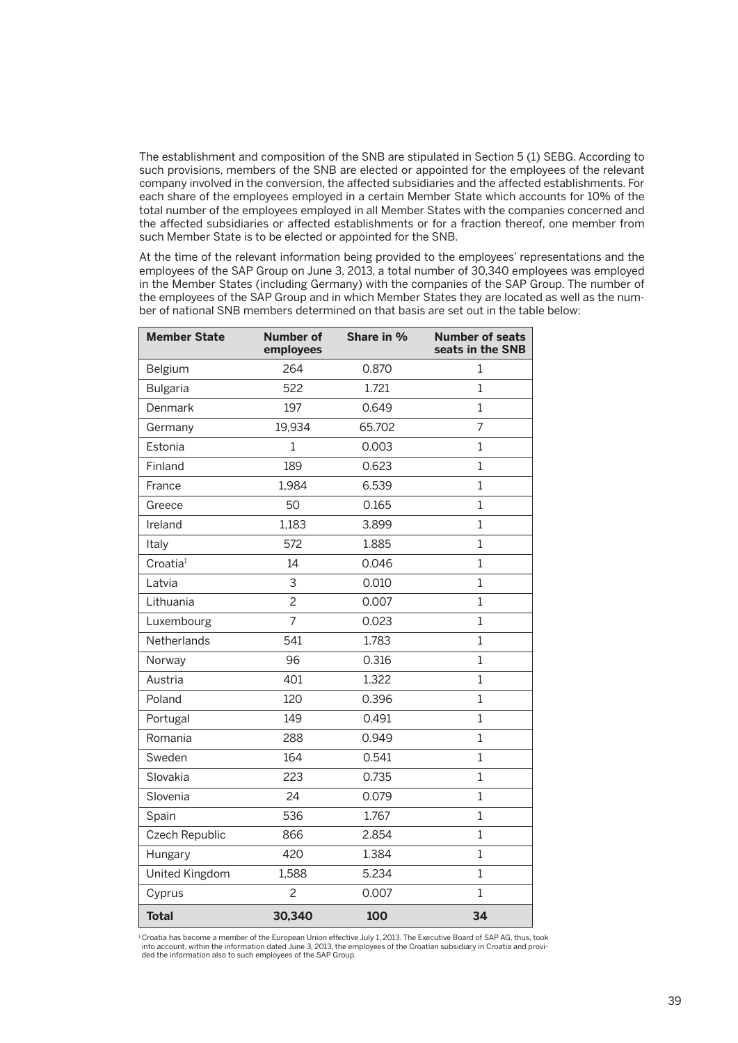The establishment and composition of the SNB are stipulated in Section 5 (1) SEBG. According to such provisions, members of the SNB are elected or appointed for the employees of the relevant company involved in the conversion, the affected subsidiaries and the affected establishments. For each share of the employees employed in a certain Member State which accounts for 10% of the total number of the employees employed in all Member States with the companies concerned and the affected subsidiaries or affected establishments or for a fraction thereof, one member from such Member State is to be elected or appointed for the SNB.

At the time of the relevant information being provided to the employees' representations and the employees of the SAP Group on June 3, 2013, a total number of 30,340 employees was employed in the Member States (including Germany) with the companies of the SAP Group. The number of the employees of the SAP Group and in which Member States they are located as well as the number of national SNB members determined on that basis are set out in the table below:

| Member State | Number of employees | Share in % | Number of seats seats in the SNB |
|---|---|---|---|
| Belgium | 264 | 0.870 | 1 |
| Bulgaria | 522 | 1.721 | 1 |
| Denmark | 197 | 0.649 | 1 |
| Germany | 19,934 | 65.702 | 7 |
| Estonia | 1 | 0.003 | 1 |
| Finland | 189 | 0.623 | 1 |
| France | 1,984 | 6.539 | 1 |
| Greece | 50 | 0.165 | 1 |
| Ireland | 1,183 | 3.899 | 1 |
| Italy | 572 | 1.885 | 1 |
| Croatia[1] | 14 | 0.046 | 1 |
| Latvia | 3 | 0.010 | 1 |
| Lithuania | 2 | 0.007 | 1 |
| Luxembourg | 7 | 0.023 | 1 |
| Netherlands | 541 | 1.783 | 1 |
| Norway | 96 | 0.316 | 1 |
| Austria | 401 | 1.322 | 1 |
| Poland | 120 | 0.396 | 1 |
| Portugal | 149 | 0.491 | 1 |
| Romania | 288 | 0.949 | 1 |
| Sweden | 164 | 0.541 | 1 |
| Slovakia | 223 | 0.735 | 1 |
| Slovenia | 24 | 0.079 | 1 |
| Spain | 536 | 1.767 | 1 |
| Czech Republic | 866 | 2.854 | 1 |
| Hungary | 420 | 1.384 | 1 |
| United Kingdom | 1,588 | 5.234 | 1 |
| Cyprus | 2 | 0.007 | 1 |
| **Total** | **30,340** | **100** | **34** |

[1] Croatia has become a member of the European Union effective July 1, 2013. The Executive Board of SAP AG, thus, took into account, within the information dated June 3, 2013, the employees of the Croatian subsidiary in Croatia and provided the information also to such employees of the SAP Group.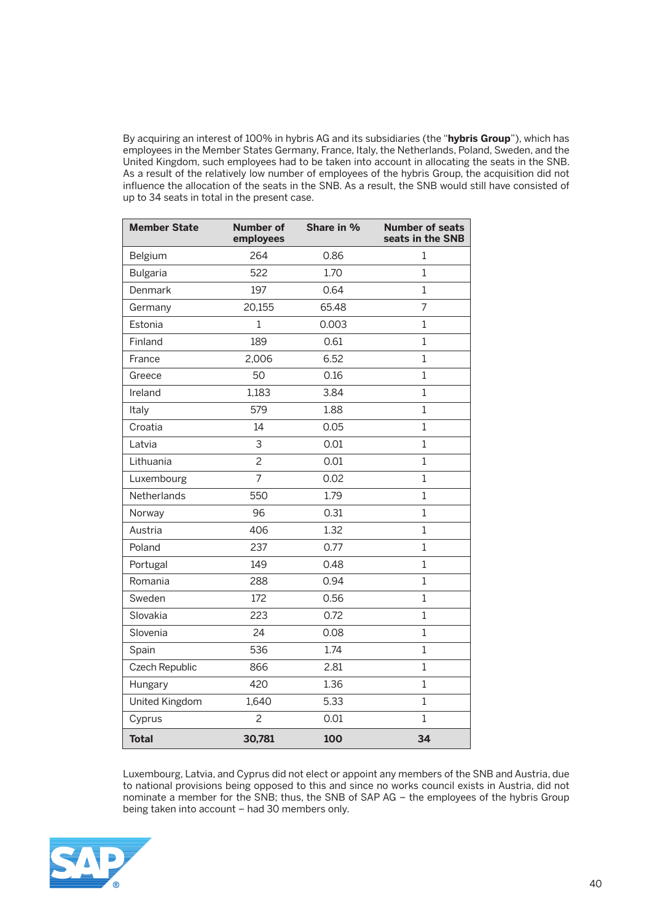By acquiring an interest of 100% in hybris AG and its subsidiaries (the "**hybris Group**"), which has employees in the Member States Germany, France, Italy, the Netherlands, Poland, Sweden, and the United Kingdom, such employees had to be taken into account in allocating the seats in the SNB. As a result of the relatively low number of employees of the hybris Group, the acquisition did not influence the allocation of the seats in the SNB. As a result, the SNB would still have consisted of up to 34 seats in total in the present case.

| Member State | Number of employees | Share in % | Number of seats seats in the SNB |
|---|---|---|---|
| Belgium | 264 | 0.86 | 1 |
| Bulgaria | 522 | 1.70 | 1 |
| Denmark | 197 | 0.64 | 1 |
| Germany | 20,155 | 65.48 | 7 |
| Estonia | 1 | 0.003 | 1 |
| Finland | 189 | 0.61 | 1 |
| France | 2,006 | 6.52 | 1 |
| Greece | 50 | 0.16 | 1 |
| Ireland | 1,183 | 3.84 | 1 |
| Italy | 579 | 1.88 | 1 |
| Croatia | 14 | 0.05 | 1 |
| Latvia | 3 | 0.01 | 1 |
| Lithuania | 2 | 0.01 | 1 |
| Luxembourg | 7 | 0.02 | 1 |
| Netherlands | 550 | 1.79 | 1 |
| Norway | 96 | 0.31 | 1 |
| Austria | 406 | 1.32 | 1 |
| Poland | 237 | 0.77 | 1 |
| Portugal | 149 | 0.48 | 1 |
| Romania | 288 | 0.94 | 1 |
| Sweden | 172 | 0.56 | 1 |
| Slovakia | 223 | 0.72 | 1 |
| Slovenia | 24 | 0.08 | 1 |
| Spain | 536 | 1.74 | 1 |
| Czech Republic | 866 | 2.81 | 1 |
| Hungary | 420 | 1.36 | 1 |
| United Kingdom | 1,640 | 5.33 | 1 |
| Cyprus | 2 | 0.01 | 1 |
| **Total** | **30,781** | **100** | **34** |

Luxembourg, Latvia, and Cyprus did not elect or appoint any members of the SNB and Austria, due to national provisions being opposed to this and since no works council exists in Austria, did not nominate a member for the SNB; thus, the SNB of SAP AG – the employees of the hybris Group being taken into account – had 30 members only.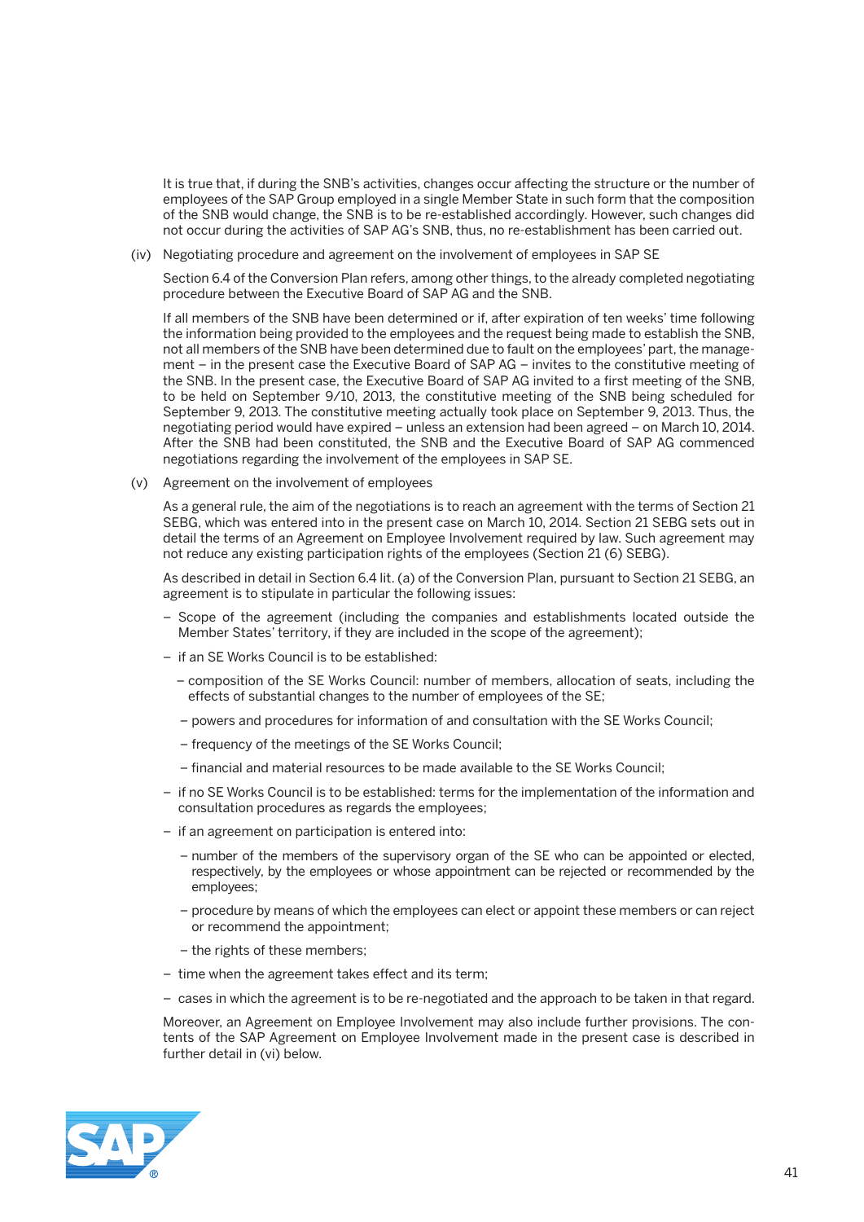It is true that, if during the SNB's activities, changes occur affecting the structure or the number of employees of the SAP Group employed in a single Member State in such form that the composition of the SNB would change, the SNB is to be re-established accordingly. However, such changes did not occur during the activities of SAP AG's SNB, thus, no re-establishment has been carried out.

(iv) Negotiating procedure and agreement on the involvement of employees in SAP SE

Section 6.4 of the Conversion Plan refers, among other things, to the already completed negotiating procedure between the Executive Board of SAP AG and the SNB.

If all members of the SNB have been determined or if, after expiration of ten weeks' time following the information being provided to the employees and the request being made to establish the SNB, not all members of the SNB have been determined due to fault on the employees' part, the management – in the present case the Executive Board of SAP AG – invites to the constitutive meeting of the SNB. In the present case, the Executive Board of SAP AG invited to a first meeting of the SNB, to be held on September 9/10, 2013, the constitutive meeting of the SNB being scheduled for September 9, 2013. The constitutive meeting actually took place on September 9, 2013. Thus, the negotiating period would have expired – unless an extension had been agreed – on March 10, 2014. After the SNB had been constituted, the SNB and the Executive Board of SAP AG commenced negotiations regarding the involvement of the employees in SAP SE.

(v) Agreement on the involvement of employees

As a general rule, the aim of the negotiations is to reach an agreement with the terms of Section 21 SEBG, which was entered into in the present case on March 10, 2014. Section 21 SEBG sets out in detail the terms of an Agreement on Employee Involvement required by law. Such agreement may not reduce any existing participation rights of the employees (Section 21 (6) SEBG).

As described in detail in Section 6.4 lit. (a) of the Conversion Plan, pursuant to Section 21 SEBG, an agreement is to stipulate in particular the following issues:

- Scope of the agreement (including the companies and establishments located outside the Member States' territory, if they are included in the scope of the agreement);
- if an SE Works Council is to be established:
  - composition of the SE Works Council: number of members, allocation of seats, including the effects of substantial changes to the number of employees of the SE;
  - powers and procedures for information of and consultation with the SE Works Council;
  - frequency of the meetings of the SE Works Council;
  - financial and material resources to be made available to the SE Works Council;
- if no SE Works Council is to be established: terms for the implementation of the information and consultation procedures as regards the employees;
- if an agreement on participation is entered into:
  - number of the members of the supervisory organ of the SE who can be appointed or elected, respectively, by the employees or whose appointment can be rejected or recommended by the employees;
  - procedure by means of which the employees can elect or appoint these members or can reject or recommend the appointment;
  - the rights of these members;
- time when the agreement takes effect and its term;
- cases in which the agreement is to be re-negotiated and the approach to be taken in that regard.

Moreover, an Agreement on Employee Involvement may also include further provisions. The contents of the SAP Agreement on Employee Involvement made in the present case is described in further detail in (vi) below.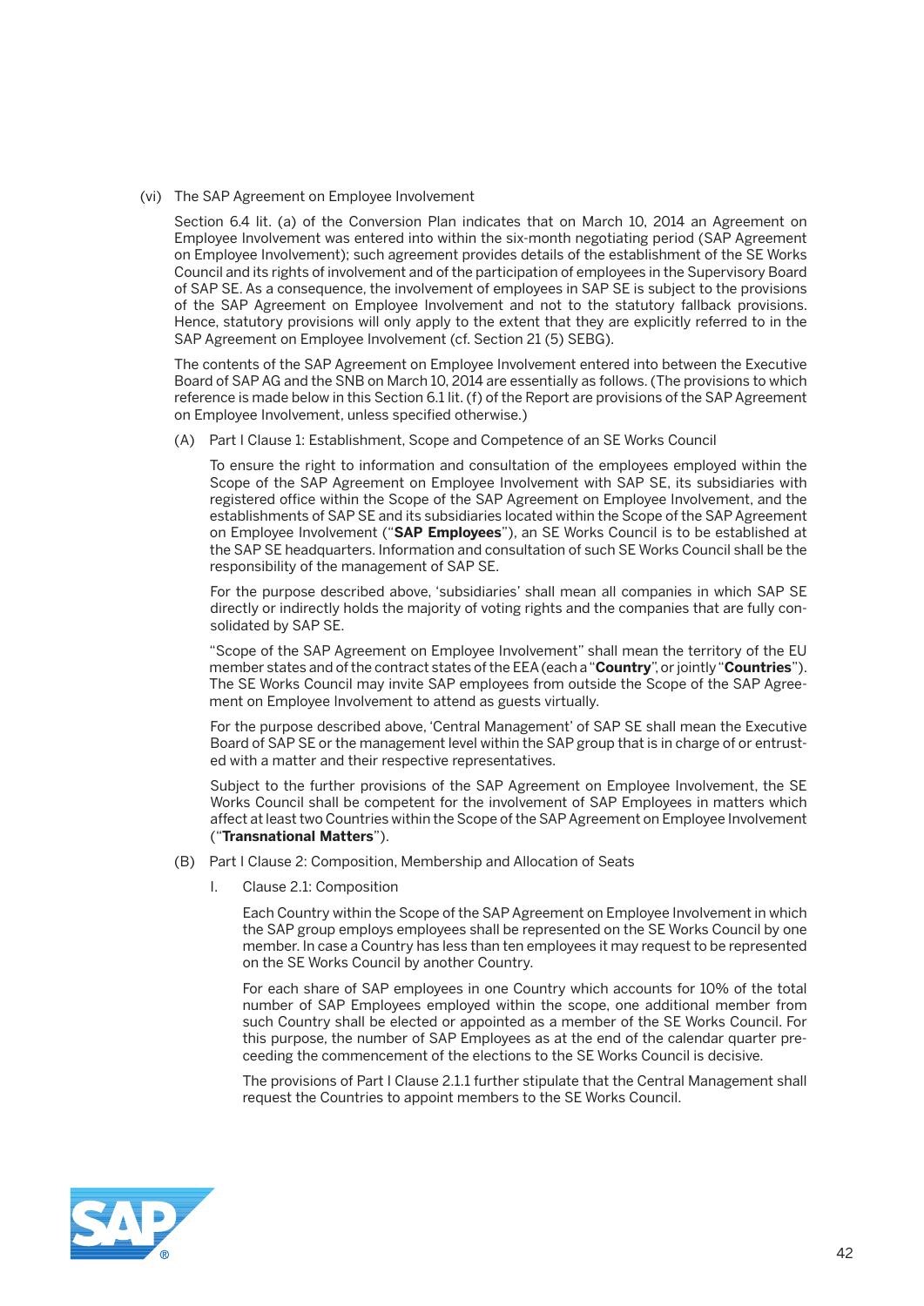(vi) The SAP Agreement on Employee Involvement

Section 6.4 lit. (a) of the Conversion Plan indicates that on March 10, 2014 an Agreement on Employee Involvement was entered into within the six-month negotiating period (SAP Agreement on Employee Involvement); such agreement provides details of the establishment of the SE Works Council and its rights of involvement and of the participation of employees in the Supervisory Board of SAP SE. As a consequence, the involvement of employees in SAP SE is subject to the provisions of the SAP Agreement on Employee Involvement and not to the statutory fallback provisions. Hence, statutory provisions will only apply to the extent that they are explicitly referred to in the SAP Agreement on Employee Involvement (cf. Section 21 (5) SEBG).

The contents of the SAP Agreement on Employee Involvement entered into between the Executive Board of SAP AG and the SNB on March 10, 2014 are essentially as follows. (The provisions to which reference is made below in this Section 6.1 lit. (f) of the Report are provisions of the SAP Agreement on Employee Involvement, unless specified otherwise.)

(A) Part I Clause 1: Establishment, Scope and Competence of an SE Works Council

To ensure the right to information and consultation of the employees employed within the Scope of the SAP Agreement on Employee Involvement with SAP SE, its subsidiaries with registered office within the Scope of the SAP Agreement on Employee Involvement, and the establishments of SAP SE and its subsidiaries located within the Scope of the SAP Agreement on Employee Involvement ("**SAP Employees**"), an SE Works Council is to be established at the SAP SE headquarters. Information and consultation of such SE Works Council shall be the responsibility of the management of SAP SE.

For the purpose described above, 'subsidiaries' shall mean all companies in which SAP SE directly or indirectly holds the majority of voting rights and the companies that are fully consolidated by SAP SE.

"Scope of the SAP Agreement on Employee Involvement" shall mean the territory of the EU member states and of the contract states of the EEA (each a "**Country**", or jointly "**Countries**"). The SE Works Council may invite SAP employees from outside the Scope of the SAP Agreement on Employee Involvement to attend as guests virtually.

For the purpose described above, 'Central Management' of SAP SE shall mean the Executive Board of SAP SE or the management level within the SAP group that is in charge of or entrusted with a matter and their respective representatives.

Subject to the further provisions of the SAP Agreement on Employee Involvement, the SE Works Council shall be competent for the involvement of SAP Employees in matters which affect at least two Countries within the Scope of the SAP Agreement on Employee Involvement ("**Transnational Matters**").

(B) Part I Clause 2: Composition, Membership and Allocation of Seats

I. Clause 2.1: Composition

Each Country within the Scope of the SAP Agreement on Employee Involvement in which the SAP group employs employees shall be represented on the SE Works Council by one member. In case a Country has less than ten employees it may request to be represented on the SE Works Council by another Country.

For each share of SAP employees in one Country which accounts for 10% of the total number of SAP Employees employed within the scope, one additional member from such Country shall be elected or appointed as a member of the SE Works Council. For this purpose, the number of SAP Employees as at the end of the calendar quarter preceeding the commencement of the elections to the SE Works Council is decisive.

The provisions of Part I Clause 2.1.1 further stipulate that the Central Management shall request the Countries to appoint members to the SE Works Council.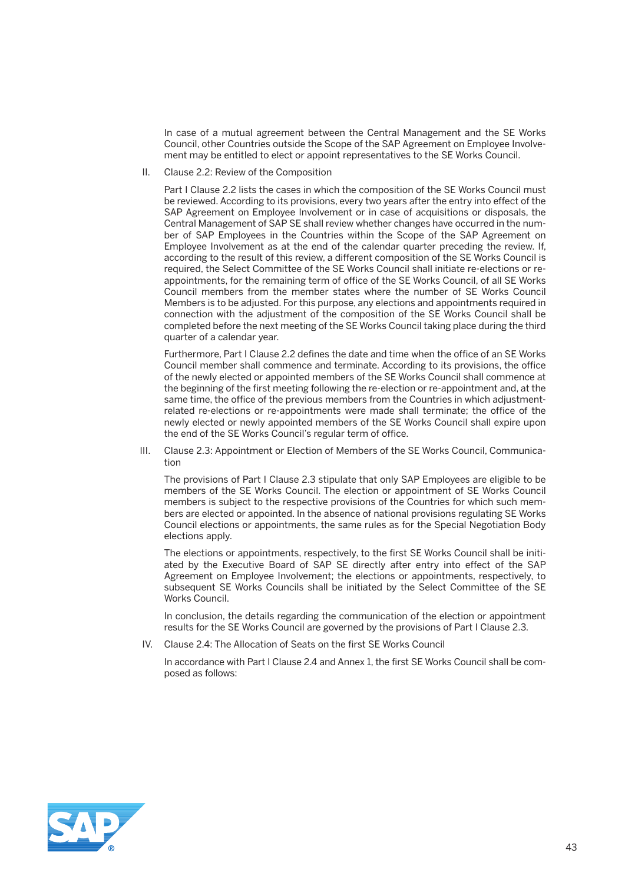In case of a mutual agreement between the Central Management and the SE Works Council, other Countries outside the Scope of the SAP Agreement on Employee Involvement may be entitled to elect or appoint representatives to the SE Works Council.

II. Clause 2.2: Review of the Composition

Part I Clause 2.2 lists the cases in which the composition of the SE Works Council must be reviewed. According to its provisions, every two years after the entry into effect of the SAP Agreement on Employee Involvement or in case of acquisitions or disposals, the Central Management of SAP SE shall review whether changes have occurred in the number of SAP Employees in the Countries within the Scope of the SAP Agreement on Employee Involvement as at the end of the calendar quarter preceding the review. If, according to the result of this review, a different composition of the SE Works Council is required, the Select Committee of the SE Works Council shall initiate re-elections or re-appointments, for the remaining term of office of the SE Works Council, of all SE Works Council members from the member states where the number of SE Works Council Members is to be adjusted. For this purpose, any elections and appointments required in connection with the adjustment of the composition of the SE Works Council shall be completed before the next meeting of the SE Works Council taking place during the third quarter of a calendar year.

Furthermore, Part I Clause 2.2 defines the date and time when the office of an SE Works Council member shall commence and terminate. According to its provisions, the office of the newly elected or appointed members of the SE Works Council shall commence at the beginning of the first meeting following the re-election or re-appointment and, at the same time, the office of the previous members from the Countries in which adjustment-related re-elections or re-appointments were made shall terminate; the office of the newly elected or newly appointed members of the SE Works Council shall expire upon the end of the SE Works Council's regular term of office.

III. Clause 2.3: Appointment or Election of Members of the SE Works Council, Communication

The provisions of Part I Clause 2.3 stipulate that only SAP Employees are eligible to be members of the SE Works Council. The election or appointment of SE Works Council members is subject to the respective provisions of the Countries for which such members are elected or appointed. In the absence of national provisions regulating SE Works Council elections or appointments, the same rules as for the Special Negotiation Body elections apply.

The elections or appointments, respectively, to the first SE Works Council shall be initiated by the Executive Board of SAP SE directly after entry into effect of the SAP Agreement on Employee Involvement; the elections or appointments, respectively, to subsequent SE Works Councils shall be initiated by the Select Committee of the SE Works Council.

In conclusion, the details regarding the communication of the election or appointment results for the SE Works Council are governed by the provisions of Part I Clause 2.3.

IV. Clause 2.4: The Allocation of Seats on the first SE Works Council

In accordance with Part I Clause 2.4 and Annex 1, the first SE Works Council shall be composed as follows: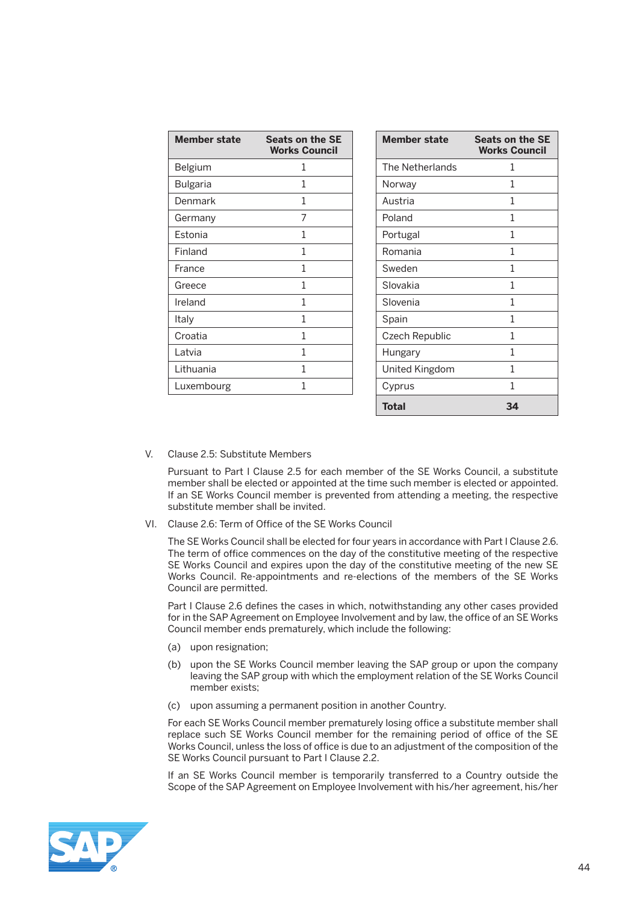| Member state | Seats on the SE Works Council |
|---|---|
| Belgium | 1 |
| Bulgaria | 1 |
| Denmark | 1 |
| Germany | 7 |
| Estonia | 1 |
| Finland | 1 |
| France | 1 |
| Greece | 1 |
| Ireland | 1 |
| Italy | 1 |
| Croatia | 1 |
| Latvia | 1 |
| Lithuania | 1 |
| Luxembourg | 1 |

| Member state | Seats on the SE Works Council |
|---|---|
| The Netherlands | 1 |
| Norway | 1 |
| Austria | 1 |
| Poland | 1 |
| Portugal | 1 |
| Romania | 1 |
| Sweden | 1 |
| Slovakia | 1 |
| Slovenia | 1 |
| Spain | 1 |
| Czech Republic | 1 |
| Hungary | 1 |
| United Kingdom | 1 |
| Cyprus | 1 |
| **Total** | **34** |

V. Clause 2.5: Substitute Members

Pursuant to Part I Clause 2.5 for each member of the SE Works Council, a substitute member shall be elected or appointed at the time such member is elected or appointed. If an SE Works Council member is prevented from attending a meeting, the respective substitute member shall be invited.

VI. Clause 2.6: Term of Office of the SE Works Council

The SE Works Council shall be elected for four years in accordance with Part I Clause 2.6. The term of office commences on the day of the constitutive meeting of the respective SE Works Council and expires upon the day of the constitutive meeting of the new SE Works Council. Re-appointments and re-elections of the members of the SE Works Council are permitted.

Part I Clause 2.6 defines the cases in which, notwithstanding any other cases provided for in the SAP Agreement on Employee Involvement and by law, the office of an SE Works Council member ends prematurely, which include the following:

(a) upon resignation;

(b) upon the SE Works Council member leaving the SAP group or upon the company leaving the SAP group with which the employment relation of the SE Works Council member exists;

(c) upon assuming a permanent position in another Country.

For each SE Works Council member prematurely losing office a substitute member shall replace such SE Works Council member for the remaining period of office of the SE Works Council, unless the loss of office is due to an adjustment of the composition of the SE Works Council pursuant to Part I Clause 2.2.

If an SE Works Council member is temporarily transferred to a Country outside the Scope of the SAP Agreement on Employee Involvement with his/her agreement, his/her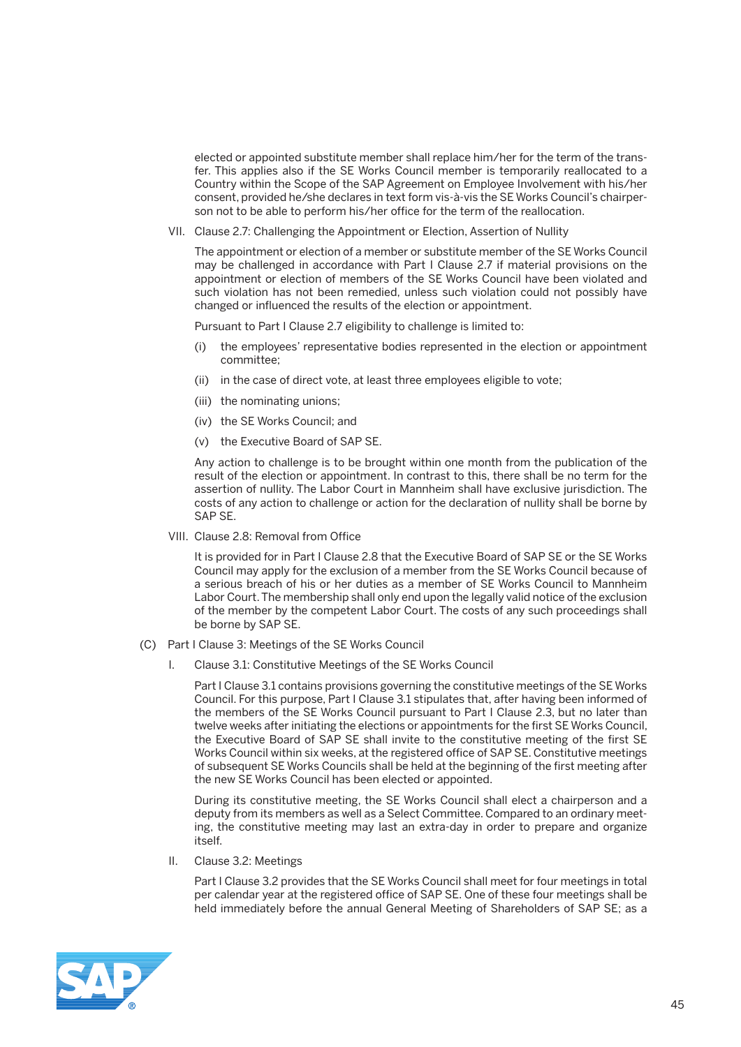elected or appointed substitute member shall replace him/her for the term of the transfer. This applies also if the SE Works Council member is temporarily reallocated to a Country within the Scope of the SAP Agreement on Employee Involvement with his/her consent, provided he/she declares in text form vis-à-vis the SE Works Council's chairperson not to be able to perform his/her office for the term of the reallocation.

VII. Clause 2.7: Challenging the Appointment or Election, Assertion of Nullity

The appointment or election of a member or substitute member of the SE Works Council may be challenged in accordance with Part I Clause 2.7 if material provisions on the appointment or election of members of the SE Works Council have been violated and such violation has not been remedied, unless such violation could not possibly have changed or influenced the results of the election or appointment.

Pursuant to Part I Clause 2.7 eligibility to challenge is limited to:

(i) the employees' representative bodies represented in the election or appointment committee;

(ii) in the case of direct vote, at least three employees eligible to vote;

(iii) the nominating unions;

(iv) the SE Works Council; and

(v) the Executive Board of SAP SE.

Any action to challenge is to be brought within one month from the publication of the result of the election or appointment. In contrast to this, there shall be no term for the assertion of nullity. The Labor Court in Mannheim shall have exclusive jurisdiction. The costs of any action to challenge or action for the declaration of nullity shall be borne by SAP SE.

VIII. Clause 2.8: Removal from Office

It is provided for in Part I Clause 2.8 that the Executive Board of SAP SE or the SE Works Council may apply for the exclusion of a member from the SE Works Council because of a serious breach of his or her duties as a member of SE Works Council to Mannheim Labor Court. The membership shall only end upon the legally valid notice of the exclusion of the member by the competent Labor Court. The costs of any such proceedings shall be borne by SAP SE.

(C) Part I Clause 3: Meetings of the SE Works Council

I. Clause 3.1: Constitutive Meetings of the SE Works Council

Part I Clause 3.1 contains provisions governing the constitutive meetings of the SE Works Council. For this purpose, Part I Clause 3.1 stipulates that, after having been informed of the members of the SE Works Council pursuant to Part I Clause 2.3, but no later than twelve weeks after initiating the elections or appointments for the first SE Works Council, the Executive Board of SAP SE shall invite to the constitutive meeting of the first SE Works Council within six weeks, at the registered office of SAP SE. Constitutive meetings of subsequent SE Works Councils shall be held at the beginning of the first meeting after the new SE Works Council has been elected or appointed.

During its constitutive meeting, the SE Works Council shall elect a chairperson and a deputy from its members as well as a Select Committee. Compared to an ordinary meeting, the constitutive meeting may last an extra-day in order to prepare and organize itself.

II. Clause 3.2: Meetings

Part I Clause 3.2 provides that the SE Works Council shall meet for four meetings in total per calendar year at the registered office of SAP SE. One of these four meetings shall be held immediately before the annual General Meeting of Shareholders of SAP SE; as a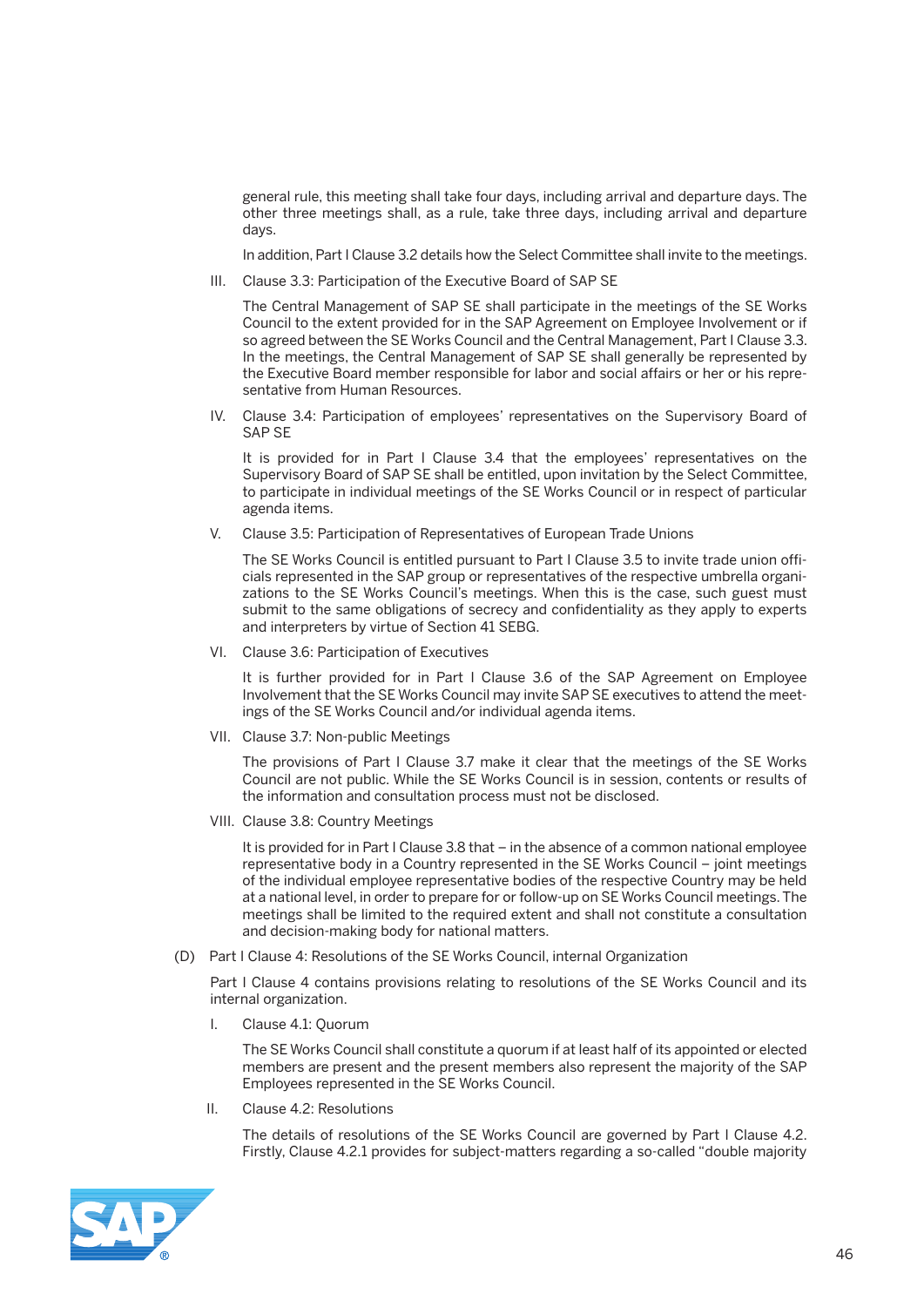general rule, this meeting shall take four days, including arrival and departure days. The other three meetings shall, as a rule, take three days, including arrival and departure days.

In addition, Part I Clause 3.2 details how the Select Committee shall invite to the meetings.

III. Clause 3.3: Participation of the Executive Board of SAP SE

The Central Management of SAP SE shall participate in the meetings of the SE Works Council to the extent provided for in the SAP Agreement on Employee Involvement or if so agreed between the SE Works Council and the Central Management, Part I Clause 3.3. In the meetings, the Central Management of SAP SE shall generally be represented by the Executive Board member responsible for labor and social affairs or her or his representative from Human Resources.

IV. Clause 3.4: Participation of employees' representatives on the Supervisory Board of SAP SE

It is provided for in Part I Clause 3.4 that the employees' representatives on the Supervisory Board of SAP SE shall be entitled, upon invitation by the Select Committee, to participate in individual meetings of the SE Works Council or in respect of particular agenda items.

V. Clause 3.5: Participation of Representatives of European Trade Unions

The SE Works Council is entitled pursuant to Part I Clause 3.5 to invite trade union officials represented in the SAP group or representatives of the respective umbrella organizations to the SE Works Council's meetings. When this is the case, such guest must submit to the same obligations of secrecy and confidentiality as they apply to experts and interpreters by virtue of Section 41 SEBG.

VI. Clause 3.6: Participation of Executives

It is further provided for in Part I Clause 3.6 of the SAP Agreement on Employee Involvement that the SE Works Council may invite SAP SE executives to attend the meetings of the SE Works Council and/or individual agenda items.

VII. Clause 3.7: Non-public Meetings

The provisions of Part I Clause 3.7 make it clear that the meetings of the SE Works Council are not public. While the SE Works Council is in session, contents or results of the information and consultation process must not be disclosed.

VIII. Clause 3.8: Country Meetings

It is provided for in Part I Clause 3.8 that – in the absence of a common national employee representative body in a Country represented in the SE Works Council – joint meetings of the individual employee representative bodies of the respective Country may be held at a national level, in order to prepare for or follow-up on SE Works Council meetings. The meetings shall be limited to the required extent and shall not constitute a consultation and decision-making body for national matters.

(D) Part I Clause 4: Resolutions of the SE Works Council, internal Organization

Part I Clause 4 contains provisions relating to resolutions of the SE Works Council and its internal organization.

I. Clause 4.1: Quorum

The SE Works Council shall constitute a quorum if at least half of its appointed or elected members are present and the present members also represent the majority of the SAP Employees represented in the SE Works Council.

II. Clause 4.2: Resolutions

The details of resolutions of the SE Works Council are governed by Part I Clause 4.2. Firstly, Clause 4.2.1 provides for subject-matters regarding a so-called "double majority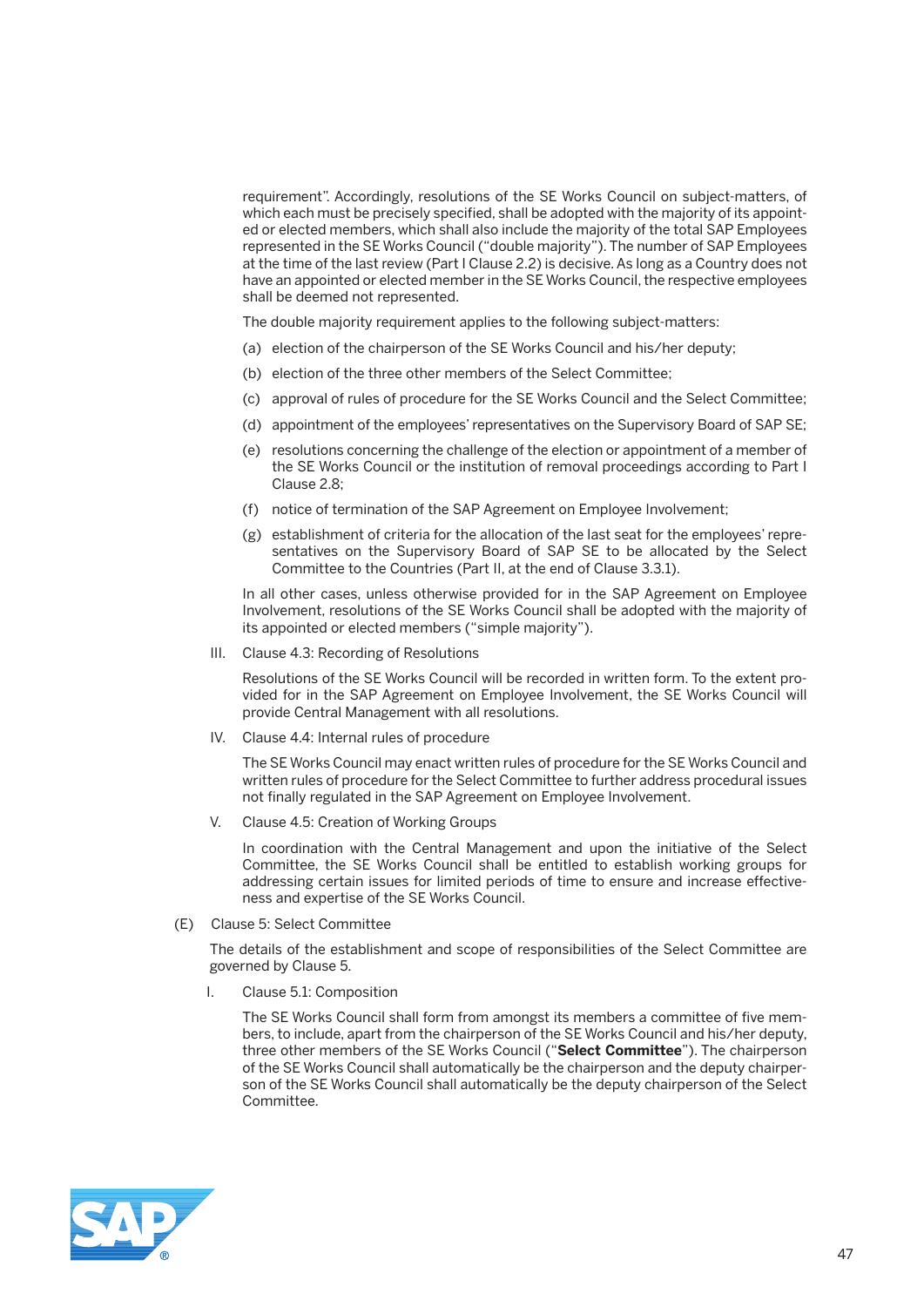requirement". Accordingly, resolutions of the SE Works Council on subject-matters, of which each must be precisely specified, shall be adopted with the majority of its appointed or elected members, which shall also include the majority of the total SAP Employees represented in the SE Works Council ("double majority"). The number of SAP Employees at the time of the last review (Part I Clause 2.2) is decisive. As long as a Country does not have an appointed or elected member in the SE Works Council, the respective employees shall be deemed not represented.

The double majority requirement applies to the following subject-matters:

(a) election of the chairperson of the SE Works Council and his/her deputy;

(b) election of the three other members of the Select Committee;

(c) approval of rules of procedure for the SE Works Council and the Select Committee;

(d) appointment of the employees' representatives on the Supervisory Board of SAP SE;

(e) resolutions concerning the challenge of the election or appointment of a member of the SE Works Council or the institution of removal proceedings according to Part I Clause 2.8;

(f) notice of termination of the SAP Agreement on Employee Involvement;

(g) establishment of criteria for the allocation of the last seat for the employees' representatives on the Supervisory Board of SAP SE to be allocated by the Select Committee to the Countries (Part II, at the end of Clause 3.3.1).

In all other cases, unless otherwise provided for in the SAP Agreement on Employee Involvement, resolutions of the SE Works Council shall be adopted with the majority of its appointed or elected members ("simple majority").

III. Clause 4.3: Recording of Resolutions

Resolutions of the SE Works Council will be recorded in written form. To the extent provided for in the SAP Agreement on Employee Involvement, the SE Works Council will provide Central Management with all resolutions.

IV. Clause 4.4: Internal rules of procedure

The SE Works Council may enact written rules of procedure for the SE Works Council and written rules of procedure for the Select Committee to further address procedural issues not finally regulated in the SAP Agreement on Employee Involvement.

V. Clause 4.5: Creation of Working Groups

In coordination with the Central Management and upon the initiative of the Select Committee, the SE Works Council shall be entitled to establish working groups for addressing certain issues for limited periods of time to ensure and increase effectiveness and expertise of the SE Works Council.

(E) Clause 5: Select Committee

The details of the establishment and scope of responsibilities of the Select Committee are governed by Clause 5.

I. Clause 5.1: Composition

The SE Works Council shall form from amongst its members a committee of five members, to include, apart from the chairperson of the SE Works Council and his/her deputy, three other members of the SE Works Council ("**Select Committee**"). The chairperson of the SE Works Council shall automatically be the chairperson and the deputy chairperson of the SE Works Council shall automatically be the deputy chairperson of the Select Committee.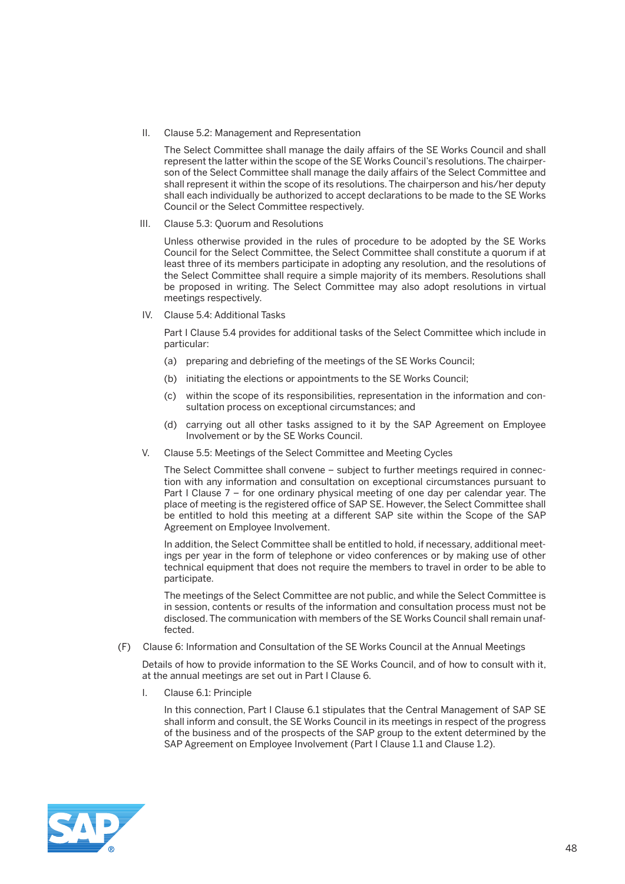II. Clause 5.2: Management and Representation

The Select Committee shall manage the daily affairs of the SE Works Council and shall represent the latter within the scope of the SE Works Council's resolutions. The chairperson of the Select Committee shall manage the daily affairs of the Select Committee and shall represent it within the scope of its resolutions. The chairperson and his/her deputy shall each individually be authorized to accept declarations to be made to the SE Works Council or the Select Committee respectively.

III. Clause 5.3: Quorum and Resolutions

Unless otherwise provided in the rules of procedure to be adopted by the SE Works Council for the Select Committee, the Select Committee shall constitute a quorum if at least three of its members participate in adopting any resolution, and the resolutions of the Select Committee shall require a simple majority of its members. Resolutions shall be proposed in writing. The Select Committee may also adopt resolutions in virtual meetings respectively.

IV. Clause 5.4: Additional Tasks

Part I Clause 5.4 provides for additional tasks of the Select Committee which include in particular:

(a) preparing and debriefing of the meetings of the SE Works Council;

(b) initiating the elections or appointments to the SE Works Council;

(c) within the scope of its responsibilities, representation in the information and consultation process on exceptional circumstances; and

(d) carrying out all other tasks assigned to it by the SAP Agreement on Employee Involvement or by the SE Works Council.

V. Clause 5.5: Meetings of the Select Committee and Meeting Cycles

The Select Committee shall convene – subject to further meetings required in connection with any information and consultation on exceptional circumstances pursuant to Part I Clause 7 – for one ordinary physical meeting of one day per calendar year. The place of meeting is the registered office of SAP SE. However, the Select Committee shall be entitled to hold this meeting at a different SAP site within the Scope of the SAP Agreement on Employee Involvement.

In addition, the Select Committee shall be entitled to hold, if necessary, additional meetings per year in the form of telephone or video conferences or by making use of other technical equipment that does not require the members to travel in order to be able to participate.

The meetings of the Select Committee are not public, and while the Select Committee is in session, contents or results of the information and consultation process must not be disclosed. The communication with members of the SE Works Council shall remain unaffected.

(F) Clause 6: Information and Consultation of the SE Works Council at the Annual Meetings

Details of how to provide information to the SE Works Council, and of how to consult with it, at the annual meetings are set out in Part I Clause 6.

I. Clause 6.1: Principle

In this connection, Part I Clause 6.1 stipulates that the Central Management of SAP SE shall inform and consult, the SE Works Council in its meetings in respect of the progress of the business and of the prospects of the SAP group to the extent determined by the SAP Agreement on Employee Involvement (Part I Clause 1.1 and Clause 1.2).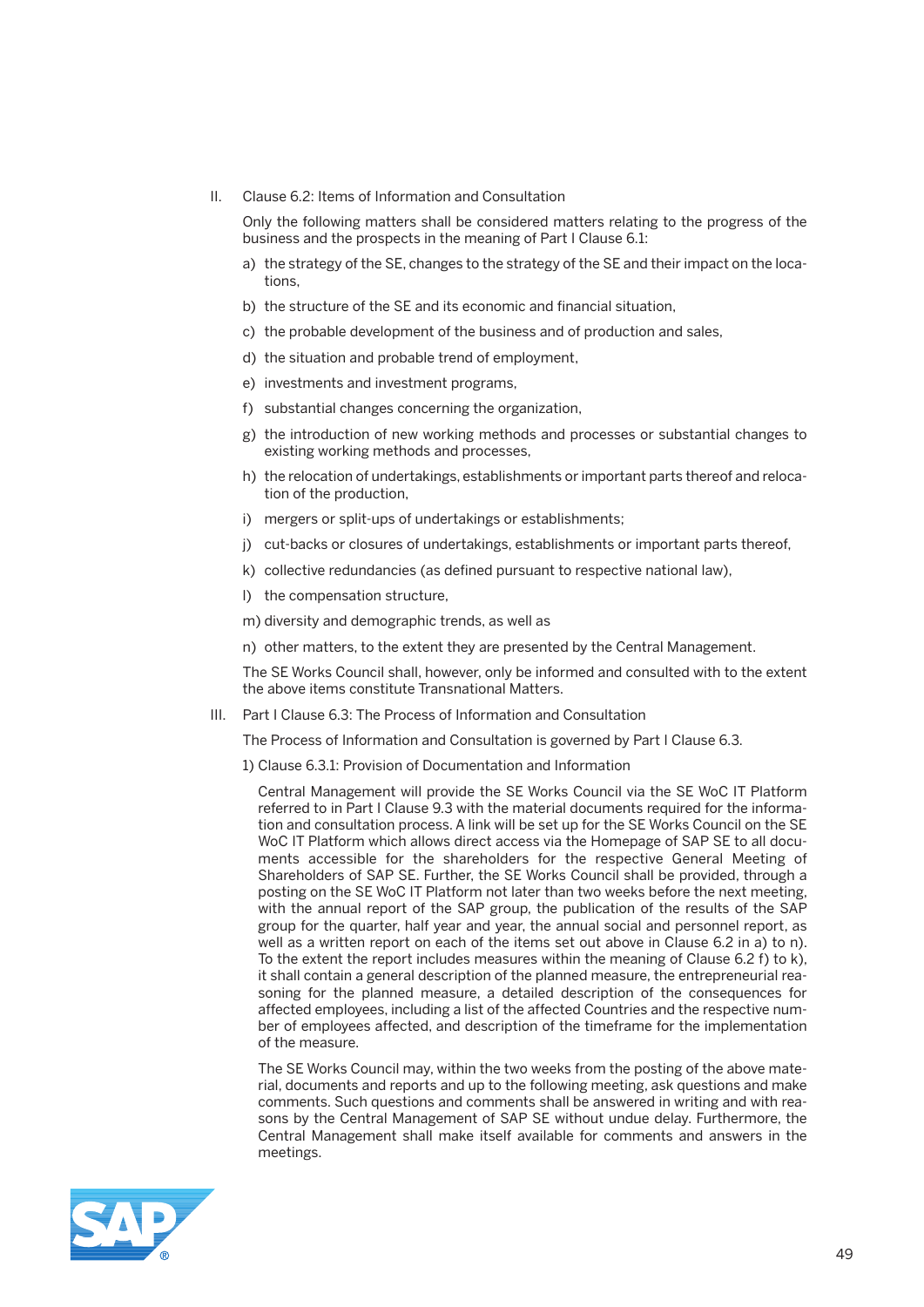II. Clause 6.2: Items of Information and Consultation

Only the following matters shall be considered matters relating to the progress of the business and the prospects in the meaning of Part I Clause 6.1:

a) the strategy of the SE, changes to the strategy of the SE and their impact on the locations,

b) the structure of the SE and its economic and financial situation,

c) the probable development of the business and of production and sales,

d) the situation and probable trend of employment,

e) investments and investment programs,

f) substantial changes concerning the organization,

g) the introduction of new working methods and processes or substantial changes to existing working methods and processes,

h) the relocation of undertakings, establishments or important parts thereof and relocation of the production,

i) mergers or split-ups of undertakings or establishments;

j) cut-backs or closures of undertakings, establishments or important parts thereof,

k) collective redundancies (as defined pursuant to respective national law),

l) the compensation structure,

m) diversity and demographic trends, as well as

n) other matters, to the extent they are presented by the Central Management.

The SE Works Council shall, however, only be informed and consulted with to the extent the above items constitute Transnational Matters.

III. Part I Clause 6.3: The Process of Information and Consultation

The Process of Information and Consultation is governed by Part I Clause 6.3.

1) Clause 6.3.1: Provision of Documentation and Information

Central Management will provide the SE Works Council via the SE WoC IT Platform referred to in Part I Clause 9.3 with the material documents required for the information and consultation process. A link will be set up for the SE Works Council on the SE WoC IT Platform which allows direct access via the Homepage of SAP SE to all documents accessible for the shareholders for the respective General Meeting of Shareholders of SAP SE. Further, the SE Works Council shall be provided, through a posting on the SE WoC IT Platform not later than two weeks before the next meeting, with the annual report of the SAP group, the publication of the results of the SAP group for the quarter, half year and year, the annual social and personnel report, as well as a written report on each of the items set out above in Clause 6.2 in a) to n). To the extent the report includes measures within the meaning of Clause 6.2 f) to k), it shall contain a general description of the planned measure, the entrepreneurial reasoning for the planned measure, a detailed description of the consequences for affected employees, including a list of the affected Countries and the respective number of employees affected, and description of the timeframe for the implementation of the measure.

The SE Works Council may, within the two weeks from the posting of the above material, documents and reports and up to the following meeting, ask questions and make comments. Such questions and comments shall be answered in writing and with reasons by the Central Management of SAP SE without undue delay. Furthermore, the Central Management shall make itself available for comments and answers in the meetings.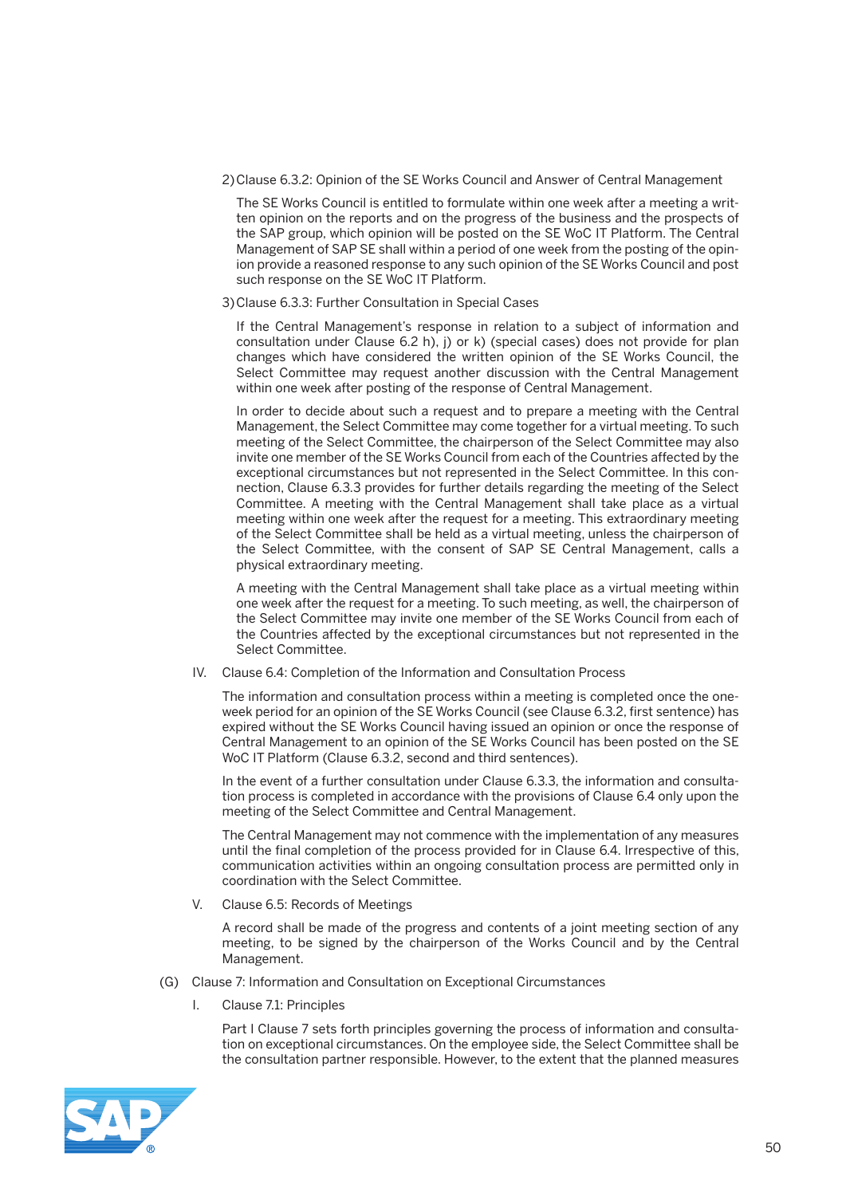2) Clause 6.3.2: Opinion of the SE Works Council and Answer of Central Management

The SE Works Council is entitled to formulate within one week after a meeting a written opinion on the reports and on the progress of the business and the prospects of the SAP group, which opinion will be posted on the SE WoC IT Platform. The Central Management of SAP SE shall within a period of one week from the posting of the opinion provide a reasoned response to any such opinion of the SE Works Council and post such response on the SE WoC IT Platform.

3) Clause 6.3.3: Further Consultation in Special Cases

If the Central Management's response in relation to a subject of information and consultation under Clause 6.2 h), j) or k) (special cases) does not provide for plan changes which have considered the written opinion of the SE Works Council, the Select Committee may request another discussion with the Central Management within one week after posting of the response of Central Management.

In order to decide about such a request and to prepare a meeting with the Central Management, the Select Committee may come together for a virtual meeting. To such meeting of the Select Committee, the chairperson of the Select Committee may also invite one member of the SE Works Council from each of the Countries affected by the exceptional circumstances but not represented in the Select Committee. In this connection, Clause 6.3.3 provides for further details regarding the meeting of the Select Committee. A meeting with the Central Management shall take place as a virtual meeting within one week after the request for a meeting. This extraordinary meeting of the Select Committee shall be held as a virtual meeting, unless the chairperson of the Select Committee, with the consent of SAP SE Central Management, calls a physical extraordinary meeting.

A meeting with the Central Management shall take place as a virtual meeting within one week after the request for a meeting. To such meeting, as well, the chairperson of the Select Committee may invite one member of the SE Works Council from each of the Countries affected by the exceptional circumstances but not represented in the Select Committee.

IV. Clause 6.4: Completion of the Information and Consultation Process

The information and consultation process within a meeting is completed once the one-week period for an opinion of the SE Works Council (see Clause 6.3.2, first sentence) has expired without the SE Works Council having issued an opinion or once the response of Central Management to an opinion of the SE Works Council has been posted on the SE WoC IT Platform (Clause 6.3.2, second and third sentences).

In the event of a further consultation under Clause 6.3.3, the information and consultation process is completed in accordance with the provisions of Clause 6.4 only upon the meeting of the Select Committee and Central Management.

The Central Management may not commence with the implementation of any measures until the final completion of the process provided for in Clause 6.4. Irrespective of this, communication activities within an ongoing consultation process are permitted only in coordination with the Select Committee.

V. Clause 6.5: Records of Meetings

A record shall be made of the progress and contents of a joint meeting section of any meeting, to be signed by the chairperson of the Works Council and by the Central Management.

(G) Clause 7: Information and Consultation on Exceptional Circumstances

I. Clause 7.1: Principles

Part I Clause 7 sets forth principles governing the process of information and consultation on exceptional circumstances. On the employee side, the Select Committee shall be the consultation partner responsible. However, to the extent that the planned measures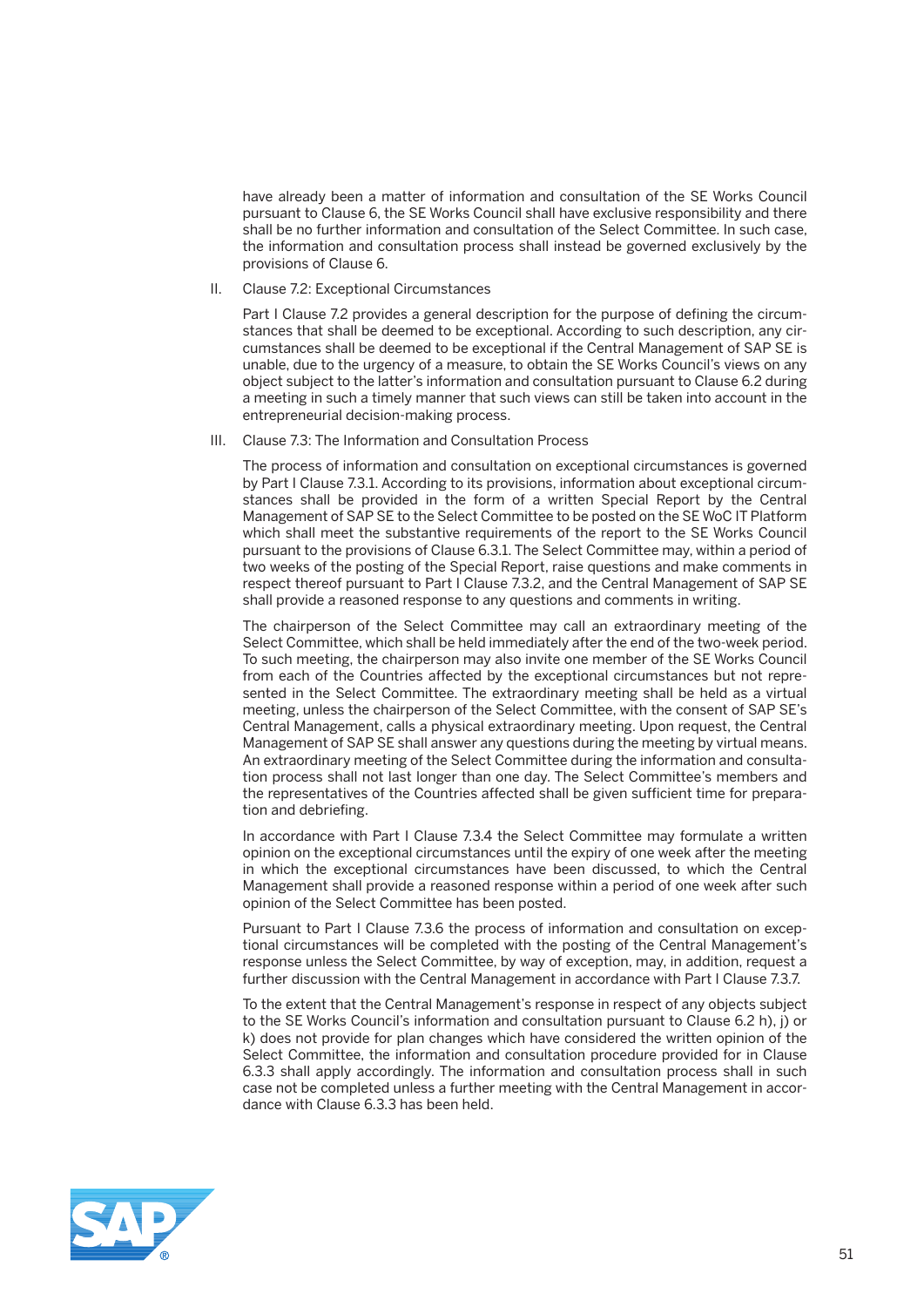have already been a matter of information and consultation of the SE Works Council pursuant to Clause 6, the SE Works Council shall have exclusive responsibility and there shall be no further information and consultation of the Select Committee. In such case, the information and consultation process shall instead be governed exclusively by the provisions of Clause 6.

II. Clause 7.2: Exceptional Circumstances

Part I Clause 7.2 provides a general description for the purpose of defining the circumstances that shall be deemed to be exceptional. According to such description, any circumstances shall be deemed to be exceptional if the Central Management of SAP SE is unable, due to the urgency of a measure, to obtain the SE Works Council's views on any object subject to the latter's information and consultation pursuant to Clause 6.2 during a meeting in such a timely manner that such views can still be taken into account in the entrepreneurial decision-making process.

III. Clause 7.3: The Information and Consultation Process

The process of information and consultation on exceptional circumstances is governed by Part I Clause 7.3.1. According to its provisions, information about exceptional circumstances shall be provided in the form of a written Special Report by the Central Management of SAP SE to the Select Committee to be posted on the SE WoC IT Platform which shall meet the substantive requirements of the report to the SE Works Council pursuant to the provisions of Clause 6.3.1. The Select Committee may, within a period of two weeks of the posting of the Special Report, raise questions and make comments in respect thereof pursuant to Part I Clause 7.3.2, and the Central Management of SAP SE shall provide a reasoned response to any questions and comments in writing.

The chairperson of the Select Committee may call an extraordinary meeting of the Select Committee, which shall be held immediately after the end of the two-week period. To such meeting, the chairperson may also invite one member of the SE Works Council from each of the Countries affected by the exceptional circumstances but not represented in the Select Committee. The extraordinary meeting shall be held as a virtual meeting, unless the chairperson of the Select Committee, with the consent of SAP SE's Central Management, calls a physical extraordinary meeting. Upon request, the Central Management of SAP SE shall answer any questions during the meeting by virtual means. An extraordinary meeting of the Select Committee during the information and consultation process shall not last longer than one day. The Select Committee's members and the representatives of the Countries affected shall be given sufficient time for preparation and debriefing.

In accordance with Part I Clause 7.3.4 the Select Committee may formulate a written opinion on the exceptional circumstances until the expiry of one week after the meeting in which the exceptional circumstances have been discussed, to which the Central Management shall provide a reasoned response within a period of one week after such opinion of the Select Committee has been posted.

Pursuant to Part I Clause 7.3.6 the process of information and consultation on exceptional circumstances will be completed with the posting of the Central Management's response unless the Select Committee, by way of exception, may, in addition, request a further discussion with the Central Management in accordance with Part I Clause 7.3.7.

To the extent that the Central Management's response in respect of any objects subject to the SE Works Council's information and consultation pursuant to Clause 6.2 h), j) or k) does not provide for plan changes which have considered the written opinion of the Select Committee, the information and consultation procedure provided for in Clause 6.3.3 shall apply accordingly. The information and consultation process shall in such case not be completed unless a further meeting with the Central Management in accordance with Clause 6.3.3 has been held.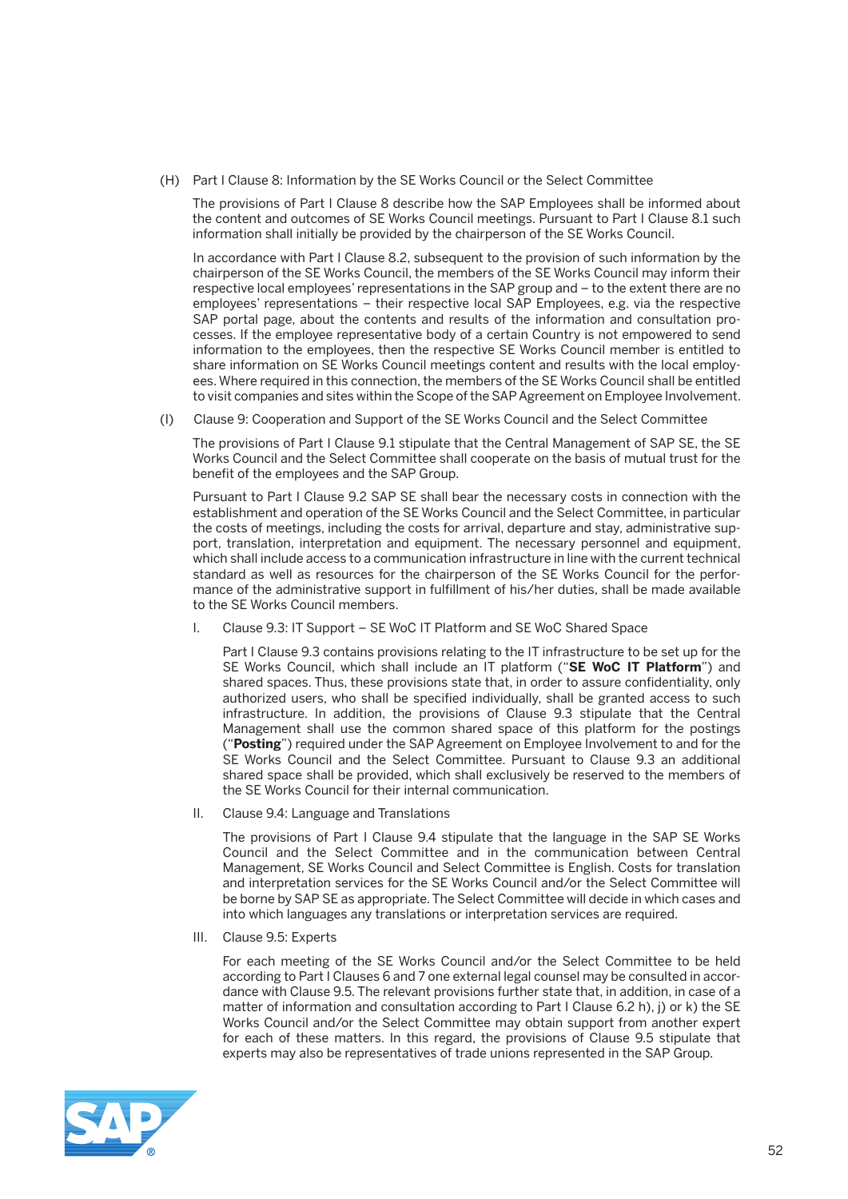(H) Part I Clause 8: Information by the SE Works Council or the Select Committee

The provisions of Part I Clause 8 describe how the SAP Employees shall be informed about the content and outcomes of SE Works Council meetings. Pursuant to Part I Clause 8.1 such information shall initially be provided by the chairperson of the SE Works Council.

In accordance with Part I Clause 8.2, subsequent to the provision of such information by the chairperson of the SE Works Council, the members of the SE Works Council may inform their respective local employees' representations in the SAP group and – to the extent there are no employees' representations – their respective local SAP Employees, e.g. via the respective SAP portal page, about the contents and results of the information and consultation processes. If the employee representative body of a certain Country is not empowered to send information to the employees, then the respective SE Works Council member is entitled to share information on SE Works Council meetings content and results with the local employees. Where required in this connection, the members of the SE Works Council shall be entitled to visit companies and sites within the Scope of the SAP Agreement on Employee Involvement.

(I) Clause 9: Cooperation and Support of the SE Works Council and the Select Committee

The provisions of Part I Clause 9.1 stipulate that the Central Management of SAP SE, the SE Works Council and the Select Committee shall cooperate on the basis of mutual trust for the benefit of the employees and the SAP Group.

Pursuant to Part I Clause 9.2 SAP SE shall bear the necessary costs in connection with the establishment and operation of the SE Works Council and the Select Committee, in particular the costs of meetings, including the costs for arrival, departure and stay, administrative support, translation, interpretation and equipment. The necessary personnel and equipment, which shall include access to a communication infrastructure in line with the current technical standard as well as resources for the chairperson of the SE Works Council for the performance of the administrative support in fulfillment of his/her duties, shall be made available to the SE Works Council members.

I. Clause 9.3: IT Support – SE WoC IT Platform and SE WoC Shared Space

Part I Clause 9.3 contains provisions relating to the IT infrastructure to be set up for the SE Works Council, which shall include an IT platform ("**SE WoC IT Platform**") and shared spaces. Thus, these provisions state that, in order to assure confidentiality, only authorized users, who shall be specified individually, shall be granted access to such infrastructure. In addition, the provisions of Clause 9.3 stipulate that the Central Management shall use the common shared space of this platform for the postings ("**Posting**") required under the SAP Agreement on Employee Involvement to and for the SE Works Council and the Select Committee. Pursuant to Clause 9.3 an additional shared space shall be provided, which shall exclusively be reserved to the members of the SE Works Council for their internal communication.

II. Clause 9.4: Language and Translations

The provisions of Part I Clause 9.4 stipulate that the language in the SAP SE Works Council and the Select Committee and in the communication between Central Management, SE Works Council and Select Committee is English. Costs for translation and interpretation services for the SE Works Council and/or the Select Committee will be borne by SAP SE as appropriate. The Select Committee will decide in which cases and into which languages any translations or interpretation services are required.

III. Clause 9.5: Experts

For each meeting of the SE Works Council and/or the Select Committee to be held according to Part I Clauses 6 and 7 one external legal counsel may be consulted in accordance with Clause 9.5. The relevant provisions further state that, in addition, in case of a matter of information and consultation according to Part I Clause 6.2 h), j) or k) the SE Works Council and/or the Select Committee may obtain support from another expert for each of these matters. In this regard, the provisions of Clause 9.5 stipulate that experts may also be representatives of trade unions represented in the SAP Group.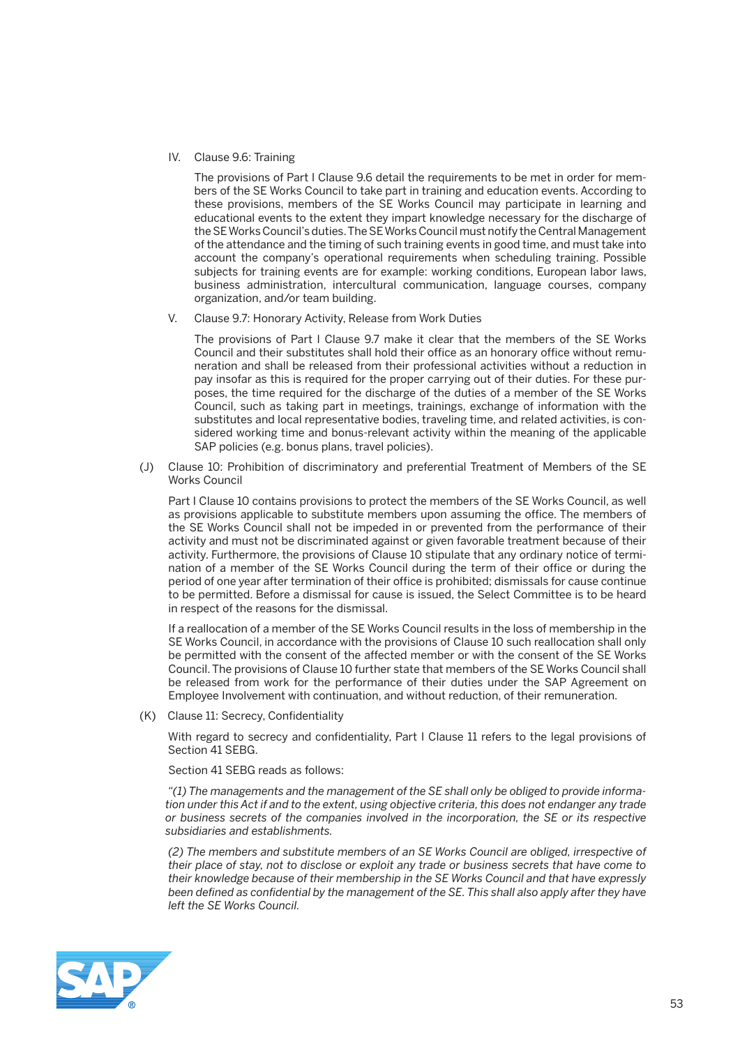IV. Clause 9.6: Training

The provisions of Part I Clause 9.6 detail the requirements to be met in order for members of the SE Works Council to take part in training and education events. According to these provisions, members of the SE Works Council may participate in learning and educational events to the extent they impart knowledge necessary for the discharge of the SE Works Council's duties. The SE Works Council must notify the Central Management of the attendance and the timing of such training events in good time, and must take into account the company's operational requirements when scheduling training. Possible subjects for training events are for example: working conditions, European labor laws, business administration, intercultural communication, language courses, company organization, and/or team building.

V. Clause 9.7: Honorary Activity, Release from Work Duties

The provisions of Part I Clause 9.7 make it clear that the members of the SE Works Council and their substitutes shall hold their office as an honorary office without remuneration and shall be released from their professional activities without a reduction in pay insofar as this is required for the proper carrying out of their duties. For these purposes, the time required for the discharge of the duties of a member of the SE Works Council, such as taking part in meetings, trainings, exchange of information with the substitutes and local representative bodies, traveling time, and related activities, is considered working time and bonus-relevant activity within the meaning of the applicable SAP policies (e.g. bonus plans, travel policies).

(J) Clause 10: Prohibition of discriminatory and preferential Treatment of Members of the SE Works Council

Part I Clause 10 contains provisions to protect the members of the SE Works Council, as well as provisions applicable to substitute members upon assuming the office. The members of the SE Works Council shall not be impeded in or prevented from the performance of their activity and must not be discriminated against or given favorable treatment because of their activity. Furthermore, the provisions of Clause 10 stipulate that any ordinary notice of termination of a member of the SE Works Council during the term of their office or during the period of one year after termination of their office is prohibited; dismissals for cause continue to be permitted. Before a dismissal for cause is issued, the Select Committee is to be heard in respect of the reasons for the dismissal.

If a reallocation of a member of the SE Works Council results in the loss of membership in the SE Works Council, in accordance with the provisions of Clause 10 such reallocation shall only be permitted with the consent of the affected member or with the consent of the SE Works Council. The provisions of Clause 10 further state that members of the SE Works Council shall be released from work for the performance of their duties under the SAP Agreement on Employee Involvement with continuation, and without reduction, of their remuneration.

(K) Clause 11: Secrecy, Confidentiality

With regard to secrecy and confidentiality, Part I Clause 11 refers to the legal provisions of Section 41 SEBG.

Section 41 SEBG reads as follows:

*"(1) The managements and the management of the SE shall only be obliged to provide information under this Act if and to the extent, using objective criteria, this does not endanger any trade or business secrets of the companies involved in the incorporation, the SE or its respective subsidiaries and establishments.*

*(2) The members and substitute members of an SE Works Council are obliged, irrespective of their place of stay, not to disclose or exploit any trade or business secrets that have come to their knowledge because of their membership in the SE Works Council and that have expressly been defined as confidential by the management of the SE. This shall also apply after they have left the SE Works Council.*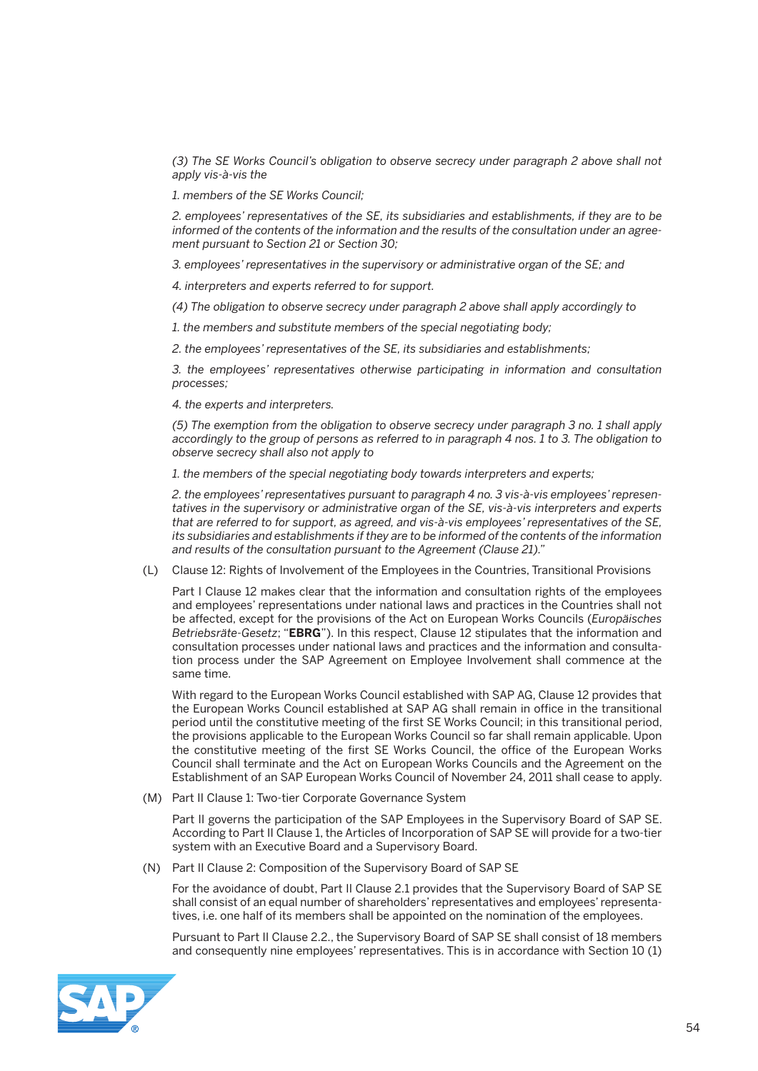*(3) The SE Works Council's obligation to observe secrecy under paragraph 2 above shall not apply vis-à-vis the*

*1. members of the SE Works Council;*

*2. employees' representatives of the SE, its subsidiaries and establishments, if they are to be informed of the contents of the information and the results of the consultation under an agreement pursuant to Section 21 or Section 30;*

*3. employees' representatives in the supervisory or administrative organ of the SE; and*

*4. interpreters and experts referred to for support.*

*(4) The obligation to observe secrecy under paragraph 2 above shall apply accordingly to*

*1. the members and substitute members of the special negotiating body;*

*2. the employees' representatives of the SE, its subsidiaries and establishments;*

*3. the employees' representatives otherwise participating in information and consultation processes;*

*4. the experts and interpreters.*

*(5) The exemption from the obligation to observe secrecy under paragraph 3 no. 1 shall apply accordingly to the group of persons as referred to in paragraph 4 nos. 1 to 3. The obligation to observe secrecy shall also not apply to*

*1. the members of the special negotiating body towards interpreters and experts;*

*2. the employees' representatives pursuant to paragraph 4 no. 3 vis-à-vis employees' representatives in the supervisory or administrative organ of the SE, vis-à-vis interpreters and experts that are referred to for support, as agreed, and vis-à-vis employees' representatives of the SE, its subsidiaries and establishments if they are to be informed of the contents of the information and results of the consultation pursuant to the Agreement (Clause 21)."*

(L) Clause 12: Rights of Involvement of the Employees in the Countries, Transitional Provisions

Part I Clause 12 makes clear that the information and consultation rights of the employees and employees' representations under national laws and practices in the Countries shall not be affected, except for the provisions of the Act on European Works Councils (*Europäisches Betriebsräte-Gesetz*; "**EBRG**"). In this respect, Clause 12 stipulates that the information and consultation processes under national laws and practices and the information and consultation process under the SAP Agreement on Employee Involvement shall commence at the same time.

With regard to the European Works Council established with SAP AG, Clause 12 provides that the European Works Council established at SAP AG shall remain in office in the transitional period until the constitutive meeting of the first SE Works Council; in this transitional period, the provisions applicable to the European Works Council so far shall remain applicable. Upon the constitutive meeting of the first SE Works Council, the office of the European Works Council shall terminate and the Act on European Works Councils and the Agreement on the Establishment of an SAP European Works Council of November 24, 2011 shall cease to apply.

(M) Part II Clause 1: Two-tier Corporate Governance System

Part II governs the participation of the SAP Employees in the Supervisory Board of SAP SE. According to Part II Clause 1, the Articles of Incorporation of SAP SE will provide for a two-tier system with an Executive Board and a Supervisory Board.

(N) Part II Clause 2: Composition of the Supervisory Board of SAP SE

For the avoidance of doubt, Part II Clause 2.1 provides that the Supervisory Board of SAP SE shall consist of an equal number of shareholders' representatives and employees' representatives, i.e. one half of its members shall be appointed on the nomination of the employees.

Pursuant to Part II Clause 2.2., the Supervisory Board of SAP SE shall consist of 18 members and consequently nine employees' representatives. This is in accordance with Section 10 (1)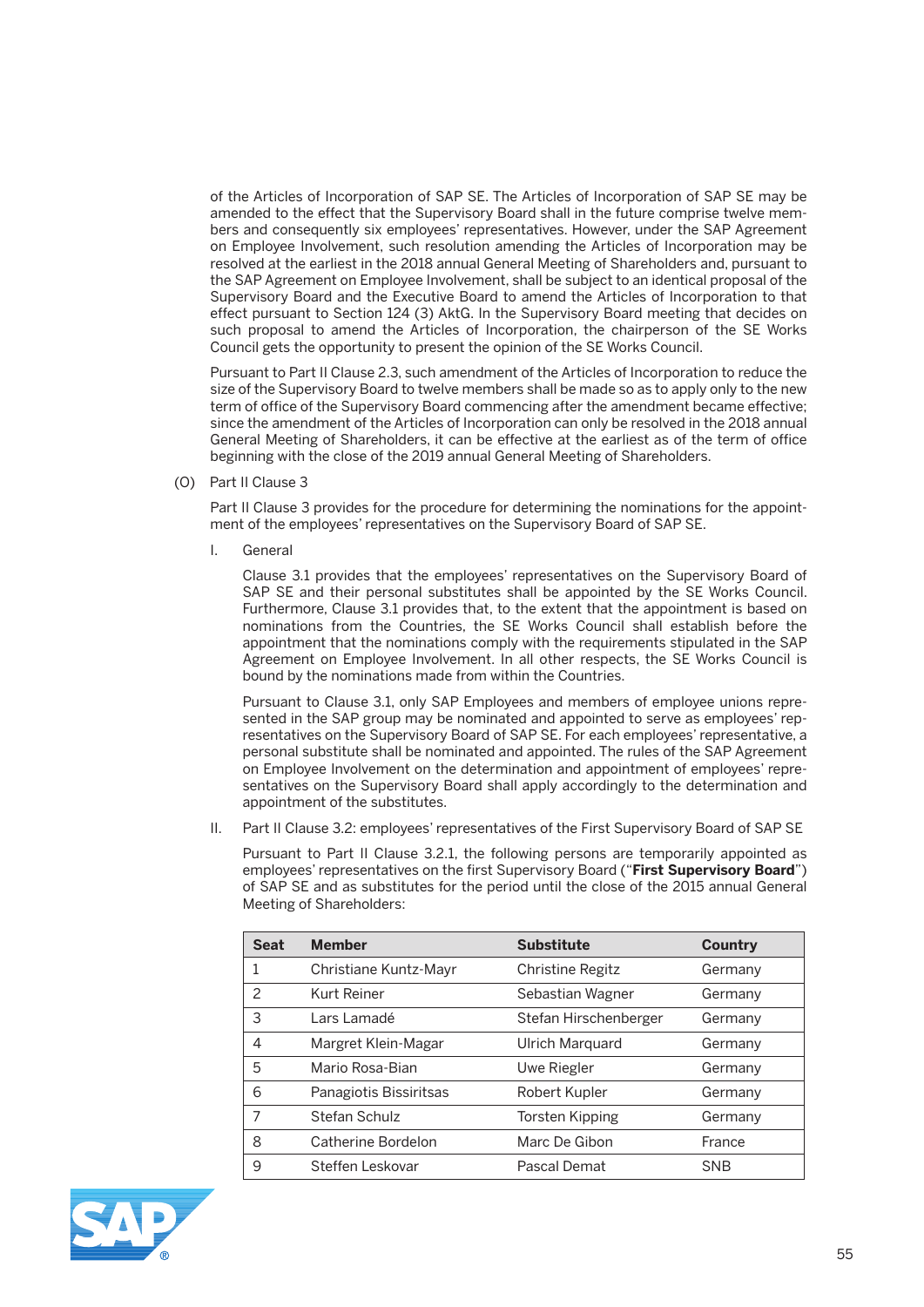of the Articles of Incorporation of SAP SE. The Articles of Incorporation of SAP SE may be amended to the effect that the Supervisory Board shall in the future comprise twelve members and consequently six employees' representatives. However, under the SAP Agreement on Employee Involvement, such resolution amending the Articles of Incorporation may be resolved at the earliest in the 2018 annual General Meeting of Shareholders and, pursuant to the SAP Agreement on Employee Involvement, shall be subject to an identical proposal of the Supervisory Board and the Executive Board to amend the Articles of Incorporation to that effect pursuant to Section 124 (3) AktG. In the Supervisory Board meeting that decides on such proposal to amend the Articles of Incorporation, the chairperson of the SE Works Council gets the opportunity to present the opinion of the SE Works Council.

Pursuant to Part II Clause 2.3, such amendment of the Articles of Incorporation to reduce the size of the Supervisory Board to twelve members shall be made so as to apply only to the new term of office of the Supervisory Board commencing after the amendment became effective; since the amendment of the Articles of Incorporation can only be resolved in the 2018 annual General Meeting of Shareholders, it can be effective at the earliest as of the term of office beginning with the close of the 2019 annual General Meeting of Shareholders.

(O) Part II Clause 3

Part II Clause 3 provides for the procedure for determining the nominations for the appointment of the employees' representatives on the Supervisory Board of SAP SE.

I. General

Clause 3.1 provides that the employees' representatives on the Supervisory Board of SAP SE and their personal substitutes shall be appointed by the SE Works Council. Furthermore, Clause 3.1 provides that, to the extent that the appointment is based on nominations from the Countries, the SE Works Council shall establish before the appointment that the nominations comply with the requirements stipulated in the SAP Agreement on Employee Involvement. In all other respects, the SE Works Council is bound by the nominations made from within the Countries.

Pursuant to Clause 3.1, only SAP Employees and members of employee unions represented in the SAP group may be nominated and appointed to serve as employees' representatives on the Supervisory Board of SAP SE. For each employees' representative, a personal substitute shall be nominated and appointed. The rules of the SAP Agreement on Employee Involvement on the determination and appointment of employees' representatives on the Supervisory Board shall apply accordingly to the determination and appointment of the substitutes.

II. Part II Clause 3.2: employees' representatives of the First Supervisory Board of SAP SE

Pursuant to Part II Clause 3.2.1, the following persons are temporarily appointed as employees' representatives on the first Supervisory Board ("**First Supervisory Board**") of SAP SE and as substitutes for the period until the close of the 2015 annual General Meeting of Shareholders:

| Seat | Member | Substitute | Country |
|---|---|---|---|
| 1 | Christiane Kuntz-Mayr | Christine Regitz | Germany |
| 2 | Kurt Reiner | Sebastian Wagner | Germany |
| 3 | Lars Lamadé | Stefan Hirschenberger | Germany |
| 4 | Margret Klein-Magar | Ulrich Marquard | Germany |
| 5 | Mario Rosa-Bian | Uwe Riegler | Germany |
| 6 | Panagiotis Bissiritsas | Robert Kupler | Germany |
| 7 | Stefan Schulz | Torsten Kipping | Germany |
| 8 | Catherine Bordelon | Marc De Gibon | France |
| 9 | Steffen Leskovar | Pascal Demat | SNB |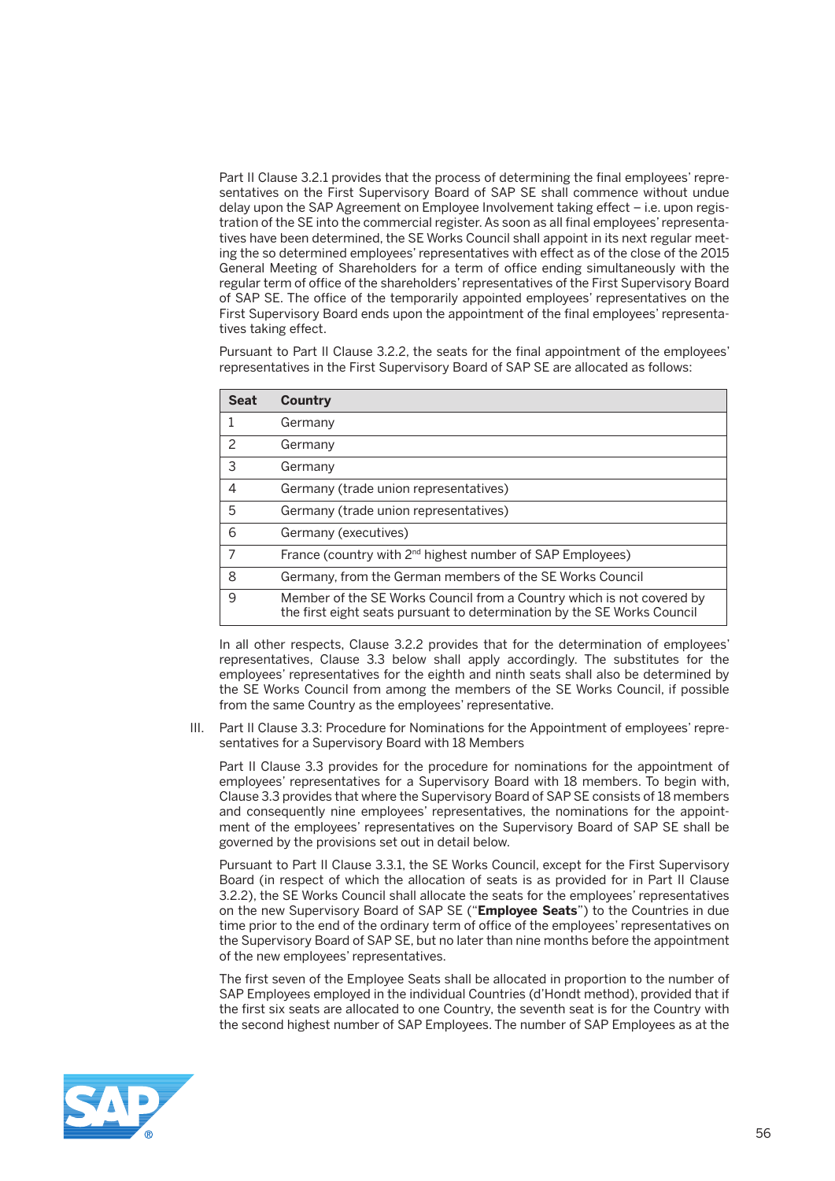Part II Clause 3.2.1 provides that the process of determining the final employees' representatives on the First Supervisory Board of SAP SE shall commence without undue delay upon the SAP Agreement on Employee Involvement taking effect – i.e. upon registration of the SE into the commercial register. As soon as all final employees' representatives have been determined, the SE Works Council shall appoint in its next regular meeting the so determined employees' representatives with effect as of the close of the 2015 General Meeting of Shareholders for a term of office ending simultaneously with the regular term of office of the shareholders' representatives of the First Supervisory Board of SAP SE. The office of the temporarily appointed employees' representatives on the First Supervisory Board ends upon the appointment of the final employees' representatives taking effect.

Pursuant to Part II Clause 3.2.2, the seats for the final appointment of the employees' representatives in the First Supervisory Board of SAP SE are allocated as follows:

| Seat | Country |
|---|---|
| 1 | Germany |
| 2 | Germany |
| 3 | Germany |
| 4 | Germany (trade union representatives) |
| 5 | Germany (trade union representatives) |
| 6 | Germany (executives) |
| 7 | France (country with 2nd highest number of SAP Employees) |
| 8 | Germany, from the German members of the SE Works Council |
| 9 | Member of the SE Works Council from a Country which is not covered by the first eight seats pursuant to determination by the SE Works Council |

In all other respects, Clause 3.2.2 provides that for the determination of employees' representatives, Clause 3.3 below shall apply accordingly. The substitutes for the employees' representatives for the eighth and ninth seats shall also be determined by the SE Works Council from among the members of the SE Works Council, if possible from the same Country as the employees' representative.

III. Part II Clause 3.3: Procedure for Nominations for the Appointment of employees' representatives for a Supervisory Board with 18 Members

Part II Clause 3.3 provides for the procedure for nominations for the appointment of employees' representatives for a Supervisory Board with 18 members. To begin with, Clause 3.3 provides that where the Supervisory Board of SAP SE consists of 18 members and consequently nine employees' representatives, the nominations for the appointment of the employees' representatives on the Supervisory Board of SAP SE shall be governed by the provisions set out in detail below.

Pursuant to Part II Clause 3.3.1, the SE Works Council, except for the First Supervisory Board (in respect of which the allocation of seats is as provided for in Part II Clause 3.2.2), the SE Works Council shall allocate the seats for the employees' representatives on the new Supervisory Board of SAP SE ("**Employee Seats**") to the Countries in due time prior to the end of the ordinary term of office of the employees' representatives on the Supervisory Board of SAP SE, but no later than nine months before the appointment of the new employees' representatives.

The first seven of the Employee Seats shall be allocated in proportion to the number of SAP Employees employed in the individual Countries (d'Hondt method), provided that if the first six seats are allocated to one Country, the seventh seat is for the Country with the second highest number of SAP Employees. The number of SAP Employees as at the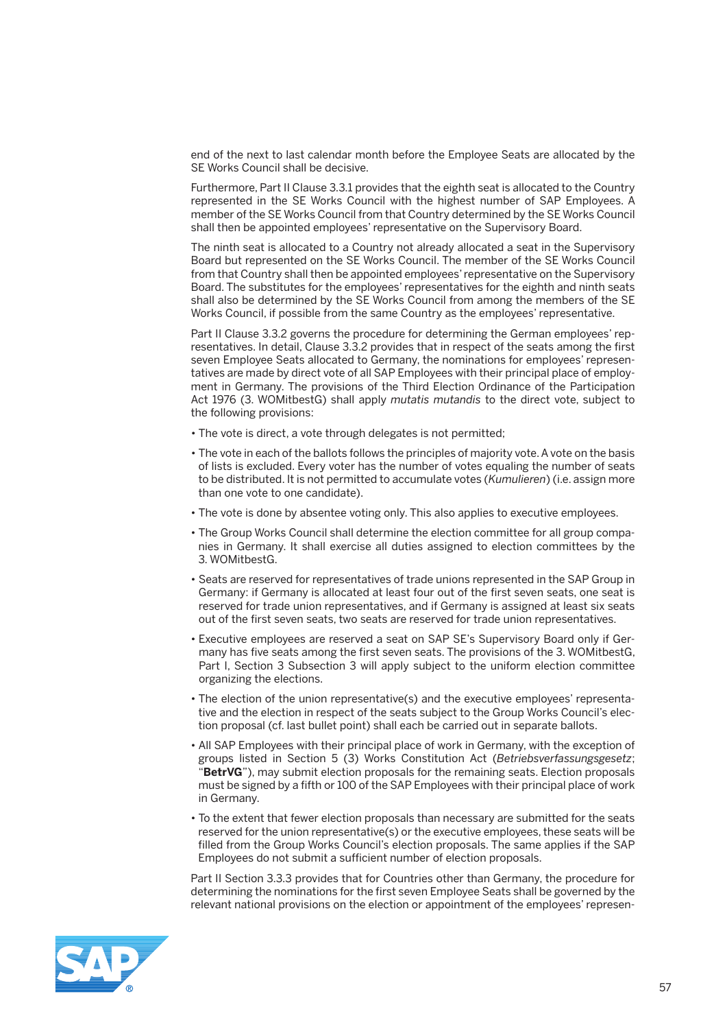end of the next to last calendar month before the Employee Seats are allocated by the SE Works Council shall be decisive.

Furthermore, Part II Clause 3.3.1 provides that the eighth seat is allocated to the Country represented in the SE Works Council with the highest number of SAP Employees. A member of the SE Works Council from that Country determined by the SE Works Council shall then be appointed employees' representative on the Supervisory Board.

The ninth seat is allocated to a Country not already allocated a seat in the Supervisory Board but represented on the SE Works Council. The member of the SE Works Council from that Country shall then be appointed employees' representative on the Supervisory Board. The substitutes for the employees' representatives for the eighth and ninth seats shall also be determined by the SE Works Council from among the members of the SE Works Council, if possible from the same Country as the employees' representative.

Part II Clause 3.3.2 governs the procedure for determining the German employees' representatives. In detail, Clause 3.3.2 provides that in respect of the seats among the first seven Employee Seats allocated to Germany, the nominations for employees' representatives are made by direct vote of all SAP Employees with their principal place of employment in Germany. The provisions of the Third Election Ordinance of the Participation Act 1976 (3. WOMitbestG) shall apply *mutatis mutandis* to the direct vote, subject to the following provisions:

- The vote is direct, a vote through delegates is not permitted;
- The vote in each of the ballots follows the principles of majority vote. A vote on the basis of lists is excluded. Every voter has the number of votes equaling the number of seats to be distributed. It is not permitted to accumulate votes (*Kumulieren*) (i.e. assign more than one vote to one candidate).
- The vote is done by absentee voting only. This also applies to executive employees.
- The Group Works Council shall determine the election committee for all group companies in Germany. It shall exercise all duties assigned to election committees by the 3. WOMitbestG.
- Seats are reserved for representatives of trade unions represented in the SAP Group in Germany: if Germany is allocated at least four out of the first seven seats, one seat is reserved for trade union representatives, and if Germany is assigned at least six seats out of the first seven seats, two seats are reserved for trade union representatives.
- Executive employees are reserved a seat on SAP SE's Supervisory Board only if Germany has five seats among the first seven seats. The provisions of the 3. WOMitbestG, Part I, Section 3 Subsection 3 will apply subject to the uniform election committee organizing the elections.
- The election of the union representative(s) and the executive employees' representative and the election in respect of the seats subject to the Group Works Council's election proposal (cf. last bullet point) shall each be carried out in separate ballots.
- All SAP Employees with their principal place of work in Germany, with the exception of groups listed in Section 5 (3) Works Constitution Act (*Betriebsverfassungsgesetz*; "**BetrVG**"), may submit election proposals for the remaining seats. Election proposals must be signed by a fifth or 100 of the SAP Employees with their principal place of work in Germany.
- To the extent that fewer election proposals than necessary are submitted for the seats reserved for the union representative(s) or the executive employees, these seats will be filled from the Group Works Council's election proposals. The same applies if the SAP Employees do not submit a sufficient number of election proposals.

Part II Section 3.3.3 provides that for Countries other than Germany, the procedure for determining the nominations for the first seven Employee Seats shall be governed by the relevant national provisions on the election or appointment of the employees' represen-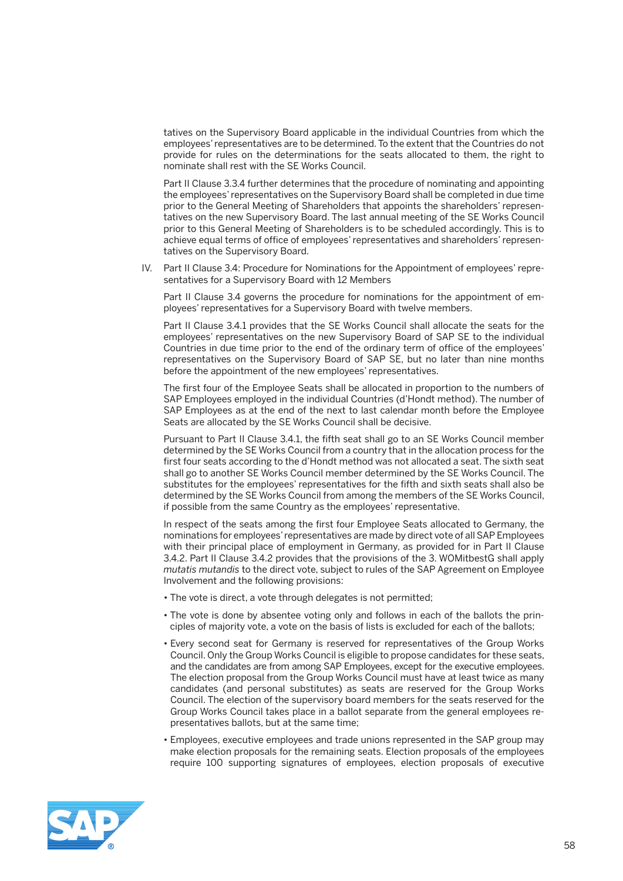tatives on the Supervisory Board applicable in the individual Countries from which the employees' representatives are to be determined. To the extent that the Countries do not provide for rules on the determinations for the seats allocated to them, the right to nominate shall rest with the SE Works Council.

Part II Clause 3.3.4 further determines that the procedure of nominating and appointing the employees' representatives on the Supervisory Board shall be completed in due time prior to the General Meeting of Shareholders that appoints the shareholders' representatives on the new Supervisory Board. The last annual meeting of the SE Works Council prior to this General Meeting of Shareholders is to be scheduled accordingly. This is to achieve equal terms of office of employees' representatives and shareholders' representatives on the Supervisory Board.

IV. Part II Clause 3.4: Procedure for Nominations for the Appointment of employees' representatives for a Supervisory Board with 12 Members

Part II Clause 3.4 governs the procedure for nominations for the appointment of employees' representatives for a Supervisory Board with twelve members.

Part II Clause 3.4.1 provides that the SE Works Council shall allocate the seats for the employees' representatives on the new Supervisory Board of SAP SE to the individual Countries in due time prior to the end of the ordinary term of office of the employees' representatives on the Supervisory Board of SAP SE, but no later than nine months before the appointment of the new employees' representatives.

The first four of the Employee Seats shall be allocated in proportion to the numbers of SAP Employees employed in the individual Countries (d'Hondt method). The number of SAP Employees as at the end of the next to last calendar month before the Employee Seats are allocated by the SE Works Council shall be decisive.

Pursuant to Part II Clause 3.4.1, the fifth seat shall go to an SE Works Council member determined by the SE Works Council from a country that in the allocation process for the first four seats according to the d'Hondt method was not allocated a seat. The sixth seat shall go to another SE Works Council member determined by the SE Works Council. The substitutes for the employees' representatives for the fifth and sixth seats shall also be determined by the SE Works Council from among the members of the SE Works Council, if possible from the same Country as the employees' representative.

In respect of the seats among the first four Employee Seats allocated to Germany, the nominations for employees' representatives are made by direct vote of all SAP Employees with their principal place of employment in Germany, as provided for in Part II Clause 3.4.2. Part II Clause 3.4.2 provides that the provisions of the 3. WOMitbestG shall apply *mutatis mutandis* to the direct vote, subject to rules of the SAP Agreement on Employee Involvement and the following provisions:

- The vote is direct, a vote through delegates is not permitted;
- The vote is done by absentee voting only and follows in each of the ballots the principles of majority vote, a vote on the basis of lists is excluded for each of the ballots;
- Every second seat for Germany is reserved for representatives of the Group Works Council. Only the Group Works Council is eligible to propose candidates for these seats, and the candidates are from among SAP Employees, except for the executive employees. The election proposal from the Group Works Council must have at least twice as many candidates (and personal substitutes) as seats are reserved for the Group Works Council. The election of the supervisory board members for the seats reserved for the Group Works Council takes place in a ballot separate from the general employees representatives ballots, but at the same time;
- Employees, executive employees and trade unions represented in the SAP group may make election proposals for the remaining seats. Election proposals of the employees require 100 supporting signatures of employees, election proposals of executive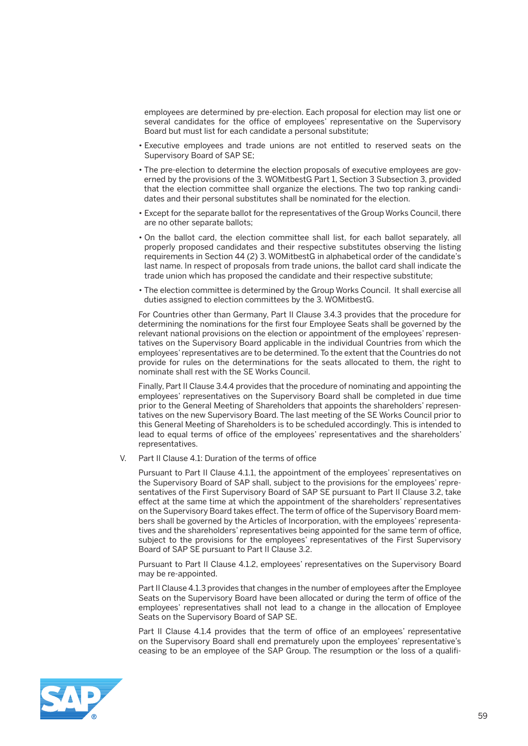employees are determined by pre-election. Each proposal for election may list one or several candidates for the office of employees' representative on the Supervisory Board but must list for each candidate a personal substitute;

- Executive employees and trade unions are not entitled to reserved seats on the Supervisory Board of SAP SE;
- The pre-election to determine the election proposals of executive employees are governed by the provisions of the 3. WOMitbestG Part 1, Section 3 Subsection 3, provided that the election committee shall organize the elections. The two top ranking candidates and their personal substitutes shall be nominated for the election.
- Except for the separate ballot for the representatives of the Group Works Council, there are no other separate ballots;
- On the ballot card, the election committee shall list, for each ballot separately, all properly proposed candidates and their respective substitutes observing the listing requirements in Section 44 (2) 3. WOMitbestG in alphabetical order of the candidate's last name. In respect of proposals from trade unions, the ballot card shall indicate the trade union which has proposed the candidate and their respective substitute;
- The election committee is determined by the Group Works Council. It shall exercise all duties assigned to election committees by the 3. WOMitbestG.

For Countries other than Germany, Part II Clause 3.4.3 provides that the procedure for determining the nominations for the first four Employee Seats shall be governed by the relevant national provisions on the election or appointment of the employees' representatives on the Supervisory Board applicable in the individual Countries from which the employees' representatives are to be determined. To the extent that the Countries do not provide for rules on the determinations for the seats allocated to them, the right to nominate shall rest with the SE Works Council.

Finally, Part II Clause 3.4.4 provides that the procedure of nominating and appointing the employees' representatives on the Supervisory Board shall be completed in due time prior to the General Meeting of Shareholders that appoints the shareholders' representatives on the new Supervisory Board. The last meeting of the SE Works Council prior to this General Meeting of Shareholders is to be scheduled accordingly. This is intended to lead to equal terms of office of the employees' representatives and the shareholders' representatives.

V. Part II Clause 4.1: Duration of the terms of office

Pursuant to Part II Clause 4.1.1, the appointment of the employees' representatives on the Supervisory Board of SAP shall, subject to the provisions for the employees' representatives of the First Supervisory Board of SAP SE pursuant to Part II Clause 3.2, take effect at the same time at which the appointment of the shareholders' representatives on the Supervisory Board takes effect. The term of office of the Supervisory Board members shall be governed by the Articles of Incorporation, with the employees' representatives and the shareholders' representatives being appointed for the same term of office, subject to the provisions for the employees' representatives of the First Supervisory Board of SAP SE pursuant to Part II Clause 3.2.

Pursuant to Part II Clause 4.1.2, employees' representatives on the Supervisory Board may be re-appointed.

Part II Clause 4.1.3 provides that changes in the number of employees after the Employee Seats on the Supervisory Board have been allocated or during the term of office of the employees' representatives shall not lead to a change in the allocation of Employee Seats on the Supervisory Board of SAP SE.

Part II Clause 4.1.4 provides that the term of office of an employees' representative on the Supervisory Board shall end prematurely upon the employees' representative's ceasing to be an employee of the SAP Group. The resumption or the loss of a qualifi-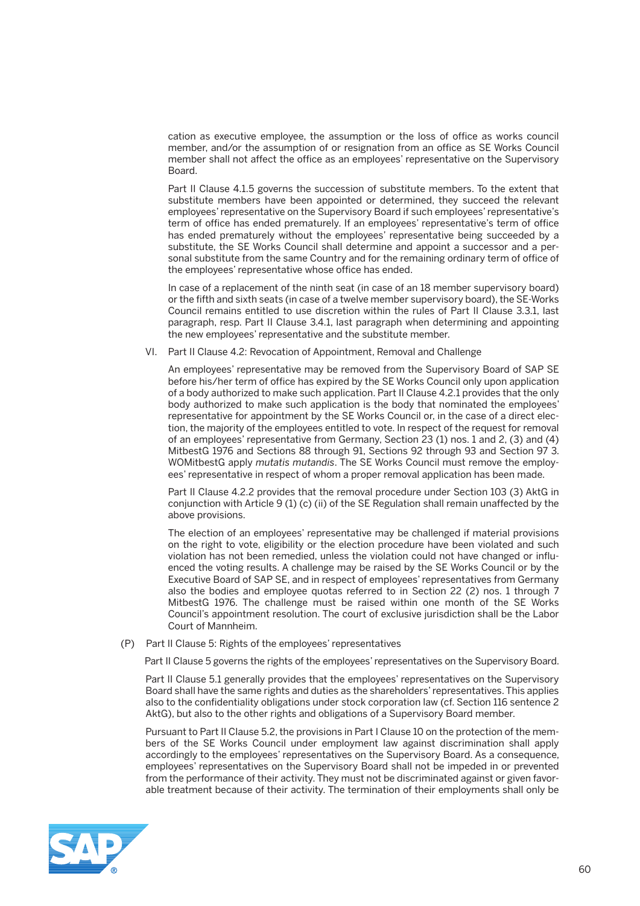cation as executive employee, the assumption or the loss of office as works council member, and/or the assumption of or resignation from an office as SE Works Council member shall not affect the office as an employees' representative on the Supervisory Board.

Part II Clause 4.1.5 governs the succession of substitute members. To the extent that substitute members have been appointed or determined, they succeed the relevant employees' representative on the Supervisory Board if such employees' representative's term of office has ended prematurely. If an employees' representative's term of office has ended prematurely without the employees' representative being succeeded by a substitute, the SE Works Council shall determine and appoint a successor and a personal substitute from the same Country and for the remaining ordinary term of office of the employees' representative whose office has ended.

In case of a replacement of the ninth seat (in case of an 18 member supervisory board) or the fifth and sixth seats (in case of a twelve member supervisory board), the SE-Works Council remains entitled to use discretion within the rules of Part II Clause 3.3.1, last paragraph, resp. Part II Clause 3.4.1, last paragraph when determining and appointing the new employees' representative and the substitute member.

VI. Part II Clause 4.2: Revocation of Appointment, Removal and Challenge

An employees' representative may be removed from the Supervisory Board of SAP SE before his/her term of office has expired by the SE Works Council only upon application of a body authorized to make such application. Part II Clause 4.2.1 provides that the only body authorized to make such application is the body that nominated the employees' representative for appointment by the SE Works Council or, in the case of a direct election, the majority of the employees entitled to vote. In respect of the request for removal of an employees' representative from Germany, Section 23 (1) nos. 1 and 2, (3) and (4) MitbestG 1976 and Sections 88 through 91, Sections 92 through 93 and Section 97 3. WOMitbestG apply *mutatis mutandis*. The SE Works Council must remove the employees' representative in respect of whom a proper removal application has been made.

Part II Clause 4.2.2 provides that the removal procedure under Section 103 (3) AktG in conjunction with Article 9 (1) (c) (ii) of the SE Regulation shall remain unaffected by the above provisions.

The election of an employees' representative may be challenged if material provisions on the right to vote, eligibility or the election procedure have been violated and such violation has not been remedied, unless the violation could not have changed or influenced the voting results. A challenge may be raised by the SE Works Council or by the Executive Board of SAP SE, and in respect of employees' representatives from Germany also the bodies and employee quotas referred to in Section 22 (2) nos. 1 through 7 MitbestG 1976. The challenge must be raised within one month of the SE Works Council's appointment resolution. The court of exclusive jurisdiction shall be the Labor Court of Mannheim.

(P) Part II Clause 5: Rights of the employees' representatives

Part II Clause 5 governs the rights of the employees' representatives on the Supervisory Board.

Part II Clause 5.1 generally provides that the employees' representatives on the Supervisory Board shall have the same rights and duties as the shareholders' representatives. This applies also to the confidentiality obligations under stock corporation law (cf. Section 116 sentence 2 AktG), but also to the other rights and obligations of a Supervisory Board member.

Pursuant to Part II Clause 5.2, the provisions in Part I Clause 10 on the protection of the members of the SE Works Council under employment law against discrimination shall apply accordingly to the employees' representatives on the Supervisory Board. As a consequence, employees' representatives on the Supervisory Board shall not be impeded in or prevented from the performance of their activity. They must not be discriminated against or given favorable treatment because of their activity. The termination of their employments shall only be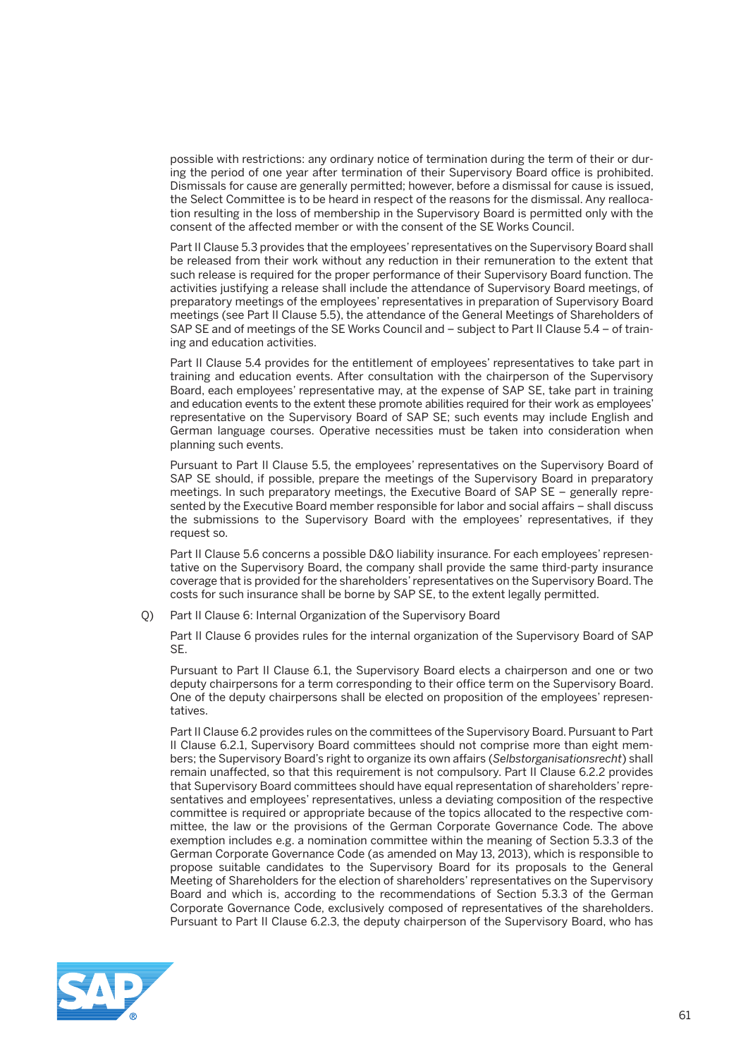possible with restrictions: any ordinary notice of termination during the term of their or during the period of one year after termination of their Supervisory Board office is prohibited. Dismissals for cause are generally permitted; however, before a dismissal for cause is issued, the Select Committee is to be heard in respect of the reasons for the dismissal. Any reallocation resulting in the loss of membership in the Supervisory Board is permitted only with the consent of the affected member or with the consent of the SE Works Council.

Part II Clause 5.3 provides that the employees' representatives on the Supervisory Board shall be released from their work without any reduction in their remuneration to the extent that such release is required for the proper performance of their Supervisory Board function. The activities justifying a release shall include the attendance of Supervisory Board meetings, of preparatory meetings of the employees' representatives in preparation of Supervisory Board meetings (see Part II Clause 5.5), the attendance of the General Meetings of Shareholders of SAP SE and of meetings of the SE Works Council and – subject to Part II Clause 5.4 – of training and education activities.

Part II Clause 5.4 provides for the entitlement of employees' representatives to take part in training and education events. After consultation with the chairperson of the Supervisory Board, each employees' representative may, at the expense of SAP SE, take part in training and education events to the extent these promote abilities required for their work as employees' representative on the Supervisory Board of SAP SE; such events may include English and German language courses. Operative necessities must be taken into consideration when planning such events.

Pursuant to Part II Clause 5.5, the employees' representatives on the Supervisory Board of SAP SE should, if possible, prepare the meetings of the Supervisory Board in preparatory meetings. In such preparatory meetings, the Executive Board of SAP SE – generally represented by the Executive Board member responsible for labor and social affairs – shall discuss the submissions to the Supervisory Board with the employees' representatives, if they request so.

Part II Clause 5.6 concerns a possible D&O liability insurance. For each employees' representative on the Supervisory Board, the company shall provide the same third-party insurance coverage that is provided for the shareholders' representatives on the Supervisory Board. The costs for such insurance shall be borne by SAP SE, to the extent legally permitted.

Q) Part II Clause 6: Internal Organization of the Supervisory Board

Part II Clause 6 provides rules for the internal organization of the Supervisory Board of SAP SE.

Pursuant to Part II Clause 6.1, the Supervisory Board elects a chairperson and one or two deputy chairpersons for a term corresponding to their office term on the Supervisory Board. One of the deputy chairpersons shall be elected on proposition of the employees' representatives.

Part II Clause 6.2 provides rules on the committees of the Supervisory Board. Pursuant to Part II Clause 6.2.1, Supervisory Board committees should not comprise more than eight members; the Supervisory Board's right to organize its own affairs (*Selbstorganisationsrecht*) shall remain unaffected, so that this requirement is not compulsory. Part II Clause 6.2.2 provides that Supervisory Board committees should have equal representation of shareholders' representatives and employees' representatives, unless a deviating composition of the respective committee is required or appropriate because of the topics allocated to the respective committee, the law or the provisions of the German Corporate Governance Code. The above exemption includes e.g. a nomination committee within the meaning of Section 5.3.3 of the German Corporate Governance Code (as amended on May 13, 2013), which is responsible to propose suitable candidates to the Supervisory Board for its proposals to the General Meeting of Shareholders for the election of shareholders' representatives on the Supervisory Board and which is, according to the recommendations of Section 5.3.3 of the German Corporate Governance Code, exclusively composed of representatives of the shareholders. Pursuant to Part II Clause 6.2.3, the deputy chairperson of the Supervisory Board, who has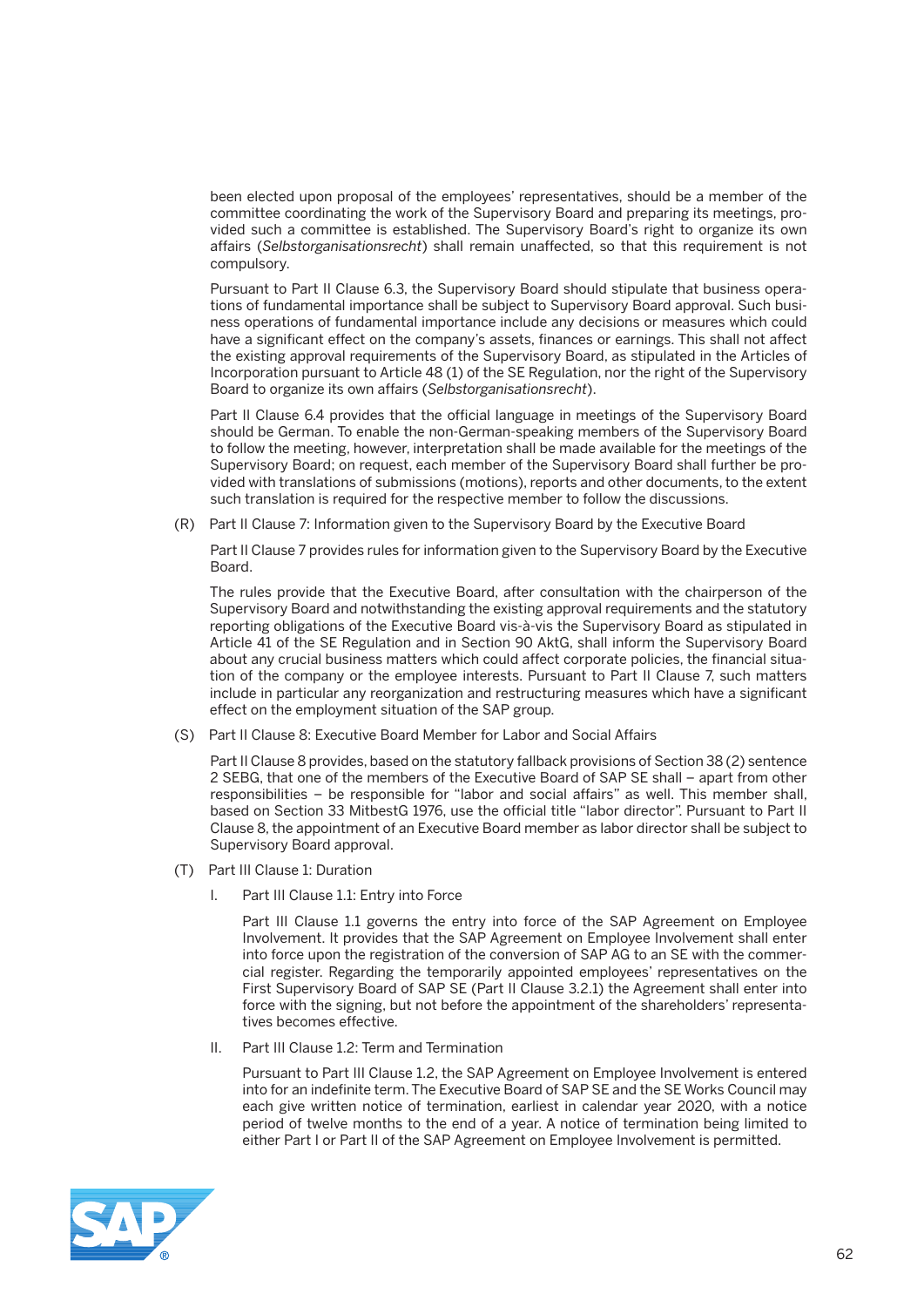been elected upon proposal of the employees' representatives, should be a member of the committee coordinating the work of the Supervisory Board and preparing its meetings, provided such a committee is established. The Supervisory Board's right to organize its own affairs (*Selbstorganisationsrecht*) shall remain unaffected, so that this requirement is not compulsory.

Pursuant to Part II Clause 6.3, the Supervisory Board should stipulate that business operations of fundamental importance shall be subject to Supervisory Board approval. Such business operations of fundamental importance include any decisions or measures which could have a significant effect on the company's assets, finances or earnings. This shall not affect the existing approval requirements of the Supervisory Board, as stipulated in the Articles of Incorporation pursuant to Article 48 (1) of the SE Regulation, nor the right of the Supervisory Board to organize its own affairs (*Selbstorganisationsrecht*).

Part II Clause 6.4 provides that the official language in meetings of the Supervisory Board should be German. To enable the non-German-speaking members of the Supervisory Board to follow the meeting, however, interpretation shall be made available for the meetings of the Supervisory Board; on request, each member of the Supervisory Board shall further be provided with translations of submissions (motions), reports and other documents, to the extent such translation is required for the respective member to follow the discussions.

(R) Part II Clause 7: Information given to the Supervisory Board by the Executive Board

Part II Clause 7 provides rules for information given to the Supervisory Board by the Executive Board.

The rules provide that the Executive Board, after consultation with the chairperson of the Supervisory Board and notwithstanding the existing approval requirements and the statutory reporting obligations of the Executive Board vis-à-vis the Supervisory Board as stipulated in Article 41 of the SE Regulation and in Section 90 AktG, shall inform the Supervisory Board about any crucial business matters which could affect corporate policies, the financial situation of the company or the employee interests. Pursuant to Part II Clause 7, such matters include in particular any reorganization and restructuring measures which have a significant effect on the employment situation of the SAP group.

(S) Part II Clause 8: Executive Board Member for Labor and Social Affairs

Part II Clause 8 provides, based on the statutory fallback provisions of Section 38 (2) sentence 2 SEBG, that one of the members of the Executive Board of SAP SE shall – apart from other responsibilities – be responsible for "labor and social affairs" as well. This member shall, based on Section 33 MitbestG 1976, use the official title "labor director". Pursuant to Part II Clause 8, the appointment of an Executive Board member as labor director shall be subject to Supervisory Board approval.

(T) Part III Clause 1: Duration

I. Part III Clause 1.1: Entry into Force

Part III Clause 1.1 governs the entry into force of the SAP Agreement on Employee Involvement. It provides that the SAP Agreement on Employee Involvement shall enter into force upon the registration of the conversion of SAP AG to an SE with the commercial register. Regarding the temporarily appointed employees' representatives on the First Supervisory Board of SAP SE (Part II Clause 3.2.1) the Agreement shall enter into force with the signing, but not before the appointment of the shareholders' representatives becomes effective.

II. Part III Clause 1.2: Term and Termination

Pursuant to Part III Clause 1.2, the SAP Agreement on Employee Involvement is entered into for an indefinite term. The Executive Board of SAP SE and the SE Works Council may each give written notice of termination, earliest in calendar year 2020, with a notice period of twelve months to the end of a year. A notice of termination being limited to either Part I or Part II of the SAP Agreement on Employee Involvement is permitted.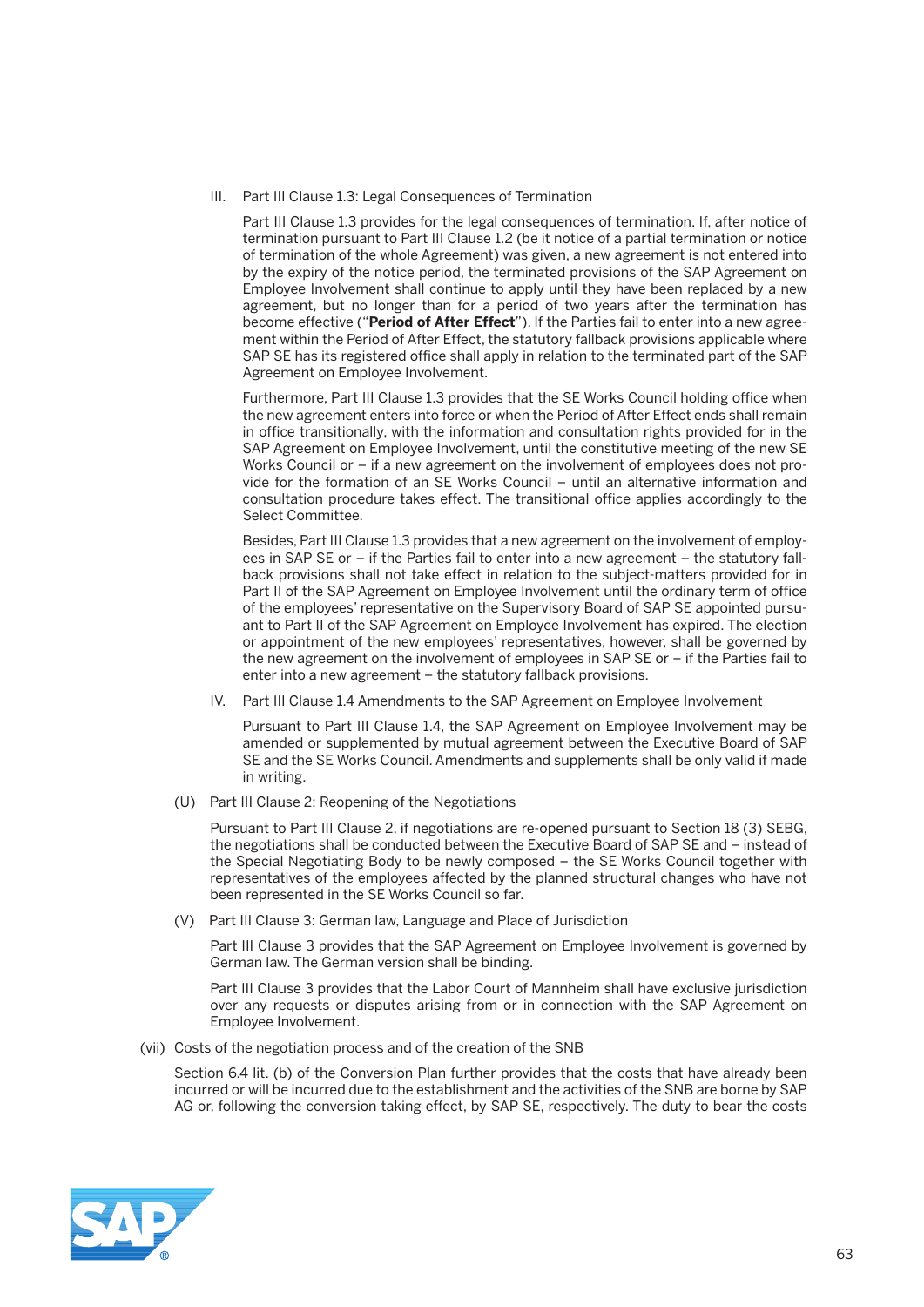III. Part III Clause 1.3: Legal Consequences of Termination

Part III Clause 1.3 provides for the legal consequences of termination. If, after notice of termination pursuant to Part III Clause 1.2 (be it notice of a partial termination or notice of termination of the whole Agreement) was given, a new agreement is not entered into by the expiry of the notice period, the terminated provisions of the SAP Agreement on Employee Involvement shall continue to apply until they have been replaced by a new agreement, but no longer than for a period of two years after the termination has become effective ("**Period of After Effect**"). If the Parties fail to enter into a new agreement within the Period of After Effect, the statutory fallback provisions applicable where SAP SE has its registered office shall apply in relation to the terminated part of the SAP Agreement on Employee Involvement.

Furthermore, Part III Clause 1.3 provides that the SE Works Council holding office when the new agreement enters into force or when the Period of After Effect ends shall remain in office transitionally, with the information and consultation rights provided for in the SAP Agreement on Employee Involvement, until the constitutive meeting of the new SE Works Council or – if a new agreement on the involvement of employees does not provide for the formation of an SE Works Council – until an alternative information and consultation procedure takes effect. The transitional office applies accordingly to the Select Committee.

Besides, Part III Clause 1.3 provides that a new agreement on the involvement of employees in SAP SE or – if the Parties fail to enter into a new agreement – the statutory fallback provisions shall not take effect in relation to the subject-matters provided for in Part II of the SAP Agreement on Employee Involvement until the ordinary term of office of the employees' representative on the Supervisory Board of SAP SE appointed pursuant to Part II of the SAP Agreement on Employee Involvement has expired. The election or appointment of the new employees' representatives, however, shall be governed by the new agreement on the involvement of employees in SAP SE or – if the Parties fail to enter into a new agreement – the statutory fallback provisions.

IV. Part III Clause 1.4 Amendments to the SAP Agreement on Employee Involvement

Pursuant to Part III Clause 1.4, the SAP Agreement on Employee Involvement may be amended or supplemented by mutual agreement between the Executive Board of SAP SE and the SE Works Council. Amendments and supplements shall be only valid if made in writing.

(U) Part III Clause 2: Reopening of the Negotiations

Pursuant to Part III Clause 2, if negotiations are re-opened pursuant to Section 18 (3) SEBG, the negotiations shall be conducted between the Executive Board of SAP SE and – instead of the Special Negotiating Body to be newly composed – the SE Works Council together with representatives of the employees affected by the planned structural changes who have not been represented in the SE Works Council so far.

(V) Part III Clause 3: German law, Language and Place of Jurisdiction

Part III Clause 3 provides that the SAP Agreement on Employee Involvement is governed by German law. The German version shall be binding.

Part III Clause 3 provides that the Labor Court of Mannheim shall have exclusive jurisdiction over any requests or disputes arising from or in connection with the SAP Agreement on Employee Involvement.

(vii) Costs of the negotiation process and of the creation of the SNB

Section 6.4 lit. (b) of the Conversion Plan further provides that the costs that have already been incurred or will be incurred due to the establishment and the activities of the SNB are borne by SAP AG or, following the conversion taking effect, by SAP SE, respectively. The duty to bear the costs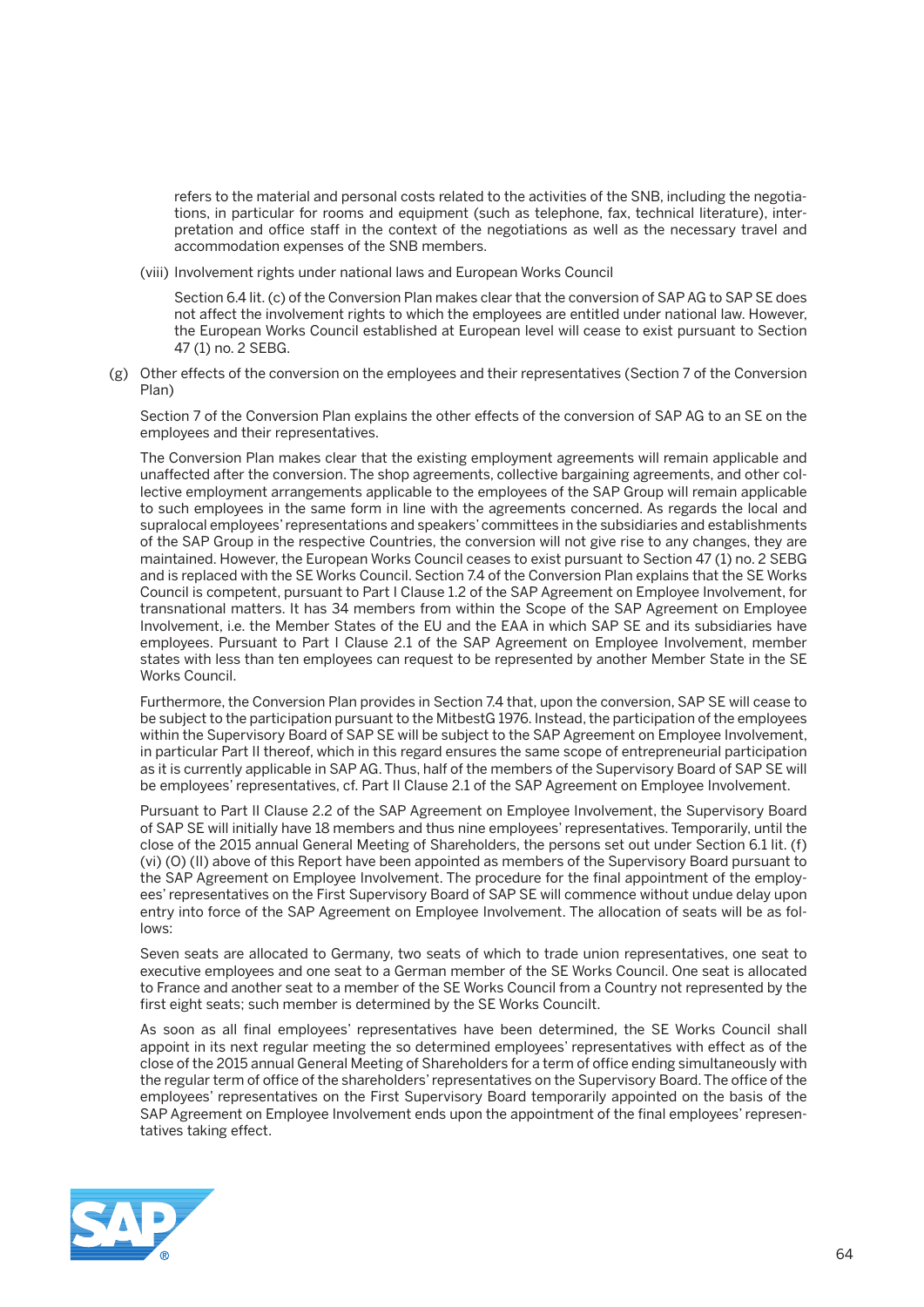refers to the material and personal costs related to the activities of the SNB, including the negotiations, in particular for rooms and equipment (such as telephone, fax, technical literature), interpretation and office staff in the context of the negotiations as well as the necessary travel and accommodation expenses of the SNB members.

(viii) Involvement rights under national laws and European Works Council

Section 6.4 lit. (c) of the Conversion Plan makes clear that the conversion of SAP AG to SAP SE does not affect the involvement rights to which the employees are entitled under national law. However, the European Works Council established at European level will cease to exist pursuant to Section 47 (1) no. 2 SEBG.

(g) Other effects of the conversion on the employees and their representatives (Section 7 of the Conversion Plan)

Section 7 of the Conversion Plan explains the other effects of the conversion of SAP AG to an SE on the employees and their representatives.

The Conversion Plan makes clear that the existing employment agreements will remain applicable and unaffected after the conversion. The shop agreements, collective bargaining agreements, and other collective employment arrangements applicable to the employees of the SAP Group will remain applicable to such employees in the same form in line with the agreements concerned. As regards the local and supralocal employees' representations and speakers' committees in the subsidiaries and establishments of the SAP Group in the respective Countries, the conversion will not give rise to any changes, they are maintained. However, the European Works Council ceases to exist pursuant to Section 47 (1) no. 2 SEBG and is replaced with the SE Works Council. Section 7.4 of the Conversion Plan explains that the SE Works Council is competent, pursuant to Part I Clause 1.2 of the SAP Agreement on Employee Involvement, for transnational matters. It has 34 members from within the Scope of the SAP Agreement on Employee Involvement, i.e. the Member States of the EU and the EAA in which SAP SE and its subsidiaries have employees. Pursuant to Part I Clause 2.1 of the SAP Agreement on Employee Involvement, member states with less than ten employees can request to be represented by another Member State in the SE Works Council.

Furthermore, the Conversion Plan provides in Section 7.4 that, upon the conversion, SAP SE will cease to be subject to the participation pursuant to the MitbestG 1976. Instead, the participation of the employees within the Supervisory Board of SAP SE will be subject to the SAP Agreement on Employee Involvement, in particular Part II thereof, which in this regard ensures the same scope of entrepreneurial participation as it is currently applicable in SAP AG. Thus, half of the members of the Supervisory Board of SAP SE will be employees' representatives, cf. Part II Clause 2.1 of the SAP Agreement on Employee Involvement.

Pursuant to Part II Clause 2.2 of the SAP Agreement on Employee Involvement, the Supervisory Board of SAP SE will initially have 18 members and thus nine employees' representatives. Temporarily, until the close of the 2015 annual General Meeting of Shareholders, the persons set out under Section 6.1 lit. (f) (vi) (O) (II) above of this Report have been appointed as members of the Supervisory Board pursuant to the SAP Agreement on Employee Involvement. The procedure for the final appointment of the employees' representatives on the First Supervisory Board of SAP SE will commence without undue delay upon entry into force of the SAP Agreement on Employee Involvement. The allocation of seats will be as follows:

Seven seats are allocated to Germany, two seats of which to trade union representatives, one seat to executive employees and one seat to a German member of the SE Works Council. One seat is allocated to France and another seat to a member of the SE Works Council from a Country not represented by the first eight seats; such member is determined by the SE Works Councilt.

As soon as all final employees' representatives have been determined, the SE Works Council shall appoint in its next regular meeting the so determined employees' representatives with effect as of the close of the 2015 annual General Meeting of Shareholders for a term of office ending simultaneously with the regular term of office of the shareholders' representatives on the Supervisory Board. The office of the employees' representatives on the First Supervisory Board temporarily appointed on the basis of the SAP Agreement on Employee Involvement ends upon the appointment of the final employees' representatives taking effect.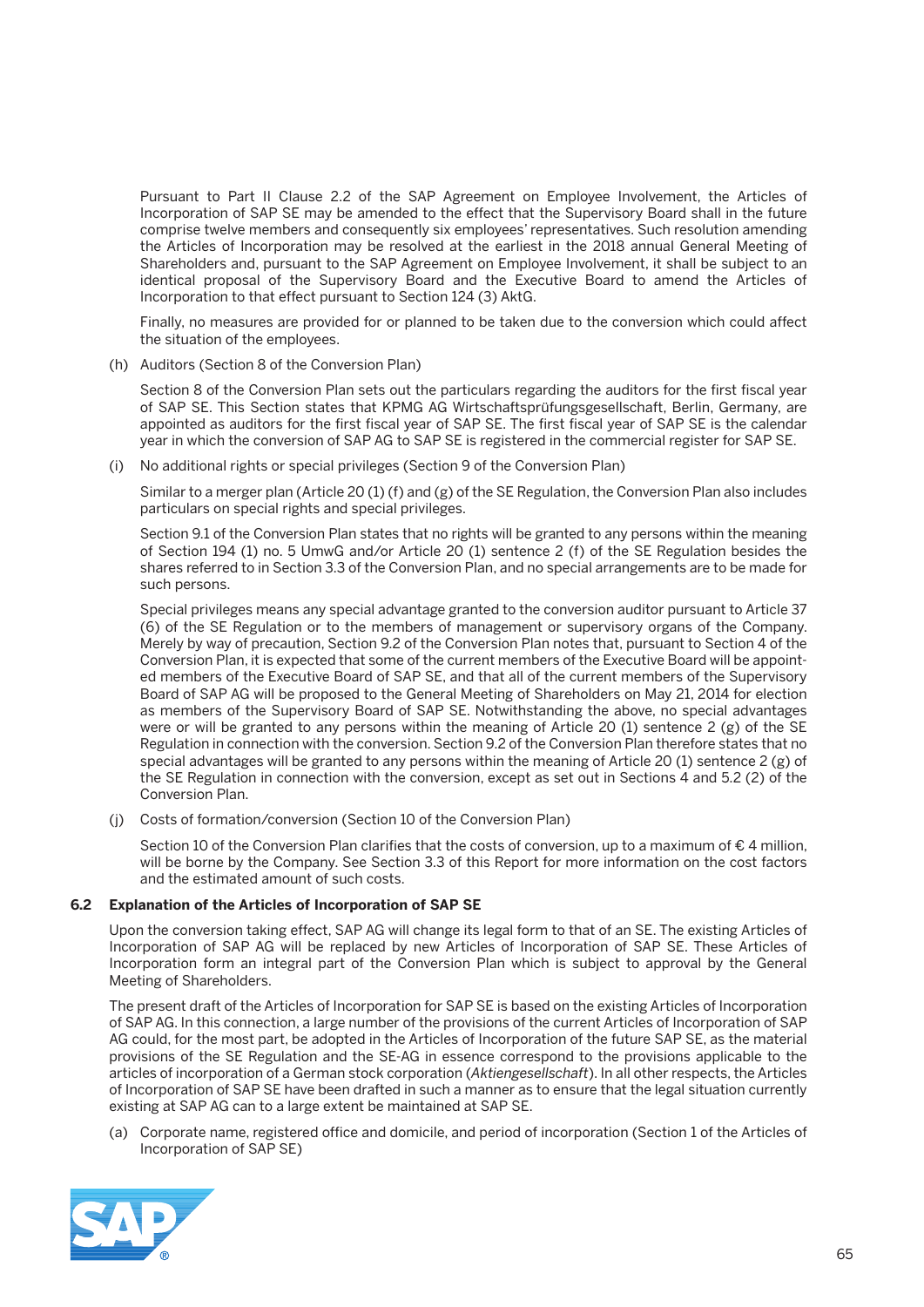Pursuant to Part II Clause 2.2 of the SAP Agreement on Employee Involvement, the Articles of Incorporation of SAP SE may be amended to the effect that the Supervisory Board shall in the future comprise twelve members and consequently six employees' representatives. Such resolution amending the Articles of Incorporation may be resolved at the earliest in the 2018 annual General Meeting of Shareholders and, pursuant to the SAP Agreement on Employee Involvement, it shall be subject to an identical proposal of the Supervisory Board and the Executive Board to amend the Articles of Incorporation to that effect pursuant to Section 124 (3) AktG.

Finally, no measures are provided for or planned to be taken due to the conversion which could affect the situation of the employees.

(h) Auditors (Section 8 of the Conversion Plan)

Section 8 of the Conversion Plan sets out the particulars regarding the auditors for the first fiscal year of SAP SE. This Section states that KPMG AG Wirtschaftsprüfungsgesellschaft, Berlin, Germany, are appointed as auditors for the first fiscal year of SAP SE. The first fiscal year of SAP SE is the calendar year in which the conversion of SAP AG to SAP SE is registered in the commercial register for SAP SE.

(i) No additional rights or special privileges (Section 9 of the Conversion Plan)

Similar to a merger plan (Article 20 (1) (f) and (g) of the SE Regulation, the Conversion Plan also includes particulars on special rights and special privileges.

Section 9.1 of the Conversion Plan states that no rights will be granted to any persons within the meaning of Section 194 (1) no. 5 UmwG and/or Article 20 (1) sentence 2 (f) of the SE Regulation besides the shares referred to in Section 3.3 of the Conversion Plan, and no special arrangements are to be made for such persons.

Special privileges means any special advantage granted to the conversion auditor pursuant to Article 37 (6) of the SE Regulation or to the members of management or supervisory organs of the Company. Merely by way of precaution, Section 9.2 of the Conversion Plan notes that, pursuant to Section 4 of the Conversion Plan, it is expected that some of the current members of the Executive Board will be appointed members of the Executive Board of SAP SE, and that all of the current members of the Supervisory Board of SAP AG will be proposed to the General Meeting of Shareholders on May 21, 2014 for election as members of the Supervisory Board of SAP SE. Notwithstanding the above, no special advantages were or will be granted to any persons within the meaning of Article 20 (1) sentence 2 (g) of the SE Regulation in connection with the conversion. Section 9.2 of the Conversion Plan therefore states that no special advantages will be granted to any persons within the meaning of Article 20 (1) sentence 2 (g) of the SE Regulation in connection with the conversion, except as set out in Sections 4 and 5.2 (2) of the Conversion Plan.

(j) Costs of formation/conversion (Section 10 of the Conversion Plan)

Section 10 of the Conversion Plan clarifies that the costs of conversion, up to a maximum of € 4 million, will be borne by the Company. See Section 3.3 of this Report for more information on the cost factors and the estimated amount of such costs.

### 6.2 Explanation of the Articles of Incorporation of SAP SE

Upon the conversion taking effect, SAP AG will change its legal form to that of an SE. The existing Articles of Incorporation of SAP AG will be replaced by new Articles of Incorporation of SAP SE. These Articles of Incorporation form an integral part of the Conversion Plan which is subject to approval by the General Meeting of Shareholders.

The present draft of the Articles of Incorporation for SAP SE is based on the existing Articles of Incorporation of SAP AG. In this connection, a large number of the provisions of the current Articles of Incorporation of SAP AG could, for the most part, be adopted in the Articles of Incorporation of the future SAP SE, as the material provisions of the SE Regulation and the SE-AG in essence correspond to the provisions applicable to the articles of incorporation of a German stock corporation (*Aktiengesellschaft*). In all other respects, the Articles of Incorporation of SAP SE have been drafted in such a manner as to ensure that the legal situation currently existing at SAP AG can to a large extent be maintained at SAP SE.

(a) Corporate name, registered office and domicile, and period of incorporation (Section 1 of the Articles of Incorporation of SAP SE)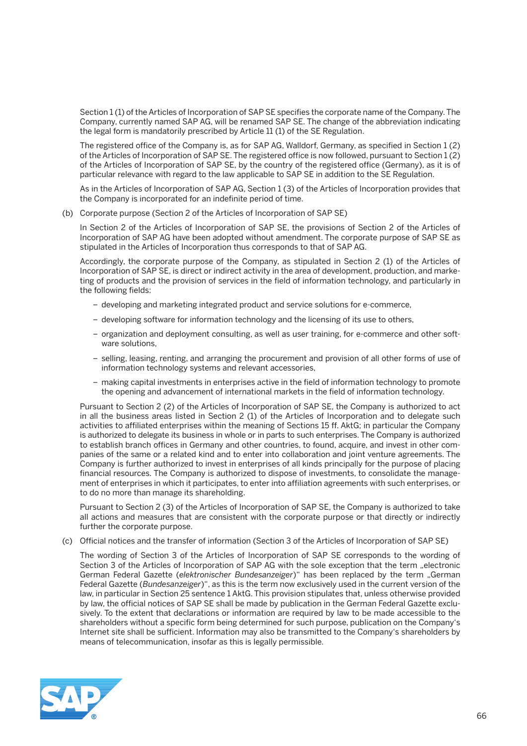Section 1 (1) of the Articles of Incorporation of SAP SE specifies the corporate name of the Company. The Company, currently named SAP AG, will be renamed SAP SE. The change of the abbreviation indicating the legal form is mandatorily prescribed by Article 11 (1) of the SE Regulation.

The registered office of the Company is, as for SAP AG, Walldorf, Germany, as specified in Section 1 (2) of the Articles of Incorporation of SAP SE. The registered office is now followed, pursuant to Section 1 (2) of the Articles of Incorporation of SAP SE, by the country of the registered office (Germany), as it is of particular relevance with regard to the law applicable to SAP SE in addition to the SE Regulation.

As in the Articles of Incorporation of SAP AG, Section 1 (3) of the Articles of Incorporation provides that the Company is incorporated for an indefinite period of time.

(b) Corporate purpose (Section 2 of the Articles of Incorporation of SAP SE)

In Section 2 of the Articles of Incorporation of SAP SE, the provisions of Section 2 of the Articles of Incorporation of SAP AG have been adopted without amendment. The corporate purpose of SAP SE as stipulated in the Articles of Incorporation thus corresponds to that of SAP AG.

Accordingly, the corporate purpose of the Company, as stipulated in Section 2 (1) of the Articles of Incorporation of SAP SE, is direct or indirect activity in the area of development, production, and marketing of products and the provision of services in the field of information technology, and particularly in the following fields:

- developing and marketing integrated product and service solutions for e-commerce,
- developing software for information technology and the licensing of its use to others,
- organization and deployment consulting, as well as user training, for e-commerce and other software solutions,
- selling, leasing, renting, and arranging the procurement and provision of all other forms of use of information technology systems and relevant accessories,
- making capital investments in enterprises active in the field of information technology to promote the opening and advancement of international markets in the field of information technology.

Pursuant to Section 2 (2) of the Articles of Incorporation of SAP SE, the Company is authorized to act in all the business areas listed in Section 2 (1) of the Articles of Incorporation and to delegate such activities to affiliated enterprises within the meaning of Sections 15 ff. AktG; in particular the Company is authorized to delegate its business in whole or in parts to such enterprises. The Company is authorized to establish branch offices in Germany and other countries, to found, acquire, and invest in other companies of the same or a related kind and to enter into collaboration and joint venture agreements. The Company is further authorized to invest in enterprises of all kinds principally for the purpose of placing financial resources. The Company is authorized to dispose of investments, to consolidate the management of enterprises in which it participates, to enter into affiliation agreements with such enterprises, or to do no more than manage its shareholding.

Pursuant to Section 2 (3) of the Articles of Incorporation of SAP SE, the Company is authorized to take all actions and measures that are consistent with the corporate purpose or that directly or indirectly further the corporate purpose.

(c) Official notices and the transfer of information (Section 3 of the Articles of Incorporation of SAP SE)

The wording of Section 3 of the Articles of Incorporation of SAP SE corresponds to the wording of Section 3 of the Articles of Incorporation of SAP AG with the sole exception that the term „electronic German Federal Gazette (*elektronischer Bundesanzeiger*)" has been replaced by the term „German Federal Gazette (*Bundesanzeiger*)", as this is the term now exclusively used in the current version of the law, in particular in Section 25 sentence 1 AktG. This provision stipulates that, unless otherwise provided by law, the official notices of SAP SE shall be made by publication in the German Federal Gazette exclusively. To the extent that declarations or information are required by law to be made accessible to the shareholders without a specific form being determined for such purpose, publication on the Company's Internet site shall be sufficient. Information may also be transmitted to the Company's shareholders by means of telecommunication, insofar as this is legally permissible.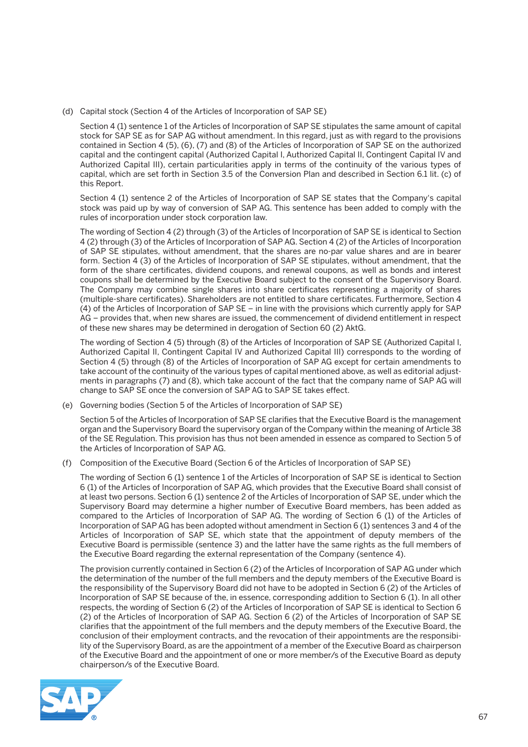(d) Capital stock (Section 4 of the Articles of Incorporation of SAP SE)

Section 4 (1) sentence 1 of the Articles of Incorporation of SAP SE stipulates the same amount of capital stock for SAP SE as for SAP AG without amendment. In this regard, just as with regard to the provisions contained in Section 4 (5), (6), (7) and (8) of the Articles of Incorporation of SAP SE on the authorized capital and the contingent capital (Authorized Capital I, Authorized Capital II, Contingent Capital IV and Authorized Capital III), certain particularities apply in terms of the continuity of the various types of capital, which are set forth in Section 3.5 of the Conversion Plan and described in Section 6.1 lit. (c) of this Report.

Section 4 (1) sentence 2 of the Articles of Incorporation of SAP SE states that the Company's capital stock was paid up by way of conversion of SAP AG. This sentence has been added to comply with the rules of incorporation under stock corporation law.

The wording of Section 4 (2) through (3) of the Articles of Incorporation of SAP SE is identical to Section 4 (2) through (3) of the Articles of Incorporation of SAP AG. Section 4 (2) of the Articles of Incorporation of SAP SE stipulates, without amendment, that the shares are no-par value shares and are in bearer form. Section 4 (3) of the Articles of Incorporation of SAP SE stipulates, without amendment, that the form of the share certificates, dividend coupons, and renewal coupons, as well as bonds and interest coupons shall be determined by the Executive Board subject to the consent of the Supervisory Board. The Company may combine single shares into share certificates representing a majority of shares (multiple-share certificates). Shareholders are not entitled to share certificates. Furthermore, Section 4 (4) of the Articles of Incorporation of SAP SE – in line with the provisions which currently apply for SAP AG – provides that, when new shares are issued, the commencement of dividend entitlement in respect of these new shares may be determined in derogation of Section 60 (2) AktG.

The wording of Section 4 (5) through (8) of the Articles of Incorporation of SAP SE (Authorized Capital I, Authorized Capital II, Contingent Capital IV and Authorized Capital III) corresponds to the wording of Section 4 (5) through (8) of the Articles of Incorporation of SAP AG except for certain amendments to take account of the continuity of the various types of capital mentioned above, as well as editorial adjustments in paragraphs (7) and (8), which take account of the fact that the company name of SAP AG will change to SAP SE once the conversion of SAP AG to SAP SE takes effect.

(e) Governing bodies (Section 5 of the Articles of Incorporation of SAP SE)

Section 5 of the Articles of Incorporation of SAP SE clarifies that the Executive Board is the management organ and the Supervisory Board the supervisory organ of the Company within the meaning of Article 38 of the SE Regulation. This provision has thus not been amended in essence as compared to Section 5 of the Articles of Incorporation of SAP AG.

(f) Composition of the Executive Board (Section 6 of the Articles of Incorporation of SAP SE)

The wording of Section 6 (1) sentence 1 of the Articles of Incorporation of SAP SE is identical to Section 6 (1) of the Articles of Incorporation of SAP AG, which provides that the Executive Board shall consist of at least two persons. Section 6 (1) sentence 2 of the Articles of Incorporation of SAP SE, under which the Supervisory Board may determine a higher number of Executive Board members, has been added as compared to the Articles of Incorporation of SAP AG. The wording of Section 6 (1) of the Articles of Incorporation of SAP AG has been adopted without amendment in Section 6 (1) sentences 3 and 4 of the Articles of Incorporation of SAP SE, which state that the appointment of deputy members of the Executive Board is permissible (sentence 3) and the latter have the same rights as the full members of the Executive Board regarding the external representation of the Company (sentence 4).

The provision currently contained in Section 6 (2) of the Articles of Incorporation of SAP AG under which the determination of the number of the full members and the deputy members of the Executive Board is the responsibility of the Supervisory Board did not have to be adopted in Section 6 (2) of the Articles of Incorporation of SAP SE because of the, in essence, corresponding addition to Section 6 (1). In all other respects, the wording of Section 6 (2) of the Articles of Incorporation of SAP SE is identical to Section 6 (2) of the Articles of Incorporation of SAP AG. Section 6 (2) of the Articles of Incorporation of SAP SE clarifies that the appointment of the full members and the deputy members of the Executive Board, the conclusion of their employment contracts, and the revocation of their appointments are the responsibility of the Supervisory Board, as are the appointment of a member of the Executive Board as chairperson of the Executive Board and the appointment of one or more member/s of the Executive Board as deputy chairperson/s of the Executive Board.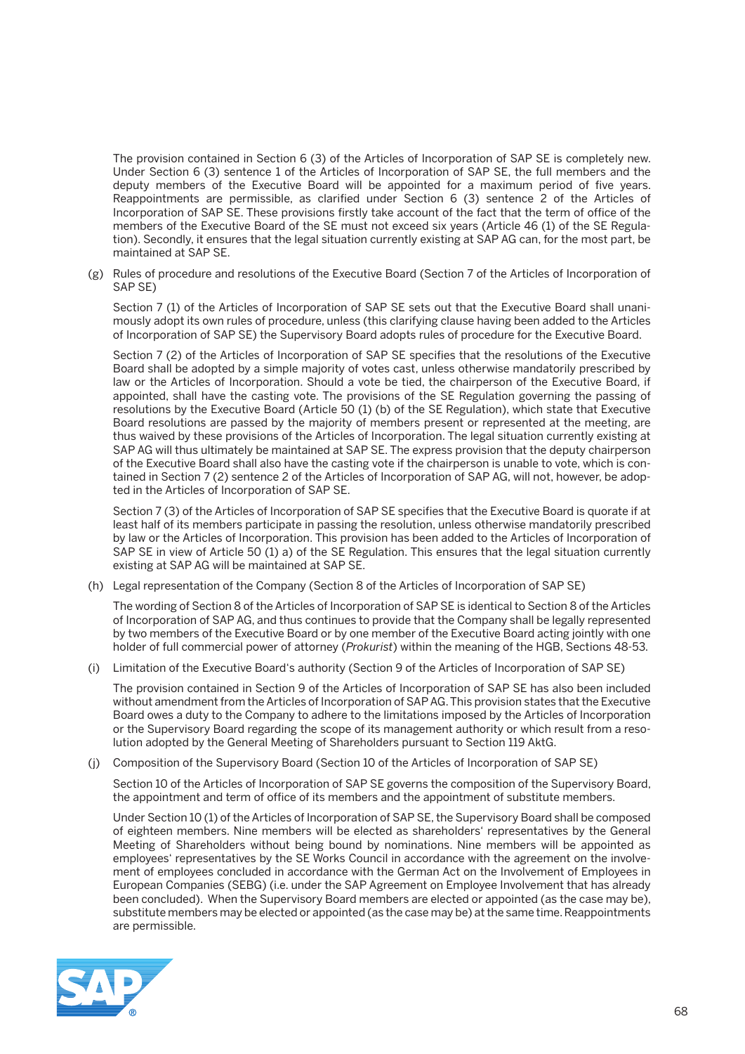The provision contained in Section 6 (3) of the Articles of Incorporation of SAP SE is completely new. Under Section 6 (3) sentence 1 of the Articles of Incorporation of SAP SE, the full members and the deputy members of the Executive Board will be appointed for a maximum period of five years. Reappointments are permissible, as clarified under Section 6 (3) sentence 2 of the Articles of Incorporation of SAP SE. These provisions firstly take account of the fact that the term of office of the members of the Executive Board of the SE must not exceed six years (Article 46 (1) of the SE Regulation). Secondly, it ensures that the legal situation currently existing at SAP AG can, for the most part, be maintained at SAP SE.

(g) Rules of procedure and resolutions of the Executive Board (Section 7 of the Articles of Incorporation of SAP SE)

Section 7 (1) of the Articles of Incorporation of SAP SE sets out that the Executive Board shall unanimously adopt its own rules of procedure, unless (this clarifying clause having been added to the Articles of Incorporation of SAP SE) the Supervisory Board adopts rules of procedure for the Executive Board.

Section 7 (2) of the Articles of Incorporation of SAP SE specifies that the resolutions of the Executive Board shall be adopted by a simple majority of votes cast, unless otherwise mandatorily prescribed by law or the Articles of Incorporation. Should a vote be tied, the chairperson of the Executive Board, if appointed, shall have the casting vote. The provisions of the SE Regulation governing the passing of resolutions by the Executive Board (Article 50 (1) (b) of the SE Regulation), which state that Executive Board resolutions are passed by the majority of members present or represented at the meeting, are thus waived by these provisions of the Articles of Incorporation. The legal situation currently existing at SAP AG will thus ultimately be maintained at SAP SE. The express provision that the deputy chairperson of the Executive Board shall also have the casting vote if the chairperson is unable to vote, which is contained in Section 7 (2) sentence 2 of the Articles of Incorporation of SAP AG, will not, however, be adopted in the Articles of Incorporation of SAP SE.

Section 7 (3) of the Articles of Incorporation of SAP SE specifies that the Executive Board is quorate if at least half of its members participate in passing the resolution, unless otherwise mandatorily prescribed by law or the Articles of Incorporation. This provision has been added to the Articles of Incorporation of SAP SE in view of Article 50 (1) a) of the SE Regulation. This ensures that the legal situation currently existing at SAP AG will be maintained at SAP SE.

(h) Legal representation of the Company (Section 8 of the Articles of Incorporation of SAP SE)

The wording of Section 8 of the Articles of Incorporation of SAP SE is identical to Section 8 of the Articles of Incorporation of SAP AG, and thus continues to provide that the Company shall be legally represented by two members of the Executive Board or by one member of the Executive Board acting jointly with one holder of full commercial power of attorney (*Prokurist*) within the meaning of the HGB, Sections 48-53.

(i) Limitation of the Executive Board's authority (Section 9 of the Articles of Incorporation of SAP SE)

The provision contained in Section 9 of the Articles of Incorporation of SAP SE has also been included without amendment from the Articles of Incorporation of SAP AG. This provision states that the Executive Board owes a duty to the Company to adhere to the limitations imposed by the Articles of Incorporation or the Supervisory Board regarding the scope of its management authority or which result from a resolution adopted by the General Meeting of Shareholders pursuant to Section 119 AktG.

(j) Composition of the Supervisory Board (Section 10 of the Articles of Incorporation of SAP SE)

Section 10 of the Articles of Incorporation of SAP SE governs the composition of the Supervisory Board, the appointment and term of office of its members and the appointment of substitute members.

Under Section 10 (1) of the Articles of Incorporation of SAP SE, the Supervisory Board shall be composed of eighteen members. Nine members will be elected as shareholders' representatives by the General Meeting of Shareholders without being bound by nominations. Nine members will be appointed as employees' representatives by the SE Works Council in accordance with the agreement on the involvement of employees concluded in accordance with the German Act on the Involvement of Employees in European Companies (SEBG) (i.e. under the SAP Agreement on Employee Involvement that has already been concluded). When the Supervisory Board members are elected or appointed (as the case may be), substitute members may be elected or appointed (as the case may be) at the same time. Reappointments are permissible.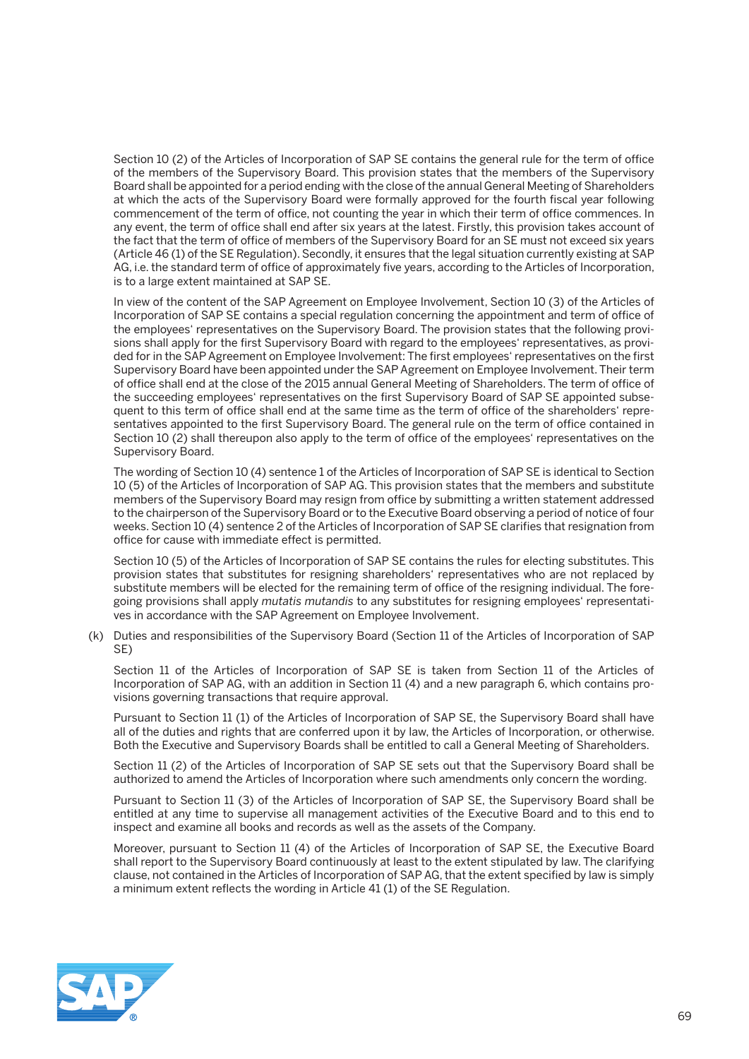Section 10 (2) of the Articles of Incorporation of SAP SE contains the general rule for the term of office of the members of the Supervisory Board. This provision states that the members of the Supervisory Board shall be appointed for a period ending with the close of the annual General Meeting of Shareholders at which the acts of the Supervisory Board were formally approved for the fourth fiscal year following commencement of the term of office, not counting the year in which their term of office commences. In any event, the term of office shall end after six years at the latest. Firstly, this provision takes account of the fact that the term of office of members of the Supervisory Board for an SE must not exceed six years (Article 46 (1) of the SE Regulation). Secondly, it ensures that the legal situation currently existing at SAP AG, i.e. the standard term of office of approximately five years, according to the Articles of Incorporation, is to a large extent maintained at SAP SE.

In view of the content of the SAP Agreement on Employee Involvement, Section 10 (3) of the Articles of Incorporation of SAP SE contains a special regulation concerning the appointment and term of office of the employees' representatives on the Supervisory Board. The provision states that the following provisions shall apply for the first Supervisory Board with regard to the employees' representatives, as provided for in the SAP Agreement on Employee Involvement: The first employees' representatives on the first Supervisory Board have been appointed under the SAP Agreement on Employee Involvement. Their term of office shall end at the close of the 2015 annual General Meeting of Shareholders. The term of office of the succeeding employees' representatives on the first Supervisory Board of SAP SE appointed subsequent to this term of office shall end at the same time as the term of office of the shareholders' representatives appointed to the first Supervisory Board. The general rule on the term of office contained in Section 10 (2) shall thereupon also apply to the term of office of the employees' representatives on the Supervisory Board.

The wording of Section 10 (4) sentence 1 of the Articles of Incorporation of SAP SE is identical to Section 10 (5) of the Articles of Incorporation of SAP AG. This provision states that the members and substitute members of the Supervisory Board may resign from office by submitting a written statement addressed to the chairperson of the Supervisory Board or to the Executive Board observing a period of notice of four weeks. Section 10 (4) sentence 2 of the Articles of Incorporation of SAP SE clarifies that resignation from office for cause with immediate effect is permitted.

Section 10 (5) of the Articles of Incorporation of SAP SE contains the rules for electing substitutes. This provision states that substitutes for resigning shareholders' representatives who are not replaced by substitute members will be elected for the remaining term of office of the resigning individual. The foregoing provisions shall apply *mutatis mutandis* to any substitutes for resigning employees' representatives in accordance with the SAP Agreement on Employee Involvement.

(k) Duties and responsibilities of the Supervisory Board (Section 11 of the Articles of Incorporation of SAP SE)

Section 11 of the Articles of Incorporation of SAP SE is taken from Section 11 of the Articles of Incorporation of SAP AG, with an addition in Section 11 (4) and a new paragraph 6, which contains provisions governing transactions that require approval.

Pursuant to Section 11 (1) of the Articles of Incorporation of SAP SE, the Supervisory Board shall have all of the duties and rights that are conferred upon it by law, the Articles of Incorporation, or otherwise. Both the Executive and Supervisory Boards shall be entitled to call a General Meeting of Shareholders.

Section 11 (2) of the Articles of Incorporation of SAP SE sets out that the Supervisory Board shall be authorized to amend the Articles of Incorporation where such amendments only concern the wording.

Pursuant to Section 11 (3) of the Articles of Incorporation of SAP SE, the Supervisory Board shall be entitled at any time to supervise all management activities of the Executive Board and to this end to inspect and examine all books and records as well as the assets of the Company.

Moreover, pursuant to Section 11 (4) of the Articles of Incorporation of SAP SE, the Executive Board shall report to the Supervisory Board continuously at least to the extent stipulated by law. The clarifying clause, not contained in the Articles of Incorporation of SAP AG, that the extent specified by law is simply a minimum extent reflects the wording in Article 41 (1) of the SE Regulation.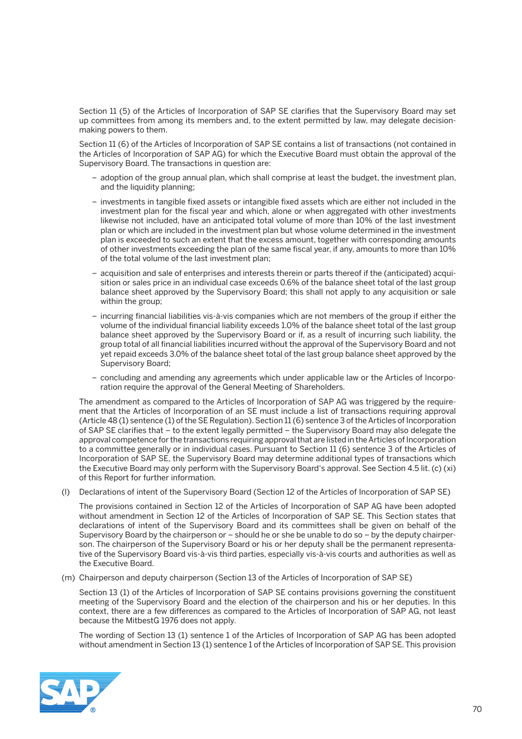Section 11 (5) of the Articles of Incorporation of SAP SE clarifies that the Supervisory Board may set up committees from among its members and, to the extent permitted by law, may delegate decision-making powers to them.

Section 11 (6) of the Articles of Incorporation of SAP SE contains a list of transactions (not contained in the Articles of Incorporation of SAP AG) for which the Executive Board must obtain the approval of the Supervisory Board. The transactions in question are:

- adoption of the group annual plan, which shall comprise at least the budget, the investment plan, and the liquidity planning;
- investments in tangible fixed assets or intangible fixed assets which are either not included in the investment plan for the fiscal year and which, alone or when aggregated with other investments likewise not included, have an anticipated total volume of more than 10% of the last investment plan or which are included in the investment plan but whose volume determined in the investment plan is exceeded to such an extent that the excess amount, together with corresponding amounts of other investments exceeding the plan of the same fiscal year, if any, amounts to more than 10% of the total volume of the last investment plan;
- acquisition and sale of enterprises and interests therein or parts thereof if the (anticipated) acquisition or sales price in an individual case exceeds 0.6% of the balance sheet total of the last group balance sheet approved by the Supervisory Board; this shall not apply to any acquisition or sale within the group;
- incurring financial liabilities vis-à-vis companies which are not members of the group if either the volume of the individual financial liability exceeds 1.0% of the balance sheet total of the last group balance sheet approved by the Supervisory Board or if, as a result of incurring such liability, the group total of all financial liabilities incurred without the approval of the Supervisory Board and not yet repaid exceeds 3.0% of the balance sheet total of the last group balance sheet approved by the Supervisory Board;
- concluding and amending any agreements which under applicable law or the Articles of Incorporation require the approval of the General Meeting of Shareholders.

The amendment as compared to the Articles of Incorporation of SAP AG was triggered by the requirement that the Articles of Incorporation of an SE must include a list of transactions requiring approval (Article 48 (1) sentence (1) of the SE Regulation). Section 11 (6) sentence 3 of the Articles of Incorporation of SAP SE clarifies that – to the extent legally permitted – the Supervisory Board may also delegate the approval competence for the transactions requiring approval that are listed in the Articles of Incorporation to a committee generally or in individual cases. Pursuant to Section 11 (6) sentence 3 of the Articles of Incorporation of SAP SE, the Supervisory Board may determine additional types of transactions which the Executive Board may only perform with the Supervisory Board's approval. See Section 4.5 lit. (c) (xi) of this Report for further information.

(l) Declarations of intent of the Supervisory Board (Section 12 of the Articles of Incorporation of SAP SE)

The provisions contained in Section 12 of the Articles of Incorporation of SAP AG have been adopted without amendment in Section 12 of the Articles of Incorporation of SAP SE. This Section states that declarations of intent of the Supervisory Board and its committees shall be given on behalf of the Supervisory Board by the chairperson or – should he or she be unable to do so – by the deputy chairperson. The chairperson of the Supervisory Board or his or her deputy shall be the permanent representative of the Supervisory Board vis-à-vis third parties, especially vis-à-vis courts and authorities as well as the Executive Board.

(m) Chairperson and deputy chairperson (Section 13 of the Articles of Incorporation of SAP SE)

Section 13 (1) of the Articles of Incorporation of SAP SE contains provisions governing the constituent meeting of the Supervisory Board and the election of the chairperson and his or her deputies. In this context, there are a few differences as compared to the Articles of Incorporation of SAP AG, not least because the MitbestG 1976 does not apply.

The wording of Section 13 (1) sentence 1 of the Articles of Incorporation of SAP AG has been adopted without amendment in Section 13 (1) sentence 1 of the Articles of Incorporation of SAP SE. This provision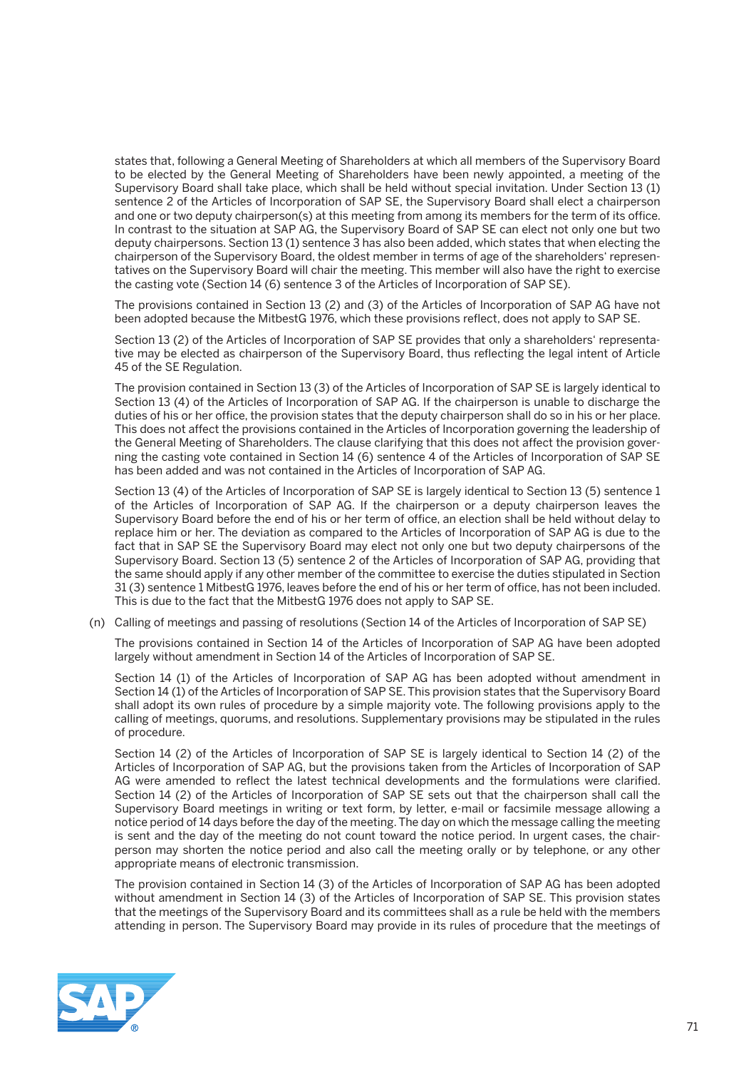states that, following a General Meeting of Shareholders at which all members of the Supervisory Board to be elected by the General Meeting of Shareholders have been newly appointed, a meeting of the Supervisory Board shall take place, which shall be held without special invitation. Under Section 13 (1) sentence 2 of the Articles of Incorporation of SAP SE, the Supervisory Board shall elect a chairperson and one or two deputy chairperson(s) at this meeting from among its members for the term of its office. In contrast to the situation at SAP AG, the Supervisory Board of SAP SE can elect not only one but two deputy chairpersons. Section 13 (1) sentence 3 has also been added, which states that when electing the chairperson of the Supervisory Board, the oldest member in terms of age of the shareholders' representatives on the Supervisory Board will chair the meeting. This member will also have the right to exercise the casting vote (Section 14 (6) sentence 3 of the Articles of Incorporation of SAP SE).

The provisions contained in Section 13 (2) and (3) of the Articles of Incorporation of SAP AG have not been adopted because the MitbestG 1976, which these provisions reflect, does not apply to SAP SE.

Section 13 (2) of the Articles of Incorporation of SAP SE provides that only a shareholders' representative may be elected as chairperson of the Supervisory Board, thus reflecting the legal intent of Article 45 of the SE Regulation.

The provision contained in Section 13 (3) of the Articles of Incorporation of SAP SE is largely identical to Section 13 (4) of the Articles of Incorporation of SAP AG. If the chairperson is unable to discharge the duties of his or her office, the provision states that the deputy chairperson shall do so in his or her place. This does not affect the provisions contained in the Articles of Incorporation governing the leadership of the General Meeting of Shareholders. The clause clarifying that this does not affect the provision governing the casting vote contained in Section 14 (6) sentence 4 of the Articles of Incorporation of SAP SE has been added and was not contained in the Articles of Incorporation of SAP AG.

Section 13 (4) of the Articles of Incorporation of SAP SE is largely identical to Section 13 (5) sentence 1 of the Articles of Incorporation of SAP AG. If the chairperson or a deputy chairperson leaves the Supervisory Board before the end of his or her term of office, an election shall be held without delay to replace him or her. The deviation as compared to the Articles of Incorporation of SAP AG is due to the fact that in SAP SE the Supervisory Board may elect not only one but two deputy chairpersons of the Supervisory Board. Section 13 (5) sentence 2 of the Articles of Incorporation of SAP AG, providing that the same should apply if any other member of the committee to exercise the duties stipulated in Section 31 (3) sentence 1 MitbestG 1976, leaves before the end of his or her term of office, has not been included. This is due to the fact that the MitbestG 1976 does not apply to SAP SE.

(n) Calling of meetings and passing of resolutions (Section 14 of the Articles of Incorporation of SAP SE)

The provisions contained in Section 14 of the Articles of Incorporation of SAP AG have been adopted largely without amendment in Section 14 of the Articles of Incorporation of SAP SE.

Section 14 (1) of the Articles of Incorporation of SAP AG has been adopted without amendment in Section 14 (1) of the Articles of Incorporation of SAP SE. This provision states that the Supervisory Board shall adopt its own rules of procedure by a simple majority vote. The following provisions apply to the calling of meetings, quorums, and resolutions. Supplementary provisions may be stipulated in the rules of procedure.

Section 14 (2) of the Articles of Incorporation of SAP SE is largely identical to Section 14 (2) of the Articles of Incorporation of SAP AG, but the provisions taken from the Articles of Incorporation of SAP AG were amended to reflect the latest technical developments and the formulations were clarified. Section 14 (2) of the Articles of Incorporation of SAP SE sets out that the chairperson shall call the Supervisory Board meetings in writing or text form, by letter, e-mail or facsimile message allowing a notice period of 14 days before the day of the meeting. The day on which the message calling the meeting is sent and the day of the meeting do not count toward the notice period. In urgent cases, the chairperson may shorten the notice period and also call the meeting orally or by telephone, or any other appropriate means of electronic transmission.

The provision contained in Section 14 (3) of the Articles of Incorporation of SAP AG has been adopted without amendment in Section 14 (3) of the Articles of Incorporation of SAP SE. This provision states that the meetings of the Supervisory Board and its committees shall as a rule be held with the members attending in person. The Supervisory Board may provide in its rules of procedure that the meetings of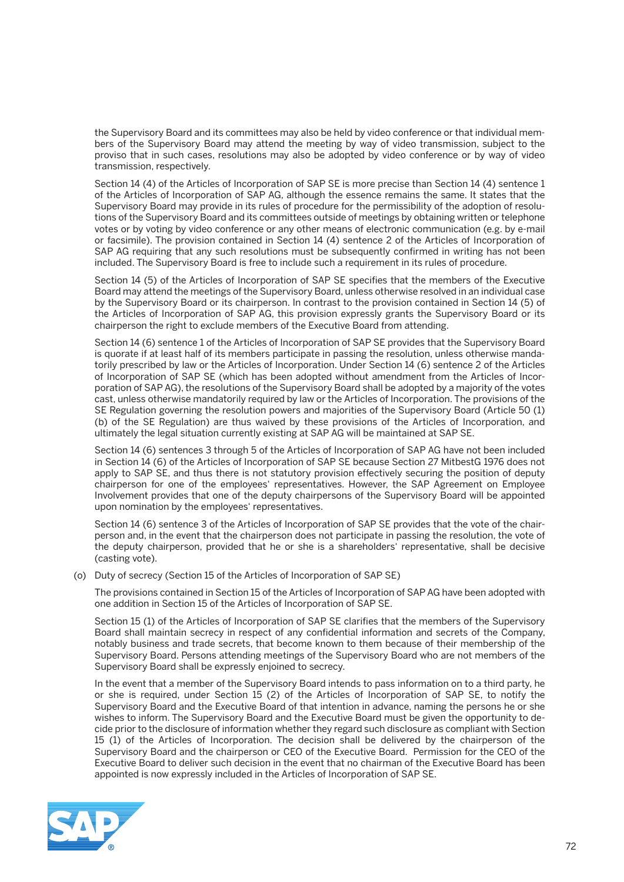the Supervisory Board and its committees may also be held by video conference or that individual members of the Supervisory Board may attend the meeting by way of video transmission, subject to the proviso that in such cases, resolutions may also be adopted by video conference or by way of video transmission, respectively.

Section 14 (4) of the Articles of Incorporation of SAP SE is more precise than Section 14 (4) sentence 1 of the Articles of Incorporation of SAP AG, although the essence remains the same. It states that the Supervisory Board may provide in its rules of procedure for the permissibility of the adoption of resolutions of the Supervisory Board and its committees outside of meetings by obtaining written or telephone votes or by voting by video conference or any other means of electronic communication (e.g. by e-mail or facsimile). The provision contained in Section 14 (4) sentence 2 of the Articles of Incorporation of SAP AG requiring that any such resolutions must be subsequently confirmed in writing has not been included. The Supervisory Board is free to include such a requirement in its rules of procedure.

Section 14 (5) of the Articles of Incorporation of SAP SE specifies that the members of the Executive Board may attend the meetings of the Supervisory Board, unless otherwise resolved in an individual case by the Supervisory Board or its chairperson. In contrast to the provision contained in Section 14 (5) of the Articles of Incorporation of SAP AG, this provision expressly grants the Supervisory Board or its chairperson the right to exclude members of the Executive Board from attending.

Section 14 (6) sentence 1 of the Articles of Incorporation of SAP SE provides that the Supervisory Board is quorate if at least half of its members participate in passing the resolution, unless otherwise mandatorily prescribed by law or the Articles of Incorporation. Under Section 14 (6) sentence 2 of the Articles of Incorporation of SAP SE (which has been adopted without amendment from the Articles of Incorporation of SAP AG), the resolutions of the Supervisory Board shall be adopted by a majority of the votes cast, unless otherwise mandatorily required by law or the Articles of Incorporation. The provisions of the SE Regulation governing the resolution powers and majorities of the Supervisory Board (Article 50 (1) (b) of the SE Regulation) are thus waived by these provisions of the Articles of Incorporation, and ultimately the legal situation currently existing at SAP AG will be maintained at SAP SE.

Section 14 (6) sentences 3 through 5 of the Articles of Incorporation of SAP AG have not been included in Section 14 (6) of the Articles of Incorporation of SAP SE because Section 27 MitbestG 1976 does not apply to SAP SE, and thus there is not statutory provision effectively securing the position of deputy chairperson for one of the employees' representatives. However, the SAP Agreement on Employee Involvement provides that one of the deputy chairpersons of the Supervisory Board will be appointed upon nomination by the employees' representatives.

Section 14 (6) sentences 3 of the Articles of Incorporation of SAP SE provides that the vote of the chairperson and, in the event that the chairperson does not participate in passing the resolution, the vote of the deputy chairperson, provided that he or she is a shareholders' representative, shall be decisive (casting vote).

(o) Duty of secrecy (Section 15 of the Articles of Incorporation of SAP SE)

The provisions contained in Section 15 of the Articles of Incorporation of SAP AG have been adopted with one addition in Section 15 of the Articles of Incorporation of SAP SE.

Section 15 (1) of the Articles of Incorporation of SAP SE clarifies that the members of the Supervisory Board shall maintain secrecy in respect of any confidential information and secrets of the Company, notably business and trade secrets, that become known to them because of their membership of the Supervisory Board. Persons attending meetings of the Supervisory Board who are not members of the Supervisory Board shall be expressly enjoined to secrecy.

In the event that a member of the Supervisory Board intends to pass information on to a third party, he or she is required, under Section 15 (2) of the Articles of Incorporation of SAP SE, to notify the Supervisory Board and the Executive Board of that intention in advance, naming the persons he or she wishes to inform. The Supervisory Board and the Executive Board must be given the opportunity to decide prior to the disclosure of information whether they regard such disclosure as compliant with Section 15 (1) of the Articles of Incorporation. The decision shall be delivered by the chairperson of the Supervisory Board and the chairperson or CEO of the Executive Board. Permission for the CEO of the Executive Board to deliver such decision in the event that no chairman of the Executive Board has been appointed is now expressly included in the Articles of Incorporation of SAP SE.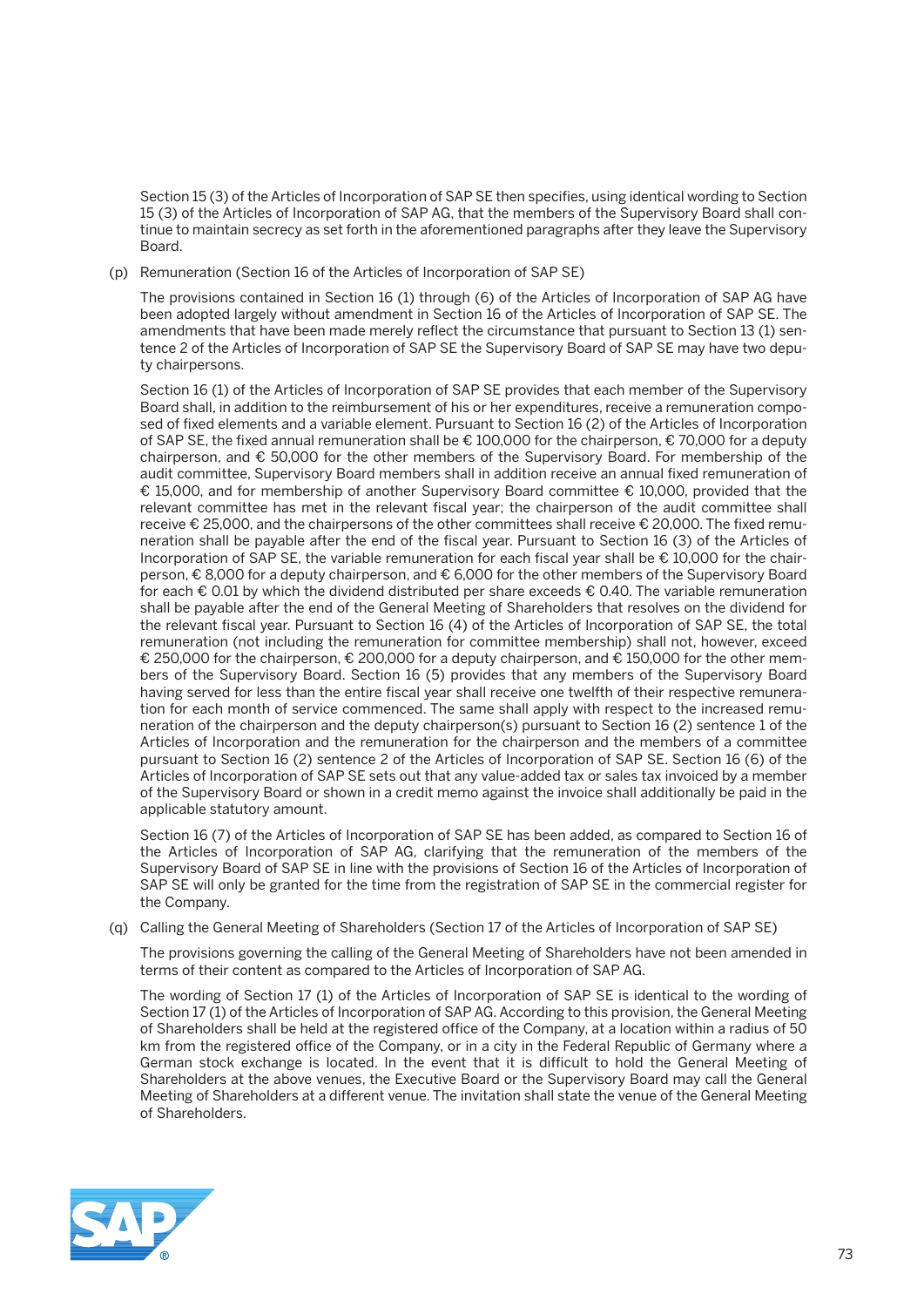Section 15 (3) of the Articles of Incorporation of SAP SE then specifies, using identical wording to Section 15 (3) of the Articles of Incorporation of SAP AG, that the members of the Supervisory Board shall continue to maintain secrecy as set forth in the aforementioned paragraphs after they leave the Supervisory Board.

(p) Remuneration (Section 16 of the Articles of Incorporation of SAP SE)

The provisions contained in Section 16 (1) through (6) of the Articles of Incorporation of SAP AG have been adopted largely without amendment in Section 16 of the Articles of Incorporation of SAP SE. The amendments that have been made merely reflect the circumstance that pursuant to Section 13 (1) sentence 2 of the Articles of Incorporation of SAP SE the Supervisory Board of SAP SE may have two deputy chairpersons.

Section 16 (1) of the Articles of Incorporation of SAP SE provides that each member of the Supervisory Board shall, in addition to the reimbursement of his or her expenditures, receive a remuneration composed of fixed elements and a variable element. Pursuant to Section 16 (2) of the Articles of Incorporation of SAP SE, the fixed annual remuneration shall be € 100,000 for the chairperson, € 70,000 for a deputy chairperson, and € 50,000 for the other members of the Supervisory Board. For membership of the audit committee, Supervisory Board members shall in addition receive an annual fixed remuneration of € 15,000, and for membership of another Supervisory Board committee € 10,000, provided that the relevant committee has met in the relevant fiscal year; the chairperson of the audit committee shall receive € 25,000, and the chairpersons of the other committees shall receive € 20,000. The fixed remuneration shall be payable after the end of the fiscal year. Pursuant to Section 16 (3) of the Articles of Incorporation of SAP SE, the variable remuneration for each fiscal year shall be € 10,000 for the chairperson, € 8,000 for a deputy chairperson, and € 6,000 for the other members of the Supervisory Board for each € 0.01 by which the dividend distributed per share exceeds € 0.40. The variable remuneration shall be payable after the end of the General Meeting of Shareholders that resolves on the dividend for the relevant fiscal year. Pursuant to Section 16 (4) of the Articles of Incorporation of SAP SE, the total remuneration (not including the remuneration for committee membership) shall not, however, exceed € 250,000 for the chairperson, € 200,000 for a deputy chairperson, and € 150,000 for the other members of the Supervisory Board. Section 16 (5) provides that any members of the Supervisory Board having served for less than the entire fiscal year shall receive one twelfth of their respective remuneration for each month of service commenced. The same shall apply with respect to the increased remuneration of the chairperson and the deputy chairperson(s) pursuant to Section 16 (2) sentence 1 of the Articles of Incorporation and the remuneration for the chairperson and the members of a committee pursuant to Section 16 (2) sentence 2 of the Articles of Incorporation of SAP SE. Section 16 (6) of the Articles of Incorporation of SAP SE sets out that any value-added tax or sales tax invoiced by a member of the Supervisory Board or shown in a credit memo against the invoice shall additionally be paid in the applicable statutory amount.

Section 16 (7) of the Articles of Incorporation of SAP SE has been added, as compared to Section 16 of the Articles of Incorporation of SAP AG, clarifying that the remuneration of the members of the Supervisory Board of SAP SE in line with the provisions of Section 16 of the Articles of Incorporation of SAP SE will only be granted for the time from the registration of SAP SE in the commercial register for the Company.

(q) Calling the General Meeting of Shareholders (Section 17 of the Articles of Incorporation of SAP SE)

The provisions governing the calling of the General Meeting of Shareholders have not been amended in terms of their content as compared to the Articles of Incorporation of SAP AG.

The wording of Section 17 (1) of the Articles of Incorporation of SAP SE is identical to the wording of Section 17 (1) of the Articles of Incorporation of SAP AG. According to this provision, the General Meeting of Shareholders shall be held at the registered office of the Company, at a location within a radius of 50 km from the registered office of the Company, or in a city in the Federal Republic of Germany where a German stock exchange is located. In the event that it is difficult to hold the General Meeting of Shareholders at the above venues, the Executive Board or the Supervisory Board may call the General Meeting of Shareholders at a different venue. The invitation shall state the venue of the General Meeting of Shareholders.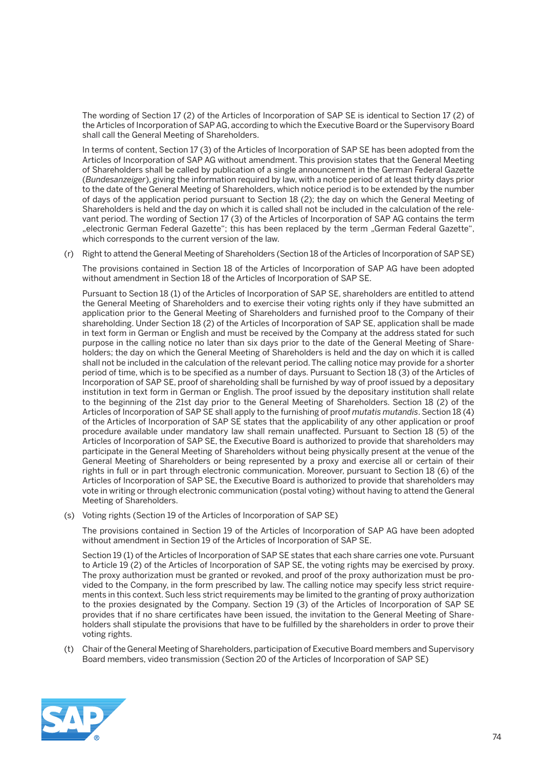The wording of Section 17 (2) of the Articles of Incorporation of SAP SE is identical to Section 17 (2) of the Articles of Incorporation of SAP AG, according to which the Executive Board or the Supervisory Board shall call the General Meeting of Shareholders.

In terms of content, Section 17 (3) of the Articles of Incorporation of SAP SE has been adopted from the Articles of Incorporation of SAP AG without amendment. This provision states that the General Meeting of Shareholders shall be called by publication of a single announcement in the German Federal Gazette (*Bundesanzeiger*), giving the information required by law, with a notice period of at least thirty days prior to the date of the General Meeting of Shareholders, which notice period is to be extended by the number of days of the application period pursuant to Section 18 (2); the day on which the General Meeting of Shareholders is held and the day on which it is called shall not be included in the calculation of the relevant period. The wording of Section 17 (3) of the Articles of Incorporation of SAP AG contains the term „electronic German Federal Gazette"; this has been replaced by the term „German Federal Gazette", which corresponds to the current version of the law.

(r) Right to attend the General Meeting of Shareholders (Section 18 of the Articles of Incorporation of SAP SE)

The provisions contained in Section 18 of the Articles of Incorporation of SAP AG have been adopted without amendment in Section 18 of the Articles of Incorporation of SAP SE.

Pursuant to Section 18 (1) of the Articles of Incorporation of SAP SE, shareholders are entitled to attend the General Meeting of Shareholders and to exercise their voting rights only if they have submitted an application prior to the General Meeting of Shareholders and furnished proof to the Company of their shareholding. Under Section 18 (2) of the Articles of Incorporation of SAP SE, application shall be made in text form in German or English and must be received by the Company at the address stated for such purpose in the calling notice no later than six days prior to the date of the General Meeting of Shareholders; the day on which the General Meeting of Shareholders is held and the day on which it is called shall not be included in the calculation of the relevant period. The calling notice may provide for a shorter period of time, which is to be specified as a number of days. Pursuant to Section 18 (3) of the Articles of Incorporation of SAP SE, proof of shareholding shall be furnished by way of proof issued by a depositary institution in text form in German or English. The proof issued by the depositary institution shall relate to the beginning of the 21st day prior to the General Meeting of Shareholders. Section 18 (2) of the Articles of Incorporation of SAP SE shall apply to the furnishing of proof *mutatis mutandis*. Section 18 (4) of the Articles of Incorporation of SAP SE states that the applicability of any other application or proof procedure available under mandatory law shall remain unaffected. Pursuant to Section 18 (5) of the Articles of Incorporation of SAP SE, the Executive Board is authorized to provide that shareholders may participate in the General Meeting of Shareholders without being physically present at the venue of the General Meeting of Shareholders or being represented by a proxy and exercise all or certain of their rights in full or in part through electronic communication. Moreover, pursuant to Section 18 (6) of the Articles of Incorporation of SAP SE, the Executive Board is authorized to provide that shareholders may vote in writing or through electronic communication (postal voting) without having to attend the General Meeting of Shareholders.

(s) Voting rights (Section 19 of the Articles of Incorporation of SAP SE)

The provisions contained in Section 19 of the Articles of Incorporation of SAP AG have been adopted without amendment in Section 19 of the Articles of Incorporation of SAP SE.

Section 19 (1) of the Articles of Incorporation of SAP SE states that each share carries one vote. Pursuant to Article 19 (2) of the Articles of Incorporation of SAP SE, the voting rights may be exercised by proxy. The proxy authorization must be granted or revoked, and proof of the proxy authorization must be provided to the Company, in the form prescribed by law. The calling notice may specify less strict requirements in this context. Such less strict requirements may be limited to the granting of proxy authorization to the proxies designated by the Company. Section 19 (3) of the Articles of Incorporation of SAP SE provides that if no share certificates have been issued, the invitation to the General Meeting of Shareholders shall stipulate the provisions that have to be fulfilled by the shareholders in order to prove their voting rights.

(t) Chair of the General Meeting of Shareholders, participation of Executive Board members and Supervisory Board members, video transmission (Section 20 of the Articles of Incorporation of SAP SE)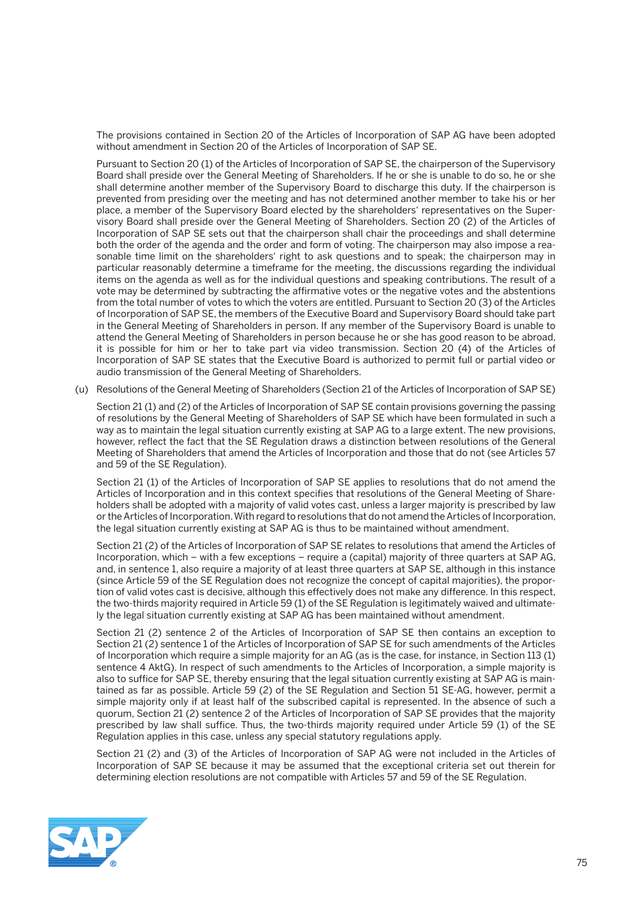The provisions contained in Section 20 of the Articles of Incorporation of SAP AG have been adopted without amendment in Section 20 of the Articles of Incorporation of SAP SE.

Pursuant to Section 20 (1) of the Articles of Incorporation of SAP SE, the chairperson of the Supervisory Board shall preside over the General Meeting of Shareholders. If he or she is unable to do so, he or she shall determine another member of the Supervisory Board to discharge this duty. If the chairperson is prevented from presiding over the meeting and has not determined another member to take his or her place, a member of the Supervisory Board elected by the shareholders' representatives on the Supervisory Board shall preside over the General Meeting of Shareholders. Section 20 (2) of the Articles of Incorporation of SAP SE sets out that the chairperson shall chair the proceedings and shall determine both the order of the agenda and the order and form of voting. The chairperson may also impose a reasonable time limit on the shareholders' right to ask questions and to speak; the chairperson may in particular reasonably determine a timeframe for the meeting, the discussions regarding the individual items on the agenda as well as for the individual questions and speaking contributions. The result of a vote may be determined by subtracting the affirmative votes or the negative votes and the abstentions from the total number of votes to which the voters are entitled. Pursuant to Section 20 (3) of the Articles of Incorporation of SAP SE, the members of the Executive Board and Supervisory Board should take part in the General Meeting of Shareholders in person. If any member of the Supervisory Board is unable to attend the General Meeting of Shareholders in person because he or she has good reason to be abroad, it is possible for him or her to take part via video transmission. Section 20 (4) of the Articles of Incorporation of SAP SE states that the Executive Board is authorized to permit full or partial video or audio transmission of the General Meeting of Shareholders.

(u) Resolutions of the General Meeting of Shareholders (Section 21 of the Articles of Incorporation of SAP SE)

Section 21 (1) and (2) of the Articles of Incorporation of SAP SE contain provisions governing the passing of resolutions by the General Meeting of Shareholders of SAP SE which have been formulated in such a way as to maintain the legal situation currently existing at SAP AG to a large extent. The new provisions, however, reflect the fact that the SE Regulation draws a distinction between resolutions of the General Meeting of Shareholders that amend the Articles of Incorporation and those that do not (see Articles 57 and 59 of the SE Regulation).

Section 21 (1) of the Articles of Incorporation of SAP SE applies to resolutions that do not amend the Articles of Incorporation and in this context specifies that resolutions of the General Meeting of Shareholders shall be adopted with a majority of valid votes cast, unless a larger majority is prescribed by law or the Articles of Incorporation. With regard to resolutions that do not amend the Articles of Incorporation, the legal situation currently existing at SAP AG is thus to be maintained without amendment.

Section 21 (2) of the Articles of Incorporation of SAP SE relates to resolutions that amend the Articles of Incorporation, which – with a few exceptions – require a (capital) majority of three quarters at SAP AG, and, in sentence 1, also require a majority of at least three quarters at SAP SE, although in this instance (since Article 59 of the SE Regulation does not recognize the concept of capital majorities), the proportion of valid votes cast is decisive, although this effectively does not make any difference. In this respect, the two-thirds majority required in Article 59 (1) of the SE Regulation is legitimately waived and ultimately the legal situation currently existing at SAP AG has been maintained without amendment.

Section 21 (2) sentence 2 of the Articles of Incorporation of SAP SE then contains an exception to Section 21 (2) sentence 1 of the Articles of Incorporation of SAP SE for such amendments of the Articles of Incorporation which require a simple majority for an AG (as is the case, for instance, in Section 113 (1) sentence 4 AktG). In respect of such amendments to the Articles of Incorporation, a simple majority is also to suffice for SAP SE, thereby ensuring that the legal situation currently existing at SAP AG is maintained as far as possible. Article 59 (2) of the SE Regulation and Section 51 SE-AG, however, permit a simple majority only if at least half of the subscribed capital is represented. In the absence of such a quorum, Section 21 (2) sentence 2 of the Articles of Incorporation of SAP SE provides that the majority prescribed by law shall suffice. Thus, the two-thirds majority required under Article 59 (1) of the SE Regulation applies in this case, unless any special statutory regulations apply.

Section 21 (2) and (3) of the Articles of Incorporation of SAP AG were not included in the Articles of Incorporation of SAP SE because it may be assumed that the exceptional criteria set out therein for determining election resolutions are not compatible with Articles 57 and 59 of the SE Regulation.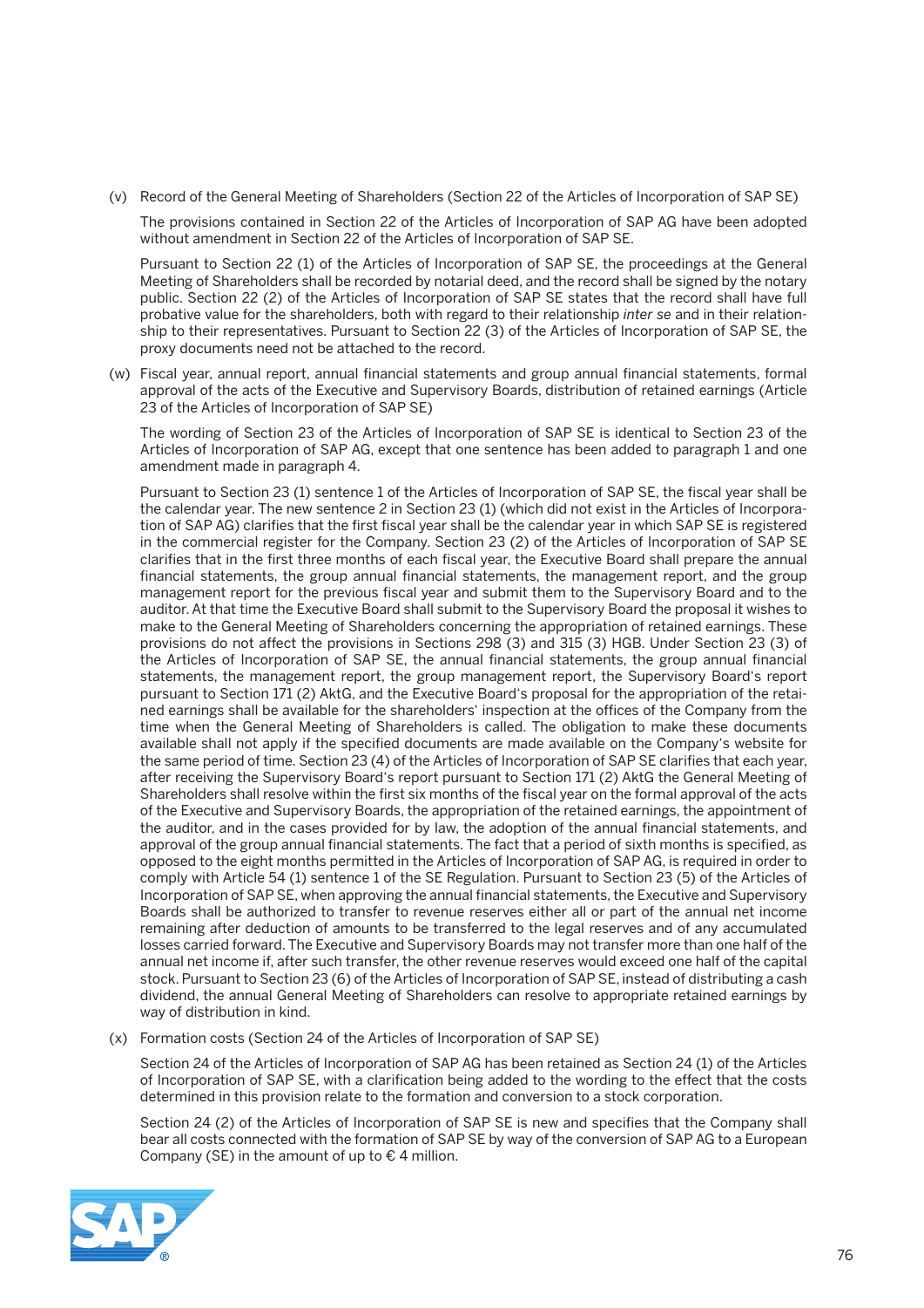(v) Record of the General Meeting of Shareholders (Section 22 of the Articles of Incorporation of SAP SE)

The provisions contained in Section 22 of the Articles of Incorporation of SAP AG have been adopted without amendment in Section 22 of the Articles of Incorporation of SAP SE.

Pursuant to Section 22 (1) of the Articles of Incorporation of SAP SE, the proceedings at the General Meeting of Shareholders shall be recorded by notarial deed, and the record shall be signed by the notary public. Section 22 (2) of the Articles of Incorporation of SAP SE states that the record shall have full probative value for the shareholders, both with regard to their relationship *inter se* and in their relationship to their representatives. Pursuant to Section 22 (3) of the Articles of Incorporation of SAP SE, the proxy documents need not be attached to the record.

(w) Fiscal year, annual report, annual financial statements and group annual financial statements, formal approval of the acts of the Executive and Supervisory Boards, distribution of retained earnings (Article 23 of the Articles of Incorporation of SAP SE)

The wording of Section 23 of the Articles of Incorporation of SAP SE is identical to Section 23 of the Articles of Incorporation of SAP AG, except that one sentence has been added to paragraph 1 and one amendment made in paragraph 4.

Pursuant to Section 23 (1) sentence 1 of the Articles of Incorporation of SAP SE, the fiscal year shall be the calendar year. The new sentence 2 in Section 23 (1) (which did not exist in the Articles of Incorporation of SAP AG) clarifies that the first fiscal year shall be the calendar year in which SAP SE is registered in the commercial register for the Company. Section 23 (2) of the Articles of Incorporation of SAP SE clarifies that in the first three months of each fiscal year, the Executive Board shall prepare the annual financial statements, the group annual financial statements, the management report, and the group management report for the previous fiscal year and submit them to the Supervisory Board and to the auditor. At that time the Executive Board shall submit to the Supervisory Board the proposal it wishes to make to the General Meeting of Shareholders concerning the appropriation of retained earnings. These provisions do not affect the provisions in Sections 298 (3) and 315 (3) HGB. Under Section 23 (3) of the Articles of Incorporation of SAP SE, the annual financial statements, the group annual financial statements, the management report, the group management report, the Supervisory Board's report pursuant to Section 171 (2) AktG, and the Executive Board's proposal for the appropriation of the retained earnings shall be available for the shareholders' inspection at the offices of the Company from the time when the General Meeting of Shareholders is called. The obligation to make these documents available shall not apply if the specified documents are made available on the Company's website for the same period of time. Section 23 (4) of the Articles of Incorporation of SAP SE clarifies that each year, after receiving the Supervisory Board's report pursuant to Section 171 (2) AktG the General Meeting of Shareholders shall resolve within the first six months of the fiscal year on the formal approval of the acts of the Executive and Supervisory Boards, the appropriation of the retained earnings, the appointment of the auditor, and in the cases provided for by law, the adoption of the annual financial statements, and approval of the group annual financial statements. The fact that a period of sixth months is specified, as opposed to the eight months permitted in the Articles of Incorporation of SAP AG, is required in order to comply with Article 54 (1) sentence 1 of the SE Regulation. Pursuant to Section 23 (5) of the Articles of Incorporation of SAP SE, when approving the annual financial statements, the Executive and Supervisory Boards shall be authorized to transfer to revenue reserves either all or part of the annual net income remaining after deduction of amounts to be transferred to the legal reserves and of any accumulated losses carried forward. The Executive and Supervisory Boards may not transfer more than one half of the annual net income if, after such transfer, the other revenue reserves would exceed one half of the capital stock. Pursuant to Section 23 (6) of the Articles of Incorporation of SAP SE, instead of distributing a cash dividend, the annual General Meeting of Shareholders can resolve to appropriate retained earnings by way of distribution in kind.

(x) Formation costs (Section 24 of the Articles of Incorporation of SAP SE)

Section 24 of the Articles of Incorporation of SAP AG has been retained as Section 24 (1) of the Articles of Incorporation of SAP SE, with a clarification being added to the wording to the effect that the costs determined in this provision relate to the formation and conversion to a stock corporation.

Section 24 (2) of the Articles of Incorporation of SAP SE is new and specifies that the Company shall bear all costs connected with the formation of SAP SE by way of the conversion of SAP AG to a European Company (SE) in the amount of up to € 4 million.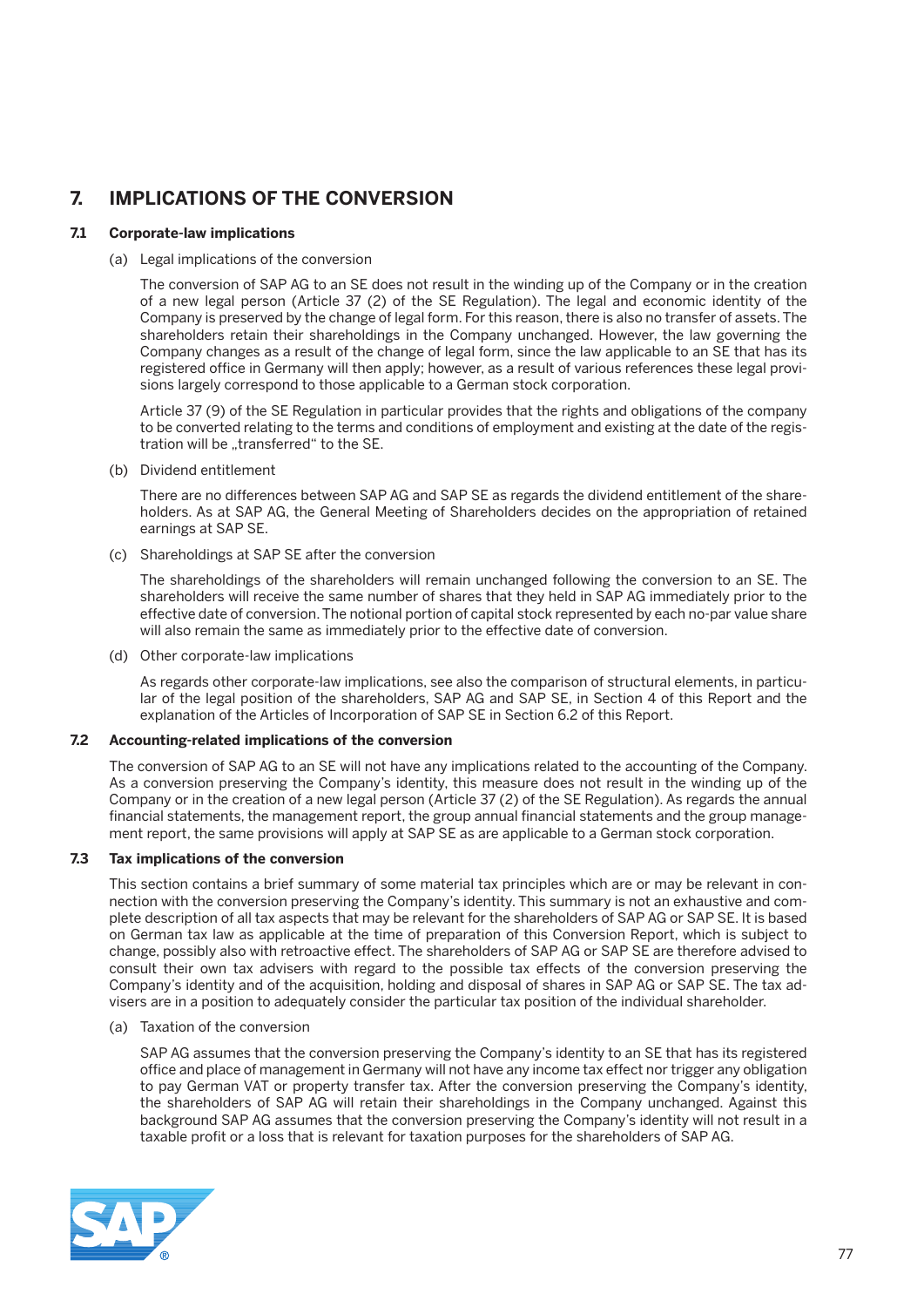# 7. IMPLICATIONS OF THE CONVERSION

## 7.1 Corporate-law implications

(a) Legal implications of the conversion

The conversion of SAP AG to an SE does not result in the winding up of the Company or in the creation of a new legal person (Article 37 (2) of the SE Regulation). The legal and economic identity of the Company is preserved by the change of legal form. For this reason, there is also no transfer of assets. The shareholders retain their shareholdings in the Company unchanged. However, the law governing the Company changes as a result of the change of legal form, since the law applicable to an SE that has its registered office in Germany will then apply; however, as a result of various references these legal provisions largely correspond to those applicable to a German stock corporation.

Article 37 (9) of the SE Regulation in particular provides that the rights and obligations of the company to be converted relating to the terms and conditions of employment and existing at the date of the registration will be „transferred" to the SE.

(b) Dividend entitlement

There are no differences between SAP AG and SAP SE as regards the dividend entitlement of the shareholders. As at SAP AG, the General Meeting of Shareholders decides on the appropriation of retained earnings at SAP SE.

(c) Shareholdings at SAP SE after the conversion

The shareholdings of the shareholders will remain unchanged following the conversion to an SE. The shareholders will receive the same number of shares that they held in SAP AG immediately prior to the effective date of conversion. The notional portion of capital stock represented by each no-par value share will also remain the same as immediately prior to the effective date of conversion.

(d) Other corporate-law implications

As regards other corporate-law implications, see also the comparison of structural elements, in particular of the legal position of the shareholders, SAP AG and SAP SE, in Section 4 of this Report and the explanation of the Articles of Incorporation of SAP SE in Section 6.2 of this Report.

## 7.2 Accounting-related implications of the conversion

The conversion of SAP AG to an SE will not have any implications related to the accounting of the Company. As a conversion preserving the Company's identity, this measure does not result in the winding up of the Company or in the creation of a new legal person (Article 37 (2) of the SE Regulation). As regards the annual financial statements, the management report, the group annual financial statements and the group management report, the same provisions will apply at SAP SE as are applicable to a German stock corporation.

## 7.3 Tax implications of the conversion

This section contains a brief summary of some material tax principles which are or may be relevant in connection with the conversion preserving the Company's identity. This summary is not an exhaustive and complete description of all tax aspects that may be relevant for the shareholders of SAP AG or SAP SE. It is based on German tax law as applicable at the time of preparation of this Conversion Report, which is subject to change, possibly also with retroactive effect. The shareholders of SAP AG or SAP SE are therefore advised to consult their own tax advisers with regard to the possible tax effects of the conversion preserving the Company's identity and of the acquisition, holding and disposal of shares in SAP AG or SAP SE. The tax advisers are in a position to adequately consider the particular tax position of the individual shareholder.

(a) Taxation of the conversion

SAP AG assumes that the conversion preserving the Company's identity to an SE that has its registered office and place of management in Germany will not have any income tax effect nor trigger any obligation to pay German VAT or property transfer tax. After the conversion preserving the Company's identity, the shareholders of SAP AG will retain their shareholdings in the Company unchanged. Against this background SAP AG assumes that the conversion preserving the Company's identity will not result in a taxable profit or a loss that is relevant for taxation purposes for the shareholders of SAP AG.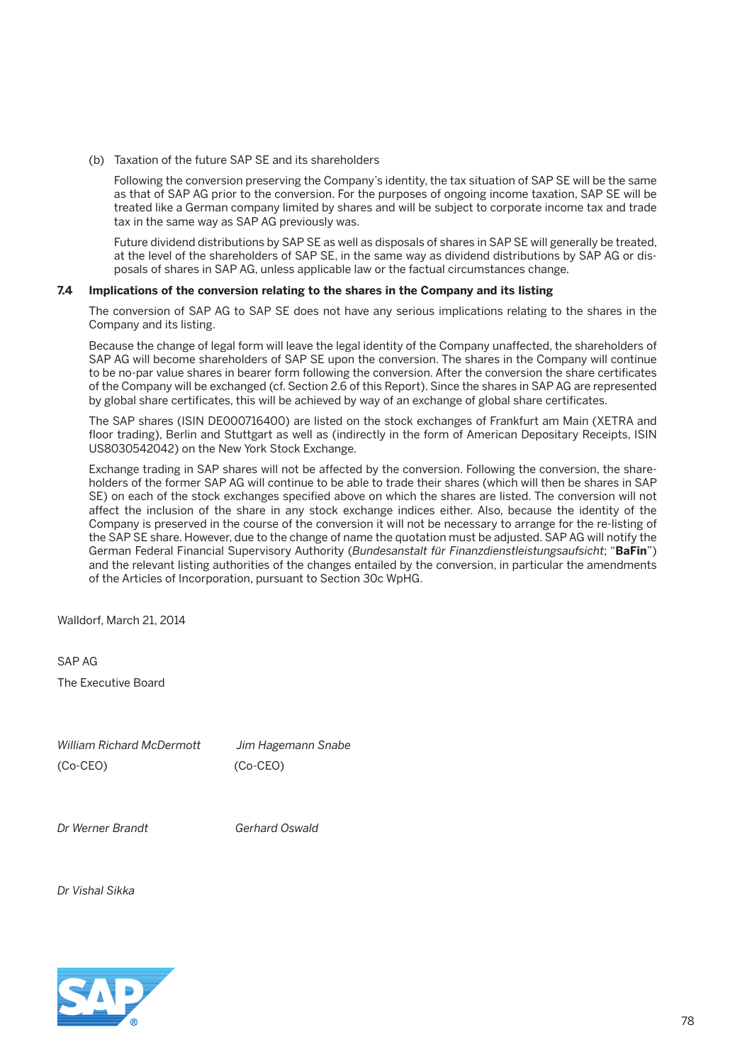(b) Taxation of the future SAP SE and its shareholders

Following the conversion preserving the Company's identity, the tax situation of SAP SE will be the same as that of SAP AG prior to the conversion. For the purposes of ongoing income taxation, SAP SE will be treated like a German company limited by shares and will be subject to corporate income tax and trade tax in the same way as SAP AG previously was.

Future dividend distributions by SAP SE as well as disposals of shares in SAP SE will generally be treated, at the level of the shareholders of SAP SE, in the same way as dividend distributions by SAP AG or disposals of shares in SAP AG, unless applicable law or the factual circumstances change.

### 7.4 Implications of the conversion relating to the shares in the Company and its listing

The conversion of SAP AG to SAP SE does not have any serious implications relating to the shares in the Company and its listing.

Because the change of legal form will leave the legal identity of the Company unaffected, the shareholders of SAP AG will become shareholders of SAP SE upon the conversion. The shares in the Company will continue to be no-par value shares in bearer form following the conversion. After the conversion the share certificates of the Company will be exchanged (cf. Section 2.6 of this Report). Since the shares in SAP AG are represented by global share certificates, this will be achieved by way of an exchange of global share certificates.

The SAP shares (ISIN DE0007164600) are listed on the stock exchanges of Frankfurt am Main (XETRA and floor trading), Berlin and Stuttgart as well as (indirectly in the form of American Depositary Receipts, ISIN US8030542042) on the New York Stock Exchange.

Exchange trading in SAP shares will not be affected by the conversion. Following the conversion, the shareholders of the former SAP AG will continue to be able to trade their shares (which will then be shares in SAP SE) on each of the stock exchanges specified above on which the shares are listed. The conversion will not affect the inclusion of the share in any stock exchange indices either. Also, because the identity of the Company is preserved in the course of the conversion it will not be necessary to arrange for the re-listing of the SAP SE share. However, due to the change of name the quotation must be adjusted. SAP AG will notify the German Federal Financial Supervisory Authority (*Bundesanstalt für Finanzdienstleistungsaufsicht*; "**BaFin**") and the relevant listing authorities of the changes entailed by the conversion, in particular the amendments of the Articles of Incorporation, pursuant to Section 30c WpHG.

Walldorf, March 21, 2014

SAP AG

The Executive Board

*William Richard McDermott* (Co-CEO)

*Jim Hagemann Snabe* (Co-CEO)

*Dr Werner Brandt*

*Gerhard Oswald*

*Dr Vishal Sikka*